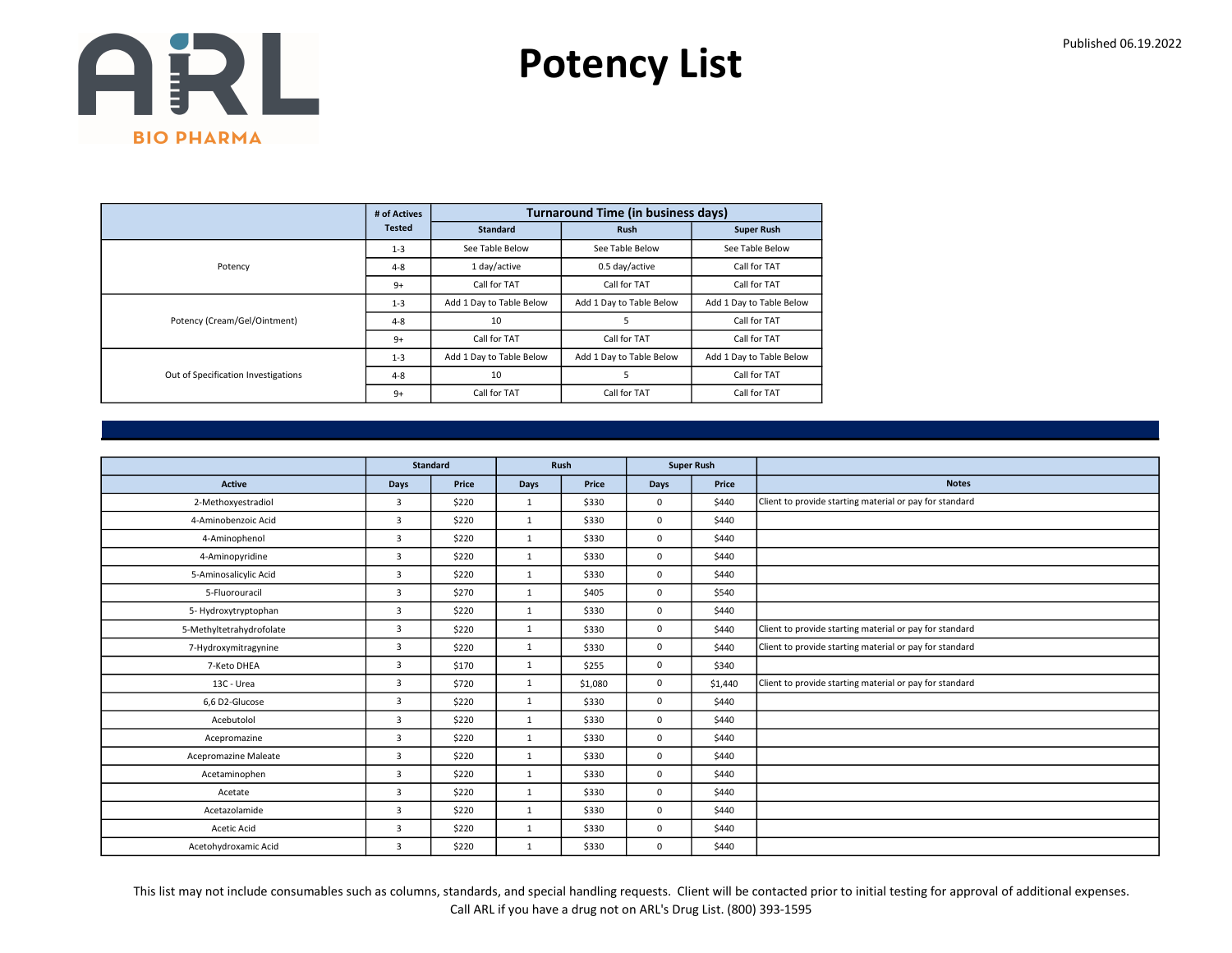ARL BIO PHARMA

Published 06.19.2022

# Potency List

| | # of Actives Tested | Turnaround Time (in business days) | | |
|---|---|---|---|---|
| | | Standard | Rush | Super Rush |
| Potency | 1-3 | See Table Below | See Table Below | See Table Below |
| | 4-8 | 1 day/active | 0.5 day/active | Call for TAT |
| | 9+ | Call for TAT | Call for TAT | Call for TAT |
| Potency (Cream/Gel/Ointment) | 1-3 | Add 1 Day to Table Below | Add 1 Day to Table Below | Add 1 Day to Table Below |
| | 4-8 | 10 | 5 | Call for TAT |
| | 9+ | Call for TAT | Call for TAT | Call for TAT |
| Out of Specification Investigations | 1-3 | Add 1 Day to Table Below | Add 1 Day to Table Below | Add 1 Day to Table Below |
| | 4-8 | 10 | 5 | Call for TAT |
| | 9+ | Call for TAT | Call for TAT | Call for TAT |

| | Standard | | Rush | | Super Rush | | |
|---|---|---|---|---|---|---|---|
| Active | Days | Price | Days | Price | Days | Price | Notes |
| 2-Methoxyestradiol | 3 | $220 | 1 | $330 | 0 | $440 | Client to provide starting material or pay for standard |
| 4-Aminobenzoic Acid | 3 | $220 | 1 | $330 | 0 | $440 | |
| 4-Aminophenol | 3 | $220 | 1 | $330 | 0 | $440 | |
| 4-Aminopyridine | 3 | $220 | 1 | $330 | 0 | $440 | |
| 5-Aminosalicylic Acid | 3 | $220 | 1 | $330 | 0 | $440 | |
| 5-Fluorouracil | 3 | $270 | 1 | $405 | 0 | $540 | |
| 5- Hydroxytryptophan | 3 | $220 | 1 | $330 | 0 | $440 | |
| 5-Methyltetrahydrofolate | 3 | $220 | 1 | $330 | 0 | $440 | Client to provide starting material or pay for standard |
| 7-Hydroxymitragynine | 3 | $220 | 1 | $330 | 0 | $440 | Client to provide starting material or pay for standard |
| 7-Keto DHEA | 3 | $170 | 1 | $255 | 0 | $340 | |
| 13C - Urea | 3 | $720 | 1 | $1,080 | 0 | $1,440 | Client to provide starting material or pay for standard |
| 6,6 D2-Glucose | 3 | $220 | 1 | $330 | 0 | $440 | |
| Acebutolol | 3 | $220 | 1 | $330 | 0 | $440 | |
| Acepromazine | 3 | $220 | 1 | $330 | 0 | $440 | |
| Acepromazine Maleate | 3 | $220 | 1 | $330 | 0 | $440 | |
| Acetaminophen | 3 | $220 | 1 | $330 | 0 | $440 | |
| Acetate | 3 | $220 | 1 | $330 | 0 | $440 | |
| Acetazolamide | 3 | $220 | 1 | $330 | 0 | $440 | |
| Acetic Acid | 3 | $220 | 1 | $330 | 0 | $440 | |
| Acetohydroxamic Acid | 3 | $220 | 1 | $330 | 0 | $440 | |

This list may not include consumables such as columns, standards, and special handling requests. Client will be contacted prior to initial testing for approval of additional expenses.
Call ARL if you have a drug not on ARL's Drug List. (800) 393-1595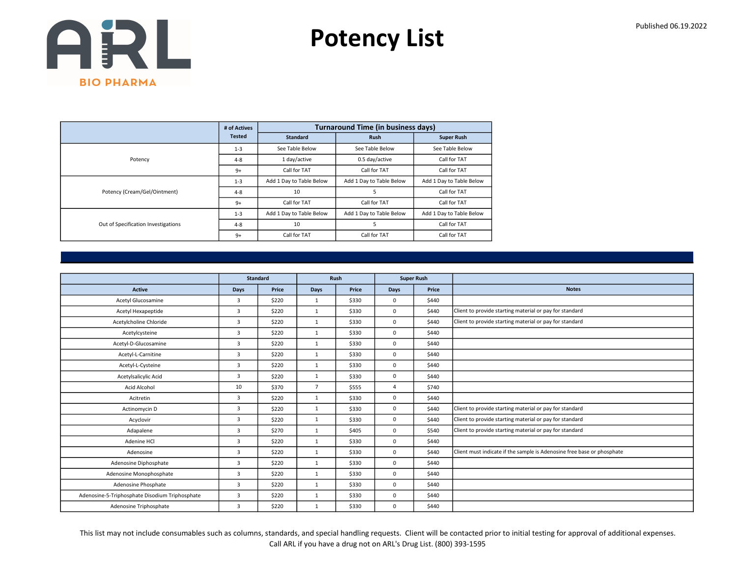# Potency List

Published 06.19.2022

| | # of Actives Tested | Turnaround Time (in business days) | | |
|---|---|---|---|---|
| | | Standard | Rush | Super Rush |
| Potency | 1-3 | See Table Below | See Table Below | See Table Below |
| | 4-8 | 1 day/active | 0.5 day/active | Call for TAT |
| | 9+ | Call for TAT | Call for TAT | Call for TAT |
| Potency (Cream/Gel/Ointment) | 1-3 | Add 1 Day to Table Below | Add 1 Day to Table Below | Add 1 Day to Table Below |
| | 4-8 | 10 | 5 | Call for TAT |
| | 9+ | Call for TAT | Call for TAT | Call for TAT |
| Out of Specification Investigations | 1-3 | Add 1 Day to Table Below | Add 1 Day to Table Below | Add 1 Day to Table Below |
| | 4-8 | 10 | 5 | Call for TAT |
| | 9+ | Call for TAT | Call for TAT | Call for TAT |

| | Standard | | Rush | | Super Rush | | |
|---|---|---|---|---|---|---|---|
| Active | Days | Price | Days | Price | Days | Price | Notes |
| Acetyl Glucosamine | 3 | $220 | 1 | $330 | 0 | $440 | |
| Acetyl Hexapeptide | 3 | $220 | 1 | $330 | 0 | $440 | Client to provide starting material or pay for standard |
| Acetylcholine Chloride | 3 | $220 | 1 | $330 | 0 | $440 | Client to provide starting material or pay for standard |
| Acetylcysteine | 3 | $220 | 1 | $330 | 0 | $440 | |
| Acetyl-D-Glucosamine | 3 | $220 | 1 | $330 | 0 | $440 | |
| Acetyl-L-Carnitine | 3 | $220 | 1 | $330 | 0 | $440 | |
| Acetyl-L-Cysteine | 3 | $220 | 1 | $330 | 0 | $440 | |
| Acetylsalicylic Acid | 3 | $220 | 1 | $330 | 0 | $440 | |
| Acid Alcohol | 10 | $370 | 7 | $555 | 4 | $740 | |
| Acitretin | 3 | $220 | 1 | $330 | 0 | $440 | |
| Actinomycin D | 3 | $220 | 1 | $330 | 0 | $440 | Client to provide starting material or pay for standard |
| Acyclovir | 3 | $220 | 1 | $330 | 0 | $440 | Client to provide starting material or pay for standard |
| Adapalene | 3 | $270 | 1 | $405 | 0 | $540 | Client to provide starting material or pay for standard |
| Adenine HCl | 3 | $220 | 1 | $330 | 0 | $440 | |
| Adenosine | 3 | $220 | 1 | $330 | 0 | $440 | Client must indicate if the sample is Adenosine free base or phosphate |
| Adenosine Diphosphate | 3 | $220 | 1 | $330 | 0 | $440 | |
| Adenosine Monophosphate | 3 | $220 | 1 | $330 | 0 | $440 | |
| Adenosine Phosphate | 3 | $220 | 1 | $330 | 0 | $440 | |
| Adenosine-5-Triphosphate Disodium Triphosphate | 3 | $220 | 1 | $330 | 0 | $440 | |
| Adenosine Triphosphate | 3 | $220 | 1 | $330 | 0 | $440 | |

This list may not include consumables such as columns, standards, and special handling requests. Client will be contacted prior to initial testing for approval of additional expenses.
Call ARL if you have a drug not on ARL's Drug List. (800) 393-1595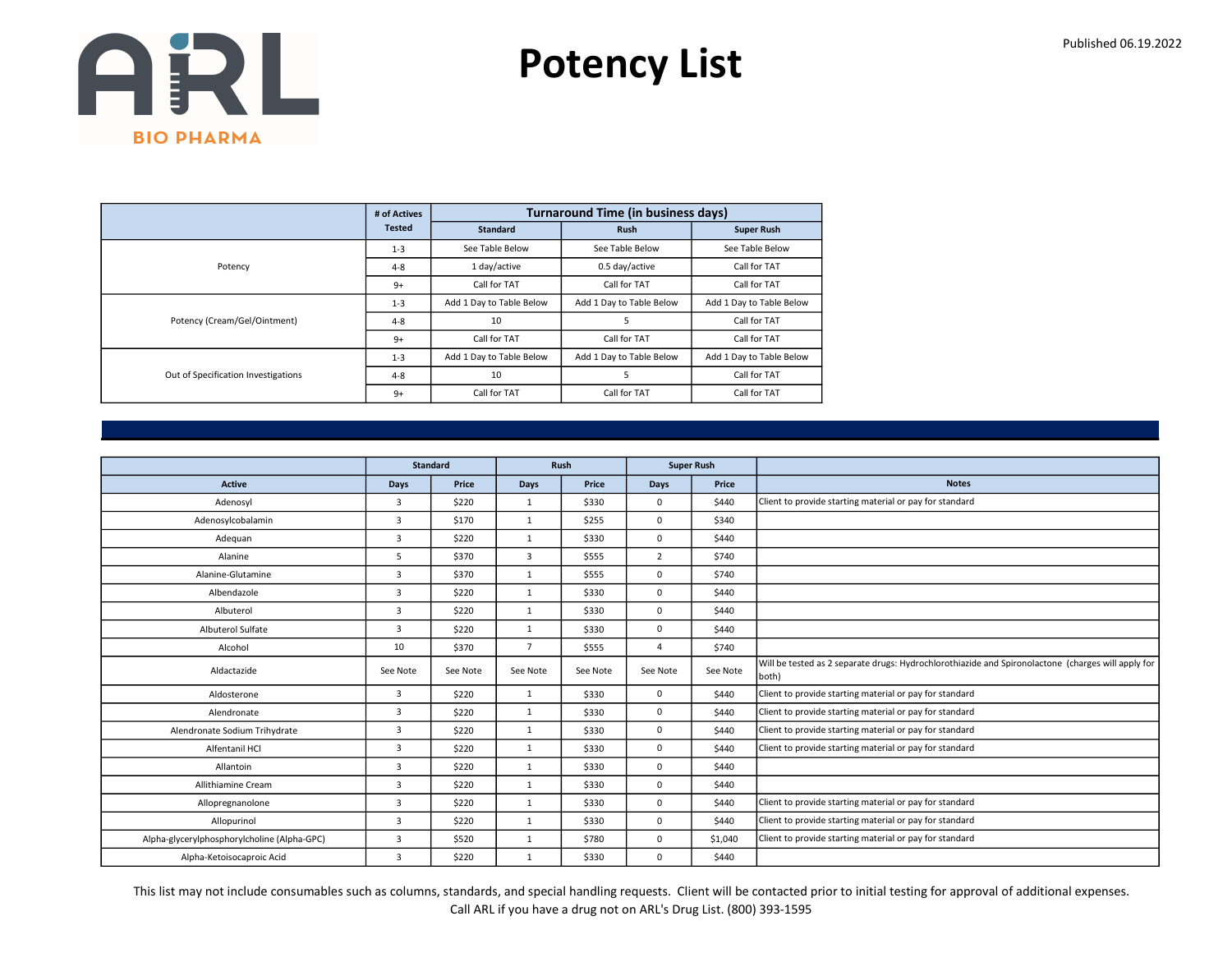# Potency List

Published 06.19.2022

| | # of Actives Tested | Turnaround Time (in business days) | | |
|---|---|---|---|---|
| | | Standard | Rush | Super Rush |
| Potency | 1-3 | See Table Below | See Table Below | See Table Below |
| | 4-8 | 1 day/active | 0.5 day/active | Call for TAT |
| | 9+ | Call for TAT | Call for TAT | Call for TAT |
| Potency (Cream/Gel/Ointment) | 1-3 | Add 1 Day to Table Below | Add 1 Day to Table Below | Add 1 Day to Table Below |
| | 4-8 | 10 | 5 | Call for TAT |
| | 9+ | Call for TAT | Call for TAT | Call for TAT |
| Out of Specification Investigations | 1-3 | Add 1 Day to Table Below | Add 1 Day to Table Below | Add 1 Day to Table Below |
| | 4-8 | 10 | 5 | Call for TAT |
| | 9+ | Call for TAT | Call for TAT | Call for TAT |

| | Standard | | Rush | | Super Rush | | |
|---|---|---|---|---|---|---|---|
| Active | Days | Price | Days | Price | Days | Price | Notes |
| Adenosyl | 3 | $220 | 1 | $330 | 0 | $440 | Client to provide starting material or pay for standard |
| Adenosylcobalamin | 3 | $170 | 1 | $255 | 0 | $340 | |
| Adequan | 3 | $220 | 1 | $330 | 0 | $440 | |
| Alanine | 5 | $370 | 3 | $555 | 2 | $740 | |
| Alanine-Glutamine | 3 | $370 | 1 | $555 | 0 | $740 | |
| Albendazole | 3 | $220 | 1 | $330 | 0 | $440 | |
| Albuterol | 3 | $220 | 1 | $330 | 0 | $440 | |
| Albuterol Sulfate | 3 | $220 | 1 | $330 | 0 | $440 | |
| Alcohol | 10 | $370 | 7 | $555 | 4 | $740 | |
| Aldactazide | See Note | See Note | See Note | See Note | See Note | See Note | Will be tested as 2 separate drugs: Hydrochlorothiazide and Spironolactone (charges will apply for both) |
| Aldosterone | 3 | $220 | 1 | $330 | 0 | $440 | Client to provide starting material or pay for standard |
| Alendronate | 3 | $220 | 1 | $330 | 0 | $440 | Client to provide starting material or pay for standard |
| Alendronate Sodium Trihydrate | 3 | $220 | 1 | $330 | 0 | $440 | Client to provide starting material or pay for standard |
| Alfentanil HCl | 3 | $220 | 1 | $330 | 0 | $440 | Client to provide starting material or pay for standard |
| Allantoin | 3 | $220 | 1 | $330 | 0 | $440 | |
| Allithiamine Cream | 3 | $220 | 1 | $330 | 0 | $440 | |
| Allopregnanolone | 3 | $220 | 1 | $330 | 0 | $440 | Client to provide starting material or pay for standard |
| Allopurinol | 3 | $220 | 1 | $330 | 0 | $440 | Client to provide starting material or pay for standard |
| Alpha-glycerylphosphorylcholine (Alpha-GPC) | 3 | $520 | 1 | $780 | 0 | $1,040 | Client to provide starting material or pay for standard |
| Alpha-Ketoisocaproic Acid | 3 | $220 | 1 | $330 | 0 | $440 | |

This list may not include consumables such as columns, standards, and special handling requests. Client will be contacted prior to initial testing for approval of additional expenses.
Call ARL if you have a drug not on ARL's Drug List. (800) 393-1595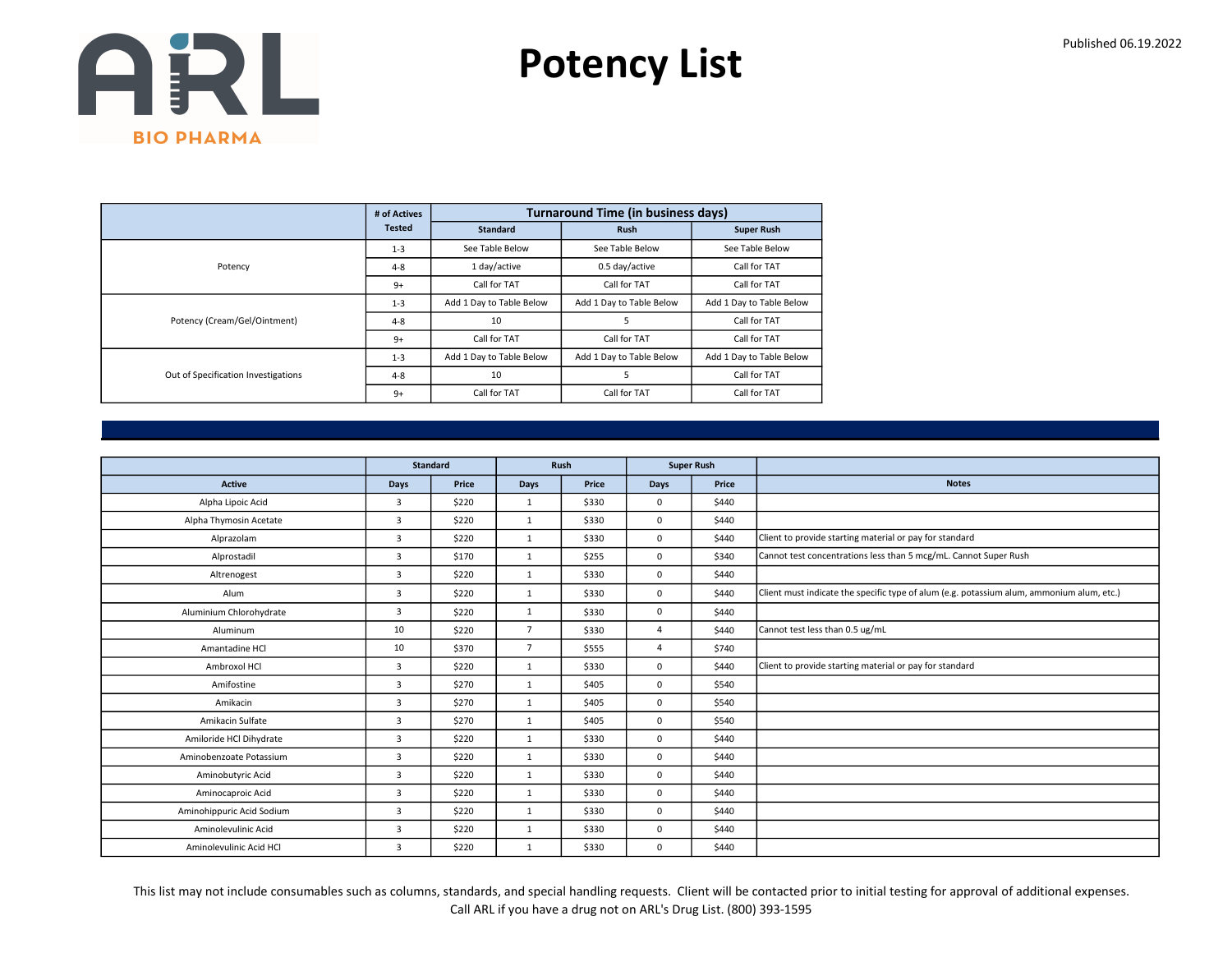# Potency List

Published 06.19.2022

| | # of Actives Tested | Turnaround Time (in business days) | | |
|---|---|---|---|---|
| | | Standard | Rush | Super Rush |
| Potency | 1-3 | See Table Below | See Table Below | See Table Below |
| | 4-8 | 1 day/active | 0.5 day/active | Call for TAT |
| | 9+ | Call for TAT | Call for TAT | Call for TAT |
| Potency (Cream/Gel/Ointment) | 1-3 | Add 1 Day to Table Below | Add 1 Day to Table Below | Add 1 Day to Table Below |
| | 4-8 | 10 | 5 | Call for TAT |
| | 9+ | Call for TAT | Call for TAT | Call for TAT |
| Out of Specification Investigations | 1-3 | Add 1 Day to Table Below | Add 1 Day to Table Below | Add 1 Day to Table Below |
| | 4-8 | 10 | 5 | Call for TAT |
| | 9+ | Call for TAT | Call for TAT | Call for TAT |

| | Standard | | Rush | | Super Rush | | |
|---|---|---|---|---|---|---|---|
| Active | Days | Price | Days | Price | Days | Price | Notes |
| Alpha Lipoic Acid | 3 | $220 | 1 | $330 | 0 | $440 | |
| Alpha Thymosin Acetate | 3 | $220 | 1 | $330 | 0 | $440 | |
| Alprazolam | 3 | $220 | 1 | $330 | 0 | $440 | Client to provide starting material or pay for standard |
| Alprostadil | 3 | $170 | 1 | $255 | 0 | $340 | Cannot test concentrations less than 5 mcg/mL. Cannot Super Rush |
| Altrenogest | 3 | $220 | 1 | $330 | 0 | $440 | |
| Alum | 3 | $220 | 1 | $330 | 0 | $440 | Client must indicate the specific type of alum (e.g. potassium alum, ammonium alum, etc.) |
| Aluminium Chlorohydrate | 3 | $220 | 1 | $330 | 0 | $440 | |
| Aluminum | 10 | $220 | 7 | $330 | 4 | $440 | Cannot test less than 0.5 ug/mL |
| Amantadine HCl | 10 | $370 | 7 | $555 | 4 | $740 | |
| Ambroxol HCl | 3 | $220 | 1 | $330 | 0 | $440 | Client to provide starting material or pay for standard |
| Amifostine | 3 | $270 | 1 | $405 | 0 | $540 | |
| Amikacin | 3 | $270 | 1 | $405 | 0 | $540 | |
| Amikacin Sulfate | 3 | $270 | 1 | $405 | 0 | $540 | |
| Amiloride HCl Dihydrate | 3 | $220 | 1 | $330 | 0 | $440 | |
| Aminobenzoate Potassium | 3 | $220 | 1 | $330 | 0 | $440 | |
| Aminobutyric Acid | 3 | $220 | 1 | $330 | 0 | $440 | |
| Aminocaproic Acid | 3 | $220 | 1 | $330 | 0 | $440 | |
| Aminohippuric Acid Sodium | 3 | $220 | 1 | $330 | 0 | $440 | |
| Aminolevulinic Acid | 3 | $220 | 1 | $330 | 0 | $440 | |
| Aminolevulinic Acid HCl | 3 | $220 | 1 | $330 | 0 | $440 | |

This list may not include consumables such as columns, standards, and special handling requests. Client will be contacted prior to initial testing for approval of additional expenses.
Call ARL if you have a drug not on ARL's Drug List. (800) 393-1595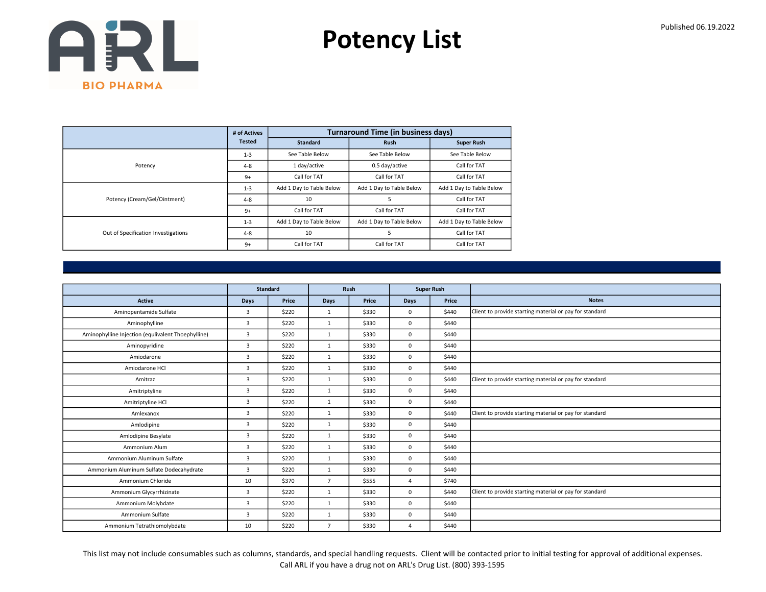# Potency List

Published 06.19.2022

| | # of Actives Tested | Turnaround Time (in business days) | | |
|---|---|---|---|---|
| | | Standard | Rush | Super Rush |
| Potency | 1-3 | See Table Below | See Table Below | See Table Below |
| | 4-8 | 1 day/active | 0.5 day/active | Call for TAT |
| | 9+ | Call for TAT | Call for TAT | Call for TAT |
| Potency (Cream/Gel/Ointment) | 1-3 | Add 1 Day to Table Below | Add 1 Day to Table Below | Add 1 Day to Table Below |
| | 4-8 | 10 | 5 | Call for TAT |
| | 9+ | Call for TAT | Call for TAT | Call for TAT |
| Out of Specification Investigations | 1-3 | Add 1 Day to Table Below | Add 1 Day to Table Below | Add 1 Day to Table Below |
| | 4-8 | 10 | 5 | Call for TAT |
| | 9+ | Call for TAT | Call for TAT | Call for TAT |

| | Standard | | Rush | | Super Rush | | |
|---|---|---|---|---|---|---|---|
| Active | Days | Price | Days | Price | Days | Price | Notes |
| Aminopentamide Sulfate | 3 | $220 | 1 | $330 | 0 | $440 | Client to provide starting material or pay for standard |
| Aminophylline | 3 | $220 | 1 | $330 | 0 | $440 | |
| Aminophylline Injection (equlivalent Thoephylline) | 3 | $220 | 1 | $330 | 0 | $440 | |
| Aminopyridine | 3 | $220 | 1 | $330 | 0 | $440 | |
| Amiodarone | 3 | $220 | 1 | $330 | 0 | $440 | |
| Amiodarone HCl | 3 | $220 | 1 | $330 | 0 | $440 | |
| Amitraz | 3 | $220 | 1 | $330 | 0 | $440 | Client to provide starting material or pay for standard |
| Amitriptyline | 3 | $220 | 1 | $330 | 0 | $440 | |
| Amitriptyline HCl | 3 | $220 | 1 | $330 | 0 | $440 | |
| Amlexanox | 3 | $220 | 1 | $330 | 0 | $440 | Client to provide starting material or pay for standard |
| Amlodipine | 3 | $220 | 1 | $330 | 0 | $440 | |
| Amlodipine Besylate | 3 | $220 | 1 | $330 | 0 | $440 | |
| Ammonium Alum | 3 | $220 | 1 | $330 | 0 | $440 | |
| Ammonium Aluminum Sulfate | 3 | $220 | 1 | $330 | 0 | $440 | |
| Ammonium Aluminum Sulfate Dodecahydrate | 3 | $220 | 1 | $330 | 0 | $440 | |
| Ammonium Chloride | 10 | $370 | 7 | $555 | 4 | $740 | |
| Ammonium Glycyrrhizinate | 3 | $220 | 1 | $330 | 0 | $440 | Client to provide starting material or pay for standard |
| Ammonium Molybdate | 3 | $220 | 1 | $330 | 0 | $440 | |
| Ammonium Sulfate | 3 | $220 | 1 | $330 | 0 | $440 | |
| Ammonium Tetrathiomolybdate | 10 | $220 | 7 | $330 | 4 | $440 | |

This list may not include consumables such as columns, standards, and special handling requests. Client will be contacted prior to initial testing for approval of additional expenses.
Call ARL if you have a drug not on ARL's Drug List. (800) 393-1595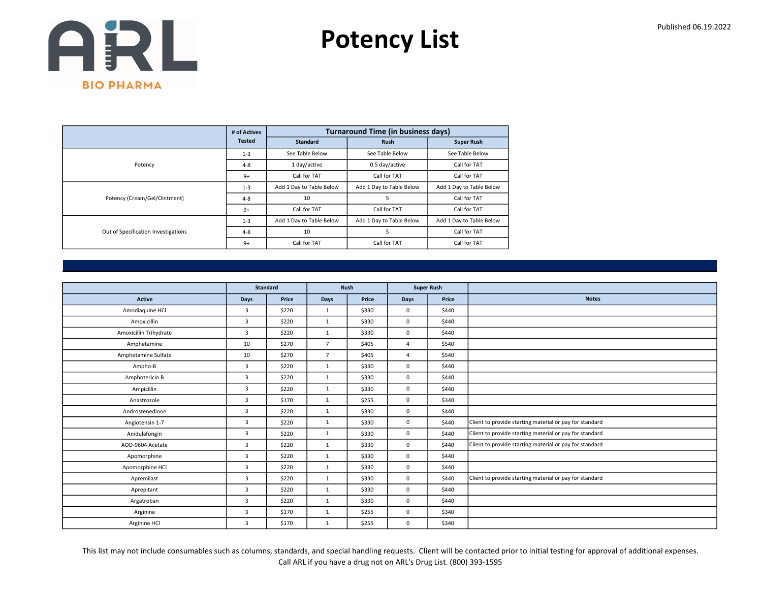# Potency List

Published 06.19.2022

| | # of Actives Tested | Turnaround Time (in business days) | | |
|---|---|---|---|---|
| | | Standard | Rush | Super Rush |
| Potency | 1-3 | See Table Below | See Table Below | See Table Below |
| | 4-8 | 1 day/active | 0.5 day/active | Call for TAT |
| | 9+ | Call for TAT | Call for TAT | Call for TAT |
| Potency (Cream/Gel/Ointment) | 1-3 | Add 1 Day to Table Below | Add 1 Day to Table Below | Add 1 Day to Table Below |
| | 4-8 | 10 | 5 | Call for TAT |
| | 9+ | Call for TAT | Call for TAT | Call for TAT |
| Out of Specification Investigations | 1-3 | Add 1 Day to Table Below | Add 1 Day to Table Below | Add 1 Day to Table Below |
| | 4-8 | 10 | 5 | Call for TAT |
| | 9+ | Call for TAT | Call for TAT | Call for TAT |

| | Standard | | Rush | | Super Rush | | |
|---|---|---|---|---|---|---|---|
| Active | Days | Price | Days | Price | Days | Price | Notes |
| Amodiaquine HCl | 3 | $220 | 1 | $330 | 0 | $440 | |
| Amoxicillin | 3 | $220 | 1 | $330 | 0 | $440 | |
| Amoxicillin Trihydrate | 3 | $220 | 1 | $330 | 0 | $440 | |
| Amphetamine | 10 | $270 | 7 | $405 | 4 | $540 | |
| Amphetamine Sulfate | 10 | $270 | 7 | $405 | 4 | $540 | |
| Ampho-B | 3 | $220 | 1 | $330 | 0 | $440 | |
| Amphotericin B | 3 | $220 | 1 | $330 | 0 | $440 | |
| Ampicillin | 3 | $220 | 1 | $330 | 0 | $440 | |
| Anastrozole | 3 | $170 | 1 | $255 | 0 | $340 | |
| Androstenedione | 3 | $220 | 1 | $330 | 0 | $440 | |
| Angiotensin 1-7 | 3 | $220 | 1 | $330 | 0 | $440 | Client to provide starting material or pay for standard |
| Anidulafungin | 3 | $220 | 1 | $330 | 0 | $440 | Client to provide starting material or pay for standard |
| AOD-9604 Acetate | 3 | $220 | 1 | $330 | 0 | $440 | Client to provide starting material or pay for standard |
| Apomorphine | 3 | $220 | 1 | $330 | 0 | $440 | |
| Apomorphine HCl | 3 | $220 | 1 | $330 | 0 | $440 | |
| Apremilast | 3 | $220 | 1 | $330 | 0 | $440 | Client to provide starting material or pay for standard |
| Aprepitant | 3 | $220 | 1 | $330 | 0 | $440 | |
| Argatroban | 3 | $220 | 1 | $330 | 0 | $440 | |
| Arginine | 3 | $170 | 1 | $255 | 0 | $340 | |
| Arginine HCl | 3 | $170 | 1 | $255 | 0 | $340 | |

This list may not include consumables such as columns, standards, and special handling requests. Client will be contacted prior to initial testing for approval of additional expenses.
Call ARL if you have a drug not on ARL's Drug List. (800) 393-1595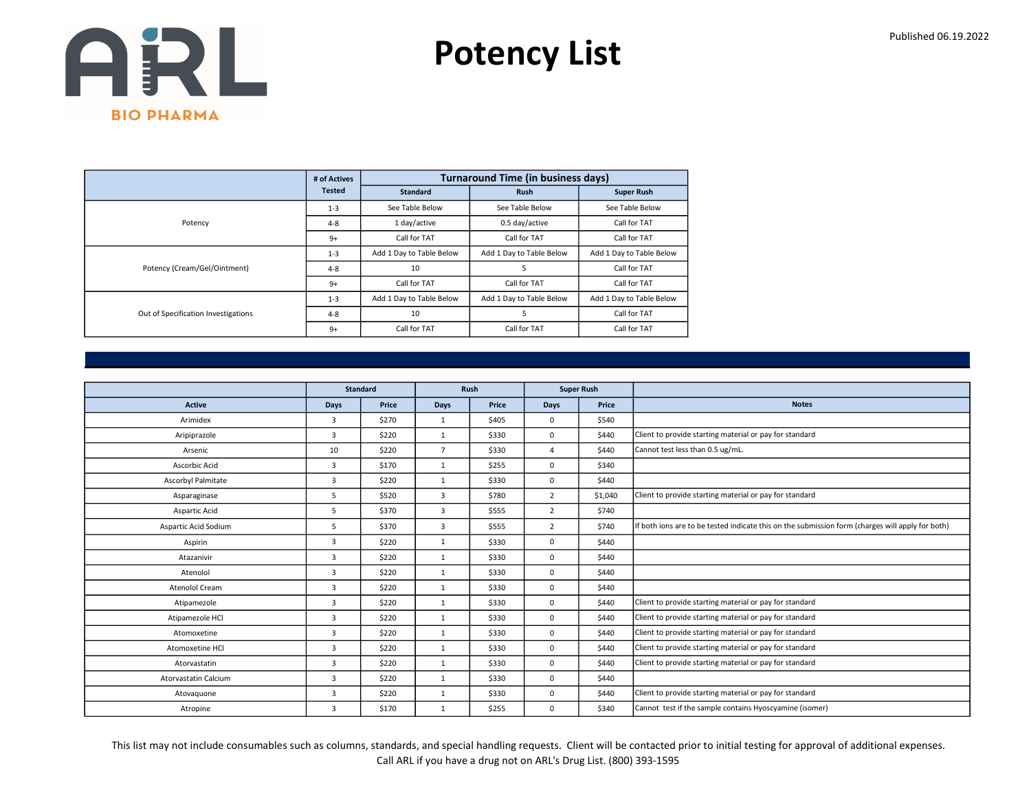# Potency List

Published 06.19.2022

| | # of Actives Tested | Turnaround Time (in business days) | | |
|---|---|---|---|---|
| | | Standard | Rush | Super Rush |
| Potency | 1-3 | See Table Below | See Table Below | See Table Below |
| | 4-8 | 1 day/active | 0.5 day/active | Call for TAT |
| | 9+ | Call for TAT | Call for TAT | Call for TAT |
| Potency (Cream/Gel/Ointment) | 1-3 | Add 1 Day to Table Below | Add 1 Day to Table Below | Add 1 Day to Table Below |
| | 4-8 | 10 | 5 | Call for TAT |
| | 9+ | Call for TAT | Call for TAT | Call for TAT |
| Out of Specification Investigations | 1-3 | Add 1 Day to Table Below | Add 1 Day to Table Below | Add 1 Day to Table Below |
| | 4-8 | 10 | 5 | Call for TAT |
| | 9+ | Call for TAT | Call for TAT | Call for TAT |

| | Standard | | Rush | | Super Rush | | |
|---|---|---|---|---|---|---|---|
| Active | Days | Price | Days | Price | Days | Price | Notes |
| Arimidex | 3 | $270 | 1 | $405 | 0 | $540 | |
| Aripiprazole | 3 | $220 | 1 | $330 | 0 | $440 | Client to provide starting material or pay for standard |
| Arsenic | 10 | $220 | 7 | $330 | 4 | $440 | Cannot test less than 0.5 ug/mL. |
| Ascorbic Acid | 3 | $170 | 1 | $255 | 0 | $340 | |
| Ascorbyl Palmitate | 3 | $220 | 1 | $330 | 0 | $440 | |
| Asparaginase | 5 | $520 | 3 | $780 | 2 | $1,040 | Client to provide starting material or pay for standard |
| Aspartic Acid | 5 | $370 | 3 | $555 | 2 | $740 | |
| Aspartic Acid Sodium | 5 | $370 | 3 | $555 | 2 | $740 | If both ions are to be tested indicate this on the submission form (charges will apply for both) |
| Aspirin | 3 | $220 | 1 | $330 | 0 | $440 | |
| Atazanivir | 3 | $220 | 1 | $330 | 0 | $440 | |
| Atenolol | 3 | $220 | 1 | $330 | 0 | $440 | |
| Atenolol Cream | 3 | $220 | 1 | $330 | 0 | $440 | |
| Atipamezole | 3 | $220 | 1 | $330 | 0 | $440 | Client to provide starting material or pay for standard |
| Atipamezole HCl | 3 | $220 | 1 | $330 | 0 | $440 | Client to provide starting material or pay for standard |
| Atomoxetine | 3 | $220 | 1 | $330 | 0 | $440 | Client to provide starting material or pay for standard |
| Atomoxetine HCl | 3 | $220 | 1 | $330 | 0 | $440 | Client to provide starting material or pay for standard |
| Atorvastatin | 3 | $220 | 1 | $330 | 0 | $440 | Client to provide starting material or pay for standard |
| Atorvastatin Calcium | 3 | $220 | 1 | $330 | 0 | $440 | |
| Atovaquone | 3 | $220 | 1 | $330 | 0 | $440 | Client to provide starting material or pay for standard |
| Atropine | 3 | $170 | 1 | $255 | 0 | $340 | Cannot test if the sample contains Hyoscyamine (isomer) |

This list may not include consumables such as columns, standards, and special handling requests. Client will be contacted prior to initial testing for approval of additional expenses.
Call ARL if you have a drug not on ARL's Drug List. (800) 393-1595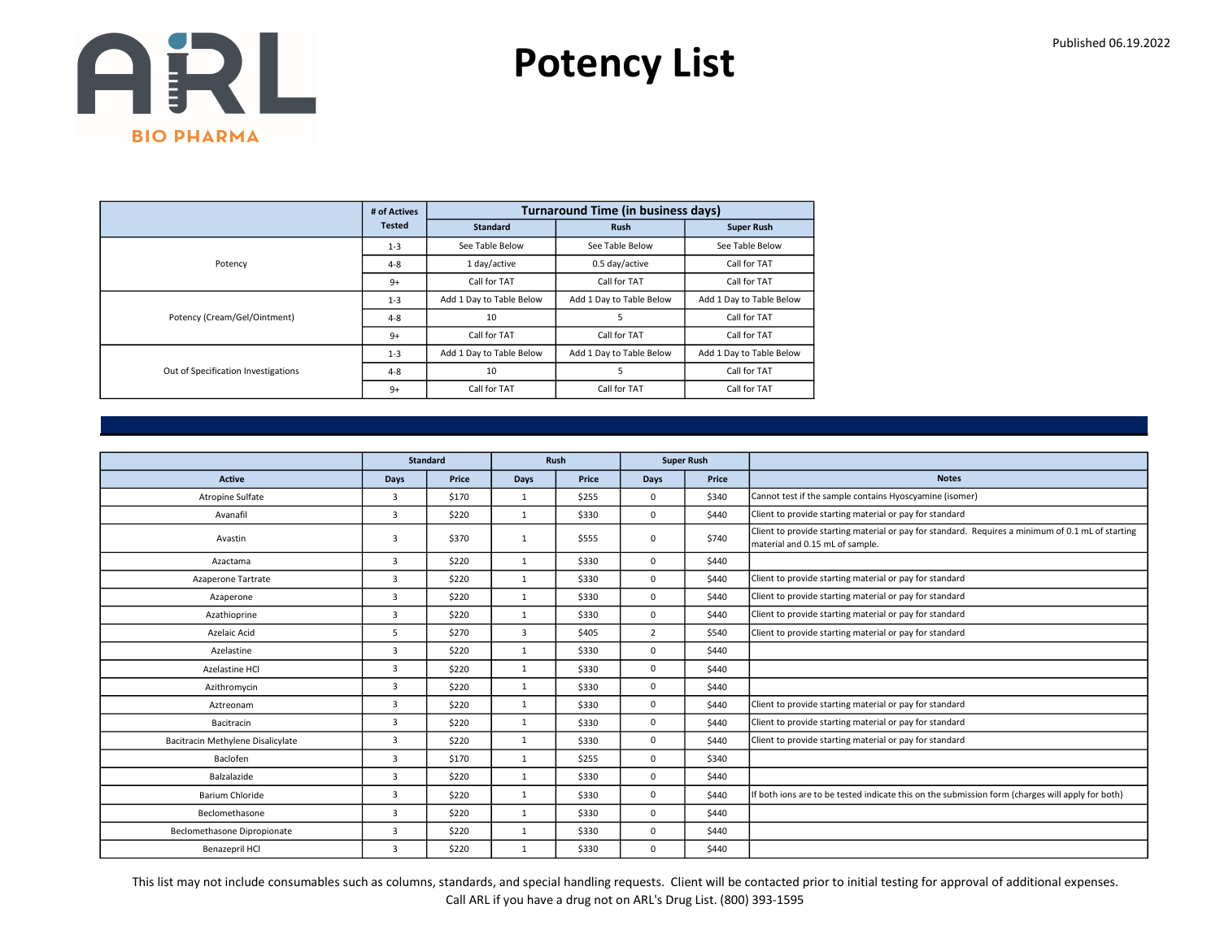ARL BIO PHARMA

# Potency List

Published 06.19.2022

| | # of Actives Tested | Turnaround Time (in business days) | | |
|---|---|---|---|---|
| | | Standard | Rush | Super Rush |
| Potency | 1-3 | See Table Below | See Table Below | See Table Below |
| | 4-8 | 1 day/active | 0.5 day/active | Call for TAT |
| | 9+ | Call for TAT | Call for TAT | Call for TAT |
| Potency (Cream/Gel/Ointment) | 1-3 | Add 1 Day to Table Below | Add 1 Day to Table Below | Add 1 Day to Table Below |
| | 4-8 | 10 | 5 | Call for TAT |
| | 9+ | Call for TAT | Call for TAT | Call for TAT |
| Out of Specification Investigations | 1-3 | Add 1 Day to Table Below | Add 1 Day to Table Below | Add 1 Day to Table Below |
| | 4-8 | 10 | 5 | Call for TAT |
| | 9+ | Call for TAT | Call for TAT | Call for TAT |

| | Standard | | Rush | | Super Rush | | |
|---|---|---|---|---|---|---|---|
| Active | Days | Price | Days | Price | Days | Price | Notes |
| Atropine Sulfate | 3 | $170 | 1 | $255 | 0 | $340 | Cannot test if the sample contains Hyoscyamine (isomer) |
| Avanafil | 3 | $220 | 1 | $330 | 0 | $440 | Client to provide starting material or pay for standard |
| Avastin | 3 | $370 | 1 | $555 | 0 | $740 | Client to provide starting material or pay for standard. Requires a minimum of 0.1 mL of starting material and 0.15 mL of sample. |
| Azactama | 3 | $220 | 1 | $330 | 0 | $440 | |
| Azaperone Tartrate | 3 | $220 | 1 | $330 | 0 | $440 | Client to provide starting material or pay for standard |
| Azaperone | 3 | $220 | 1 | $330 | 0 | $440 | Client to provide starting material or pay for standard |
| Azathioprine | 3 | $220 | 1 | $330 | 0 | $440 | Client to provide starting material or pay for standard |
| Azelaic Acid | 5 | $270 | 3 | $405 | 2 | $540 | Client to provide starting material or pay for standard |
| Azelastine | 3 | $220 | 1 | $330 | 0 | $440 | |
| Azelastine HCl | 3 | $220 | 1 | $330 | 0 | $440 | |
| Azithromycin | 3 | $220 | 1 | $330 | 0 | $440 | |
| Aztreonam | 3 | $220 | 1 | $330 | 0 | $440 | Client to provide starting material or pay for standard |
| Bacitracin | 3 | $220 | 1 | $330 | 0 | $440 | Client to provide starting material or pay for standard |
| Bacitracin Methylene Disalicylate | 3 | $220 | 1 | $330 | 0 | $440 | Client to provide starting material or pay for standard |
| Baclofen | 3 | $170 | 1 | $255 | 0 | $340 | |
| Balzalazide | 3 | $220 | 1 | $330 | 0 | $440 | |
| Barium Chloride | 3 | $220 | 1 | $330 | 0 | $440 | If both ions are to be tested indicate this on the submission form (charges will apply for both) |
| Beclomethasone | 3 | $220 | 1 | $330 | 0 | $440 | |
| Beclomethasone Dipropionate | 3 | $220 | 1 | $330 | 0 | $440 | |
| Benazepril HCl | 3 | $220 | 1 | $330 | 0 | $440 | |

This list may not include consumables such as columns, standards, and special handling requests. Client will be contacted prior to initial testing for approval of additional expenses.
Call ARL if you have a drug not on ARL's Drug List. (800) 393-1595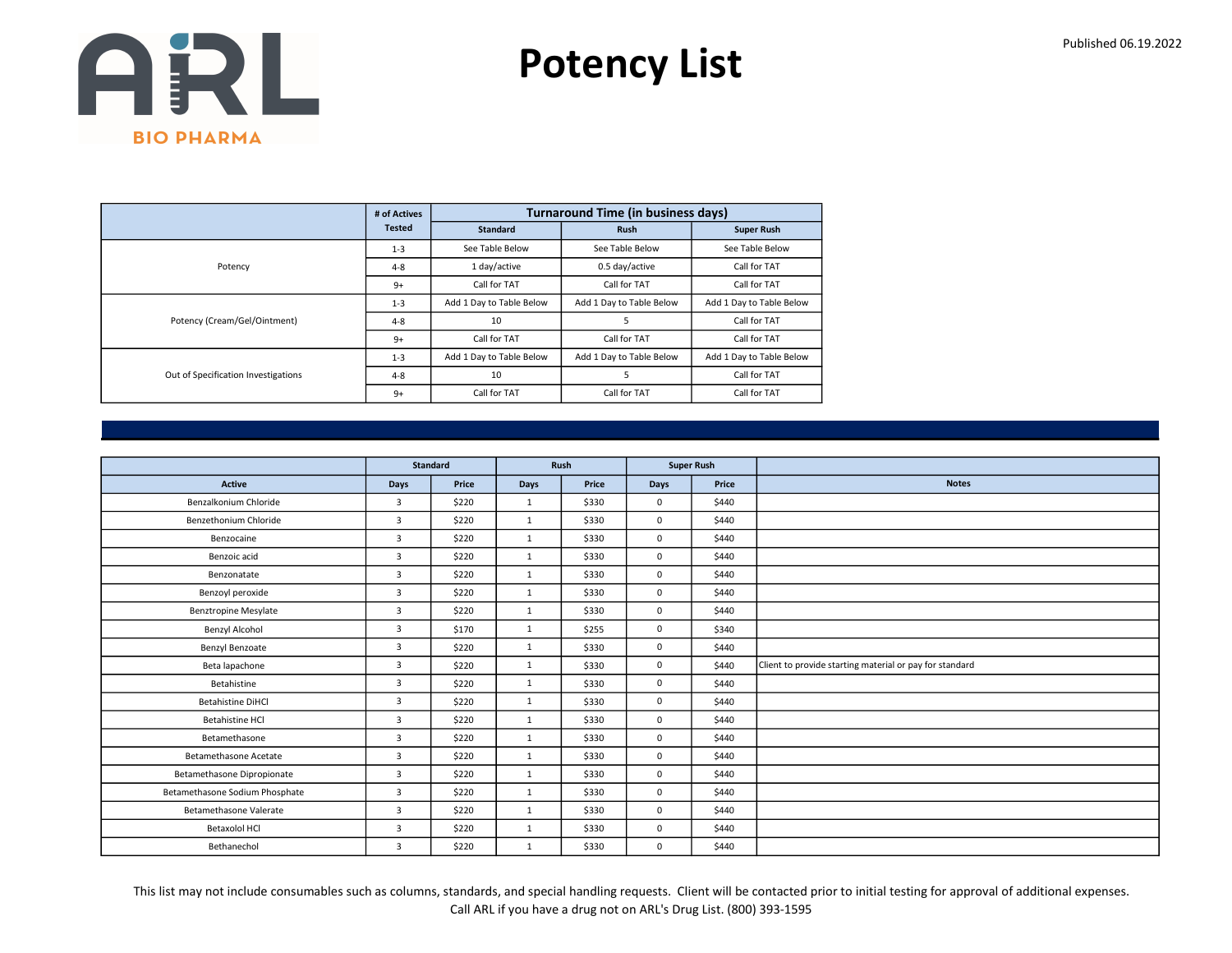# Potency List

Published 06.19.2022

| | # of Actives Tested | Turnaround Time (in business days) | | |
|---|---|---|---|---|
| | | Standard | Rush | Super Rush |
| Potency | 1-3 | See Table Below | See Table Below | See Table Below |
| | 4-8 | 1 day/active | 0.5 day/active | Call for TAT |
| | 9+ | Call for TAT | Call for TAT | Call for TAT |
| Potency (Cream/Gel/Ointment) | 1-3 | Add 1 Day to Table Below | Add 1 Day to Table Below | Add 1 Day to Table Below |
| | 4-8 | 10 | 5 | Call for TAT |
| | 9+ | Call for TAT | Call for TAT | Call for TAT |
| Out of Specification Investigations | 1-3 | Add 1 Day to Table Below | Add 1 Day to Table Below | Add 1 Day to Table Below |
| | 4-8 | 10 | 5 | Call for TAT |
| | 9+ | Call for TAT | Call for TAT | Call for TAT |

| | Standard | | Rush | | Super Rush | | |
|---|---|---|---|---|---|---|---|
| Active | Days | Price | Days | Price | Days | Price | Notes |
| Benzalkonium Chloride | 3 | $220 | 1 | $330 | 0 | $440 | |
| Benzethonium Chloride | 3 | $220 | 1 | $330 | 0 | $440 | |
| Benzocaine | 3 | $220 | 1 | $330 | 0 | $440 | |
| Benzoic acid | 3 | $220 | 1 | $330 | 0 | $440 | |
| Benzonatate | 3 | $220 | 1 | $330 | 0 | $440 | |
| Benzoyl peroxide | 3 | $220 | 1 | $330 | 0 | $440 | |
| Benztropine Mesylate | 3 | $220 | 1 | $330 | 0 | $440 | |
| Benzyl Alcohol | 3 | $170 | 1 | $255 | 0 | $340 | |
| Benzyl Benzoate | 3 | $220 | 1 | $330 | 0 | $440 | |
| Beta lapachone | 3 | $220 | 1 | $330 | 0 | $440 | Client to provide starting material or pay for standard |
| Betahistine | 3 | $220 | 1 | $330 | 0 | $440 | |
| Betahistine DiHCl | 3 | $220 | 1 | $330 | 0 | $440 | |
| Betahistine HCl | 3 | $220 | 1 | $330 | 0 | $440 | |
| Betamethasone | 3 | $220 | 1 | $330 | 0 | $440 | |
| Betamethasone Acetate | 3 | $220 | 1 | $330 | 0 | $440 | |
| Betamethasone Dipropionate | 3 | $220 | 1 | $330 | 0 | $440 | |
| Betamethasone Sodium Phosphate | 3 | $220 | 1 | $330 | 0 | $440 | |
| Betamethasone Valerate | 3 | $220 | 1 | $330 | 0 | $440 | |
| Betaxolol HCl | 3 | $220 | 1 | $330 | 0 | $440 | |
| Bethanechol | 3 | $220 | 1 | $330 | 0 | $440 | |

This list may not include consumables such as columns, standards, and special handling requests. Client will be contacted prior to initial testing for approval of additional expenses.
Call ARL if you have a drug not on ARL's Drug List. (800) 393-1595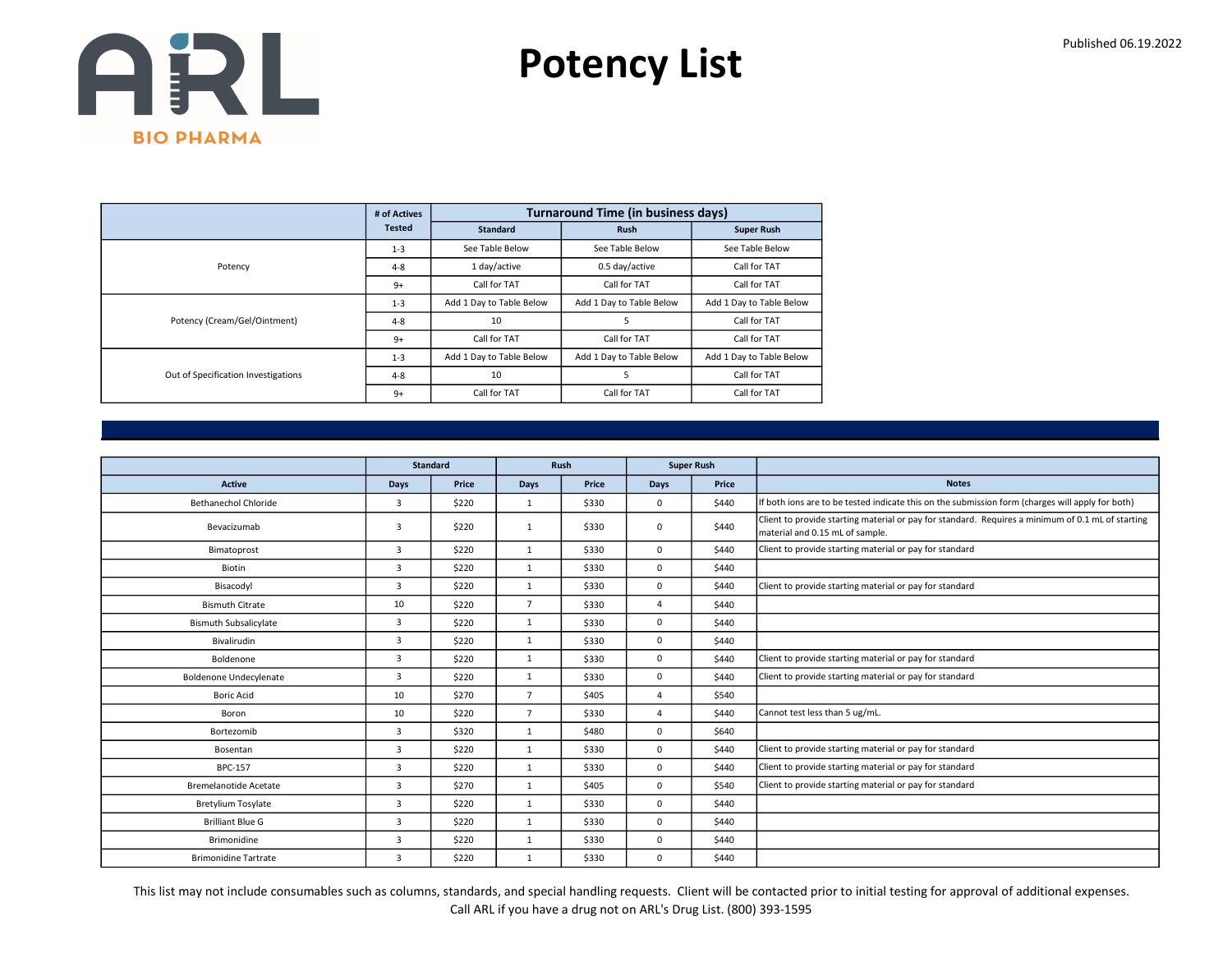# Potency List

Published 06.19.2022

| | # of Actives Tested | Turnaround Time (in business days) | | |
|---|---|---|---|---|
| | | Standard | Rush | Super Rush |
| Potency | 1-3 | See Table Below | See Table Below | See Table Below |
| | 4-8 | 1 day/active | 0.5 day/active | Call for TAT |
| | 9+ | Call for TAT | Call for TAT | Call for TAT |
| Potency (Cream/Gel/Ointment) | 1-3 | Add 1 Day to Table Below | Add 1 Day to Table Below | Add 1 Day to Table Below |
| | 4-8 | 10 | 5 | Call for TAT |
| | 9+ | Call for TAT | Call for TAT | Call for TAT |
| Out of Specification Investigations | 1-3 | Add 1 Day to Table Below | Add 1 Day to Table Below | Add 1 Day to Table Below |
| | 4-8 | 10 | 5 | Call for TAT |
| | 9+ | Call for TAT | Call for TAT | Call for TAT |

| | Standard | | Rush | | Super Rush | | |
|---|---|---|---|---|---|---|---|
| Active | Days | Price | Days | Price | Days | Price | Notes |
| Bethanechol Chloride | 3 | $220 | 1 | $330 | 0 | $440 | If both ions are to be tested indicate this on the submission form (charges will apply for both) |
| Bevacizumab | 3 | $220 | 1 | $330 | 0 | $440 | Client to provide starting material or pay for standard. Requires a minimum of 0.1 mL of starting material and 0.15 mL of sample. |
| Bimatoprost | 3 | $220 | 1 | $330 | 0 | $440 | Client to provide starting material or pay for standard |
| Biotin | 3 | $220 | 1 | $330 | 0 | $440 | |
| Bisacodyl | 3 | $220 | 1 | $330 | 0 | $440 | Client to provide starting material or pay for standard |
| Bismuth Citrate | 10 | $220 | 7 | $330 | 4 | $440 | |
| Bismuth Subsalicylate | 3 | $220 | 1 | $330 | 0 | $440 | |
| Bivalirudin | 3 | $220 | 1 | $330 | 0 | $440 | |
| Boldenone | 3 | $220 | 1 | $330 | 0 | $440 | Client to provide starting material or pay for standard |
| Boldenone Undecylenate | 3 | $220 | 1 | $330 | 0 | $440 | Client to provide starting material or pay for standard |
| Boric Acid | 10 | $270 | 7 | $405 | 4 | $540 | |
| Boron | 10 | $220 | 7 | $330 | 4 | $440 | Cannot test less than 5 ug/mL. |
| Bortezomib | 3 | $320 | 1 | $480 | 0 | $640 | |
| Bosentan | 3 | $220 | 1 | $330 | 0 | $440 | Client to provide starting material or pay for standard |
| BPC-157 | 3 | $220 | 1 | $330 | 0 | $440 | Client to provide starting material or pay for standard |
| Bremelanotide Acetate | 3 | $270 | 1 | $405 | 0 | $540 | Client to provide starting material or pay for standard |
| Bretylium Tosylate | 3 | $220 | 1 | $330 | 0 | $440 | |
| Brilliant Blue G | 3 | $220 | 1 | $330 | 0 | $440 | |
| Brimonidine | 3 | $220 | 1 | $330 | 0 | $440 | |
| Brimonidine Tartrate | 3 | $220 | 1 | $330 | 0 | $440 | |

This list may not include consumables such as columns, standards, and special handling requests. Client will be contacted prior to initial testing for approval of additional expenses.
Call ARL if you have a drug not on ARL's Drug List. (800) 393-1595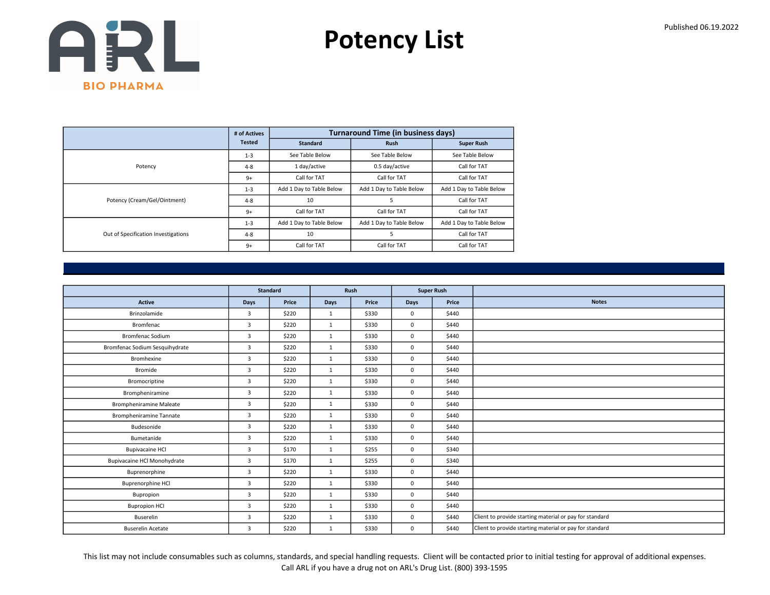# Potency List

Published 06.19.2022

| | # of Actives Tested | Turnaround Time (in business days) | | |
|---|---|---|---|---|
| | | Standard | Rush | Super Rush |
| Potency | 1-3 | See Table Below | See Table Below | See Table Below |
| | 4-8 | 1 day/active | 0.5 day/active | Call for TAT |
| | 9+ | Call for TAT | Call for TAT | Call for TAT |
| Potency (Cream/Gel/Ointment) | 1-3 | Add 1 Day to Table Below | Add 1 Day to Table Below | Add 1 Day to Table Below |
| | 4-8 | 10 | 5 | Call for TAT |
| | 9+ | Call for TAT | Call for TAT | Call for TAT |
| Out of Specification Investigations | 1-3 | Add 1 Day to Table Below | Add 1 Day to Table Below | Add 1 Day to Table Below |
| | 4-8 | 10 | 5 | Call for TAT |
| | 9+ | Call for TAT | Call for TAT | Call for TAT |

| | Standard | | Rush | | Super Rush | | |
|---|---|---|---|---|---|---|---|
| Active | Days | Price | Days | Price | Days | Price | Notes |
| Brinzolamide | 3 | $220 | 1 | $330 | 0 | $440 | |
| Bromfenac | 3 | $220 | 1 | $330 | 0 | $440 | |
| Bromfenac Sodium | 3 | $220 | 1 | $330 | 0 | $440 | |
| Bromfenac Sodium Sesquihydrate | 3 | $220 | 1 | $330 | 0 | $440 | |
| Bromhexine | 3 | $220 | 1 | $330 | 0 | $440 | |
| Bromide | 3 | $220 | 1 | $330 | 0 | $440 | |
| Bromocriptine | 3 | $220 | 1 | $330 | 0 | $440 | |
| Brompheniramine | 3 | $220 | 1 | $330 | 0 | $440 | |
| Brompheniramine Maleate | 3 | $220 | 1 | $330 | 0 | $440 | |
| Brompheniramine Tannate | 3 | $220 | 1 | $330 | 0 | $440 | |
| Budesonide | 3 | $220 | 1 | $330 | 0 | $440 | |
| Bumetanide | 3 | $220 | 1 | $330 | 0 | $440 | |
| Bupivacaine HCl | 3 | $170 | 1 | $255 | 0 | $340 | |
| Bupivacaine HCl Monohydrate | 3 | $170 | 1 | $255 | 0 | $340 | |
| Buprenorphine | 3 | $220 | 1 | $330 | 0 | $440 | |
| Buprenorphine HCl | 3 | $220 | 1 | $330 | 0 | $440 | |
| Bupropion | 3 | $220 | 1 | $330 | 0 | $440 | |
| Bupropion HCl | 3 | $220 | 1 | $330 | 0 | $440 | |
| Buserelin | 3 | $220 | 1 | $330 | 0 | $440 | Client to provide starting material or pay for standard |
| Buserelin Acetate | 3 | $220 | 1 | $330 | 0 | $440 | Client to provide starting material or pay for standard |

This list may not include consumables such as columns, standards, and special handling requests. Client will be contacted prior to initial testing for approval of additional expenses.
Call ARL if you have a drug not on ARL's Drug List. (800) 393-1595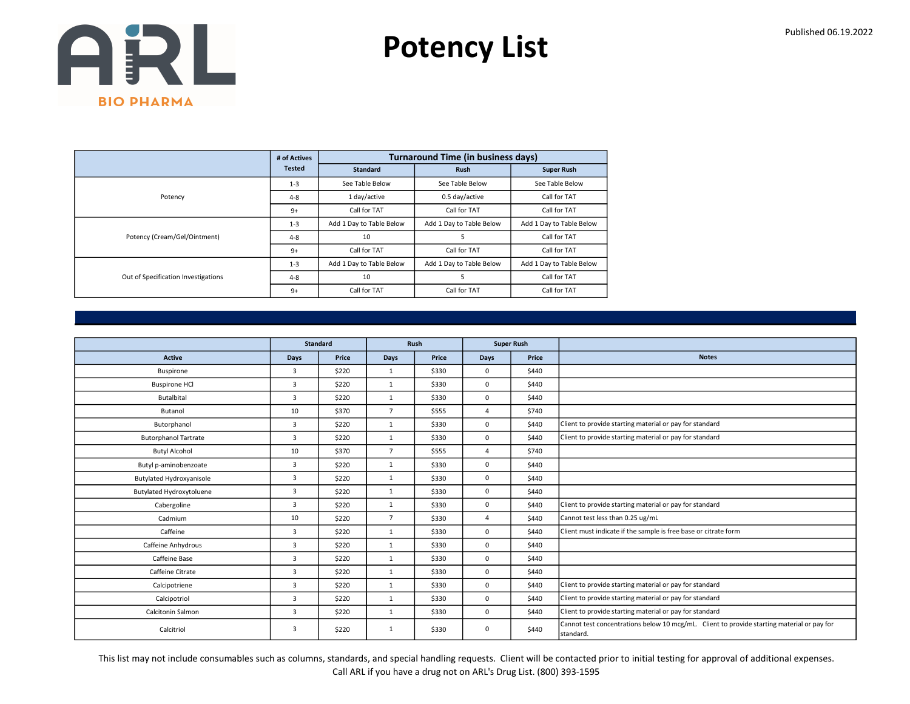# Potency List

Published 06.19.2022

| | # of Actives Tested | Turnaround Time (in business days) | | |
|---|---|---|---|---|
| | | Standard | Rush | Super Rush |
| Potency | 1-3 | See Table Below | See Table Below | See Table Below |
| | 4-8 | 1 day/active | 0.5 day/active | Call for TAT |
| | 9+ | Call for TAT | Call for TAT | Call for TAT |
| Potency (Cream/Gel/Ointment) | 1-3 | Add 1 Day to Table Below | Add 1 Day to Table Below | Add 1 Day to Table Below |
| | 4-8 | 10 | 5 | Call for TAT |
| | 9+ | Call for TAT | Call for TAT | Call for TAT |
| Out of Specification Investigations | 1-3 | Add 1 Day to Table Below | Add 1 Day to Table Below | Add 1 Day to Table Below |
| | 4-8 | 10 | 5 | Call for TAT |
| | 9+ | Call for TAT | Call for TAT | Call for TAT |

| | Standard | | Rush | | Super Rush | | |
|---|---|---|---|---|---|---|---|
| Active | Days | Price | Days | Price | Days | Price | Notes |
| Buspirone | 3 | $220 | 1 | $330 | 0 | $440 | |
| Buspirone HCl | 3 | $220 | 1 | $330 | 0 | $440 | |
| Butalbital | 3 | $220 | 1 | $330 | 0 | $440 | |
| Butanol | 10 | $370 | 7 | $555 | 4 | $740 | |
| Butorphanol | 3 | $220 | 1 | $330 | 0 | $440 | Client to provide starting material or pay for standard |
| Butorphanol Tartrate | 3 | $220 | 1 | $330 | 0 | $440 | Client to provide starting material or pay for standard |
| Butyl Alcohol | 10 | $370 | 7 | $555 | 4 | $740 | |
| Butyl p-aminobenzoate | 3 | $220 | 1 | $330 | 0 | $440 | |
| Butylated Hydroxyanisole | 3 | $220 | 1 | $330 | 0 | $440 | |
| Butylated Hydroxytoluene | 3 | $220 | 1 | $330 | 0 | $440 | |
| Cabergoline | 3 | $220 | 1 | $330 | 0 | $440 | Client to provide starting material or pay for standard |
| Cadmium | 10 | $220 | 7 | $330 | 4 | $440 | Cannot test less than 0.25 ug/mL |
| Caffeine | 3 | $220 | 1 | $330 | 0 | $440 | Client must indicate if the sample is free base or citrate form |
| Caffeine Anhydrous | 3 | $220 | 1 | $330 | 0 | $440 | |
| Caffeine Base | 3 | $220 | 1 | $330 | 0 | $440 | |
| Caffeine Citrate | 3 | $220 | 1 | $330 | 0 | $440 | |
| Calcipotriene | 3 | $220 | 1 | $330 | 0 | $440 | Client to provide starting material or pay for standard |
| Calcipotriol | 3 | $220 | 1 | $330 | 0 | $440 | Client to provide starting material or pay for standard |
| Calcitonin Salmon | 3 | $220 | 1 | $330 | 0 | $440 | Client to provide starting material or pay for standard |
| Calcitriol | 3 | $220 | 1 | $330 | 0 | $440 | Cannot test concentrations below 10 mcg/mL. Client to provide starting material or pay for standard. |

This list may not include consumables such as columns, standards, and special handling requests. Client will be contacted prior to initial testing for approval of additional expenses.
Call ARL if you have a drug not on ARL's Drug List. (800) 393-1595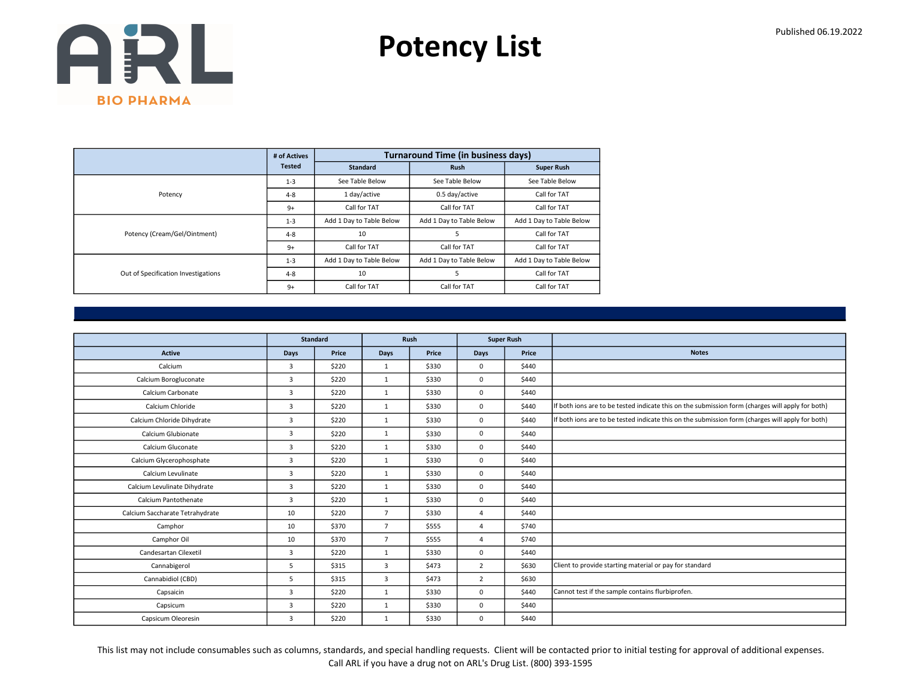# Potency List

Published 06.19.2022

| | # of Actives Tested | Turnaround Time (in business days) | | |
|---|---|---|---|---|
| | | Standard | Rush | Super Rush |
| Potency | 1-3 | See Table Below | See Table Below | See Table Below |
| | 4-8 | 1 day/active | 0.5 day/active | Call for TAT |
| | 9+ | Call for TAT | Call for TAT | Call for TAT |
| Potency (Cream/Gel/Ointment) | 1-3 | Add 1 Day to Table Below | Add 1 Day to Table Below | Add 1 Day to Table Below |
| | 4-8 | 10 | 5 | Call for TAT |
| | 9+ | Call for TAT | Call for TAT | Call for TAT |
| Out of Specification Investigations | 1-3 | Add 1 Day to Table Below | Add 1 Day to Table Below | Add 1 Day to Table Below |
| | 4-8 | 10 | 5 | Call for TAT |
| | 9+ | Call for TAT | Call for TAT | Call for TAT |

| | Standard | | Rush | | Super Rush | | |
|---|---|---|---|---|---|---|---|
| Active | Days | Price | Days | Price | Days | Price | Notes |
| Calcium | 3 | $220 | 1 | $330 | 0 | $440 | |
| Calcium Borogluconate | 3 | $220 | 1 | $330 | 0 | $440 | |
| Calcium Carbonate | 3 | $220 | 1 | $330 | 0 | $440 | |
| Calcium Chloride | 3 | $220 | 1 | $330 | 0 | $440 | If both ions are to be tested indicate this on the submission form (charges will apply for both) |
| Calcium Chloride Dihydrate | 3 | $220 | 1 | $330 | 0 | $440 | If both ions are to be tested indicate this on the submission form (charges will apply for both) |
| Calcium Glubionate | 3 | $220 | 1 | $330 | 0 | $440 | |
| Calcium Gluconate | 3 | $220 | 1 | $330 | 0 | $440 | |
| Calcium Glycerophosphate | 3 | $220 | 1 | $330 | 0 | $440 | |
| Calcium Levulinate | 3 | $220 | 1 | $330 | 0 | $440 | |
| Calcium Levulinate Dihydrate | 3 | $220 | 1 | $330 | 0 | $440 | |
| Calcium Pantothenate | 3 | $220 | 1 | $330 | 0 | $440 | |
| Calcium Saccharate Tetrahydrate | 10 | $220 | 7 | $330 | 4 | $440 | |
| Camphor | 10 | $370 | 7 | $555 | 4 | $740 | |
| Camphor Oil | 10 | $370 | 7 | $555 | 4 | $740 | |
| Candesartan Cilexetil | 3 | $220 | 1 | $330 | 0 | $440 | |
| Cannabigerol | 5 | $315 | 3 | $473 | 2 | $630 | Client to provide starting material or pay for standard |
| Cannabidiol (CBD) | 5 | $315 | 3 | $473 | 2 | $630 | |
| Capsaicin | 3 | $220 | 1 | $330 | 0 | $440 | Cannot test if the sample contains flurbiprofen. |
| Capsicum | 3 | $220 | 1 | $330 | 0 | $440 | |
| Capsicum Oleoresin | 3 | $220 | 1 | $330 | 0 | $440 | |

This list may not include consumables such as columns, standards, and special handling requests. Client will be contacted prior to initial testing for approval of additional expenses.
Call ARL if you have a drug not on ARL's Drug List. (800) 393-1595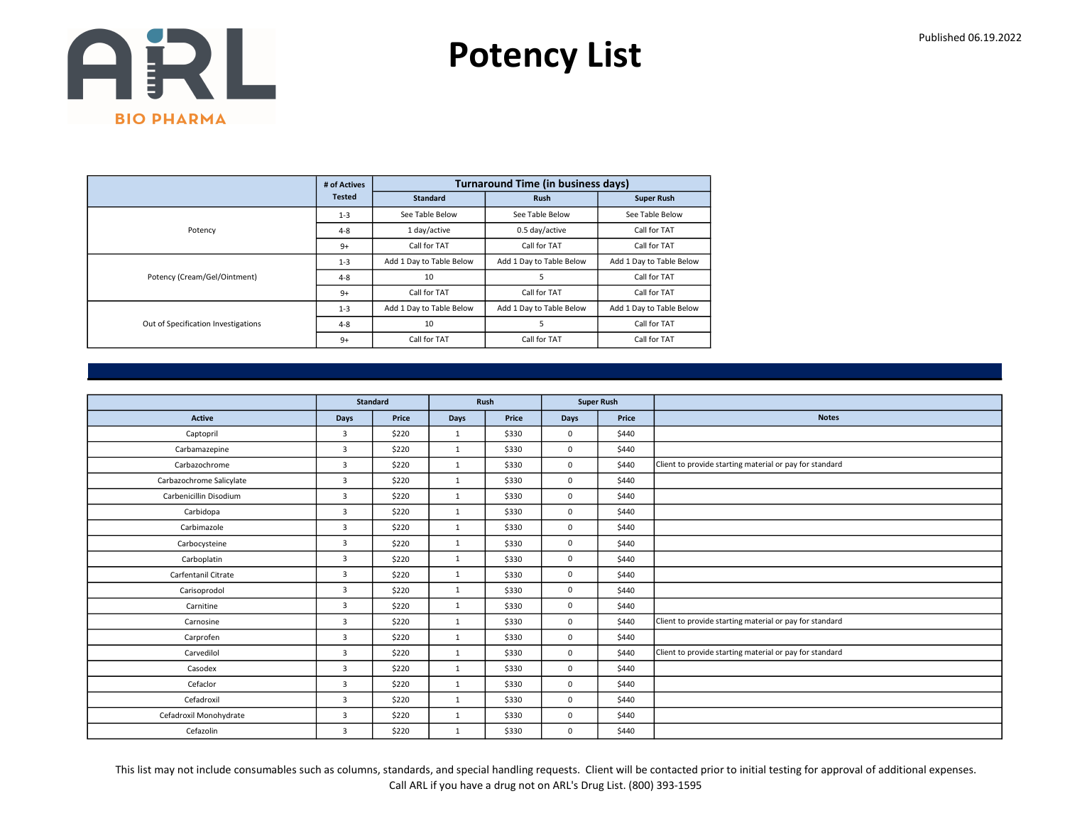# Potency List

Published 06.19.2022

| | # of Actives Tested | Turnaround Time (in business days) | | |
|---|---|---|---|---|
| | | Standard | Rush | Super Rush |
| Potency | 1-3 | See Table Below | See Table Below | See Table Below |
| | 4-8 | 1 day/active | 0.5 day/active | Call for TAT |
| | 9+ | Call for TAT | Call for TAT | Call for TAT |
| Potency (Cream/Gel/Ointment) | 1-3 | Add 1 Day to Table Below | Add 1 Day to Table Below | Add 1 Day to Table Below |
| | 4-8 | 10 | 5 | Call for TAT |
| | 9+ | Call for TAT | Call for TAT | Call for TAT |
| Out of Specification Investigations | 1-3 | Add 1 Day to Table Below | Add 1 Day to Table Below | Add 1 Day to Table Below |
| | 4-8 | 10 | 5 | Call for TAT |
| | 9+ | Call for TAT | Call for TAT | Call for TAT |

| | Standard | | Rush | | Super Rush | | |
|---|---|---|---|---|---|---|---|
| Active | Days | Price | Days | Price | Days | Price | Notes |
| Captopril | 3 | $220 | 1 | $330 | 0 | $440 | |
| Carbamazepine | 3 | $220 | 1 | $330 | 0 | $440 | |
| Carbazochrome | 3 | $220 | 1 | $330 | 0 | $440 | Client to provide starting material or pay for standard |
| Carbazochrome Salicylate | 3 | $220 | 1 | $330 | 0 | $440 | |
| Carbenicillin Disodium | 3 | $220 | 1 | $330 | 0 | $440 | |
| Carbidopa | 3 | $220 | 1 | $330 | 0 | $440 | |
| Carbimazole | 3 | $220 | 1 | $330 | 0 | $440 | |
| Carbocysteine | 3 | $220 | 1 | $330 | 0 | $440 | |
| Carboplatin | 3 | $220 | 1 | $330 | 0 | $440 | |
| Carfentanil Citrate | 3 | $220 | 1 | $330 | 0 | $440 | |
| Carisoprodol | 3 | $220 | 1 | $330 | 0 | $440 | |
| Carnitine | 3 | $220 | 1 | $330 | 0 | $440 | |
| Carnosine | 3 | $220 | 1 | $330 | 0 | $440 | Client to provide starting material or pay for standard |
| Carprofen | 3 | $220 | 1 | $330 | 0 | $440 | |
| Carvedilol | 3 | $220 | 1 | $330 | 0 | $440 | Client to provide starting material or pay for standard |
| Casodex | 3 | $220 | 1 | $330 | 0 | $440 | |
| Cefaclor | 3 | $220 | 1 | $330 | 0 | $440 | |
| Cefadroxil | 3 | $220 | 1 | $330 | 0 | $440 | |
| Cefadroxil Monohydrate | 3 | $220 | 1 | $330 | 0 | $440 | |
| Cefazolin | 3 | $220 | 1 | $330 | 0 | $440 | |

This list may not include consumables such as columns, standards, and special handling requests. Client will be contacted prior to initial testing for approval of additional expenses.
Call ARL if you have a drug not on ARL's Drug List. (800) 393-1595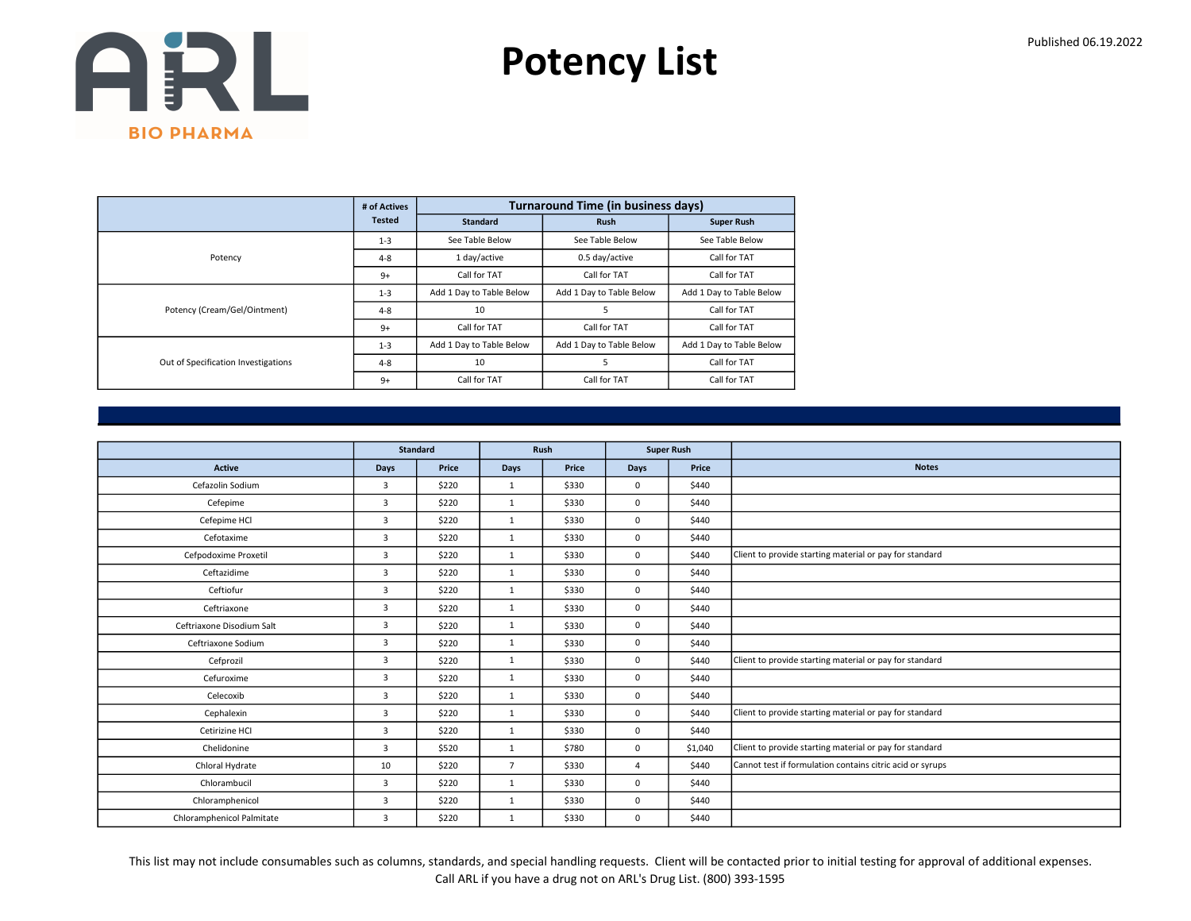# Potency List

Published 06.19.2022

| | # of Actives Tested | Turnaround Time (in business days) | | |
|---|---|---|---|---|
| | | Standard | Rush | Super Rush |
| Potency | 1-3 | See Table Below | See Table Below | See Table Below |
| | 4-8 | 1 day/active | 0.5 day/active | Call for TAT |
| | 9+ | Call for TAT | Call for TAT | Call for TAT |
| Potency (Cream/Gel/Ointment) | 1-3 | Add 1 Day to Table Below | Add 1 Day to Table Below | Add 1 Day to Table Below |
| | 4-8 | 10 | 5 | Call for TAT |
| | 9+ | Call for TAT | Call for TAT | Call for TAT |
| Out of Specification Investigations | 1-3 | Add 1 Day to Table Below | Add 1 Day to Table Below | Add 1 Day to Table Below |
| | 4-8 | 10 | 5 | Call for TAT |
| | 9+ | Call for TAT | Call for TAT | Call for TAT |

| | Standard | | Rush | | Super Rush | | |
|---|---|---|---|---|---|---|---|
| Active | Days | Price | Days | Price | Days | Price | Notes |
| Cefazolin Sodium | 3 | $220 | 1 | $330 | 0 | $440 | |
| Cefepime | 3 | $220 | 1 | $330 | 0 | $440 | |
| Cefepime HCl | 3 | $220 | 1 | $330 | 0 | $440 | |
| Cefotaxime | 3 | $220 | 1 | $330 | 0 | $440 | |
| Cefpodoxime Proxetil | 3 | $220 | 1 | $330 | 0 | $440 | Client to provide starting material or pay for standard |
| Ceftazidime | 3 | $220 | 1 | $330 | 0 | $440 | |
| Ceftiofur | 3 | $220 | 1 | $330 | 0 | $440 | |
| Ceftriaxone | 3 | $220 | 1 | $330 | 0 | $440 | |
| Ceftriaxone Disodium Salt | 3 | $220 | 1 | $330 | 0 | $440 | |
| Ceftriaxone Sodium | 3 | $220 | 1 | $330 | 0 | $440 | |
| Cefprozil | 3 | $220 | 1 | $330 | 0 | $440 | Client to provide starting material or pay for standard |
| Cefuroxime | 3 | $220 | 1 | $330 | 0 | $440 | |
| Celecoxib | 3 | $220 | 1 | $330 | 0 | $440 | |
| Cephalexin | 3 | $220 | 1 | $330 | 0 | $440 | Client to provide starting material or pay for standard |
| Cetirizine HCl | 3 | $220 | 1 | $330 | 0 | $440 | |
| Chelidonine | 3 | $520 | 1 | $780 | 0 | $1,040 | Client to provide starting material or pay for standard |
| Chloral Hydrate | 10 | $220 | 7 | $330 | 4 | $440 | Cannot test if formulation contains citric acid or syrups |
| Chlorambucil | 3 | $220 | 1 | $330 | 0 | $440 | |
| Chloramphenicol | 3 | $220 | 1 | $330 | 0 | $440 | |
| Chloramphenicol Palmitate | 3 | $220 | 1 | $330 | 0 | $440 | |

This list may not include consumables such as columns, standards, and special handling requests. Client will be contacted prior to initial testing for approval of additional expenses.
Call ARL if you have a drug not on ARL's Drug List. (800) 393-1595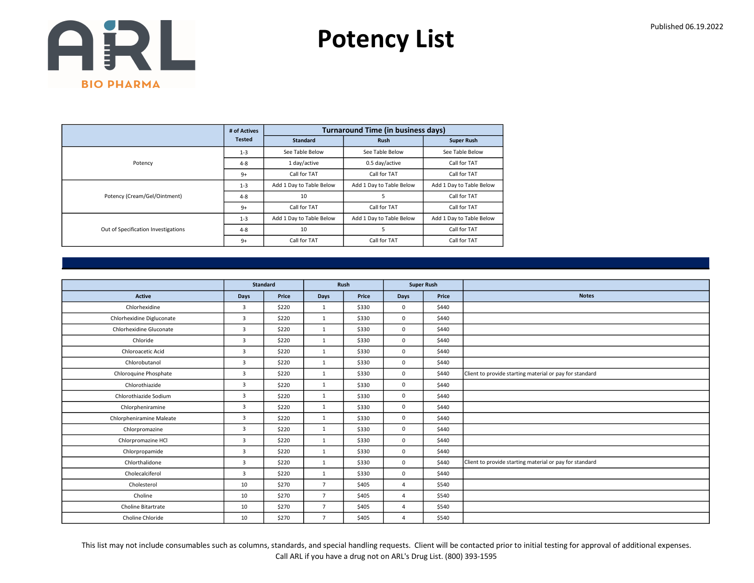# Potency List

Published 06.19.2022

| | # of Actives Tested | Turnaround Time (in business days) | | |
|---|---|---|---|---|
| | | Standard | Rush | Super Rush |
| Potency | 1-3 | See Table Below | See Table Below | See Table Below |
| | 4-8 | 1 day/active | 0.5 day/active | Call for TAT |
| | 9+ | Call for TAT | Call for TAT | Call for TAT |
| Potency (Cream/Gel/Ointment) | 1-3 | Add 1 Day to Table Below | Add 1 Day to Table Below | Add 1 Day to Table Below |
| | 4-8 | 10 | 5 | Call for TAT |
| | 9+ | Call for TAT | Call for TAT | Call for TAT |
| Out of Specification Investigations | 1-3 | Add 1 Day to Table Below | Add 1 Day to Table Below | Add 1 Day to Table Below |
| | 4-8 | 10 | 5 | Call for TAT |
| | 9+ | Call for TAT | Call for TAT | Call for TAT |

| | Standard | | Rush | | Super Rush | | |
|---|---|---|---|---|---|---|---|
| Active | Days | Price | Days | Price | Days | Price | Notes |
| Chlorhexidine | 3 | $220 | 1 | $330 | 0 | $440 | |
| Chlorhexidine Digluconate | 3 | $220 | 1 | $330 | 0 | $440 | |
| Chlorhexidine Gluconate | 3 | $220 | 1 | $330 | 0 | $440 | |
| Chloride | 3 | $220 | 1 | $330 | 0 | $440 | |
| Chloroacetic Acid | 3 | $220 | 1 | $330 | 0 | $440 | |
| Chlorobutanol | 3 | $220 | 1 | $330 | 0 | $440 | |
| Chloroquine Phosphate | 3 | $220 | 1 | $330 | 0 | $440 | Client to provide starting material or pay for standard |
| Chlorothiazide | 3 | $220 | 1 | $330 | 0 | $440 | |
| Chlorothiazide Sodium | 3 | $220 | 1 | $330 | 0 | $440 | |
| Chlorpheniramine | 3 | $220 | 1 | $330 | 0 | $440 | |
| Chlorpheniramine Maleate | 3 | $220 | 1 | $330 | 0 | $440 | |
| Chlorpromazine | 3 | $220 | 1 | $330 | 0 | $440 | |
| Chlorpromazine HCl | 3 | $220 | 1 | $330 | 0 | $440 | |
| Chlorpropamide | 3 | $220 | 1 | $330 | 0 | $440 | |
| Chlorthalidone | 3 | $220 | 1 | $330 | 0 | $440 | Client to provide starting material or pay for standard |
| Cholecalciferol | 3 | $220 | 1 | $330 | 0 | $440 | |
| Cholesterol | 10 | $270 | 7 | $405 | 4 | $540 | |
| Choline | 10 | $270 | 7 | $405 | 4 | $540 | |
| Choline Bitartrate | 10 | $270 | 7 | $405 | 4 | $540 | |
| Choline Chloride | 10 | $270 | 7 | $405 | 4 | $540 | |

This list may not include consumables such as columns, standards, and special handling requests. Client will be contacted prior to initial testing for approval of additional expenses.
Call ARL if you have a drug not on ARL's Drug List. (800) 393-1595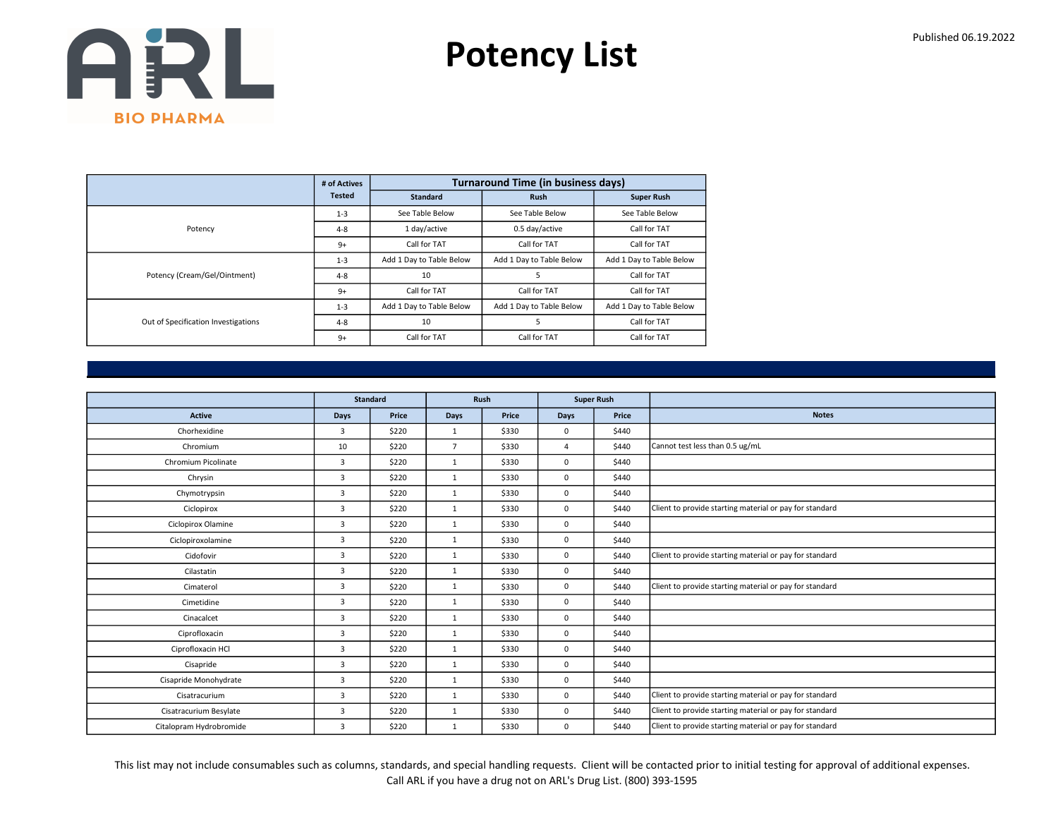# Potency List

Published 06.19.2022

| | # of Actives Tested | Turnaround Time (in business days) | | |
|---|---|---|---|---|
| | | Standard | Rush | Super Rush |
| Potency | 1-3 | See Table Below | See Table Below | See Table Below |
| | 4-8 | 1 day/active | 0.5 day/active | Call for TAT |
| | 9+ | Call for TAT | Call for TAT | Call for TAT |
| Potency (Cream/Gel/Ointment) | 1-3 | Add 1 Day to Table Below | Add 1 Day to Table Below | Add 1 Day to Table Below |
| | 4-8 | 10 | 5 | Call for TAT |
| | 9+ | Call for TAT | Call for TAT | Call for TAT |
| Out of Specification Investigations | 1-3 | Add 1 Day to Table Below | Add 1 Day to Table Below | Add 1 Day to Table Below |
| | 4-8 | 10 | 5 | Call for TAT |
| | 9+ | Call for TAT | Call for TAT | Call for TAT |

| | Standard | | Rush | | Super Rush | | |
|---|---|---|---|---|---|---|---|
| Active | Days | Price | Days | Price | Days | Price | Notes |
| Chorhexidine | 3 | $220 | 1 | $330 | 0 | $440 | |
| Chromium | 10 | $220 | 7 | $330 | 4 | $440 | Cannot test less than 0.5 ug/mL |
| Chromium Picolinate | 3 | $220 | 1 | $330 | 0 | $440 | |
| Chrysin | 3 | $220 | 1 | $330 | 0 | $440 | |
| Chymotrypsin | 3 | $220 | 1 | $330 | 0 | $440 | |
| Ciclopirox | 3 | $220 | 1 | $330 | 0 | $440 | Client to provide starting material or pay for standard |
| Ciclopirox Olamine | 3 | $220 | 1 | $330 | 0 | $440 | |
| Ciclopiroxolamine | 3 | $220 | 1 | $330 | 0 | $440 | |
| Cidofovir | 3 | $220 | 1 | $330 | 0 | $440 | Client to provide starting material or pay for standard |
| Cilastatin | 3 | $220 | 1 | $330 | 0 | $440 | |
| Cimaterol | 3 | $220 | 1 | $330 | 0 | $440 | Client to provide starting material or pay for standard |
| Cimetidine | 3 | $220 | 1 | $330 | 0 | $440 | |
| Cinacalcet | 3 | $220 | 1 | $330 | 0 | $440 | |
| Ciprofloxacin | 3 | $220 | 1 | $330 | 0 | $440 | |
| Ciprofloxacin HCl | 3 | $220 | 1 | $330 | 0 | $440 | |
| Cisapride | 3 | $220 | 1 | $330 | 0 | $440 | |
| Cisapride Monohydrate | 3 | $220 | 1 | $330 | 0 | $440 | |
| Cisatracurium | 3 | $220 | 1 | $330 | 0 | $440 | Client to provide starting material or pay for standard |
| Cisatracurium Besylate | 3 | $220 | 1 | $330 | 0 | $440 | Client to provide starting material or pay for standard |
| Citalopram Hydrobromide | 3 | $220 | 1 | $330 | 0 | $440 | Client to provide starting material or pay for standard |

This list may not include consumables such as columns, standards, and special handling requests. Client will be contacted prior to initial testing for approval of additional expenses.
Call ARL if you have a drug not on ARL's Drug List. (800) 393-1595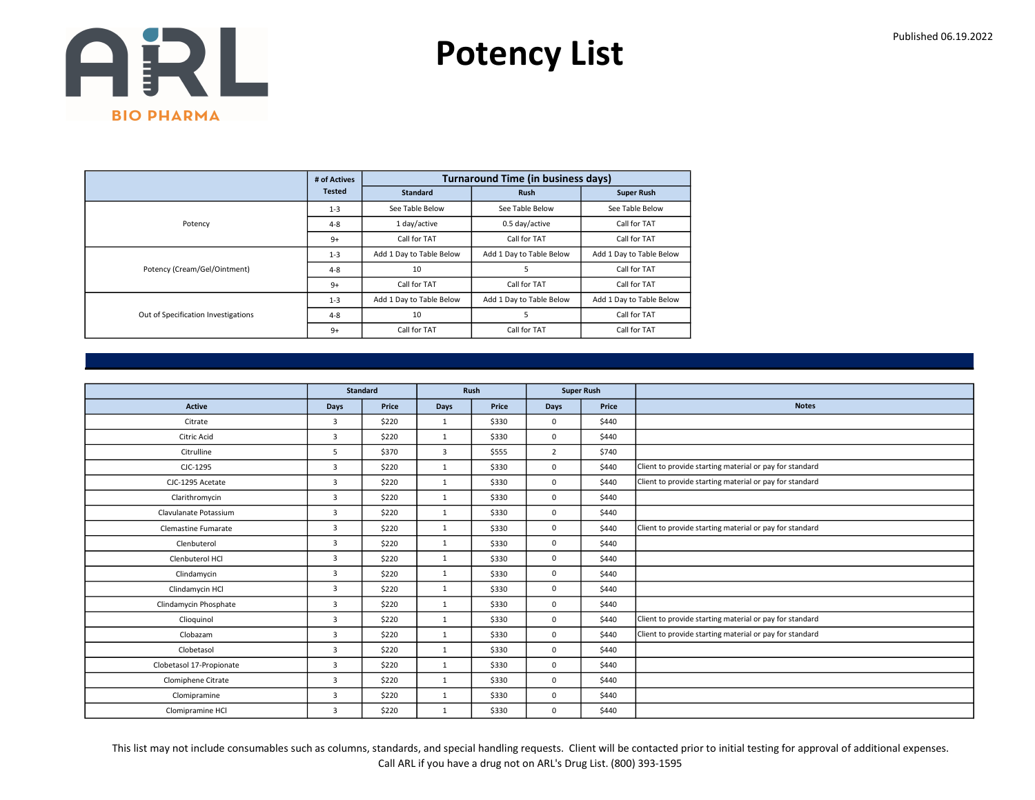# Potency List

Published 06.19.2022

| | # of Actives Tested | Turnaround Time (in business days) | | |
|---|---|---|---|---|
| | | Standard | Rush | Super Rush |
| Potency | 1-3 | See Table Below | See Table Below | See Table Below |
| | 4-8 | 1 day/active | 0.5 day/active | Call for TAT |
| | 9+ | Call for TAT | Call for TAT | Call for TAT |
| Potency (Cream/Gel/Ointment) | 1-3 | Add 1 Day to Table Below | Add 1 Day to Table Below | Add 1 Day to Table Below |
| | 4-8 | 10 | 5 | Call for TAT |
| | 9+ | Call for TAT | Call for TAT | Call for TAT |
| Out of Specification Investigations | 1-3 | Add 1 Day to Table Below | Add 1 Day to Table Below | Add 1 Day to Table Below |
| | 4-8 | 10 | 5 | Call for TAT |
| | 9+ | Call for TAT | Call for TAT | Call for TAT |

| | Standard | | Rush | | Super Rush | | |
|---|---|---|---|---|---|---|---|
| Active | Days | Price | Days | Price | Days | Price | Notes |
| Citrate | 3 | $220 | 1 | $330 | 0 | $440 | |
| Citric Acid | 3 | $220 | 1 | $330 | 0 | $440 | |
| Citrulline | 5 | $370 | 3 | $555 | 2 | $740 | |
| CJC-1295 | 3 | $220 | 1 | $330 | 0 | $440 | Client to provide starting material or pay for standard |
| CJC-1295 Acetate | 3 | $220 | 1 | $330 | 0 | $440 | Client to provide starting material or pay for standard |
| Clarithromycin | 3 | $220 | 1 | $330 | 0 | $440 | |
| Clavulanate Potassium | 3 | $220 | 1 | $330 | 0 | $440 | |
| Clemastine Fumarate | 3 | $220 | 1 | $330 | 0 | $440 | Client to provide starting material or pay for standard |
| Clenbuterol | 3 | $220 | 1 | $330 | 0 | $440 | |
| Clenbuterol HCl | 3 | $220 | 1 | $330 | 0 | $440 | |
| Clindamycin | 3 | $220 | 1 | $330 | 0 | $440 | |
| Clindamycin HCl | 3 | $220 | 1 | $330 | 0 | $440 | |
| Clindamycin Phosphate | 3 | $220 | 1 | $330 | 0 | $440 | |
| Clioquinol | 3 | $220 | 1 | $330 | 0 | $440 | Client to provide starting material or pay for standard |
| Clobazam | 3 | $220 | 1 | $330 | 0 | $440 | Client to provide starting material or pay for standard |
| Clobetasol | 3 | $220 | 1 | $330 | 0 | $440 | |
| Clobetasol 17-Propionate | 3 | $220 | 1 | $330 | 0 | $440 | |
| Clomiphene Citrate | 3 | $220 | 1 | $330 | 0 | $440 | |
| Clomipramine | 3 | $220 | 1 | $330 | 0 | $440 | |
| Clomipramine HCl | 3 | $220 | 1 | $330 | 0 | $440 | |

This list may not include consumables such as columns, standards, and special handling requests. Client will be contacted prior to initial testing for approval of additional expenses.
Call ARL if you have a drug not on ARL's Drug List. (800) 393-1595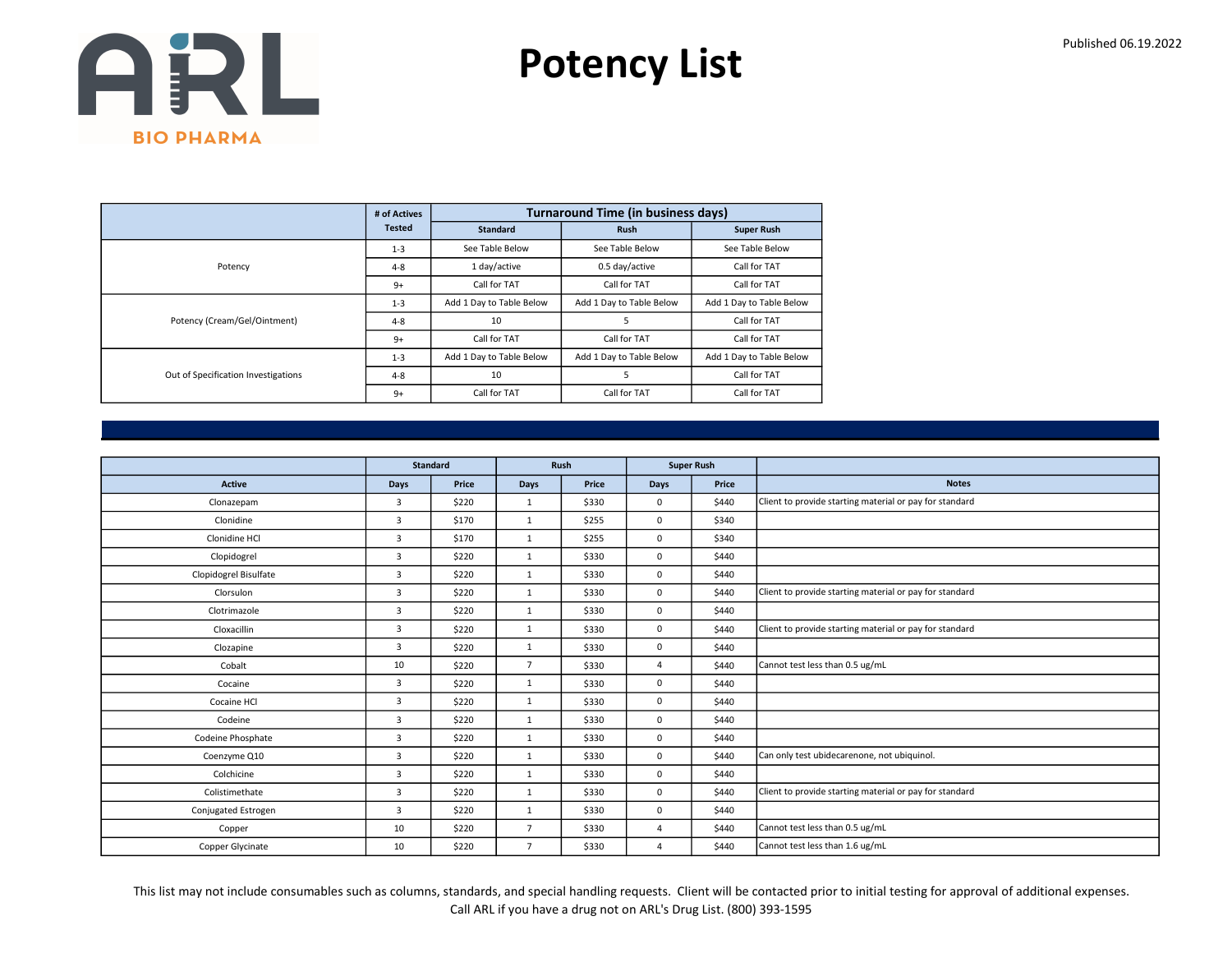# Potency List

Published 06.19.2022

| | # of Actives Tested | Turnaround Time (in business days) | | |
|---|---|---|---|---|
| | | Standard | Rush | Super Rush |
| Potency | 1-3 | See Table Below | See Table Below | See Table Below |
| | 4-8 | 1 day/active | 0.5 day/active | Call for TAT |
| | 9+ | Call for TAT | Call for TAT | Call for TAT |
| Potency (Cream/Gel/Ointment) | 1-3 | Add 1 Day to Table Below | Add 1 Day to Table Below | Add 1 Day to Table Below |
| | 4-8 | 10 | 5 | Call for TAT |
| | 9+ | Call for TAT | Call for TAT | Call for TAT |
| Out of Specification Investigations | 1-3 | Add 1 Day to Table Below | Add 1 Day to Table Below | Add 1 Day to Table Below |
| | 4-8 | 10 | 5 | Call for TAT |
| | 9+ | Call for TAT | Call for TAT | Call for TAT |

| | Standard | | Rush | | Super Rush | | |
|---|---|---|---|---|---|---|---|
| Active | Days | Price | Days | Price | Days | Price | Notes |
| Clonazepam | 3 | $220 | 1 | $330 | 0 | $440 | Client to provide starting material or pay for standard |
| Clonidine | 3 | $170 | 1 | $255 | 0 | $340 | |
| Clonidine HCl | 3 | $170 | 1 | $255 | 0 | $340 | |
| Clopidogrel | 3 | $220 | 1 | $330 | 0 | $440 | |
| Clopidogrel Bisulfate | 3 | $220 | 1 | $330 | 0 | $440 | |
| Clorsulon | 3 | $220 | 1 | $330 | 0 | $440 | Client to provide starting material or pay for standard |
| Clotrimazole | 3 | $220 | 1 | $330 | 0 | $440 | |
| Cloxacillin | 3 | $220 | 1 | $330 | 0 | $440 | Client to provide starting material or pay for standard |
| Clozapine | 3 | $220 | 1 | $330 | 0 | $440 | |
| Cobalt | 10 | $220 | 7 | $330 | 4 | $440 | Cannot test less than 0.5 ug/mL |
| Cocaine | 3 | $220 | 1 | $330 | 0 | $440 | |
| Cocaine HCl | 3 | $220 | 1 | $330 | 0 | $440 | |
| Codeine | 3 | $220 | 1 | $330 | 0 | $440 | |
| Codeine Phosphate | 3 | $220 | 1 | $330 | 0 | $440 | |
| Coenzyme Q10 | 3 | $220 | 1 | $330 | 0 | $440 | Can only test ubidecarenone, not ubiquinol. |
| Colchicine | 3 | $220 | 1 | $330 | 0 | $440 | |
| Colistimethate | 3 | $220 | 1 | $330 | 0 | $440 | Client to provide starting material or pay for standard |
| Conjugated Estrogen | 3 | $220 | 1 | $330 | 0 | $440 | |
| Copper | 10 | $220 | 7 | $330 | 4 | $440 | Cannot test less than 0.5 ug/mL |
| Copper Glycinate | 10 | $220 | 7 | $330 | 4 | $440 | Cannot test less than 1.6 ug/mL |

This list may not include consumables such as columns, standards, and special handling requests. Client will be contacted prior to initial testing for approval of additional expenses.
Call ARL if you have a drug not on ARL's Drug List. (800) 393-1595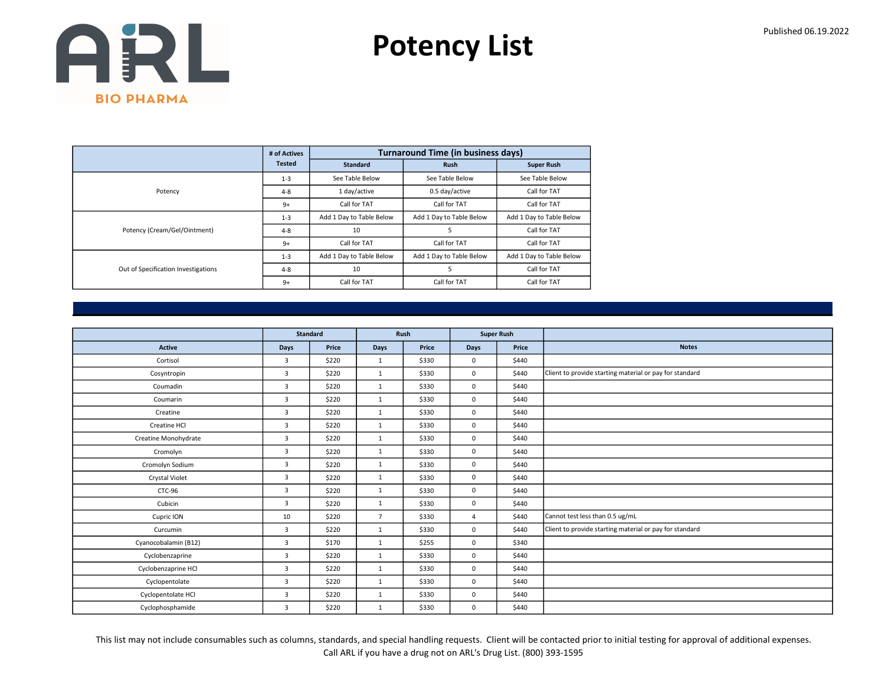# Potency List

Published 06.19.2022

| | # of Actives Tested | Turnaround Time (in business days) | | |
|---|---|---|---|---|
| | | Standard | Rush | Super Rush |
| Potency | 1-3 | See Table Below | See Table Below | See Table Below |
| | 4-8 | 1 day/active | 0.5 day/active | Call for TAT |
| | 9+ | Call for TAT | Call for TAT | Call for TAT |
| Potency (Cream/Gel/Ointment) | 1-3 | Add 1 Day to Table Below | Add 1 Day to Table Below | Add 1 Day to Table Below |
| | 4-8 | 10 | 5 | Call for TAT |
| | 9+ | Call for TAT | Call for TAT | Call for TAT |
| Out of Specification Investigations | 1-3 | Add 1 Day to Table Below | Add 1 Day to Table Below | Add 1 Day to Table Below |
| | 4-8 | 10 | 5 | Call for TAT |
| | 9+ | Call for TAT | Call for TAT | Call for TAT |

| | Standard | | Rush | | Super Rush | | |
|---|---|---|---|---|---|---|---|
| Active | Days | Price | Days | Price | Days | Price | Notes |
| Cortisol | 3 | $220 | 1 | $330 | 0 | $440 | |
| Cosyntropin | 3 | $220 | 1 | $330 | 0 | $440 | Client to provide starting material or pay for standard |
| Coumadin | 3 | $220 | 1 | $330 | 0 | $440 | |
| Coumarin | 3 | $220 | 1 | $330 | 0 | $440 | |
| Creatine | 3 | $220 | 1 | $330 | 0 | $440 | |
| Creatine HCl | 3 | $220 | 1 | $330 | 0 | $440 | |
| Creatine Monohydrate | 3 | $220 | 1 | $330 | 0 | $440 | |
| Cromolyn | 3 | $220 | 1 | $330 | 0 | $440 | |
| Cromolyn Sodium | 3 | $220 | 1 | $330 | 0 | $440 | |
| Crystal Violet | 3 | $220 | 1 | $330 | 0 | $440 | |
| CTC-96 | 3 | $220 | 1 | $330 | 0 | $440 | |
| Cubicin | 3 | $220 | 1 | $330 | 0 | $440 | |
| Cupric ION | 10 | $220 | 7 | $330 | 4 | $440 | Cannot test less than 0.5 ug/mL |
| Curcumin | 3 | $220 | 1 | $330 | 0 | $440 | Client to provide starting material or pay for standard |
| Cyanocobalamin (B12) | 3 | $170 | 1 | $255 | 0 | $340 | |
| Cyclobenzaprine | 3 | $220 | 1 | $330 | 0 | $440 | |
| Cyclobenzaprine HCl | 3 | $220 | 1 | $330 | 0 | $440 | |
| Cyclopentolate | 3 | $220 | 1 | $330 | 0 | $440 | |
| Cyclopentolate HCl | 3 | $220 | 1 | $330 | 0 | $440 | |
| Cyclophosphamide | 3 | $220 | 1 | $330 | 0 | $440 | |

This list may not include consumables such as columns, standards, and special handling requests. Client will be contacted prior to initial testing for approval of additional expenses.
Call ARL if you have a drug not on ARL's Drug List. (800) 393-1595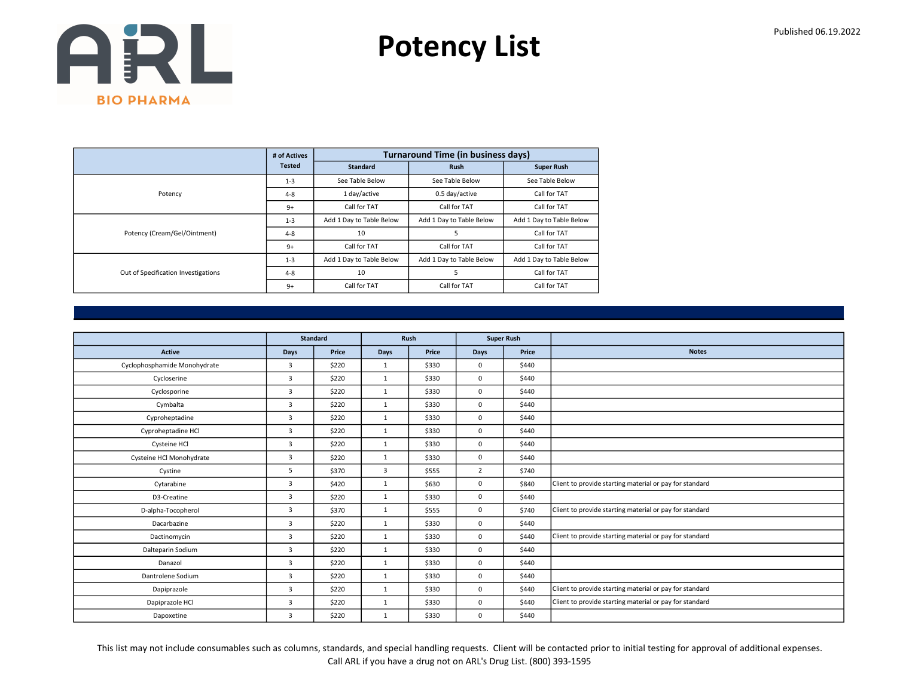# Potency List

Published 06.19.2022

| | # of Actives Tested | Turnaround Time (in business days) | | |
|---|---|---|---|---|
| | | Standard | Rush | Super Rush |
| Potency | 1-3 | See Table Below | See Table Below | See Table Below |
| | 4-8 | 1 day/active | 0.5 day/active | Call for TAT |
| | 9+ | Call for TAT | Call for TAT | Call for TAT |
| Potency (Cream/Gel/Ointment) | 1-3 | Add 1 Day to Table Below | Add 1 Day to Table Below | Add 1 Day to Table Below |
| | 4-8 | 10 | 5 | Call for TAT |
| | 9+ | Call for TAT | Call for TAT | Call for TAT |
| Out of Specification Investigations | 1-3 | Add 1 Day to Table Below | Add 1 Day to Table Below | Add 1 Day to Table Below |
| | 4-8 | 10 | 5 | Call for TAT |
| | 9+ | Call for TAT | Call for TAT | Call for TAT |

| | Standard | | Rush | | Super Rush | | |
|---|---|---|---|---|---|---|---|
| Active | Days | Price | Days | Price | Days | Price | Notes |
| Cyclophosphamide Monohydrate | 3 | $220 | 1 | $330 | 0 | $440 | |
| Cycloserine | 3 | $220 | 1 | $330 | 0 | $440 | |
| Cyclosporine | 3 | $220 | 1 | $330 | 0 | $440 | |
| Cymbalta | 3 | $220 | 1 | $330 | 0 | $440 | |
| Cyproheptadine | 3 | $220 | 1 | $330 | 0 | $440 | |
| Cyproheptadine HCl | 3 | $220 | 1 | $330 | 0 | $440 | |
| Cysteine HCl | 3 | $220 | 1 | $330 | 0 | $440 | |
| Cysteine HCl Monohydrate | 3 | $220 | 1 | $330 | 0 | $440 | |
| Cystine | 5 | $370 | 3 | $555 | 2 | $740 | |
| Cytarabine | 3 | $420 | 1 | $630 | 0 | $840 | Client to provide starting material or pay for standard |
| D3-Creatine | 3 | $220 | 1 | $330 | 0 | $440 | |
| D-alpha-Tocopherol | 3 | $370 | 1 | $555 | 0 | $740 | Client to provide starting material or pay for standard |
| Dacarbazine | 3 | $220 | 1 | $330 | 0 | $440 | |
| Dactinomycin | 3 | $220 | 1 | $330 | 0 | $440 | Client to provide starting material or pay for standard |
| Dalteparin Sodium | 3 | $220 | 1 | $330 | 0 | $440 | |
| Danazol | 3 | $220 | 1 | $330 | 0 | $440 | |
| Dantrolene Sodium | 3 | $220 | 1 | $330 | 0 | $440 | |
| Dapiprazole | 3 | $220 | 1 | $330 | 0 | $440 | Client to provide starting material or pay for standard |
| Dapiprazole HCl | 3 | $220 | 1 | $330 | 0 | $440 | Client to provide starting material or pay for standard |
| Dapoxetine | 3 | $220 | 1 | $330 | 0 | $440 | |

This list may not include consumables such as columns, standards, and special handling requests. Client will be contacted prior to initial testing for approval of additional expenses.
Call ARL if you have a drug not on ARL's Drug List. (800) 393-1595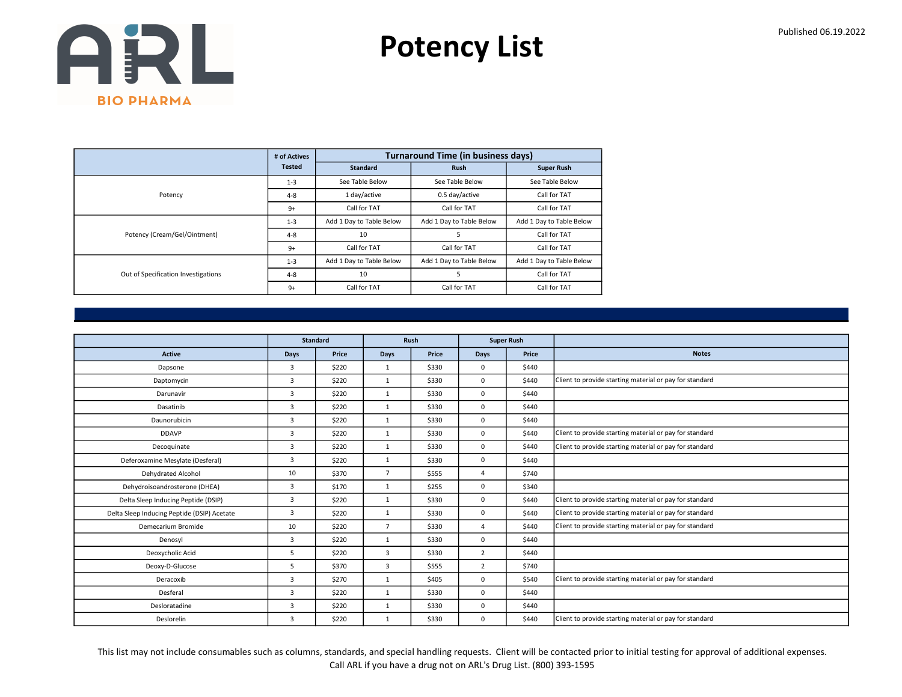# Potency List

Published 06.19.2022

| | # of Actives Tested | Turnaround Time (in business days) | | |
|---|---|---|---|---|
| | | Standard | Rush | Super Rush |
| Potency | 1-3 | See Table Below | See Table Below | See Table Below |
| | 4-8 | 1 day/active | 0.5 day/active | Call for TAT |
| | 9+ | Call for TAT | Call for TAT | Call for TAT |
| Potency (Cream/Gel/Ointment) | 1-3 | Add 1 Day to Table Below | Add 1 Day to Table Below | Add 1 Day to Table Below |
| | 4-8 | 10 | 5 | Call for TAT |
| | 9+ | Call for TAT | Call for TAT | Call for TAT |
| Out of Specification Investigations | 1-3 | Add 1 Day to Table Below | Add 1 Day to Table Below | Add 1 Day to Table Below |
| | 4-8 | 10 | 5 | Call for TAT |
| | 9+ | Call for TAT | Call for TAT | Call for TAT |

| | Standard | | Rush | | Super Rush | | |
|---|---|---|---|---|---|---|---|
| Active | Days | Price | Days | Price | Days | Price | Notes |
| Dapsone | 3 | $220 | 1 | $330 | 0 | $440 | |
| Daptomycin | 3 | $220 | 1 | $330 | 0 | $440 | Client to provide starting material or pay for standard |
| Darunavir | 3 | $220 | 1 | $330 | 0 | $440 | |
| Dasatinib | 3 | $220 | 1 | $330 | 0 | $440 | |
| Daunorubicin | 3 | $220 | 1 | $330 | 0 | $440 | |
| DDAVP | 3 | $220 | 1 | $330 | 0 | $440 | Client to provide starting material or pay for standard |
| Decoquinate | 3 | $220 | 1 | $330 | 0 | $440 | Client to provide starting material or pay for standard |
| Deferoxamine Mesylate (Desferal) | 3 | $220 | 1 | $330 | 0 | $440 | |
| Dehydrated Alcohol | 10 | $370 | 7 | $555 | 4 | $740 | |
| Dehydroisoandrosterone (DHEA) | 3 | $170 | 1 | $255 | 0 | $340 | |
| Delta Sleep Inducing Peptide (DSIP) | 3 | $220 | 1 | $330 | 0 | $440 | Client to provide starting material or pay for standard |
| Delta Sleep Inducing Peptide (DSIP) Acetate | 3 | $220 | 1 | $330 | 0 | $440 | Client to provide starting material or pay for standard |
| Demecarium Bromide | 10 | $220 | 7 | $330 | 4 | $440 | Client to provide starting material or pay for standard |
| Denosyl | 3 | $220 | 1 | $330 | 0 | $440 | |
| Deoxycholic Acid | 5 | $220 | 3 | $330 | 2 | $440 | |
| Deoxy-D-Glucose | 5 | $370 | 3 | $555 | 2 | $740 | |
| Deracoxib | 3 | $270 | 1 | $405 | 0 | $540 | Client to provide starting material or pay for standard |
| Desferal | 3 | $220 | 1 | $330 | 0 | $440 | |
| Desloratadine | 3 | $220 | 1 | $330 | 0 | $440 | |
| Deslorelin | 3 | $220 | 1 | $330 | 0 | $440 | Client to provide starting material or pay for standard |

This list may not include consumables such as columns, standards, and special handling requests. Client will be contacted prior to initial testing for approval of additional expenses.
Call ARL if you have a drug not on ARL's Drug List. (800) 393-1595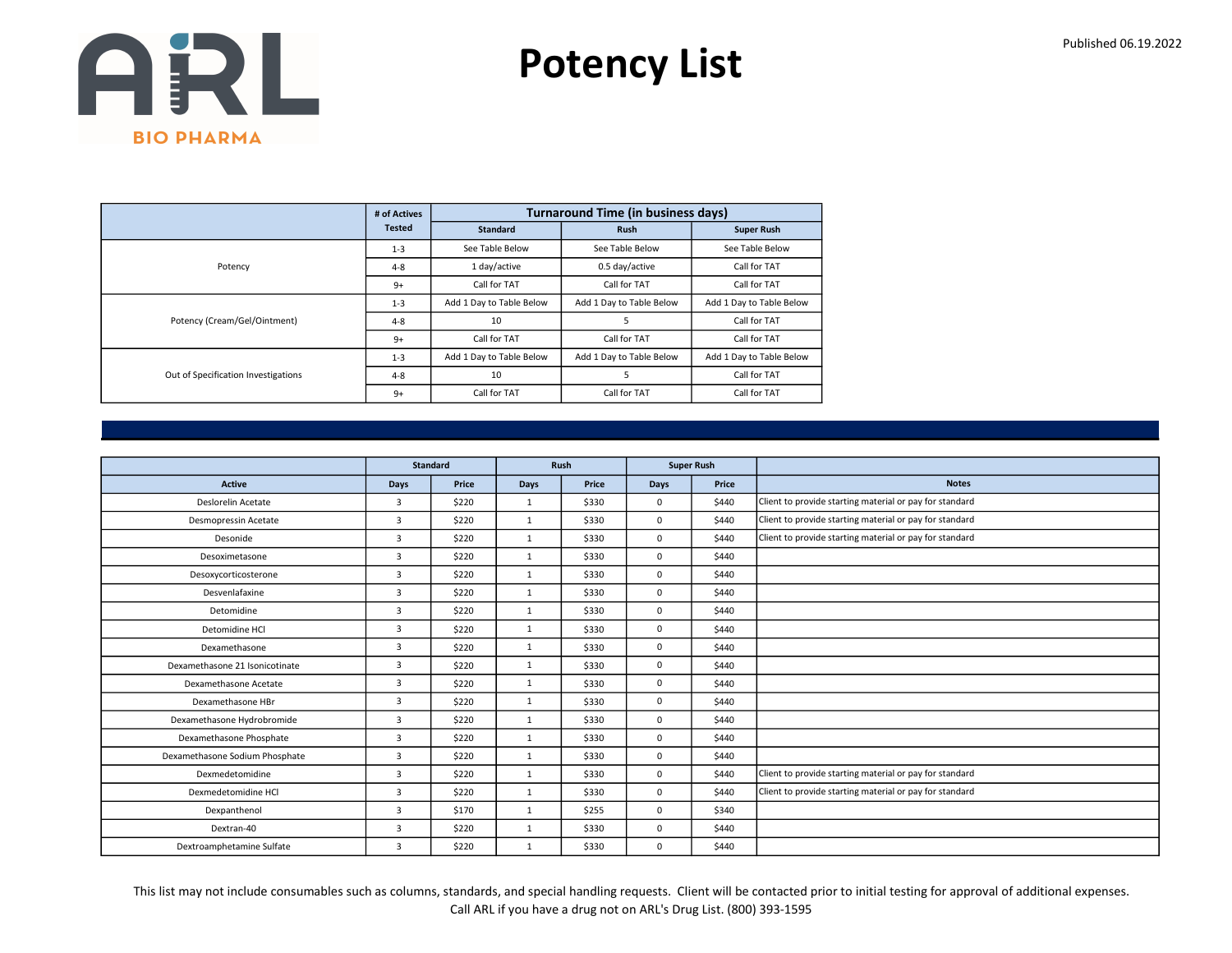# Potency List

Published 06.19.2022

| | # of Actives Tested | Turnaround Time (in business days) | | |
|---|---|---|---|---|
| | | Standard | Rush | Super Rush |
| Potency | 1-3 | See Table Below | See Table Below | See Table Below |
| | 4-8 | 1 day/active | 0.5 day/active | Call for TAT |
| | 9+ | Call for TAT | Call for TAT | Call for TAT |
| Potency (Cream/Gel/Ointment) | 1-3 | Add 1 Day to Table Below | Add 1 Day to Table Below | Add 1 Day to Table Below |
| | 4-8 | 10 | 5 | Call for TAT |
| | 9+ | Call for TAT | Call for TAT | Call for TAT |
| Out of Specification Investigations | 1-3 | Add 1 Day to Table Below | Add 1 Day to Table Below | Add 1 Day to Table Below |
| | 4-8 | 10 | 5 | Call for TAT |
| | 9+ | Call for TAT | Call for TAT | Call for TAT |

| | Standard | | Rush | | Super Rush | | |
|---|---|---|---|---|---|---|---|
| Active | Days | Price | Days | Price | Days | Price | Notes |
| Deslorelin Acetate | 3 | $220 | 1 | $330 | 0 | $440 | Client to provide starting material or pay for standard |
| Desmopressin Acetate | 3 | $220 | 1 | $330 | 0 | $440 | Client to provide starting material or pay for standard |
| Desonide | 3 | $220 | 1 | $330 | 0 | $440 | Client to provide starting material or pay for standard |
| Desoximetasone | 3 | $220 | 1 | $330 | 0 | $440 | |
| Desoxycorticosterone | 3 | $220 | 1 | $330 | 0 | $440 | |
| Desvenlafaxine | 3 | $220 | 1 | $330 | 0 | $440 | |
| Detomidine | 3 | $220 | 1 | $330 | 0 | $440 | |
| Detomidine HCl | 3 | $220 | 1 | $330 | 0 | $440 | |
| Dexamethasone | 3 | $220 | 1 | $330 | 0 | $440 | |
| Dexamethasone 21 Isonicotinate | 3 | $220 | 1 | $330 | 0 | $440 | |
| Dexamethasone Acetate | 3 | $220 | 1 | $330 | 0 | $440 | |
| Dexamethasone HBr | 3 | $220 | 1 | $330 | 0 | $440 | |
| Dexamethasone Hydrobromide | 3 | $220 | 1 | $330 | 0 | $440 | |
| Dexamethasone Phosphate | 3 | $220 | 1 | $330 | 0 | $440 | |
| Dexamethasone Sodium Phosphate | 3 | $220 | 1 | $330 | 0 | $440 | |
| Dexmedetomidine | 3 | $220 | 1 | $330 | 0 | $440 | Client to provide starting material or pay for standard |
| Dexmedetomidine HCl | 3 | $220 | 1 | $330 | 0 | $440 | Client to provide starting material or pay for standard |
| Dexpanthenol | 3 | $170 | 1 | $255 | 0 | $340 | |
| Dextran-40 | 3 | $220 | 1 | $330 | 0 | $440 | |
| Dextroamphetamine Sulfate | 3 | $220 | 1 | $330 | 0 | $440 | |

This list may not include consumables such as columns, standards, and special handling requests. Client will be contacted prior to initial testing for approval of additional expenses.
Call ARL if you have a drug not on ARL's Drug List. (800) 393-1595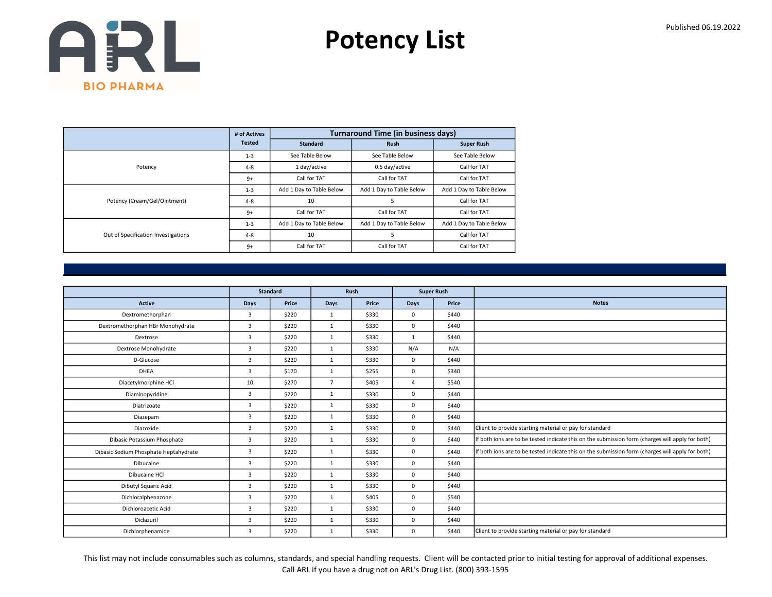# Potency List

Published 06.19.2022

| | # of Actives Tested | Turnaround Time (in business days) | | |
|---|---|---|---|---|
| | | Standard | Rush | Super Rush |
| Potency | 1-3 | See Table Below | See Table Below | See Table Below |
| | 4-8 | 1 day/active | 0.5 day/active | Call for TAT |
| | 9+ | Call for TAT | Call for TAT | Call for TAT |
| Potency (Cream/Gel/Ointment) | 1-3 | Add 1 Day to Table Below | Add 1 Day to Table Below | Add 1 Day to Table Below |
| | 4-8 | 10 | 5 | Call for TAT |
| | 9+ | Call for TAT | Call for TAT | Call for TAT |
| Out of Specification Investigations | 1-3 | Add 1 Day to Table Below | Add 1 Day to Table Below | Add 1 Day to Table Below |
| | 4-8 | 10 | 5 | Call for TAT |
| | 9+ | Call for TAT | Call for TAT | Call for TAT |

| | Standard | | Rush | | Super Rush | | |
|---|---|---|---|---|---|---|---|
| Active | Days | Price | Days | Price | Days | Price | Notes |
| Dextromethorphan | 3 | $220 | 1 | $330 | 0 | $440 | |
| Dextromethorphan HBr Monohydrate | 3 | $220 | 1 | $330 | 0 | $440 | |
| Dextrose | 3 | $220 | 1 | $330 | 1 | $440 | |
| Dextrose Monohydrate | 3 | $220 | 1 | $330 | N/A | N/A | |
| D-Glucose | 3 | $220 | 1 | $330 | 0 | $440 | |
| DHEA | 3 | $170 | 1 | $255 | 0 | $340 | |
| Diacetylmorphine HCl | 10 | $270 | 7 | $405 | 4 | $540 | |
| Diaminopyridine | 3 | $220 | 1 | $330 | 0 | $440 | |
| Diatrizoate | 3 | $220 | 1 | $330 | 0 | $440 | |
| Diazepam | 3 | $220 | 1 | $330 | 0 | $440 | |
| Diazoxide | 3 | $220 | 1 | $330 | 0 | $440 | Client to provide starting material or pay for standard |
| Dibasic Potassium Phosphate | 3 | $220 | 1 | $330 | 0 | $440 | If both ions are to be tested indicate this on the submission form (charges will apply for both) |
| Dibasic Sodium Phosphate Heptahydrate | 3 | $220 | 1 | $330 | 0 | $440 | If both ions are to be tested indicate this on the submission form (charges will apply for both) |
| Dibucaine | 3 | $220 | 1 | $330 | 0 | $440 | |
| Dibucaine HCl | 3 | $220 | 1 | $330 | 0 | $440 | |
| Dibutyl Squaric Acid | 3 | $220 | 1 | $330 | 0 | $440 | |
| Dichloralphenazone | 3 | $270 | 1 | $405 | 0 | $540 | |
| Dichloroacetic Acid | 3 | $220 | 1 | $330 | 0 | $440 | |
| Diclazuril | 3 | $220 | 1 | $330 | 0 | $440 | |
| Dichlorphenamide | 3 | $220 | 1 | $330 | 0 | $440 | Client to provide starting material or pay for standard |

This list may not include consumables such as columns, standards, and special handling requests. Client will be contacted prior to initial testing for approval of additional expenses.
Call ARL if you have a drug not on ARL's Drug List. (800) 393-1595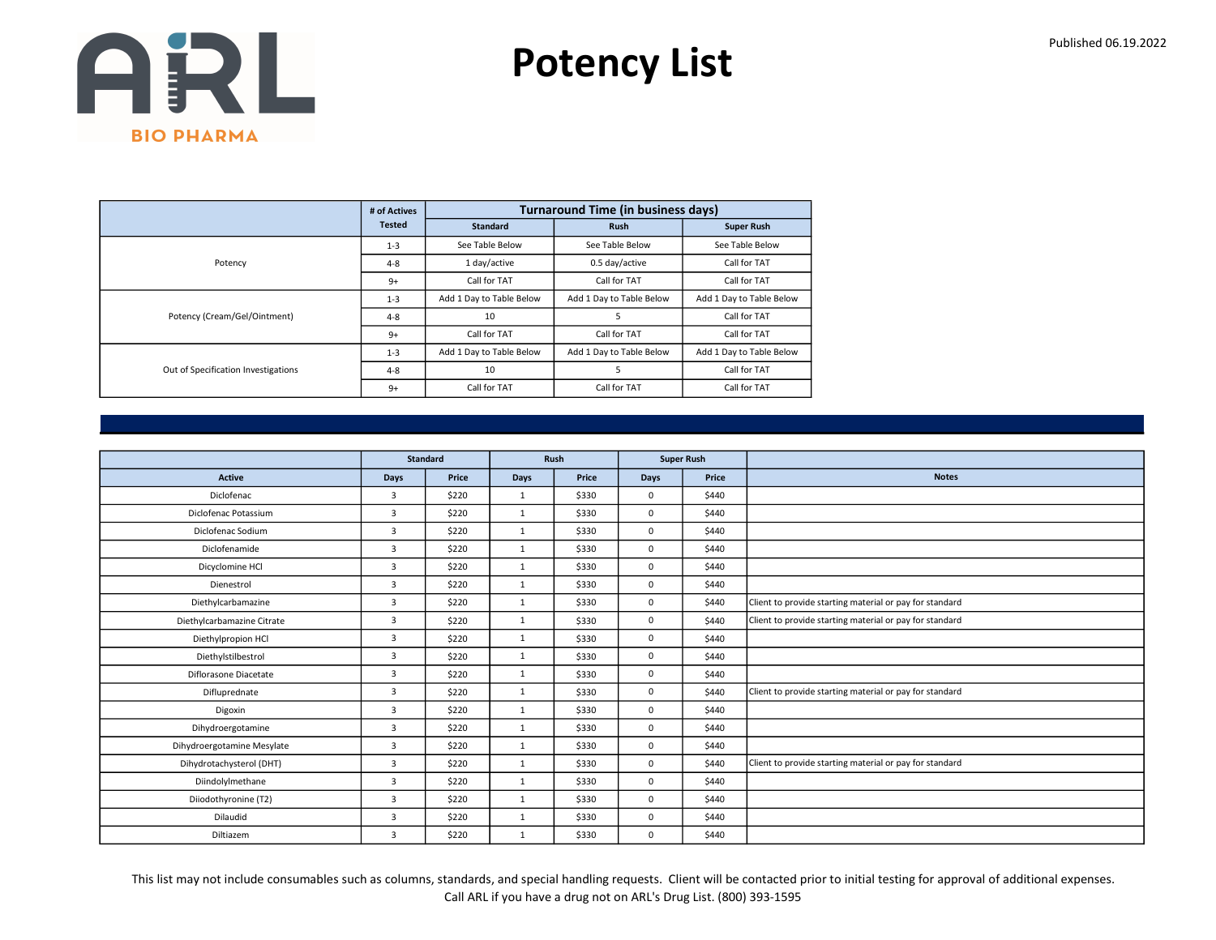ARL BIO PHARMA

# Potency List

Published 06.19.2022

| | # of Actives Tested | Turnaround Time (in business days) | | |
|---|---|---|---|---|
| | | Standard | Rush | Super Rush |
| Potency | 1-3 | See Table Below | See Table Below | See Table Below |
| | 4-8 | 1 day/active | 0.5 day/active | Call for TAT |
| | 9+ | Call for TAT | Call for TAT | Call for TAT |
| Potency (Cream/Gel/Ointment) | 1-3 | Add 1 Day to Table Below | Add 1 Day to Table Below | Add 1 Day to Table Below |
| | 4-8 | 10 | 5 | Call for TAT |
| | 9+ | Call for TAT | Call for TAT | Call for TAT |
| Out of Specification Investigations | 1-3 | Add 1 Day to Table Below | Add 1 Day to Table Below | Add 1 Day to Table Below |
| | 4-8 | 10 | 5 | Call for TAT |
| | 9+ | Call for TAT | Call for TAT | Call for TAT |

| | Standard | | Rush | | Super Rush | | |
|---|---|---|---|---|---|---|---|
| Active | Days | Price | Days | Price | Days | Price | Notes |
| Diclofenac | 3 | $220 | 1 | $330 | 0 | $440 | |
| Diclofenac Potassium | 3 | $220 | 1 | $330 | 0 | $440 | |
| Diclofenac Sodium | 3 | $220 | 1 | $330 | 0 | $440 | |
| Diclofenamide | 3 | $220 | 1 | $330 | 0 | $440 | |
| Dicyclomine HCl | 3 | $220 | 1 | $330 | 0 | $440 | |
| Dienestrol | 3 | $220 | 1 | $330 | 0 | $440 | |
| Diethylcarbamazine | 3 | $220 | 1 | $330 | 0 | $440 | Client to provide starting material or pay for standard |
| Diethylcarbamazine Citrate | 3 | $220 | 1 | $330 | 0 | $440 | Client to provide starting material or pay for standard |
| Diethylpropion HCl | 3 | $220 | 1 | $330 | 0 | $440 | |
| Diethylstilbestrol | 3 | $220 | 1 | $330 | 0 | $440 | |
| Diflorasone Diacetate | 3 | $220 | 1 | $330 | 0 | $440 | |
| Difluprednate | 3 | $220 | 1 | $330 | 0 | $440 | Client to provide starting material or pay for standard |
| Digoxin | 3 | $220 | 1 | $330 | 0 | $440 | |
| Dihydroergotamine | 3 | $220 | 1 | $330 | 0 | $440 | |
| Dihydroergotamine Mesylate | 3 | $220 | 1 | $330 | 0 | $440 | |
| Dihydrotachysterol (DHT) | 3 | $220 | 1 | $330 | 0 | $440 | Client to provide starting material or pay for standard |
| Diindolylmethane | 3 | $220 | 1 | $330 | 0 | $440 | |
| Diiodothyronine (T2) | 3 | $220 | 1 | $330 | 0 | $440 | |
| Dilaudid | 3 | $220 | 1 | $330 | 0 | $440 | |
| Diltiazem | 3 | $220 | 1 | $330 | 0 | $440 | |

This list may not include consumables such as columns, standards, and special handling requests. Client will be contacted prior to initial testing for approval of additional expenses.
Call ARL if you have a drug not on ARL's Drug List. (800) 393-1595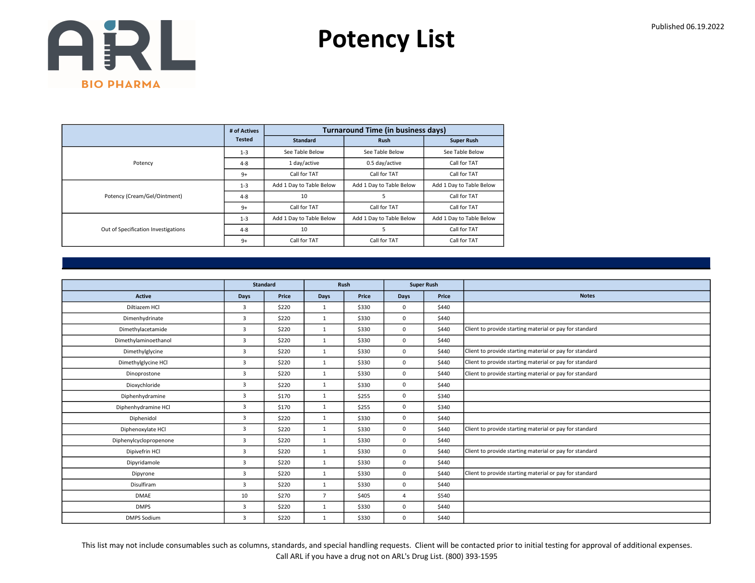# Potency List

Published 06.19.2022

| | # of Actives Tested | Turnaround Time (in business days) | | |
|---|---|---|---|---|
| | | Standard | Rush | Super Rush |
| Potency | 1-3 | See Table Below | See Table Below | See Table Below |
| | 4-8 | 1 day/active | 0.5 day/active | Call for TAT |
| | 9+ | Call for TAT | Call for TAT | Call for TAT |
| Potency (Cream/Gel/Ointment) | 1-3 | Add 1 Day to Table Below | Add 1 Day to Table Below | Add 1 Day to Table Below |
| | 4-8 | 10 | 5 | Call for TAT |
| | 9+ | Call for TAT | Call for TAT | Call for TAT |
| Out of Specification Investigations | 1-3 | Add 1 Day to Table Below | Add 1 Day to Table Below | Add 1 Day to Table Below |
| | 4-8 | 10 | 5 | Call for TAT |
| | 9+ | Call for TAT | Call for TAT | Call for TAT |

| | Standard | | Rush | | Super Rush | | |
|---|---|---|---|---|---|---|---|
| Active | Days | Price | Days | Price | Days | Price | Notes |
| Diltiazem HCl | 3 | $220 | 1 | $330 | 0 | $440 | |
| Dimenhydrinate | 3 | $220 | 1 | $330 | 0 | $440 | |
| Dimethylacetamide | 3 | $220 | 1 | $330 | 0 | $440 | Client to provide starting material or pay for standard |
| Dimethylaminoethanol | 3 | $220 | 1 | $330 | 0 | $440 | |
| Dimethylglycine | 3 | $220 | 1 | $330 | 0 | $440 | Client to provide starting material or pay for standard |
| Dimethylglycine HCl | 3 | $220 | 1 | $330 | 0 | $440 | Client to provide starting material or pay for standard |
| Dinoprostone | 3 | $220 | 1 | $330 | 0 | $440 | Client to provide starting material or pay for standard |
| Dioxychloride | 3 | $220 | 1 | $330 | 0 | $440 | |
| Diphenhydramine | 3 | $170 | 1 | $255 | 0 | $340 | |
| Diphenhydramine HCl | 3 | $170 | 1 | $255 | 0 | $340 | |
| Diphenidol | 3 | $220 | 1 | $330 | 0 | $440 | |
| Diphenoxylate HCl | 3 | $220 | 1 | $330 | 0 | $440 | Client to provide starting material or pay for standard |
| Diphenylcyclopropenone | 3 | $220 | 1 | $330 | 0 | $440 | |
| Dipivefrin HCl | 3 | $220 | 1 | $330 | 0 | $440 | Client to provide starting material or pay for standard |
| Dipyridamole | 3 | $220 | 1 | $330 | 0 | $440 | |
| Dipyrone | 3 | $220 | 1 | $330 | 0 | $440 | Client to provide starting material or pay for standard |
| Disulfiram | 3 | $220 | 1 | $330 | 0 | $440 | |
| DMAE | 10 | $270 | 7 | $405 | 4 | $540 | |
| DMPS | 3 | $220 | 1 | $330 | 0 | $440 | |
| DMPS Sodium | 3 | $220 | 1 | $330 | 0 | $440 | |

This list may not include consumables such as columns, standards, and special handling requests. Client will be contacted prior to initial testing for approval of additional expenses.
Call ARL if you have a drug not on ARL's Drug List. (800) 393-1595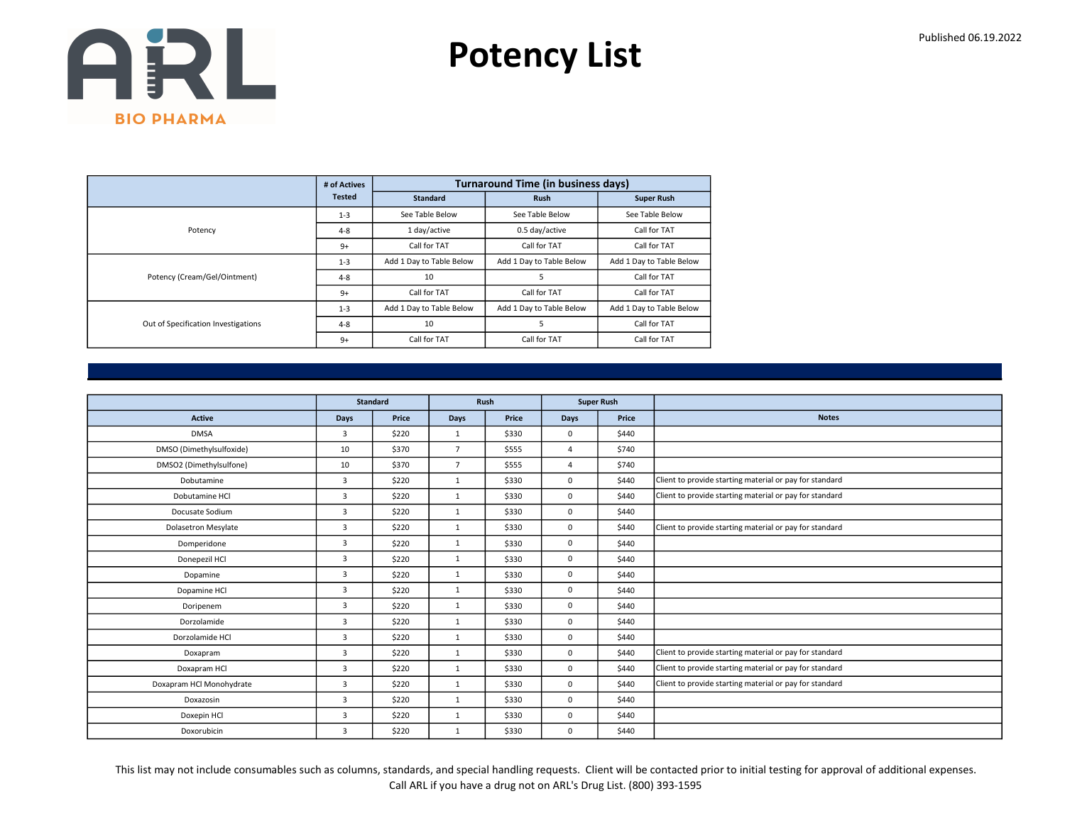# Potency List

Published 06.19.2022

| | # of Actives Tested | Turnaround Time (in business days) | | |
|---|---|---|---|---|
| | | Standard | Rush | Super Rush |
| Potency | 1-3 | See Table Below | See Table Below | See Table Below |
| | 4-8 | 1 day/active | 0.5 day/active | Call for TAT |
| | 9+ | Call for TAT | Call for TAT | Call for TAT |
| Potency (Cream/Gel/Ointment) | 1-3 | Add 1 Day to Table Below | Add 1 Day to Table Below | Add 1 Day to Table Below |
| | 4-8 | 10 | 5 | Call for TAT |
| | 9+ | Call for TAT | Call for TAT | Call for TAT |
| Out of Specification Investigations | 1-3 | Add 1 Day to Table Below | Add 1 Day to Table Below | Add 1 Day to Table Below |
| | 4-8 | 10 | 5 | Call for TAT |
| | 9+ | Call for TAT | Call for TAT | Call for TAT |

| | Standard | | Rush | | Super Rush | | |
|---|---|---|---|---|---|---|---|
| Active | Days | Price | Days | Price | Days | Price | Notes |
| DMSA | 3 | $220 | 1 | $330 | 0 | $440 | |
| DMSO (Dimethylsulfoxide) | 10 | $370 | 7 | $555 | 4 | $740 | |
| DMSO2 (Dimethylsulfone) | 10 | $370 | 7 | $555 | 4 | $740 | |
| Dobutamine | 3 | $220 | 1 | $330 | 0 | $440 | Client to provide starting material or pay for standard |
| Dobutamine HCl | 3 | $220 | 1 | $330 | 0 | $440 | Client to provide starting material or pay for standard |
| Docusate Sodium | 3 | $220 | 1 | $330 | 0 | $440 | |
| Dolasetron Mesylate | 3 | $220 | 1 | $330 | 0 | $440 | Client to provide starting material or pay for standard |
| Domperidone | 3 | $220 | 1 | $330 | 0 | $440 | |
| Donepezil HCl | 3 | $220 | 1 | $330 | 0 | $440 | |
| Dopamine | 3 | $220 | 1 | $330 | 0 | $440 | |
| Dopamine HCl | 3 | $220 | 1 | $330 | 0 | $440 | |
| Doripenem | 3 | $220 | 1 | $330 | 0 | $440 | |
| Dorzolamide | 3 | $220 | 1 | $330 | 0 | $440 | |
| Dorzolamide HCl | 3 | $220 | 1 | $330 | 0 | $440 | |
| Doxapram | 3 | $220 | 1 | $330 | 0 | $440 | Client to provide starting material or pay for standard |
| Doxapram HCl | 3 | $220 | 1 | $330 | 0 | $440 | Client to provide starting material or pay for standard |
| Doxapram HCl Monohydrate | 3 | $220 | 1 | $330 | 0 | $440 | Client to provide starting material or pay for standard |
| Doxazosin | 3 | $220 | 1 | $330 | 0 | $440 | |
| Doxepin HCl | 3 | $220 | 1 | $330 | 0 | $440 | |
| Doxorubicin | 3 | $220 | 1 | $330 | 0 | $440 | |

This list may not include consumables such as columns, standards, and special handling requests. Client will be contacted prior to initial testing for approval of additional expenses.
Call ARL if you have a drug not on ARL's Drug List. (800) 393-1595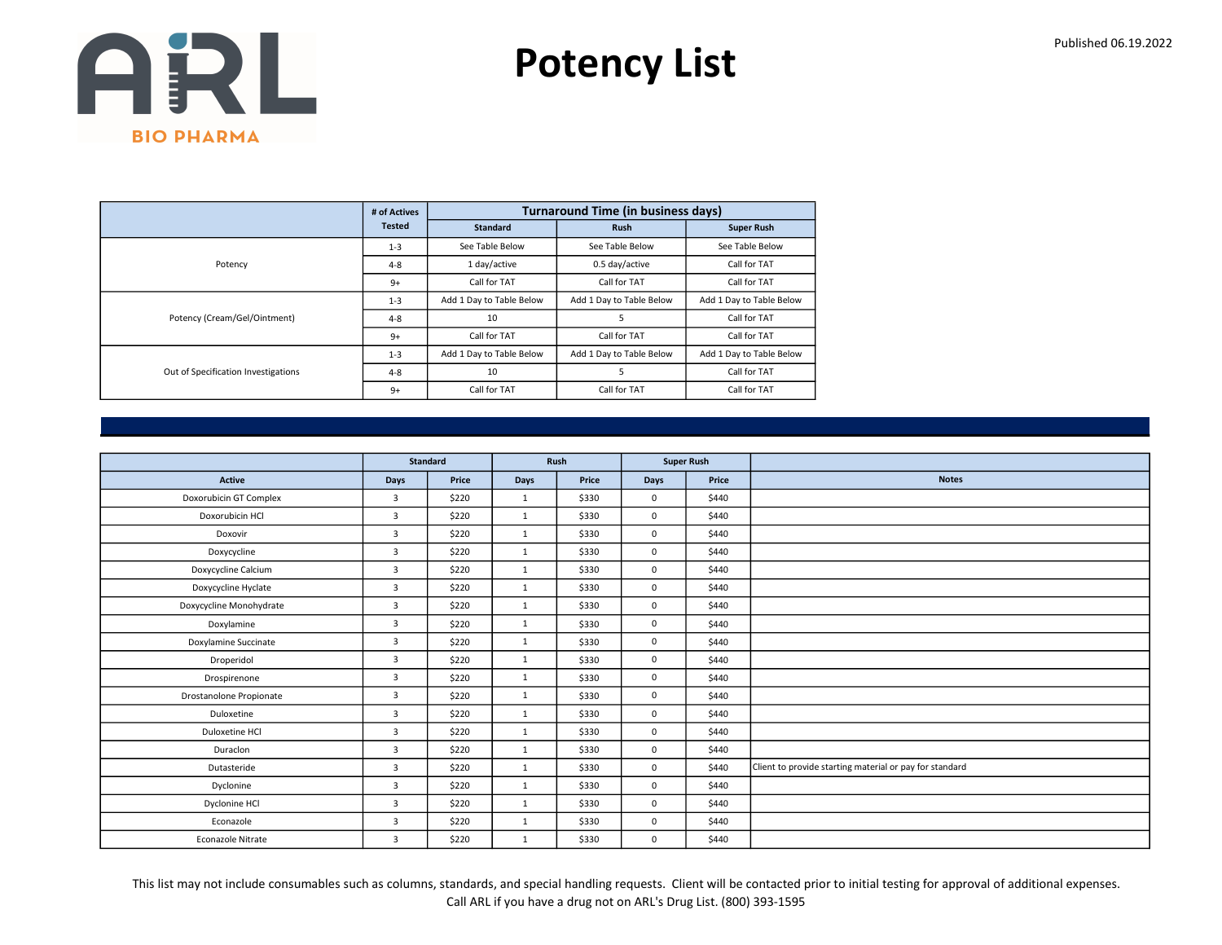# Potency List

Published 06.19.2022

| | # of Actives Tested | Turnaround Time (in business days) | | |
|---|---|---|---|---|
| | | Standard | Rush | Super Rush |
| Potency | 1-3 | See Table Below | See Table Below | See Table Below |
| | 4-8 | 1 day/active | 0.5 day/active | Call for TAT |
| | 9+ | Call for TAT | Call for TAT | Call for TAT |
| Potency (Cream/Gel/Ointment) | 1-3 | Add 1 Day to Table Below | Add 1 Day to Table Below | Add 1 Day to Table Below |
| | 4-8 | 10 | 5 | Call for TAT |
| | 9+ | Call for TAT | Call for TAT | Call for TAT |
| Out of Specification Investigations | 1-3 | Add 1 Day to Table Below | Add 1 Day to Table Below | Add 1 Day to Table Below |
| | 4-8 | 10 | 5 | Call for TAT |
| | 9+ | Call for TAT | Call for TAT | Call for TAT |

| | Standard | | Rush | | Super Rush | | |
|---|---|---|---|---|---|---|---|
| Active | Days | Price | Days | Price | Days | Price | Notes |
| Doxorubicin GT Complex | 3 | $220 | 1 | $330 | 0 | $440 | |
| Doxorubicin HCl | 3 | $220 | 1 | $330 | 0 | $440 | |
| Doxovir | 3 | $220 | 1 | $330 | 0 | $440 | |
| Doxycycline | 3 | $220 | 1 | $330 | 0 | $440 | |
| Doxycycline Calcium | 3 | $220 | 1 | $330 | 0 | $440 | |
| Doxycycline Hyclate | 3 | $220 | 1 | $330 | 0 | $440 | |
| Doxycycline Monohydrate | 3 | $220 | 1 | $330 | 0 | $440 | |
| Doxylamine | 3 | $220 | 1 | $330 | 0 | $440 | |
| Doxylamine Succinate | 3 | $220 | 1 | $330 | 0 | $440 | |
| Droperidol | 3 | $220 | 1 | $330 | 0 | $440 | |
| Drospirenone | 3 | $220 | 1 | $330 | 0 | $440 | |
| Drostanolone Propionate | 3 | $220 | 1 | $330 | 0 | $440 | |
| Duloxetine | 3 | $220 | 1 | $330 | 0 | $440 | |
| Duloxetine HCl | 3 | $220 | 1 | $330 | 0 | $440 | |
| Duraclon | 3 | $220 | 1 | $330 | 0 | $440 | |
| Dutasteride | 3 | $220 | 1 | $330 | 0 | $440 | Client to provide starting material or pay for standard |
| Dyclonine | 3 | $220 | 1 | $330 | 0 | $440 | |
| Dyclonine HCl | 3 | $220 | 1 | $330 | 0 | $440 | |
| Econazole | 3 | $220 | 1 | $330 | 0 | $440 | |
| Econazole Nitrate | 3 | $220 | 1 | $330 | 0 | $440 | |

This list may not include consumables such as columns, standards, and special handling requests. Client will be contacted prior to initial testing for approval of additional expenses.
Call ARL if you have a drug not on ARL's Drug List. (800) 393-1595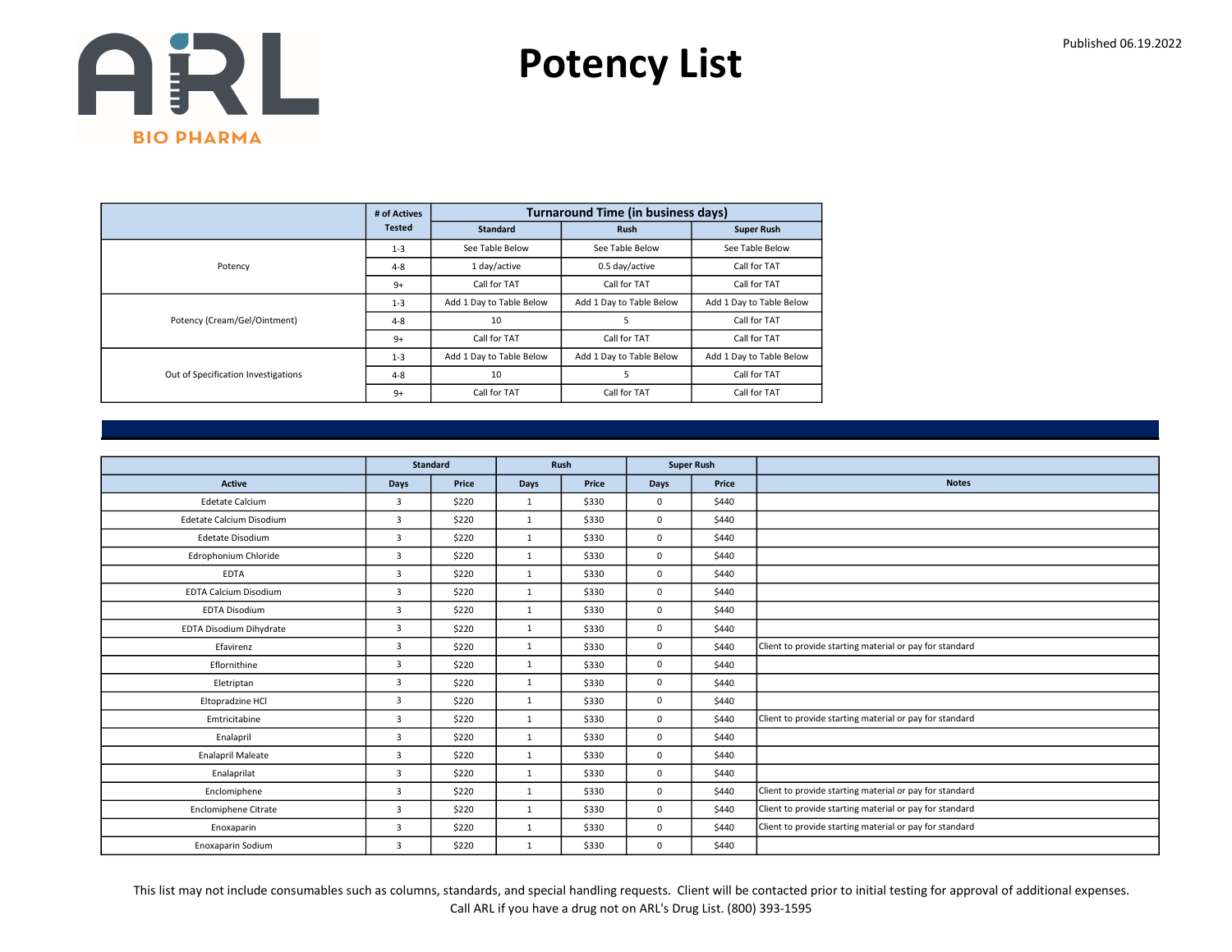# Potency List

Published 06.19.2022

| | # of Actives Tested | Turnaround Time (in business days) | | |
|---|---|---|---|---|
| | | Standard | Rush | Super Rush |
| Potency | 1-3 | See Table Below | See Table Below | See Table Below |
| | 4-8 | 1 day/active | 0.5 day/active | Call for TAT |
| | 9+ | Call for TAT | Call for TAT | Call for TAT |
| Potency (Cream/Gel/Ointment) | 1-3 | Add 1 Day to Table Below | Add 1 Day to Table Below | Add 1 Day to Table Below |
| | 4-8 | 10 | 5 | Call for TAT |
| | 9+ | Call for TAT | Call for TAT | Call for TAT |
| Out of Specification Investigations | 1-3 | Add 1 Day to Table Below | Add 1 Day to Table Below | Add 1 Day to Table Below |
| | 4-8 | 10 | 5 | Call for TAT |
| | 9+ | Call for TAT | Call for TAT | Call for TAT |

| | Standard | | Rush | | Super Rush | | |
|---|---|---|---|---|---|---|---|
| Active | Days | Price | Days | Price | Days | Price | Notes |
| Edetate Calcium | 3 | $220 | 1 | $330 | 0 | $440 | |
| Edetate Calcium Disodium | 3 | $220 | 1 | $330 | 0 | $440 | |
| Edetate Disodium | 3 | $220 | 1 | $330 | 0 | $440 | |
| Edrophonium Chloride | 3 | $220 | 1 | $330 | 0 | $440 | |
| EDTA | 3 | $220 | 1 | $330 | 0 | $440 | |
| EDTA Calcium Disodium | 3 | $220 | 1 | $330 | 0 | $440 | |
| EDTA Disodium | 3 | $220 | 1 | $330 | 0 | $440 | |
| EDTA Disodium Dihydrate | 3 | $220 | 1 | $330 | 0 | $440 | |
| Efavirenz | 3 | $220 | 1 | $330 | 0 | $440 | Client to provide starting material or pay for standard |
| Eflornithine | 3 | $220 | 1 | $330 | 0 | $440 | |
| Eletriptan | 3 | $220 | 1 | $330 | 0 | $440 | |
| Eltopradzine HCl | 3 | $220 | 1 | $330 | 0 | $440 | |
| Emtricitabine | 3 | $220 | 1 | $330 | 0 | $440 | Client to provide starting material or pay for standard |
| Enalapril | 3 | $220 | 1 | $330 | 0 | $440 | |
| Enalapril Maleate | 3 | $220 | 1 | $330 | 0 | $440 | |
| Enalaprilat | 3 | $220 | 1 | $330 | 0 | $440 | |
| Enclomiphene | 3 | $220 | 1 | $330 | 0 | $440 | Client to provide starting material or pay for standard |
| Enclomiphene Citrate | 3 | $220 | 1 | $330 | 0 | $440 | Client to provide starting material or pay for standard |
| Enoxaparin | 3 | $220 | 1 | $330 | 0 | $440 | Client to provide starting material or pay for standard |
| Enoxaparin Sodium | 3 | $220 | 1 | $330 | 0 | $440 | |

This list may not include consumables such as columns, standards, and special handling requests. Client will be contacted prior to initial testing for approval of additional expenses.
Call ARL if you have a drug not on ARL's Drug List. (800) 393-1595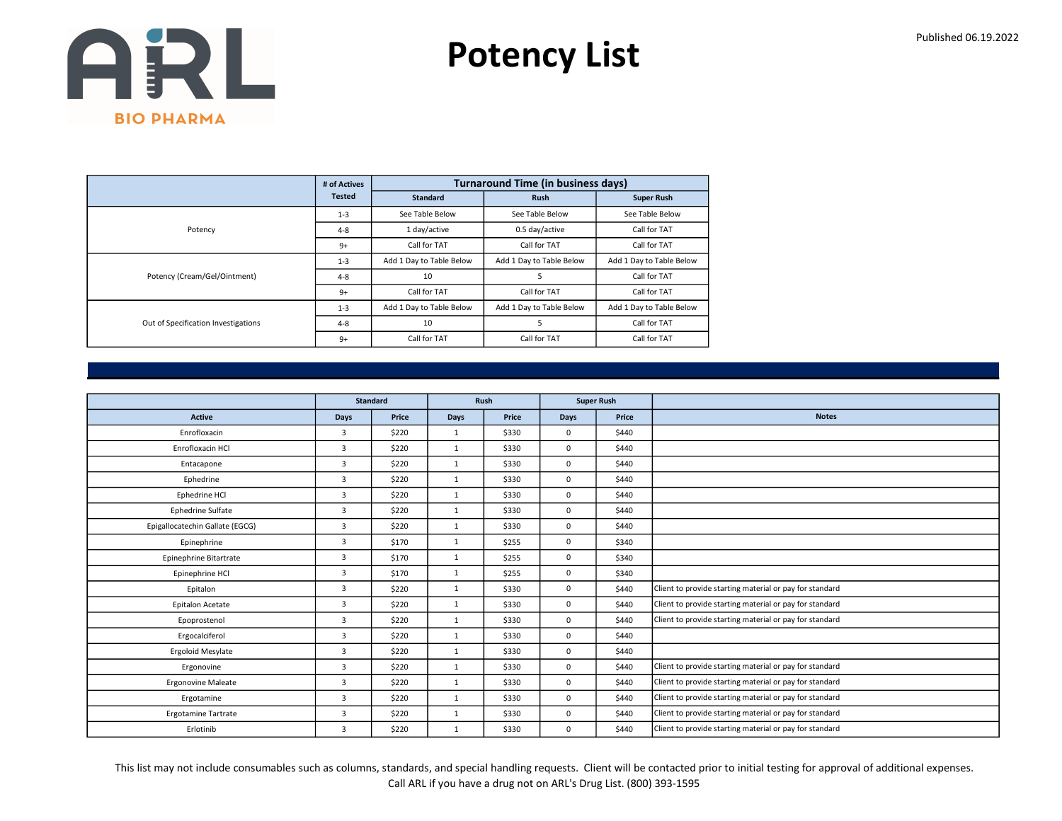# Potency List

Published 06.19.2022

| | # of Actives Tested | Turnaround Time (in business days) | | |
|---|---|---|---|---|
| | | Standard | Rush | Super Rush |
| Potency | 1-3 | See Table Below | See Table Below | See Table Below |
| | 4-8 | 1 day/active | 0.5 day/active | Call for TAT |
| | 9+ | Call for TAT | Call for TAT | Call for TAT |
| Potency (Cream/Gel/Ointment) | 1-3 | Add 1 Day to Table Below | Add 1 Day to Table Below | Add 1 Day to Table Below |
| | 4-8 | 10 | 5 | Call for TAT |
| | 9+ | Call for TAT | Call for TAT | Call for TAT |
| Out of Specification Investigations | 1-3 | Add 1 Day to Table Below | Add 1 Day to Table Below | Add 1 Day to Table Below |
| | 4-8 | 10 | 5 | Call for TAT |
| | 9+ | Call for TAT | Call for TAT | Call for TAT |

| | Standard | | Rush | | Super Rush | | |
|---|---|---|---|---|---|---|---|
| Active | Days | Price | Days | Price | Days | Price | Notes |
| Enrofloxacin | 3 | $220 | 1 | $330 | 0 | $440 | |
| Enrofloxacin HCl | 3 | $220 | 1 | $330 | 0 | $440 | |
| Entacapone | 3 | $220 | 1 | $330 | 0 | $440 | |
| Ephedrine | 3 | $220 | 1 | $330 | 0 | $440 | |
| Ephedrine HCl | 3 | $220 | 1 | $330 | 0 | $440 | |
| Ephedrine Sulfate | 3 | $220 | 1 | $330 | 0 | $440 | |
| Epigallocatechin Gallate (EGCG) | 3 | $220 | 1 | $330 | 0 | $440 | |
| Epinephrine | 3 | $170 | 1 | $255 | 0 | $340 | |
| Epinephrine Bitartrate | 3 | $170 | 1 | $255 | 0 | $340 | |
| Epinephrine HCl | 3 | $170 | 1 | $255 | 0 | $340 | |
| Epitalon | 3 | $220 | 1 | $330 | 0 | $440 | Client to provide starting material or pay for standard |
| Epitalon Acetate | 3 | $220 | 1 | $330 | 0 | $440 | Client to provide starting material or pay for standard |
| Epoprostenol | 3 | $220 | 1 | $330 | 0 | $440 | Client to provide starting material or pay for standard |
| Ergocalciferol | 3 | $220 | 1 | $330 | 0 | $440 | |
| Ergoloid Mesylate | 3 | $220 | 1 | $330 | 0 | $440 | |
| Ergonovine | 3 | $220 | 1 | $330 | 0 | $440 | Client to provide starting material or pay for standard |
| Ergonovine Maleate | 3 | $220 | 1 | $330 | 0 | $440 | Client to provide starting material or pay for standard |
| Ergotamine | 3 | $220 | 1 | $330 | 0 | $440 | Client to provide starting material or pay for standard |
| Ergotamine Tartrate | 3 | $220 | 1 | $330 | 0 | $440 | Client to provide starting material or pay for standard |
| Erlotinib | 3 | $220 | 1 | $330 | 0 | $440 | Client to provide starting material or pay for standard |

This list may not include consumables such as columns, standards, and special handling requests. Client will be contacted prior to initial testing for approval of additional expenses.
Call ARL if you have a drug not on ARL's Drug List. (800) 393-1595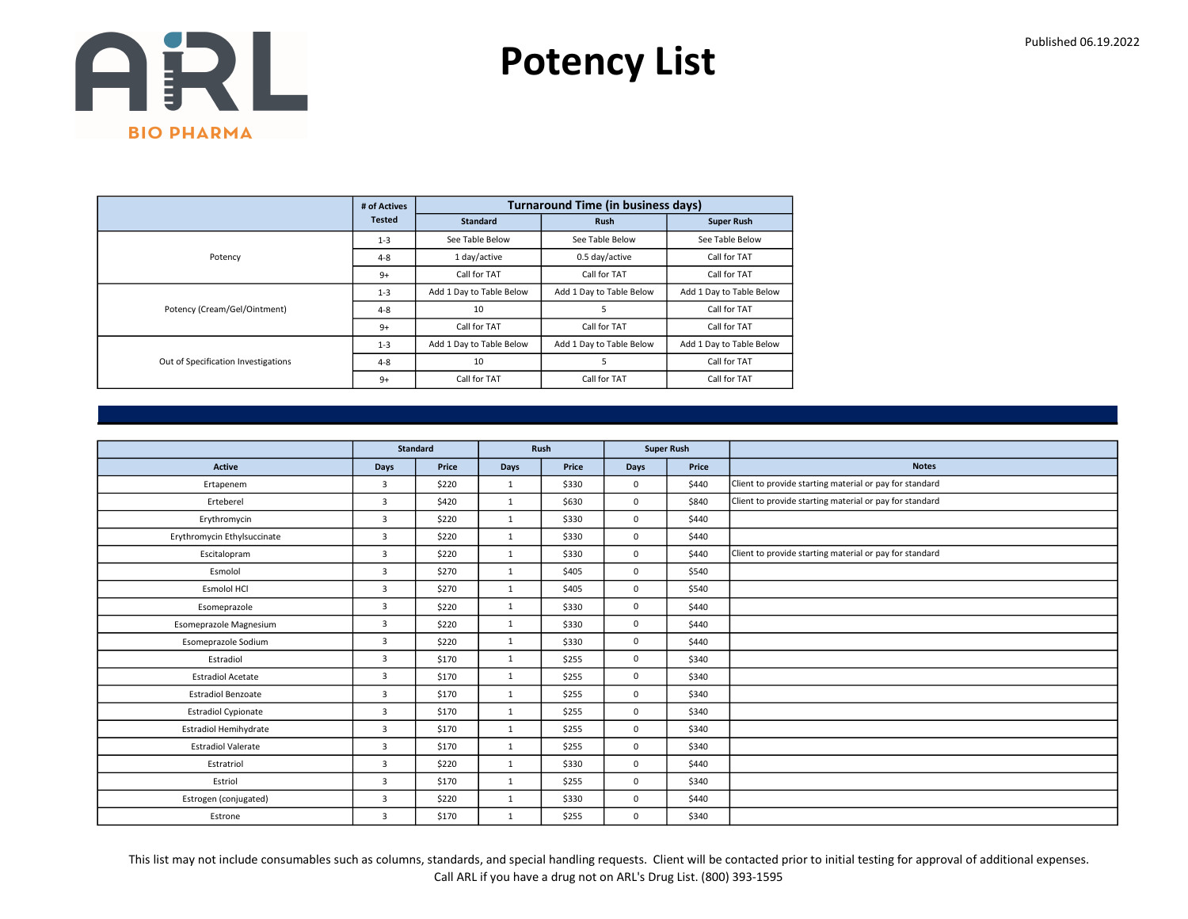ARL BIO PHARMA

# Potency List

Published 06.19.2022

| | # of Actives Tested | Turnaround Time (in business days) | | |
|---|---|---|---|---|
| | | Standard | Rush | Super Rush |
| Potency | 1-3 | See Table Below | See Table Below | See Table Below |
| | 4-8 | 1 day/active | 0.5 day/active | Call for TAT |
| | 9+ | Call for TAT | Call for TAT | Call for TAT |
| Potency (Cream/Gel/Ointment) | 1-3 | Add 1 Day to Table Below | Add 1 Day to Table Below | Add 1 Day to Table Below |
| | 4-8 | 10 | 5 | Call for TAT |
| | 9+ | Call for TAT | Call for TAT | Call for TAT |
| Out of Specification Investigations | 1-3 | Add 1 Day to Table Below | Add 1 Day to Table Below | Add 1 Day to Table Below |
| | 4-8 | 10 | 5 | Call for TAT |
| | 9+ | Call for TAT | Call for TAT | Call for TAT |

| | Standard | | Rush | | Super Rush | | |
|---|---|---|---|---|---|---|---|
| Active | Days | Price | Days | Price | Days | Price | Notes |
| Ertapenem | 3 | $220 | 1 | $330 | 0 | $440 | Client to provide starting material or pay for standard |
| Erteberel | 3 | $420 | 1 | $630 | 0 | $840 | Client to provide starting material or pay for standard |
| Erythromycin | 3 | $220 | 1 | $330 | 0 | $440 | |
| Erythromycin Ethylsuccinate | 3 | $220 | 1 | $330 | 0 | $440 | |
| Escitalopram | 3 | $220 | 1 | $330 | 0 | $440 | Client to provide starting material or pay for standard |
| Esmolol | 3 | $270 | 1 | $405 | 0 | $540 | |
| Esmolol HCl | 3 | $270 | 1 | $405 | 0 | $540 | |
| Esomeprazole | 3 | $220 | 1 | $330 | 0 | $440 | |
| Esomeprazole Magnesium | 3 | $220 | 1 | $330 | 0 | $440 | |
| Esomeprazole Sodium | 3 | $220 | 1 | $330 | 0 | $440 | |
| Estradiol | 3 | $170 | 1 | $255 | 0 | $340 | |
| Estradiol Acetate | 3 | $170 | 1 | $255 | 0 | $340 | |
| Estradiol Benzoate | 3 | $170 | 1 | $255 | 0 | $340 | |
| Estradiol Cypionate | 3 | $170 | 1 | $255 | 0 | $340 | |
| Estradiol Hemihydrate | 3 | $170 | 1 | $255 | 0 | $340 | |
| Estradiol Valerate | 3 | $170 | 1 | $255 | 0 | $340 | |
| Estratriol | 3 | $220 | 1 | $330 | 0 | $440 | |
| Estriol | 3 | $170 | 1 | $255 | 0 | $340 | |
| Estrogen (conjugated) | 3 | $220 | 1 | $330 | 0 | $440 | |
| Estrone | 3 | $170 | 1 | $255 | 0 | $340 | |

This list may not include consumables such as columns, standards, and special handling requests. Client will be contacted prior to initial testing for approval of additional expenses.
Call ARL if you have a drug not on ARL's Drug List. (800) 393-1595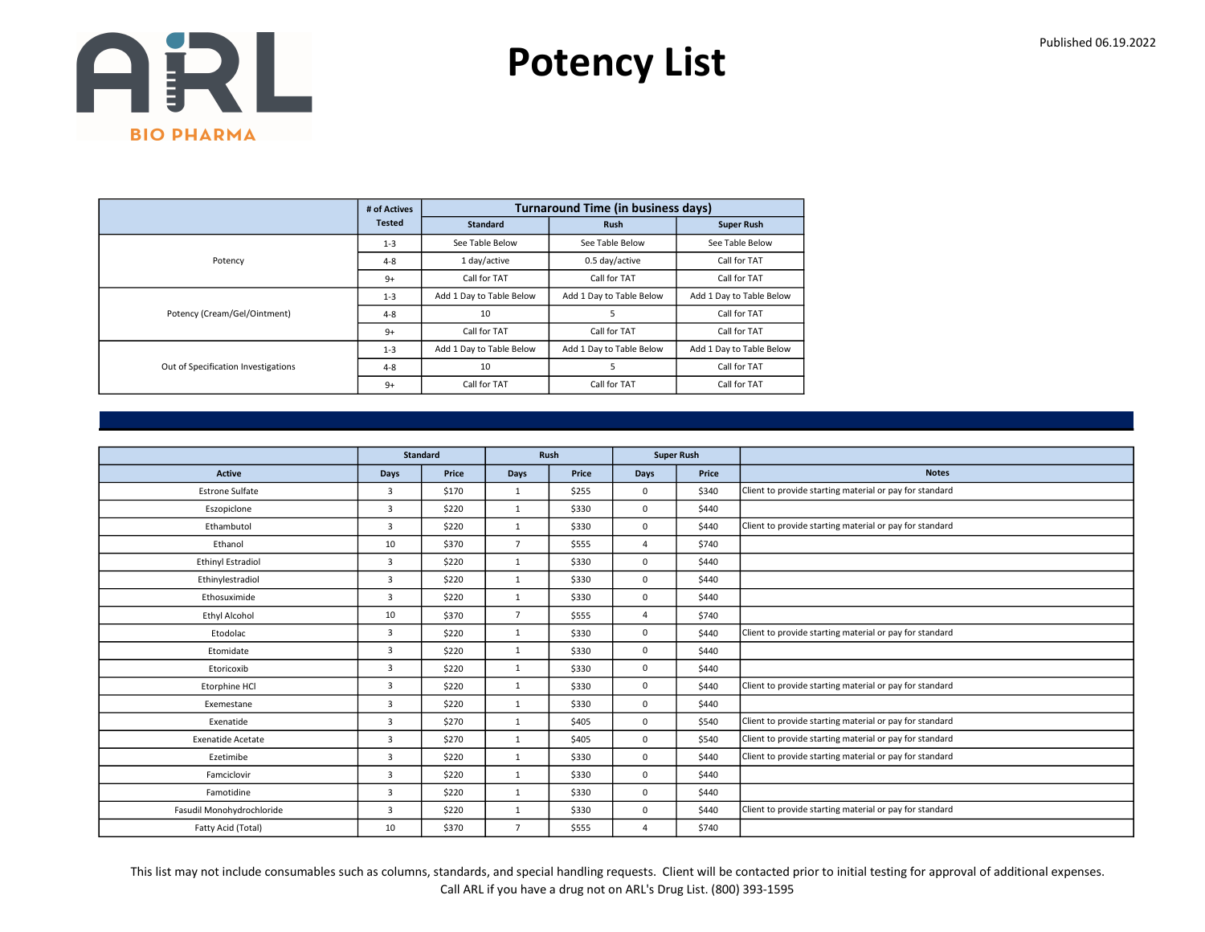# Potency List

Published 06.19.2022

| | # of Actives Tested | Turnaround Time (in business days) | | |
|---|---|---|---|---|
| | | Standard | Rush | Super Rush |
| Potency | 1-3 | See Table Below | See Table Below | See Table Below |
| | 4-8 | 1 day/active | 0.5 day/active | Call for TAT |
| | 9+ | Call for TAT | Call for TAT | Call for TAT |
| Potency (Cream/Gel/Ointment) | 1-3 | Add 1 Day to Table Below | Add 1 Day to Table Below | Add 1 Day to Table Below |
| | 4-8 | 10 | 5 | Call for TAT |
| | 9+ | Call for TAT | Call for TAT | Call for TAT |
| Out of Specification Investigations | 1-3 | Add 1 Day to Table Below | Add 1 Day to Table Below | Add 1 Day to Table Below |
| | 4-8 | 10 | 5 | Call for TAT |
| | 9+ | Call for TAT | Call for TAT | Call for TAT |

| | Standard | | Rush | | Super Rush | | |
|---|---|---|---|---|---|---|---|
| Active | Days | Price | Days | Price | Days | Price | Notes |
| Estrone Sulfate | 3 | $170 | 1 | $255 | 0 | $340 | Client to provide starting material or pay for standard |
| Eszopiclone | 3 | $220 | 1 | $330 | 0 | $440 | |
| Ethambutol | 3 | $220 | 1 | $330 | 0 | $440 | Client to provide starting material or pay for standard |
| Ethanol | 10 | $370 | 7 | $555 | 4 | $740 | |
| Ethinyl Estradiol | 3 | $220 | 1 | $330 | 0 | $440 | |
| Ethinylestradiol | 3 | $220 | 1 | $330 | 0 | $440 | |
| Ethosuximide | 3 | $220 | 1 | $330 | 0 | $440 | |
| Ethyl Alcohol | 10 | $370 | 7 | $555 | 4 | $740 | |
| Etodolac | 3 | $220 | 1 | $330 | 0 | $440 | Client to provide starting material or pay for standard |
| Etomidate | 3 | $220 | 1 | $330 | 0 | $440 | |
| Etoricoxib | 3 | $220 | 1 | $330 | 0 | $440 | |
| Etorphine HCl | 3 | $220 | 1 | $330 | 0 | $440 | Client to provide starting material or pay for standard |
| Exemestane | 3 | $220 | 1 | $330 | 0 | $440 | |
| Exenatide | 3 | $270 | 1 | $405 | 0 | $540 | Client to provide starting material or pay for standard |
| Exenatide Acetate | 3 | $270 | 1 | $405 | 0 | $540 | Client to provide starting material or pay for standard |
| Ezetimibe | 3 | $220 | 1 | $330 | 0 | $440 | Client to provide starting material or pay for standard |
| Famciclovir | 3 | $220 | 1 | $330 | 0 | $440 | |
| Famotidine | 3 | $220 | 1 | $330 | 0 | $440 | |
| Fasudil Monohydrochloride | 3 | $220 | 1 | $330 | 0 | $440 | Client to provide starting material or pay for standard |
| Fatty Acid (Total) | 10 | $370 | 7 | $555 | 4 | $740 | |

This list may not include consumables such as columns, standards, and special handling requests. Client will be contacted prior to initial testing for approval of additional expenses.
Call ARL if you have a drug not on ARL's Drug List. (800) 393-1595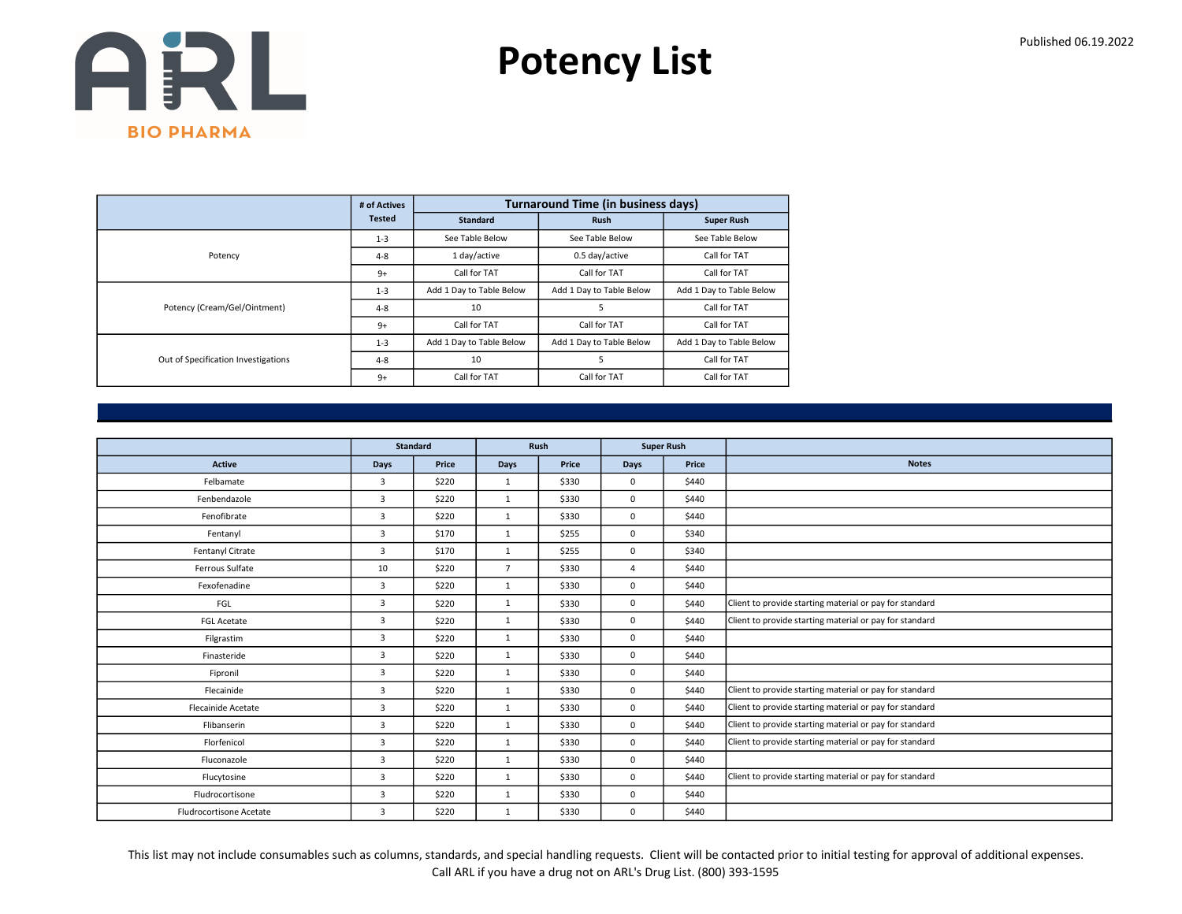# Potency List

Published 06.19.2022

ARL BIO PHARMA

| | # of Actives Tested | Turnaround Time (in business days) | | |
|---|---|---|---|---|
| | | Standard | Rush | Super Rush |
| Potency | 1-3 | See Table Below | See Table Below | See Table Below |
| | 4-8 | 1 day/active | 0.5 day/active | Call for TAT |
| | 9+ | Call for TAT | Call for TAT | Call for TAT |
| Potency (Cream/Gel/Ointment) | 1-3 | Add 1 Day to Table Below | Add 1 Day to Table Below | Add 1 Day to Table Below |
| | 4-8 | 10 | 5 | Call for TAT |
| | 9+ | Call for TAT | Call for TAT | Call for TAT |
| Out of Specification Investigations | 1-3 | Add 1 Day to Table Below | Add 1 Day to Table Below | Add 1 Day to Table Below |
| | 4-8 | 10 | 5 | Call for TAT |
| | 9+ | Call for TAT | Call for TAT | Call for TAT |

| | Standard | | Rush | | Super Rush | | |
|---|---|---|---|---|---|---|---|
| Active | Days | Price | Days | Price | Days | Price | Notes |
| Felbamate | 3 | $220 | 1 | $330 | 0 | $440 | |
| Fenbendazole | 3 | $220 | 1 | $330 | 0 | $440 | |
| Fenofibrate | 3 | $220 | 1 | $330 | 0 | $440 | |
| Fentanyl | 3 | $170 | 1 | $255 | 0 | $340 | |
| Fentanyl Citrate | 3 | $170 | 1 | $255 | 0 | $340 | |
| Ferrous Sulfate | 10 | $220 | 7 | $330 | 4 | $440 | |
| Fexofenadine | 3 | $220 | 1 | $330 | 0 | $440 | |
| FGL | 3 | $220 | 1 | $330 | 0 | $440 | Client to provide starting material or pay for standard |
| FGL Acetate | 3 | $220 | 1 | $330 | 0 | $440 | Client to provide starting material or pay for standard |
| Filgrastim | 3 | $220 | 1 | $330 | 0 | $440 | |
| Finasteride | 3 | $220 | 1 | $330 | 0 | $440 | |
| Fipronil | 3 | $220 | 1 | $330 | 0 | $440 | |
| Flecainide | 3 | $220 | 1 | $330 | 0 | $440 | Client to provide starting material or pay for standard |
| Flecainide Acetate | 3 | $220 | 1 | $330 | 0 | $440 | Client to provide starting material or pay for standard |
| Flibanserin | 3 | $220 | 1 | $330 | 0 | $440 | Client to provide starting material or pay for standard |
| Florfenicol | 3 | $220 | 1 | $330 | 0 | $440 | Client to provide starting material or pay for standard |
| Fluconazole | 3 | $220 | 1 | $330 | 0 | $440 | |
| Flucytosine | 3 | $220 | 1 | $330 | 0 | $440 | Client to provide starting material or pay for standard |
| Fludrocortisone | 3 | $220 | 1 | $330 | 0 | $440 | |
| Fludrocortisone Acetate | 3 | $220 | 1 | $330 | 0 | $440 | |

This list may not include consumables such as columns, standards, and special handling requests. Client will be contacted prior to initial testing for approval of additional expenses.
Call ARL if you have a drug not on ARL's Drug List. (800) 393-1595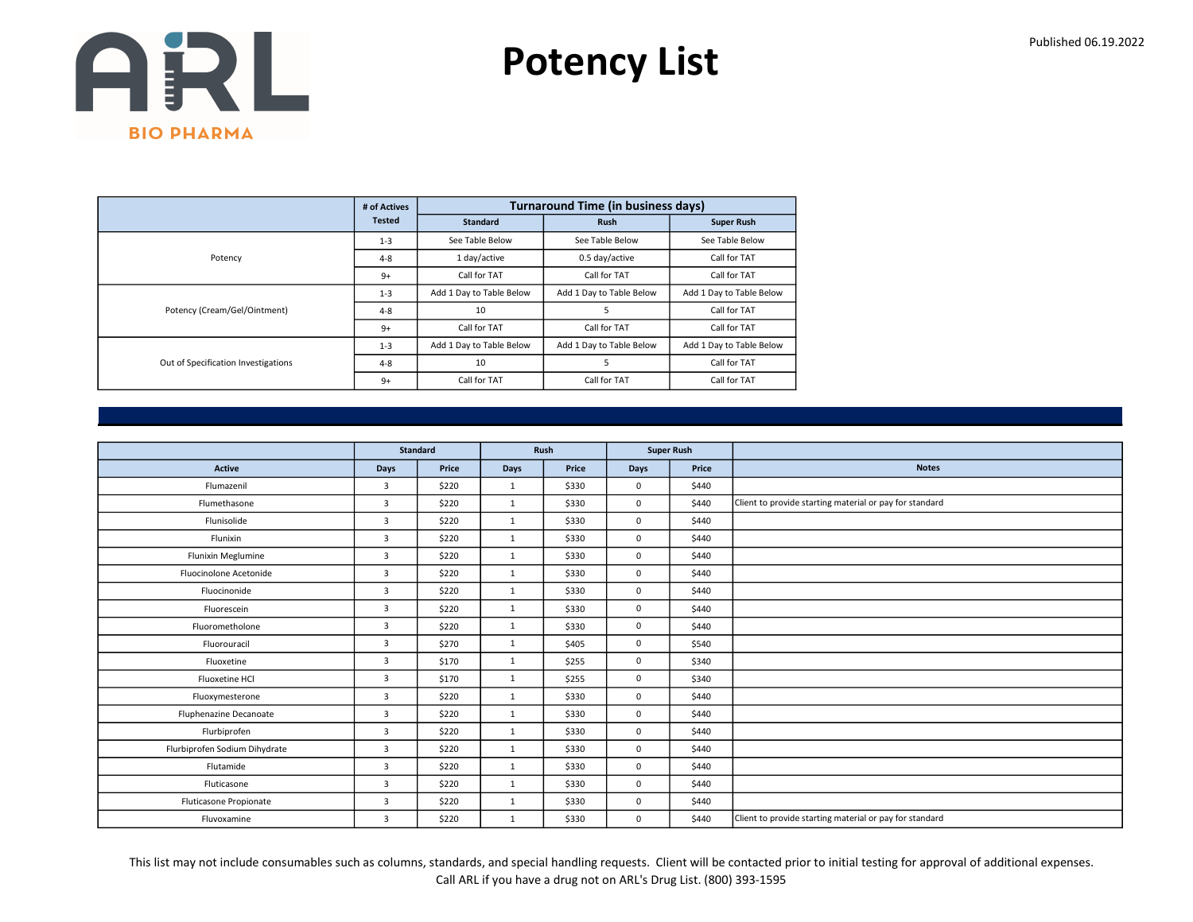# Potency List

Published 06.19.2022

ARL BIO PHARMA

| | # of Actives Tested | Turnaround Time (in business days) | | |
|---|---|---|---|---|
| | | Standard | Rush | Super Rush |
| Potency | 1-3 | See Table Below | See Table Below | See Table Below |
| | 4-8 | 1 day/active | 0.5 day/active | Call for TAT |
| | 9+ | Call for TAT | Call for TAT | Call for TAT |
| Potency (Cream/Gel/Ointment) | 1-3 | Add 1 Day to Table Below | Add 1 Day to Table Below | Add 1 Day to Table Below |
| | 4-8 | 10 | 5 | Call for TAT |
| | 9+ | Call for TAT | Call for TAT | Call for TAT |
| Out of Specification Investigations | 1-3 | Add 1 Day to Table Below | Add 1 Day to Table Below | Add 1 Day to Table Below |
| | 4-8 | 10 | 5 | Call for TAT |
| | 9+ | Call for TAT | Call for TAT | Call for TAT |

| | Standard | | Rush | | Super Rush | | |
|---|---|---|---|---|---|---|---|
| Active | Days | Price | Days | Price | Days | Price | Notes |
| Flumazenil | 3 | $220 | 1 | $330 | 0 | $440 | |
| Flumethasone | 3 | $220 | 1 | $330 | 0 | $440 | Client to provide starting material or pay for standard |
| Flunisolide | 3 | $220 | 1 | $330 | 0 | $440 | |
| Flunixin | 3 | $220 | 1 | $330 | 0 | $440 | |
| Flunixin Meglumine | 3 | $220 | 1 | $330 | 0 | $440 | |
| Fluocinolone Acetonide | 3 | $220 | 1 | $330 | 0 | $440 | |
| Fluocinonide | 3 | $220 | 1 | $330 | 0 | $440 | |
| Fluorescein | 3 | $220 | 1 | $330 | 0 | $440 | |
| Fluorometholone | 3 | $220 | 1 | $330 | 0 | $440 | |
| Fluorouracil | 3 | $270 | 1 | $405 | 0 | $540 | |
| Fluoxetine | 3 | $170 | 1 | $255 | 0 | $340 | |
| Fluoxetine HCl | 3 | $170 | 1 | $255 | 0 | $340 | |
| Fluoxymesterone | 3 | $220 | 1 | $330 | 0 | $440 | |
| Fluphenazine Decanoate | 3 | $220 | 1 | $330 | 0 | $440 | |
| Flurbiprofen | 3 | $220 | 1 | $330 | 0 | $440 | |
| Flurbiprofen Sodium Dihydrate | 3 | $220 | 1 | $330 | 0 | $440 | |
| Flutamide | 3 | $220 | 1 | $330 | 0 | $440 | |
| Fluticasone | 3 | $220 | 1 | $330 | 0 | $440 | |
| Fluticasone Propionate | 3 | $220 | 1 | $330 | 0 | $440 | |
| Fluvoxamine | 3 | $220 | 1 | $330 | 0 | $440 | Client to provide starting material or pay for standard |

This list may not include consumables such as columns, standards, and special handling requests. Client will be contacted prior to initial testing for approval of additional expenses.
Call ARL if you have a drug not on ARL's Drug List. (800) 393-1595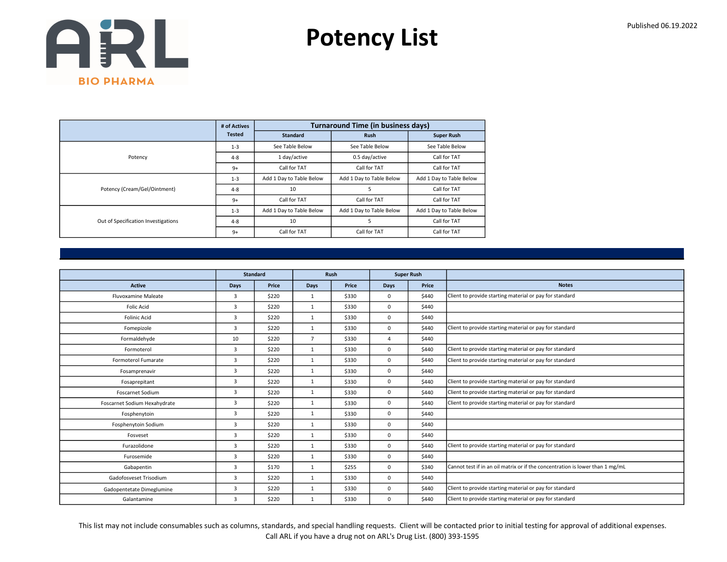# Potency List

Published 06.19.2022

| | # of Actives Tested | Turnaround Time (in business days) | | |
|---|---|---|---|---|
| | | Standard | Rush | Super Rush |
| Potency | 1-3 | See Table Below | See Table Below | See Table Below |
| | 4-8 | 1 day/active | 0.5 day/active | Call for TAT |
| | 9+ | Call for TAT | Call for TAT | Call for TAT |
| Potency (Cream/Gel/Ointment) | 1-3 | Add 1 Day to Table Below | Add 1 Day to Table Below | Add 1 Day to Table Below |
| | 4-8 | 10 | 5 | Call for TAT |
| | 9+ | Call for TAT | Call for TAT | Call for TAT |
| Out of Specification Investigations | 1-3 | Add 1 Day to Table Below | Add 1 Day to Table Below | Add 1 Day to Table Below |
| | 4-8 | 10 | 5 | Call for TAT |
| | 9+ | Call for TAT | Call for TAT | Call for TAT |

| | Standard | | Rush | | Super Rush | | |
|---|---|---|---|---|---|---|---|
| Active | Days | Price | Days | Price | Days | Price | Notes |
| Fluvoxamine Maleate | 3 | $220 | 1 | $330 | 0 | $440 | Client to provide starting material or pay for standard |
| Folic Acid | 3 | $220 | 1 | $330 | 0 | $440 | |
| Folinic Acid | 3 | $220 | 1 | $330 | 0 | $440 | |
| Fomepizole | 3 | $220 | 1 | $330 | 0 | $440 | Client to provide starting material or pay for standard |
| Formaldehyde | 10 | $220 | 7 | $330 | 4 | $440 | |
| Formoterol | 3 | $220 | 1 | $330 | 0 | $440 | Client to provide starting material or pay for standard |
| Formoterol Fumarate | 3 | $220 | 1 | $330 | 0 | $440 | Client to provide starting material or pay for standard |
| Fosamprenavir | 3 | $220 | 1 | $330 | 0 | $440 | |
| Fosaprepitant | 3 | $220 | 1 | $330 | 0 | $440 | Client to provide starting material or pay for standard |
| Foscarnet Sodium | 3 | $220 | 1 | $330 | 0 | $440 | Client to provide starting material or pay for standard |
| Foscarnet Sodium Hexahydrate | 3 | $220 | 1 | $330 | 0 | $440 | Client to provide starting material or pay for standard |
| Fosphenytoin | 3 | $220 | 1 | $330 | 0 | $440 | |
| Fosphenytoin Sodium | 3 | $220 | 1 | $330 | 0 | $440 | |
| Fosveset | 3 | $220 | 1 | $330 | 0 | $440 | |
| Furazolidone | 3 | $220 | 1 | $330 | 0 | $440 | Client to provide starting material or pay for standard |
| Furosemide | 3 | $220 | 1 | $330 | 0 | $440 | |
| Gabapentin | 3 | $170 | 1 | $255 | 0 | $340 | Cannot test if in an oil matrix or if the concentration is lower than 1 mg/mL |
| Gadofosveset Trisodium | 3 | $220 | 1 | $330 | 0 | $440 | |
| Gadopentetate Dimeglumine | 3 | $220 | 1 | $330 | 0 | $440 | Client to provide starting material or pay for standard |
| Galantamine | 3 | $220 | 1 | $330 | 0 | $440 | Client to provide starting material or pay for standard |

This list may not include consumables such as columns, standards, and special handling requests. Client will be contacted prior to initial testing for approval of additional expenses.
Call ARL if you have a drug not on ARL's Drug List. (800) 393-1595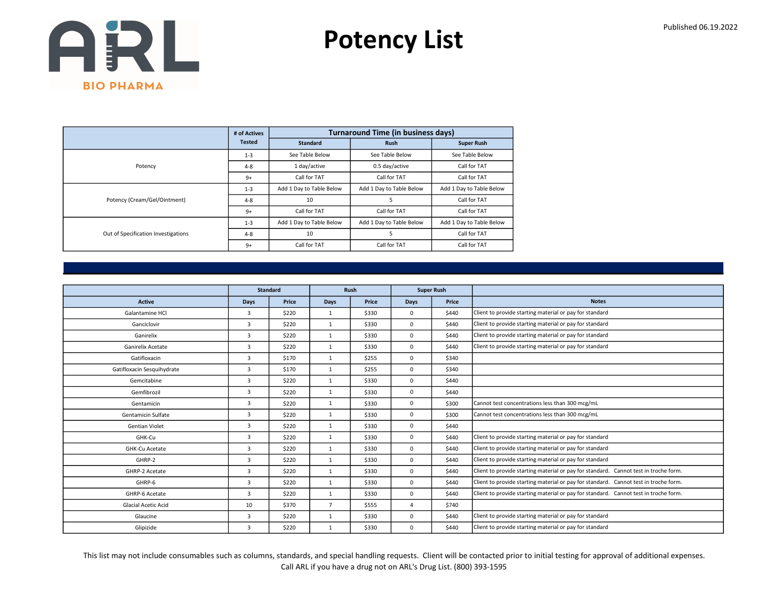# Potency List

Published 06.19.2022

| | # of Actives Tested | Turnaround Time (in business days) | | |
|---|---|---|---|---|
| | | Standard | Rush | Super Rush |
| Potency | 1-3 | See Table Below | See Table Below | See Table Below |
| | 4-8 | 1 day/active | 0.5 day/active | Call for TAT |
| | 9+ | Call for TAT | Call for TAT | Call for TAT |
| Potency (Cream/Gel/Ointment) | 1-3 | Add 1 Day to Table Below | Add 1 Day to Table Below | Add 1 Day to Table Below |
| | 4-8 | 10 | 5 | Call for TAT |
| | 9+ | Call for TAT | Call for TAT | Call for TAT |
| Out of Specification Investigations | 1-3 | Add 1 Day to Table Below | Add 1 Day to Table Below | Add 1 Day to Table Below |
| | 4-8 | 10 | 5 | Call for TAT |
| | 9+ | Call for TAT | Call for TAT | Call for TAT |

| | Standard | | Rush | | Super Rush | | |
|---|---|---|---|---|---|---|---|
| Active | Days | Price | Days | Price | Days | Price | Notes |
| Galantamine HCl | 3 | $220 | 1 | $330 | 0 | $440 | Client to provide starting material or pay for standard |
| Ganciclovir | 3 | $220 | 1 | $330 | 0 | $440 | Client to provide starting material or pay for standard |
| Ganirelix | 3 | $220 | 1 | $330 | 0 | $440 | Client to provide starting material or pay for standard |
| Ganirelix Acetate | 3 | $220 | 1 | $330 | 0 | $440 | Client to provide starting material or pay for standard |
| Gatifloxacin | 3 | $170 | 1 | $255 | 0 | $340 | |
| Gatifloxacin Sesquihydrate | 3 | $170 | 1 | $255 | 0 | $340 | |
| Gemcitabine | 3 | $220 | 1 | $330 | 0 | $440 | |
| Gemfibrozil | 3 | $220 | 1 | $330 | 0 | $440 | |
| Gentamicin | 3 | $220 | 1 | $330 | 0 | $300 | Cannot test concentrations less than 300 mcg/mL |
| Gentamicin Sulfate | 3 | $220 | 1 | $330 | 0 | $300 | Cannot test concentrations less than 300 mcg/mL |
| Gentian Violet | 3 | $220 | 1 | $330 | 0 | $440 | |
| GHK-Cu | 3 | $220 | 1 | $330 | 0 | $440 | Client to provide starting material or pay for standard |
| GHK-Cu Acetate | 3 | $220 | 1 | $330 | 0 | $440 | Client to provide starting material or pay for standard |
| GHRP-2 | 3 | $220 | 1 | $330 | 0 | $440 | Client to provide starting material or pay for standard |
| GHRP-2 Acetate | 3 | $220 | 1 | $330 | 0 | $440 | Client to provide starting material or pay for standard. Cannot test in troche form. |
| GHRP-6 | 3 | $220 | 1 | $330 | 0 | $440 | Client to provide starting material or pay for standard. Cannot test in troche form. |
| GHRP-6 Acetate | 3 | $220 | 1 | $330 | 0 | $440 | Client to provide starting material or pay for standard. Cannot test in troche form. |
| Glacial Acetic Acid | 10 | $370 | 7 | $555 | 4 | $740 | |
| Glaucine | 3 | $220 | 1 | $330 | 0 | $440 | Client to provide starting material or pay for standard |
| Glipizide | 3 | $220 | 1 | $330 | 0 | $440 | Client to provide starting material or pay for standard |

This list may not include consumables such as columns, standards, and special handling requests. Client will be contacted prior to initial testing for approval of additional expenses.
Call ARL if you have a drug not on ARL's Drug List. (800) 393-1595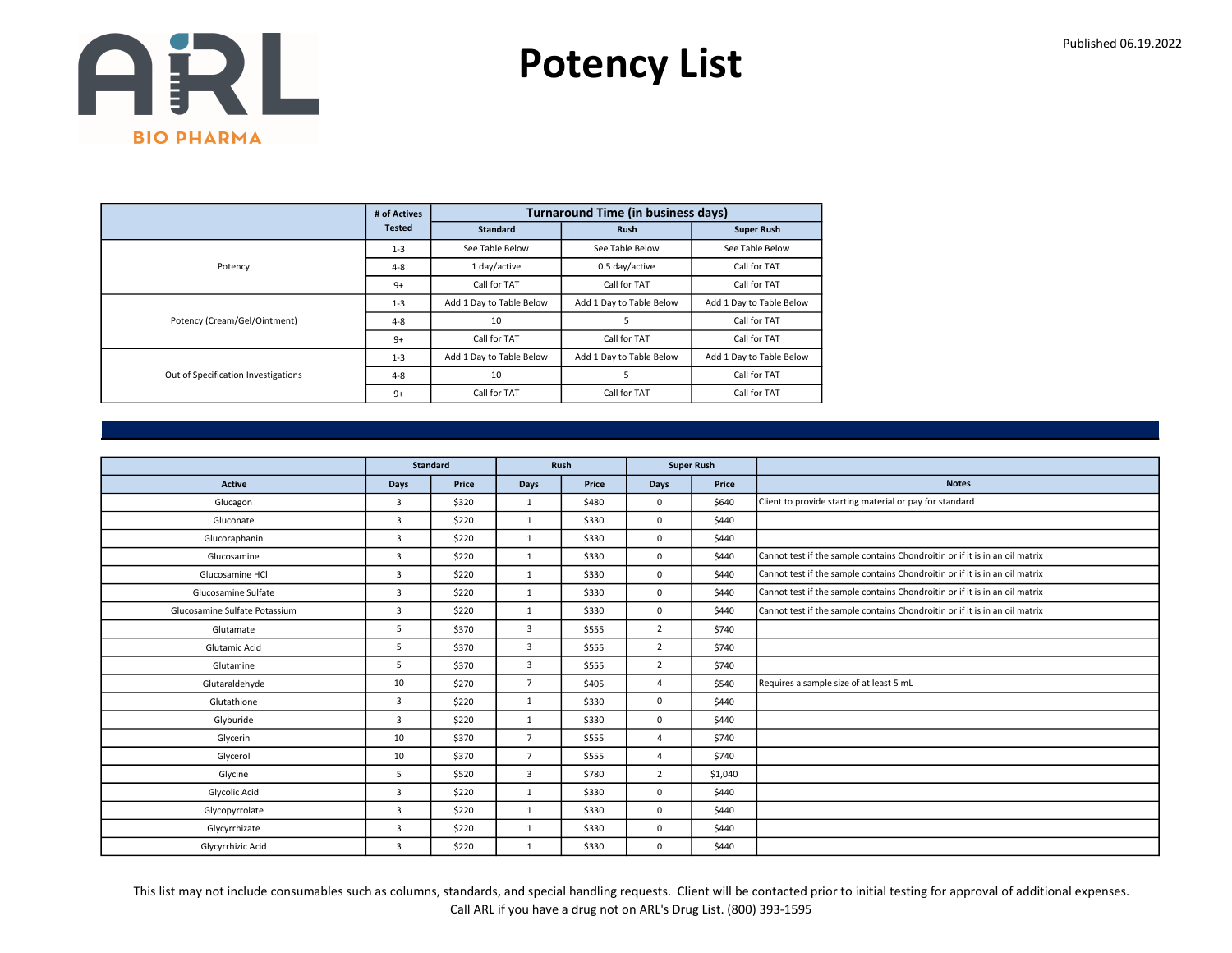# Potency List

Published 06.19.2022

| | # of Actives Tested | Turnaround Time (in business days) | | |
|---|---|---|---|---|
| | | Standard | Rush | Super Rush |
| Potency | 1-3 | See Table Below | See Table Below | See Table Below |
| | 4-8 | 1 day/active | 0.5 day/active | Call for TAT |
| | 9+ | Call for TAT | Call for TAT | Call for TAT |
| Potency (Cream/Gel/Ointment) | 1-3 | Add 1 Day to Table Below | Add 1 Day to Table Below | Add 1 Day to Table Below |
| | 4-8 | 10 | 5 | Call for TAT |
| | 9+ | Call for TAT | Call for TAT | Call for TAT |
| Out of Specification Investigations | 1-3 | Add 1 Day to Table Below | Add 1 Day to Table Below | Add 1 Day to Table Below |
| | 4-8 | 10 | 5 | Call for TAT |
| | 9+ | Call for TAT | Call for TAT | Call for TAT |

| | Standard | | Rush | | Super Rush | | |
|---|---|---|---|---|---|---|---|
| Active | Days | Price | Days | Price | Days | Price | Notes |
| Glucagon | 3 | $320 | 1 | $480 | 0 | $640 | Client to provide starting material or pay for standard |
| Gluconate | 3 | $220 | 1 | $330 | 0 | $440 | |
| Glucoraphanin | 3 | $220 | 1 | $330 | 0 | $440 | |
| Glucosamine | 3 | $220 | 1 | $330 | 0 | $440 | Cannot test if the sample contains Chondroitin or if it is in an oil matrix |
| Glucosamine HCl | 3 | $220 | 1 | $330 | 0 | $440 | Cannot test if the sample contains Chondroitin or if it is in an oil matrix |
| Glucosamine Sulfate | 3 | $220 | 1 | $330 | 0 | $440 | Cannot test if the sample contains Chondroitin or if it is in an oil matrix |
| Glucosamine Sulfate Potassium | 3 | $220 | 1 | $330 | 0 | $440 | Cannot test if the sample contains Chondroitin or if it is in an oil matrix |
| Glutamate | 5 | $370 | 3 | $555 | 2 | $740 | |
| Glutamic Acid | 5 | $370 | 3 | $555 | 2 | $740 | |
| Glutamine | 5 | $370 | 3 | $555 | 2 | $740 | |
| Glutaraldehyde | 10 | $270 | 7 | $405 | 4 | $540 | Requires a sample size of at least 5 mL |
| Glutathione | 3 | $220 | 1 | $330 | 0 | $440 | |
| Glyburide | 3 | $220 | 1 | $330 | 0 | $440 | |
| Glycerin | 10 | $370 | 7 | $555 | 4 | $740 | |
| Glycerol | 10 | $370 | 7 | $555 | 4 | $740 | |
| Glycine | 5 | $520 | 3 | $780 | 2 | $1,040 | |
| Glycolic Acid | 3 | $220 | 1 | $330 | 0 | $440 | |
| Glycopyrrolate | 3 | $220 | 1 | $330 | 0 | $440 | |
| Glycyrrhizate | 3 | $220 | 1 | $330 | 0 | $440 | |
| Glycyrrhizic Acid | 3 | $220 | 1 | $330 | 0 | $440 | |

This list may not include consumables such as columns, standards, and special handling requests. Client will be contacted prior to initial testing for approval of additional expenses.
Call ARL if you have a drug not on ARL's Drug List. (800) 393-1595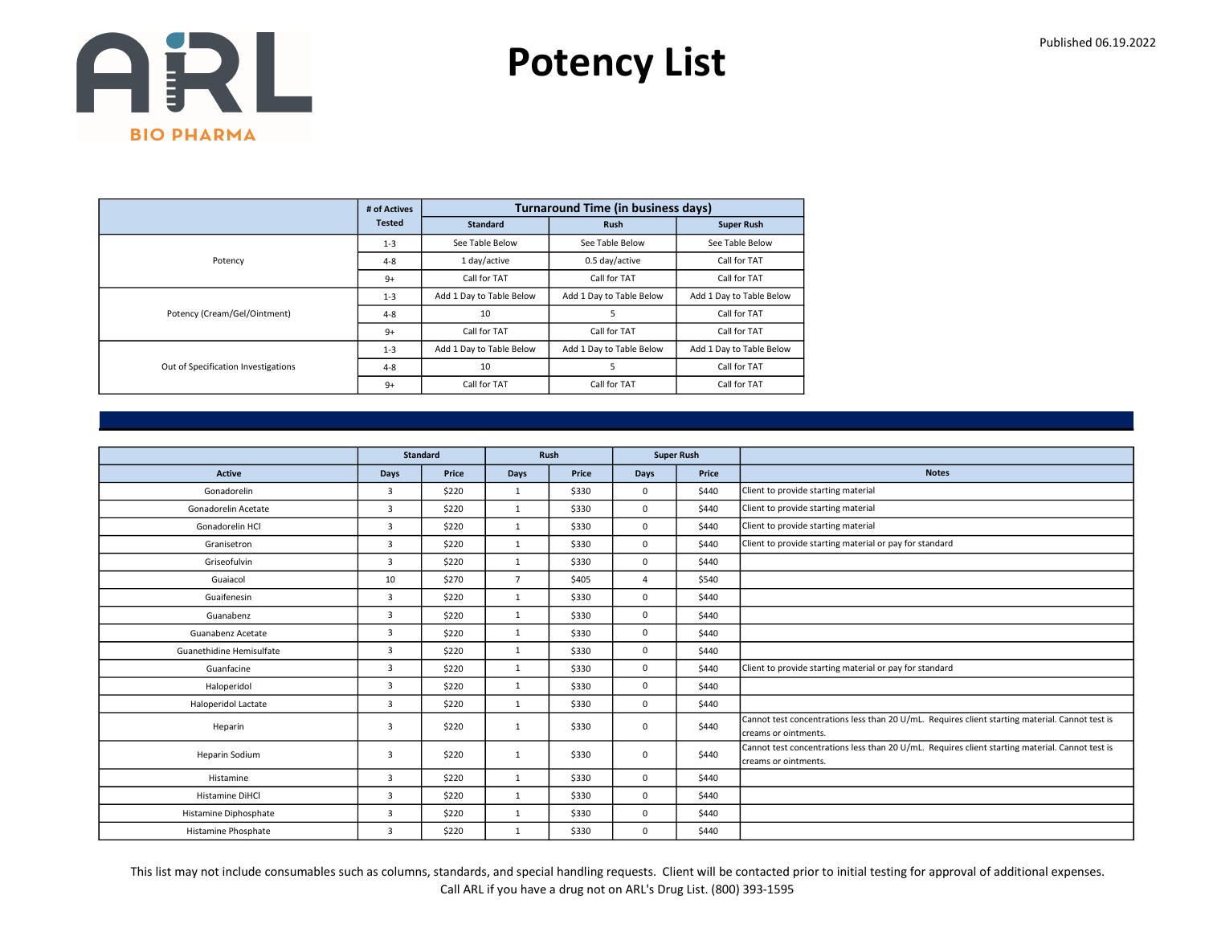# Potency List

Published 06.19.2022

| | # of Actives Tested | Turnaround Time (in business days) | | |
|---|---|---|---|---|
| | | Standard | Rush | Super Rush |
| Potency | 1-3 | See Table Below | See Table Below | See Table Below |
| | 4-8 | 1 day/active | 0.5 day/active | Call for TAT |
| | 9+ | Call for TAT | Call for TAT | Call for TAT |
| Potency (Cream/Gel/Ointment) | 1-3 | Add 1 Day to Table Below | Add 1 Day to Table Below | Add 1 Day to Table Below |
| | 4-8 | 10 | 5 | Call for TAT |
| | 9+ | Call for TAT | Call for TAT | Call for TAT |
| Out of Specification Investigations | 1-3 | Add 1 Day to Table Below | Add 1 Day to Table Below | Add 1 Day to Table Below |
| | 4-8 | 10 | 5 | Call for TAT |
| | 9+ | Call for TAT | Call for TAT | Call for TAT |

| | Standard | | Rush | | Super Rush | | |
|---|---|---|---|---|---|---|---|
| Active | Days | Price | Days | Price | Days | Price | Notes |
| Gonadorelin | 3 | $220 | 1 | $330 | 0 | $440 | Client to provide starting material |
| Gonadorelin Acetate | 3 | $220 | 1 | $330 | 0 | $440 | Client to provide starting material |
| Gonadorelin HCl | 3 | $220 | 1 | $330 | 0 | $440 | Client to provide starting material |
| Granisetron | 3 | $220 | 1 | $330 | 0 | $440 | Client to provide starting material or pay for standard |
| Griseofulvin | 3 | $220 | 1 | $330 | 0 | $440 | |
| Guaiacol | 10 | $270 | 7 | $405 | 4 | $540 | |
| Guaifenesin | 3 | $220 | 1 | $330 | 0 | $440 | |
| Guanabenz | 3 | $220 | 1 | $330 | 0 | $440 | |
| Guanabenz Acetate | 3 | $220 | 1 | $330 | 0 | $440 | |
| Guanethidine Hemisulfate | 3 | $220 | 1 | $330 | 0 | $440 | |
| Guanfacine | 3 | $220 | 1 | $330 | 0 | $440 | Client to provide starting material or pay for standard |
| Haloperidol | 3 | $220 | 1 | $330 | 0 | $440 | |
| Haloperidol Lactate | 3 | $220 | 1 | $330 | 0 | $440 | |
| Heparin | 3 | $220 | 1 | $330 | 0 | $440 | Cannot test concentrations less than 20 U/mL. Requires client starting material. Cannot test is creams or ointments. |
| Heparin Sodium | 3 | $220 | 1 | $330 | 0 | $440 | Cannot test concentrations less than 20 U/mL. Requires client starting material. Cannot test is creams or ointments. |
| Histamine | 3 | $220 | 1 | $330 | 0 | $440 | |
| Histamine DiHCl | 3 | $220 | 1 | $330 | 0 | $440 | |
| Histamine Diphosphate | 3 | $220 | 1 | $330 | 0 | $440 | |
| Histamine Phosphate | 3 | $220 | 1 | $330 | 0 | $440 | |

This list may not include consumables such as columns, standards, and special handling requests. Client will be contacted prior to initial testing for approval of additional expenses.
Call ARL if you have a drug not on ARL's Drug List. (800) 393-1595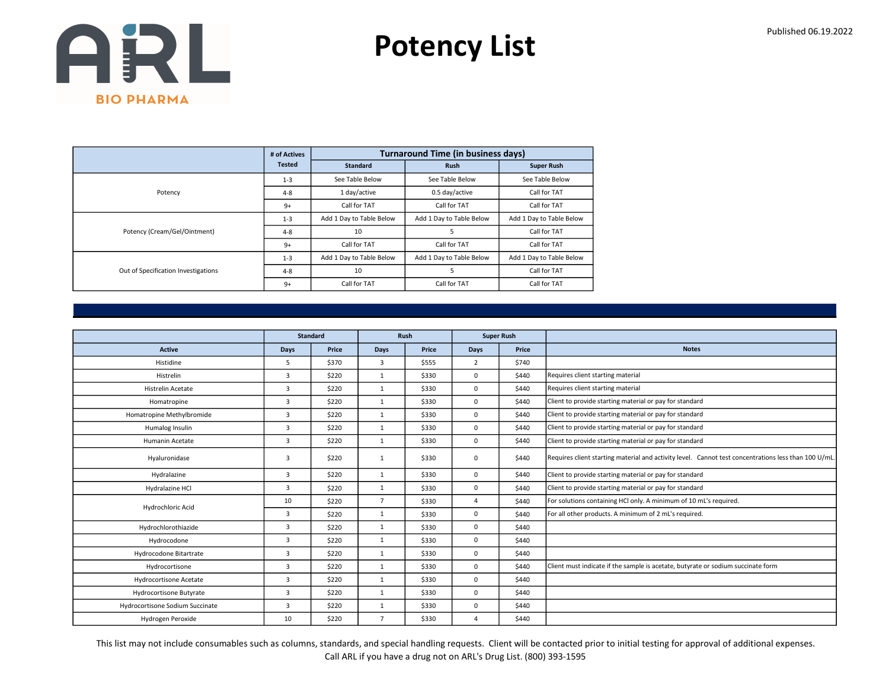ARL BIO PHARMA

# Potency List

Published 06.19.2022

| | # of Actives Tested | Turnaround Time (in business days) | | |
|---|---|---|---|---|
| | | Standard | Rush | Super Rush |
| Potency | 1-3 | See Table Below | See Table Below | See Table Below |
| | 4-8 | 1 day/active | 0.5 day/active | Call for TAT |
| | 9+ | Call for TAT | Call for TAT | Call for TAT |
| Potency (Cream/Gel/Ointment) | 1-3 | Add 1 Day to Table Below | Add 1 Day to Table Below | Add 1 Day to Table Below |
| | 4-8 | 10 | 5 | Call for TAT |
| | 9+ | Call for TAT | Call for TAT | Call for TAT |
| Out of Specification Investigations | 1-3 | Add 1 Day to Table Below | Add 1 Day to Table Below | Add 1 Day to Table Below |
| | 4-8 | 10 | 5 | Call for TAT |
| | 9+ | Call for TAT | Call for TAT | Call for TAT |

| | Standard | | Rush | | Super Rush | | |
|---|---|---|---|---|---|---|---|
| Active | Days | Price | Days | Price | Days | Price | Notes |
| Histidine | 5 | $370 | 3 | $555 | 2 | $740 | |
| Histrelin | 3 | $220 | 1 | $330 | 0 | $440 | Requires client starting material |
| Histrelin Acetate | 3 | $220 | 1 | $330 | 0 | $440 | Requires client starting material |
| Homatropine | 3 | $220 | 1 | $330 | 0 | $440 | Client to provide starting material or pay for standard |
| Homatropine Methylbromide | 3 | $220 | 1 | $330 | 0 | $440 | Client to provide starting material or pay for standard |
| Humalog Insulin | 3 | $220 | 1 | $330 | 0 | $440 | Client to provide starting material or pay for standard |
| Humanin Acetate | 3 | $220 | 1 | $330 | 0 | $440 | Client to provide starting material or pay for standard |
| Hyaluronidase | 3 | $220 | 1 | $330 | 0 | $440 | Requires client starting material and activity level. Cannot test concentrations less than 100 U/mL. |
| Hydralazine | 3 | $220 | 1 | $330 | 0 | $440 | Client to provide starting material or pay for standard |
| Hydralazine HCl | 3 | $220 | 1 | $330 | 0 | $440 | Client to provide starting material or pay for standard |
| Hydrochloric Acid | 10 | $220 | 7 | $330 | 4 | $440 | For solutions containing HCl only. A minimum of 10 mL's required. |
| | 3 | $220 | 1 | $330 | 0 | $440 | For all other products. A minimum of 2 mL's required. |
| Hydrochlorothiazide | 3 | $220 | 1 | $330 | 0 | $440 | |
| Hydrocodone | 3 | $220 | 1 | $330 | 0 | $440 | |
| Hydrocodone Bitartrate | 3 | $220 | 1 | $330 | 0 | $440 | |
| Hydrocortisone | 3 | $220 | 1 | $330 | 0 | $440 | Client must indicate if the sample is acetate, butyrate or sodium succinate form |
| Hydrocortisone Acetate | 3 | $220 | 1 | $330 | 0 | $440 | |
| Hydrocortisone Butyrate | 3 | $220 | 1 | $330 | 0 | $440 | |
| Hydrocortisone Sodium Succinate | 3 | $220 | 1 | $330 | 0 | $440 | |
| Hydrogen Peroxide | 10 | $220 | 7 | $330 | 4 | $440 | |

This list may not include consumables such as columns, standards, and special handling requests. Client will be contacted prior to initial testing for approval of additional expenses.
Call ARL if you have a drug not on ARL's Drug List. (800) 393-1595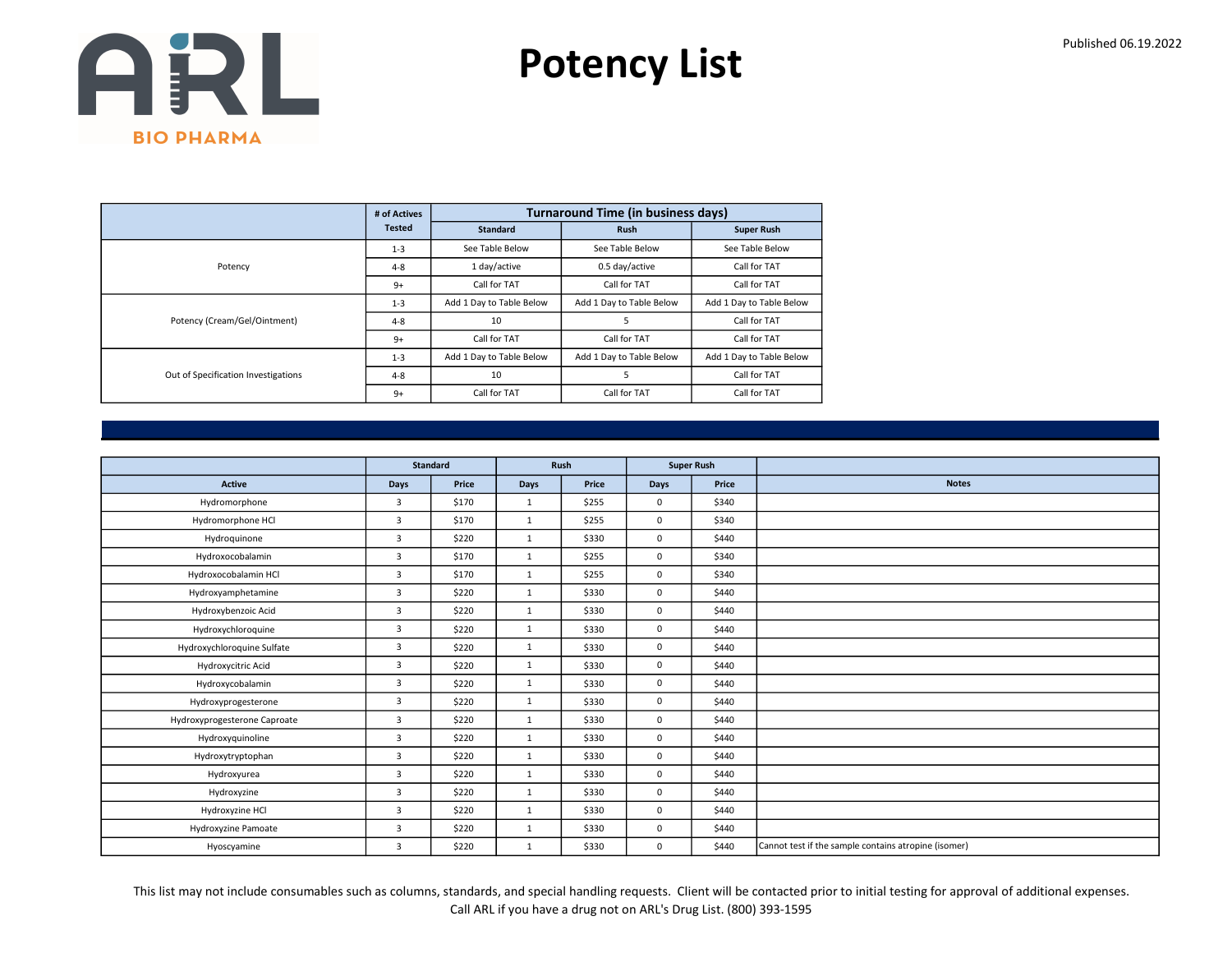# Potency List

Published 06.19.2022

| | # of Actives Tested | Turnaround Time (in business days) | | |
|---|---|---|---|---|
| | | Standard | Rush | Super Rush |
| Potency | 1-3 | See Table Below | See Table Below | See Table Below |
| | 4-8 | 1 day/active | 0.5 day/active | Call for TAT |
| | 9+ | Call for TAT | Call for TAT | Call for TAT |
| Potency (Cream/Gel/Ointment) | 1-3 | Add 1 Day to Table Below | Add 1 Day to Table Below | Add 1 Day to Table Below |
| | 4-8 | 10 | 5 | Call for TAT |
| | 9+ | Call for TAT | Call for TAT | Call for TAT |
| Out of Specification Investigations | 1-3 | Add 1 Day to Table Below | Add 1 Day to Table Below | Add 1 Day to Table Below |
| | 4-8 | 10 | 5 | Call for TAT |
| | 9+ | Call for TAT | Call for TAT | Call for TAT |

| | Standard | | Rush | | Super Rush | | |
|---|---|---|---|---|---|---|---|
| Active | Days | Price | Days | Price | Days | Price | Notes |
| Hydromorphone | 3 | $170 | 1 | $255 | 0 | $340 | |
| Hydromorphone HCl | 3 | $170 | 1 | $255 | 0 | $340 | |
| Hydroquinone | 3 | $220 | 1 | $330 | 0 | $440 | |
| Hydroxocobalamin | 3 | $170 | 1 | $255 | 0 | $340 | |
| Hydroxocobalamin HCl | 3 | $170 | 1 | $255 | 0 | $340 | |
| Hydroxyamphetamine | 3 | $220 | 1 | $330 | 0 | $440 | |
| Hydroxybenzoic Acid | 3 | $220 | 1 | $330 | 0 | $440 | |
| Hydroxychloroquine | 3 | $220 | 1 | $330 | 0 | $440 | |
| Hydroxychloroquine Sulfate | 3 | $220 | 1 | $330 | 0 | $440 | |
| Hydroxycitric Acid | 3 | $220 | 1 | $330 | 0 | $440 | |
| Hydroxycobalamin | 3 | $220 | 1 | $330 | 0 | $440 | |
| Hydroxyprogesterone | 3 | $220 | 1 | $330 | 0 | $440 | |
| Hydroxyprogesterone Caproate | 3 | $220 | 1 | $330 | 0 | $440 | |
| Hydroxyquinoline | 3 | $220 | 1 | $330 | 0 | $440 | |
| Hydroxytryptophan | 3 | $220 | 1 | $330 | 0 | $440 | |
| Hydroxyurea | 3 | $220 | 1 | $330 | 0 | $440 | |
| Hydroxyzine | 3 | $220 | 1 | $330 | 0 | $440 | |
| Hydroxyzine HCl | 3 | $220 | 1 | $330 | 0 | $440 | |
| Hydroxyzine Pamoate | 3 | $220 | 1 | $330 | 0 | $440 | |
| Hyoscyamine | 3 | $220 | 1 | $330 | 0 | $440 | Cannot test if the sample contains atropine (isomer) |

This list may not include consumables such as columns, standards, and special handling requests. Client will be contacted prior to initial testing for approval of additional expenses.
Call ARL if you have a drug not on ARL's Drug List. (800) 393-1595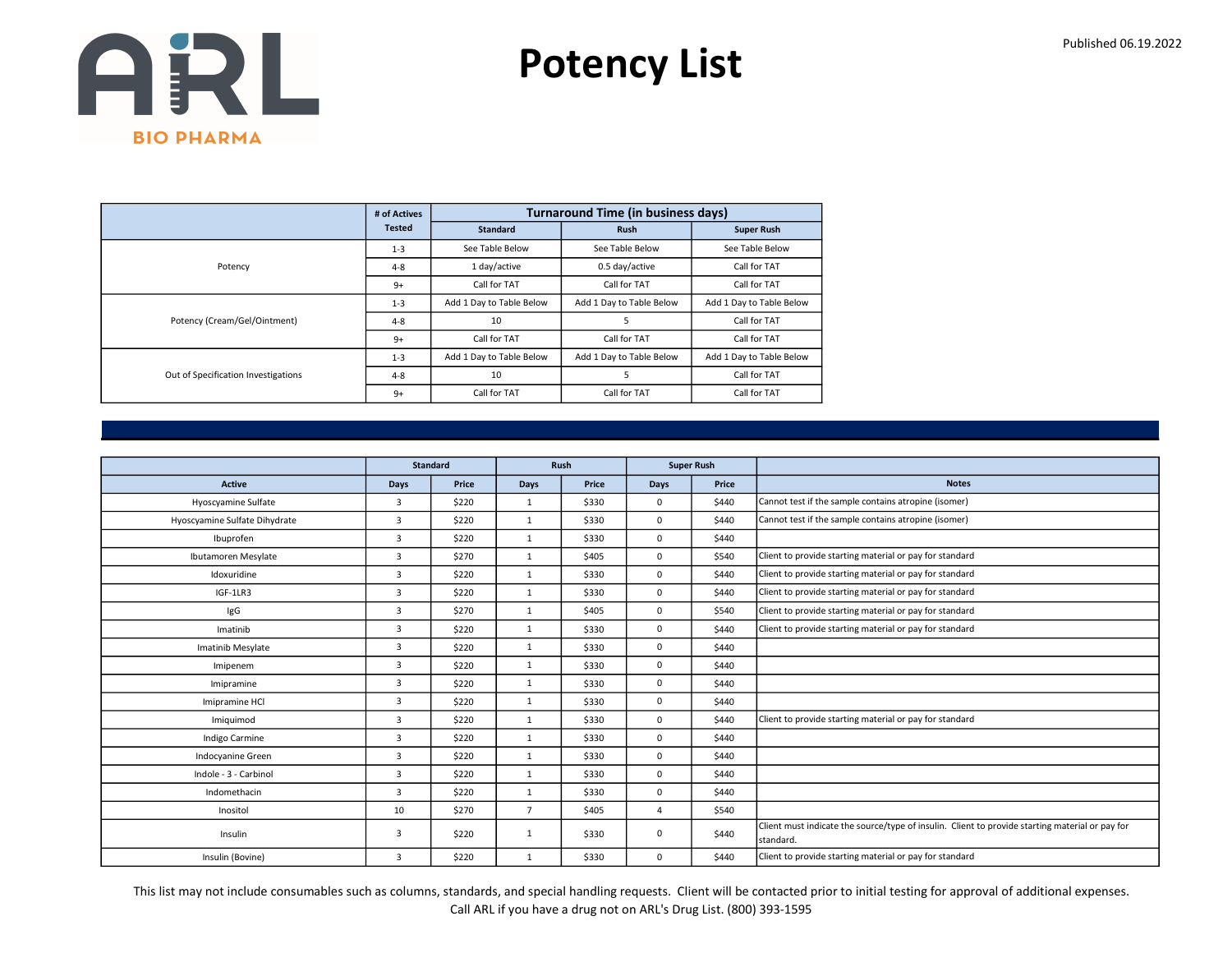# Potency List

Published 06.19.2022

| | # of Actives Tested | Turnaround Time (in business days) | | |
|---|---|---|---|---|
| | | Standard | Rush | Super Rush |
| Potency | 1-3 | See Table Below | See Table Below | See Table Below |
| | 4-8 | 1 day/active | 0.5 day/active | Call for TAT |
| | 9+ | Call for TAT | Call for TAT | Call for TAT |
| Potency (Cream/Gel/Ointment) | 1-3 | Add 1 Day to Table Below | Add 1 Day to Table Below | Add 1 Day to Table Below |
| | 4-8 | 10 | 5 | Call for TAT |
| | 9+ | Call for TAT | Call for TAT | Call for TAT |
| Out of Specification Investigations | 1-3 | Add 1 Day to Table Below | Add 1 Day to Table Below | Add 1 Day to Table Below |
| | 4-8 | 10 | 5 | Call for TAT |
| | 9+ | Call for TAT | Call for TAT | Call for TAT |

| | Standard | | Rush | | Super Rush | | |
|---|---|---|---|---|---|---|---|
| Active | Days | Price | Days | Price | Days | Price | Notes |
| Hyoscyamine Sulfate | 3 | $220 | 1 | $330 | 0 | $440 | Cannot test if the sample contains atropine (isomer) |
| Hyoscyamine Sulfate Dihydrate | 3 | $220 | 1 | $330 | 0 | $440 | Cannot test if the sample contains atropine (isomer) |
| Ibuprofen | 3 | $220 | 1 | $330 | 0 | $440 | |
| Ibutamoren Mesylate | 3 | $270 | 1 | $405 | 0 | $540 | Client to provide starting material or pay for standard |
| Idoxuridine | 3 | $220 | 1 | $330 | 0 | $440 | Client to provide starting material or pay for standard |
| IGF-1LR3 | 3 | $220 | 1 | $330 | 0 | $440 | Client to provide starting material or pay for standard |
| IgG | 3 | $270 | 1 | $405 | 0 | $540 | Client to provide starting material or pay for standard |
| Imatinib | 3 | $220 | 1 | $330 | 0 | $440 | Client to provide starting material or pay for standard |
| Imatinib Mesylate | 3 | $220 | 1 | $330 | 0 | $440 | |
| Imipenem | 3 | $220 | 1 | $330 | 0 | $440 | |
| Imipramine | 3 | $220 | 1 | $330 | 0 | $440 | |
| Imipramine HCl | 3 | $220 | 1 | $330 | 0 | $440 | |
| Imiquimod | 3 | $220 | 1 | $330 | 0 | $440 | Client to provide starting material or pay for standard |
| Indigo Carmine | 3 | $220 | 1 | $330 | 0 | $440 | |
| Indocyanine Green | 3 | $220 | 1 | $330 | 0 | $440 | |
| Indole - 3 - Carbinol | 3 | $220 | 1 | $330 | 0 | $440 | |
| Indomethacin | 3 | $220 | 1 | $330 | 0 | $440 | |
| Inositol | 10 | $270 | 7 | $405 | 4 | $540 | |
| Insulin | 3 | $220 | 1 | $330 | 0 | $440 | Client must indicate the source/type of insulin. Client to provide starting material or pay for standard. |
| Insulin (Bovine) | 3 | $220 | 1 | $330 | 0 | $440 | Client to provide starting material or pay for standard |

This list may not include consumables such as columns, standards, and special handling requests. Client will be contacted prior to initial testing for approval of additional expenses. Call ARL if you have a drug not on ARL's Drug List. (800) 393-1595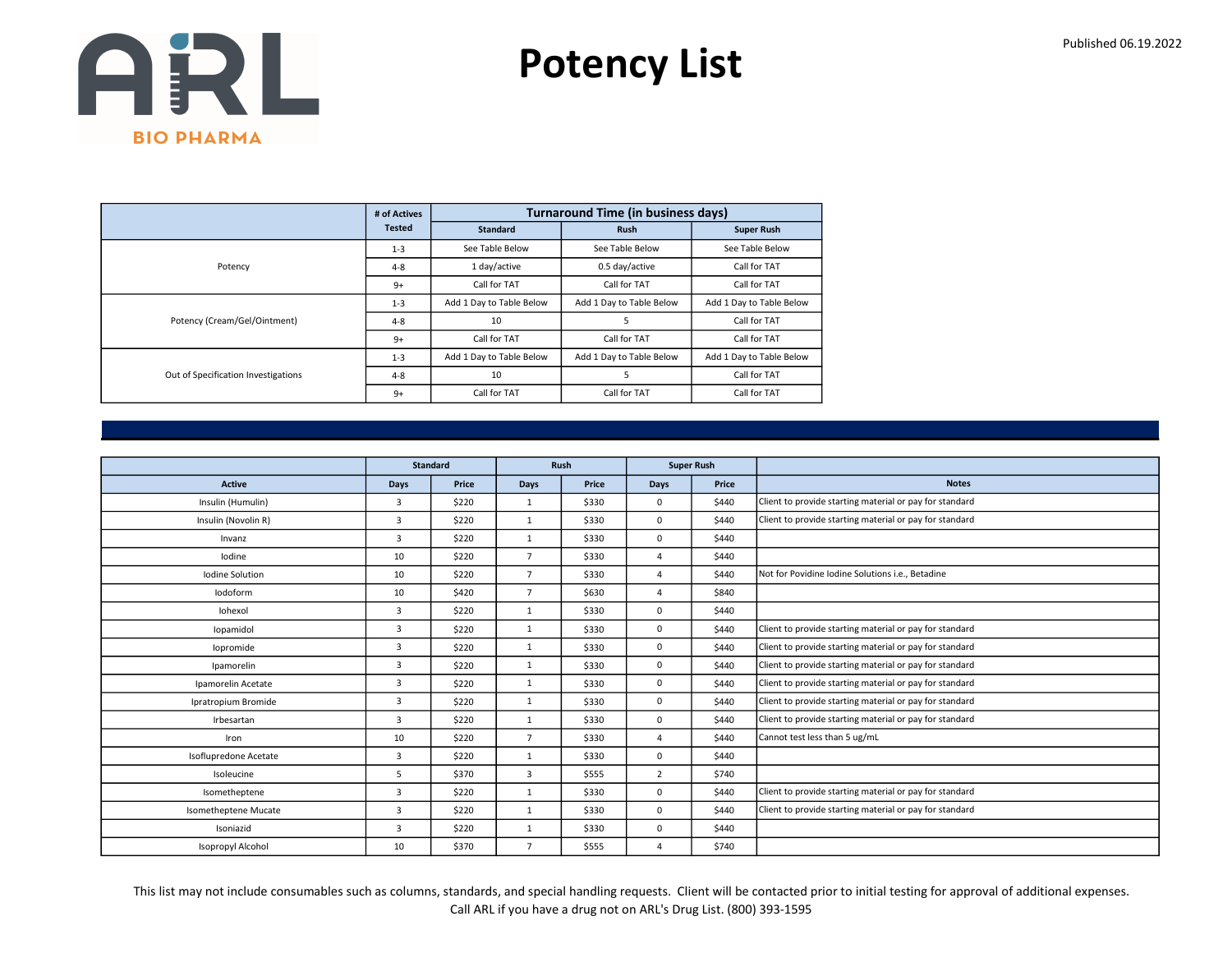# Potency List

Published 06.19.2022

| | # of Actives Tested | Turnaround Time (in business days) | | |
|---|---|---|---|---|
| | | Standard | Rush | Super Rush |
| Potency | 1-3 | See Table Below | See Table Below | See Table Below |
| | 4-8 | 1 day/active | 0.5 day/active | Call for TAT |
| | 9+ | Call for TAT | Call for TAT | Call for TAT |
| Potency (Cream/Gel/Ointment) | 1-3 | Add 1 Day to Table Below | Add 1 Day to Table Below | Add 1 Day to Table Below |
| | 4-8 | 10 | 5 | Call for TAT |
| | 9+ | Call for TAT | Call for TAT | Call for TAT |
| Out of Specification Investigations | 1-3 | Add 1 Day to Table Below | Add 1 Day to Table Below | Add 1 Day to Table Below |
| | 4-8 | 10 | 5 | Call for TAT |
| | 9+ | Call for TAT | Call for TAT | Call for TAT |

| | Standard | | Rush | | Super Rush | | |
|---|---|---|---|---|---|---|---|
| Active | Days | Price | Days | Price | Days | Price | Notes |
| Insulin (Humulin) | 3 | $220 | 1 | $330 | 0 | $440 | Client to provide starting material or pay for standard |
| Insulin (Novolin R) | 3 | $220 | 1 | $330 | 0 | $440 | Client to provide starting material or pay for standard |
| Invanz | 3 | $220 | 1 | $330 | 0 | $440 | |
| Iodine | 10 | $220 | 7 | $330 | 4 | $440 | |
| Iodine Solution | 10 | $220 | 7 | $330 | 4 | $440 | Not for Povidine Iodine Solutions i.e., Betadine |
| Iodoform | 10 | $420 | 7 | $630 | 4 | $840 | |
| Iohexol | 3 | $220 | 1 | $330 | 0 | $440 | |
| Iopamidol | 3 | $220 | 1 | $330 | 0 | $440 | Client to provide starting material or pay for standard |
| Iopromide | 3 | $220 | 1 | $330 | 0 | $440 | Client to provide starting material or pay for standard |
| Ipamorelin | 3 | $220 | 1 | $330 | 0 | $440 | Client to provide starting material or pay for standard |
| Ipamorelin Acetate | 3 | $220 | 1 | $330 | 0 | $440 | Client to provide starting material or pay for standard |
| Ipratropium Bromide | 3 | $220 | 1 | $330 | 0 | $440 | Client to provide starting material or pay for standard |
| Irbesartan | 3 | $220 | 1 | $330 | 0 | $440 | Client to provide starting material or pay for standard |
| Iron | 10 | $220 | 7 | $330 | 4 | $440 | Cannot test less than 5 ug/mL |
| Isoflupredone Acetate | 3 | $220 | 1 | $330 | 0 | $440 | |
| Isoleucine | 5 | $370 | 3 | $555 | 2 | $740 | |
| Isometheptene | 3 | $220 | 1 | $330 | 0 | $440 | Client to provide starting material or pay for standard |
| Isometheptene Mucate | 3 | $220 | 1 | $330 | 0 | $440 | Client to provide starting material or pay for standard |
| Isoniazid | 3 | $220 | 1 | $330 | 0 | $440 | |
| Isopropyl Alcohol | 10 | $370 | 7 | $555 | 4 | $740 | |

This list may not include consumables such as columns, standards, and special handling requests. Client will be contacted prior to initial testing for approval of additional expenses.
Call ARL if you have a drug not on ARL's Drug List. (800) 393-1595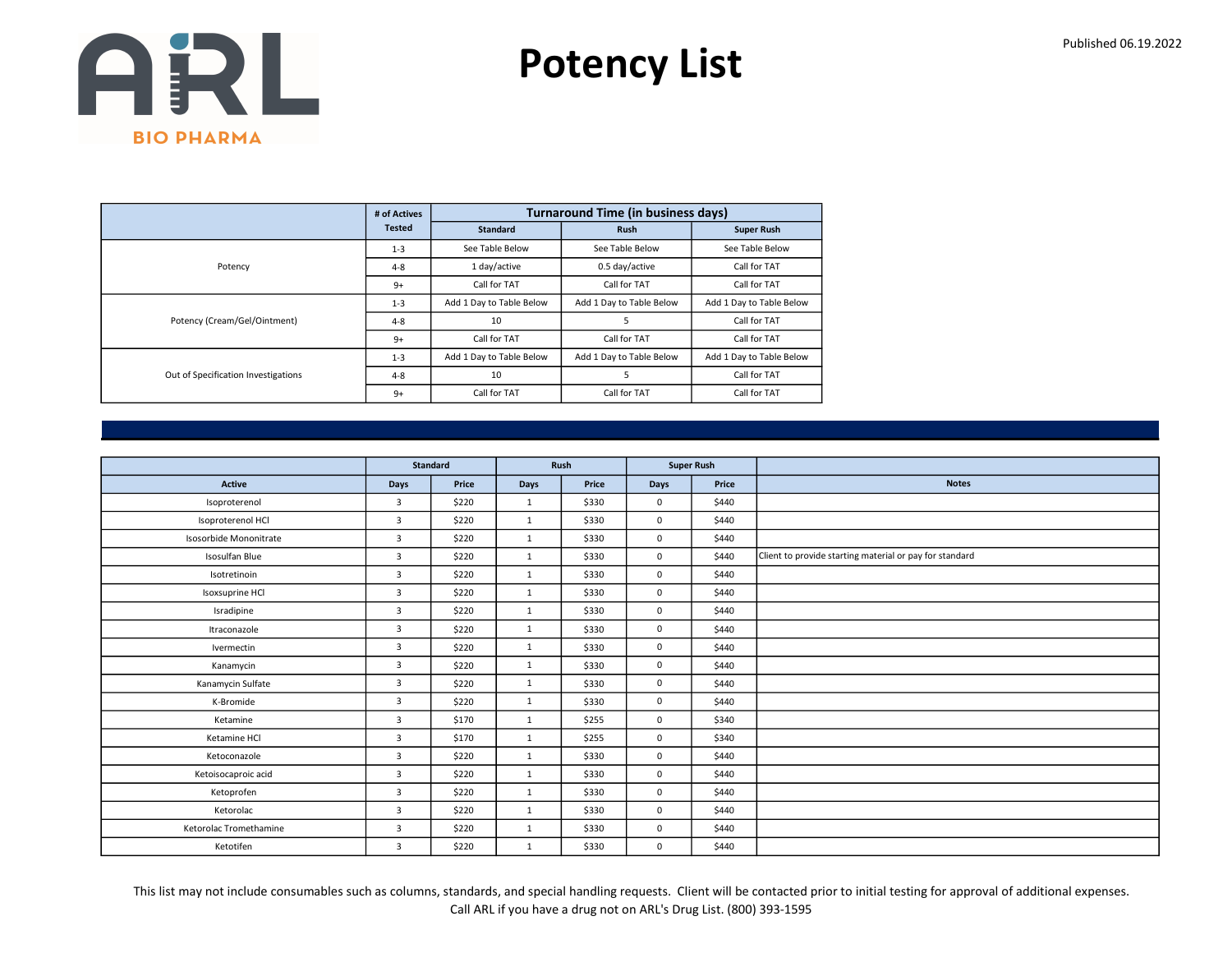# Potency List

Published 06.19.2022

| | # of Actives Tested | Turnaround Time (in business days) | | |
|---|---|---|---|---|
| | | Standard | Rush | Super Rush |
| Potency | 1-3 | See Table Below | See Table Below | See Table Below |
| | 4-8 | 1 day/active | 0.5 day/active | Call for TAT |
| | 9+ | Call for TAT | Call for TAT | Call for TAT |
| Potency (Cream/Gel/Ointment) | 1-3 | Add 1 Day to Table Below | Add 1 Day to Table Below | Add 1 Day to Table Below |
| | 4-8 | 10 | 5 | Call for TAT |
| | 9+ | Call for TAT | Call for TAT | Call for TAT |
| Out of Specification Investigations | 1-3 | Add 1 Day to Table Below | Add 1 Day to Table Below | Add 1 Day to Table Below |
| | 4-8 | 10 | 5 | Call for TAT |
| | 9+ | Call for TAT | Call for TAT | Call for TAT |

| | Standard | | Rush | | Super Rush | | |
|---|---|---|---|---|---|---|---|
| Active | Days | Price | Days | Price | Days | Price | Notes |
| Isoproterenol | 3 | $220 | 1 | $330 | 0 | $440 | |
| Isoproterenol HCl | 3 | $220 | 1 | $330 | 0 | $440 | |
| Isosorbide Mononitrate | 3 | $220 | 1 | $330 | 0 | $440 | |
| Isosulfan Blue | 3 | $220 | 1 | $330 | 0 | $440 | Client to provide starting material or pay for standard |
| Isotretinoin | 3 | $220 | 1 | $330 | 0 | $440 | |
| Isoxsuprine HCl | 3 | $220 | 1 | $330 | 0 | $440 | |
| Isradipine | 3 | $220 | 1 | $330 | 0 | $440 | |
| Itraconazole | 3 | $220 | 1 | $330 | 0 | $440 | |
| Ivermectin | 3 | $220 | 1 | $330 | 0 | $440 | |
| Kanamycin | 3 | $220 | 1 | $330 | 0 | $440 | |
| Kanamycin Sulfate | 3 | $220 | 1 | $330 | 0 | $440 | |
| K-Bromide | 3 | $220 | 1 | $330 | 0 | $440 | |
| Ketamine | 3 | $170 | 1 | $255 | 0 | $340 | |
| Ketamine HCl | 3 | $170 | 1 | $255 | 0 | $340 | |
| Ketoconazole | 3 | $220 | 1 | $330 | 0 | $440 | |
| Ketoisocaproic acid | 3 | $220 | 1 | $330 | 0 | $440 | |
| Ketoprofen | 3 | $220 | 1 | $330 | 0 | $440 | |
| Ketorolac | 3 | $220 | 1 | $330 | 0 | $440 | |
| Ketorolac Tromethamine | 3 | $220 | 1 | $330 | 0 | $440 | |
| Ketotifen | 3 | $220 | 1 | $330 | 0 | $440 | |

This list may not include consumables such as columns, standards, and special handling requests. Client will be contacted prior to initial testing for approval of additional expenses.
Call ARL if you have a drug not on ARL's Drug List. (800) 393-1595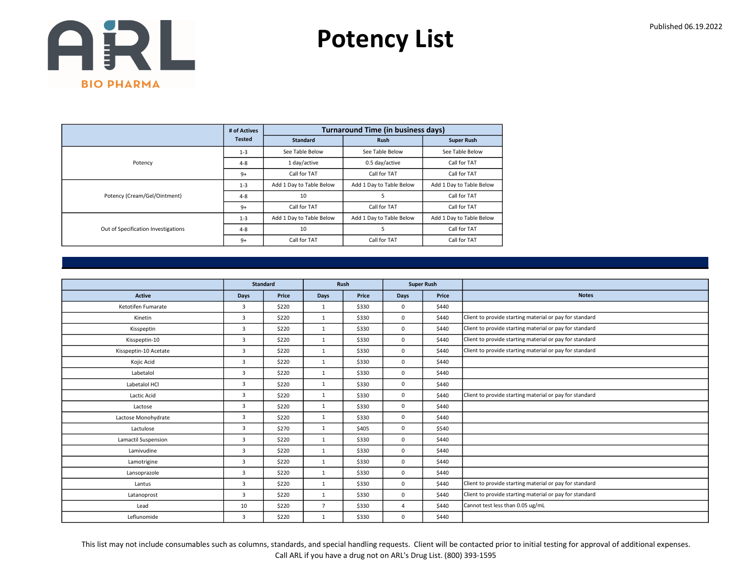# Potency List

Published 06.19.2022

| | # of Actives Tested | Turnaround Time (in business days) | | |
|---|---|---|---|---|
| | | Standard | Rush | Super Rush |
| Potency | 1-3 | See Table Below | See Table Below | See Table Below |
| | 4-8 | 1 day/active | 0.5 day/active | Call for TAT |
| | 9+ | Call for TAT | Call for TAT | Call for TAT |
| Potency (Cream/Gel/Ointment) | 1-3 | Add 1 Day to Table Below | Add 1 Day to Table Below | Add 1 Day to Table Below |
| | 4-8 | 10 | 5 | Call for TAT |
| | 9+ | Call for TAT | Call for TAT | Call for TAT |
| Out of Specification Investigations | 1-3 | Add 1 Day to Table Below | Add 1 Day to Table Below | Add 1 Day to Table Below |
| | 4-8 | 10 | 5 | Call for TAT |
| | 9+ | Call for TAT | Call for TAT | Call for TAT |

| | Standard | | Rush | | Super Rush | | |
|---|---|---|---|---|---|---|---|
| Active | Days | Price | Days | Price | Days | Price | Notes |
| Ketotifen Fumarate | 3 | $220 | 1 | $330 | 0 | $440 | |
| Kinetin | 3 | $220 | 1 | $330 | 0 | $440 | Client to provide starting material or pay for standard |
| Kisspeptin | 3 | $220 | 1 | $330 | 0 | $440 | Client to provide starting material or pay for standard |
| Kisspeptin-10 | 3 | $220 | 1 | $330 | 0 | $440 | Client to provide starting material or pay for standard |
| Kisspeptin-10 Acetate | 3 | $220 | 1 | $330 | 0 | $440 | Client to provide starting material or pay for standard |
| Kojic Acid | 3 | $220 | 1 | $330 | 0 | $440 | |
| Labetalol | 3 | $220 | 1 | $330 | 0 | $440 | |
| Labetalol HCl | 3 | $220 | 1 | $330 | 0 | $440 | |
| Lactic Acid | 3 | $220 | 1 | $330 | 0 | $440 | Client to provide starting material or pay for standard |
| Lactose | 3 | $220 | 1 | $330 | 0 | $440 | |
| Lactose Monohydrate | 3 | $220 | 1 | $330 | 0 | $440 | |
| Lactulose | 3 | $270 | 1 | $405 | 0 | $540 | |
| Lamactil Suspension | 3 | $220 | 1 | $330 | 0 | $440 | |
| Lamivudine | 3 | $220 | 1 | $330 | 0 | $440 | |
| Lamotrigine | 3 | $220 | 1 | $330 | 0 | $440 | |
| Lansoprazole | 3 | $220 | 1 | $330 | 0 | $440 | |
| Lantus | 3 | $220 | 1 | $330 | 0 | $440 | Client to provide starting material or pay for standard |
| Latanoprost | 3 | $220 | 1 | $330 | 0 | $440 | Client to provide starting material or pay for standard |
| Lead | 10 | $220 | 7 | $330 | 4 | $440 | Cannot test less than 0.05 ug/mL |
| Leflunomide | 3 | $220 | 1 | $330 | 0 | $440 | |

This list may not include consumables such as columns, standards, and special handling requests. Client will be contacted prior to initial testing for approval of additional expenses.
Call ARL if you have a drug not on ARL's Drug List. (800) 393-1595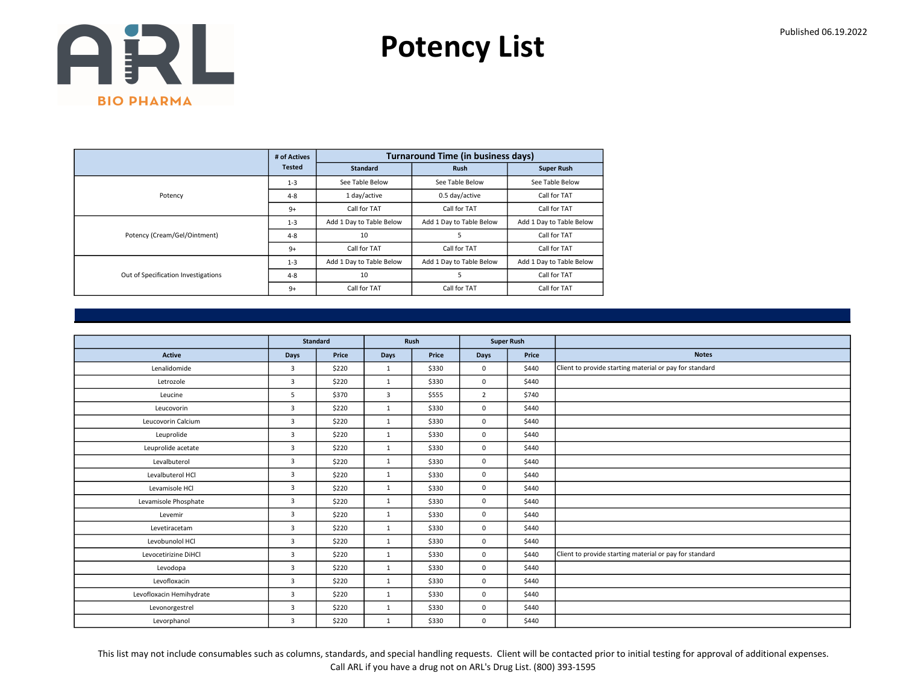# Potency List

Published 06.19.2022

| | # of Actives Tested | Turnaround Time (in business days) | | |
|---|---|---|---|---|
| | | Standard | Rush | Super Rush |
| Potency | 1-3 | See Table Below | See Table Below | See Table Below |
| | 4-8 | 1 day/active | 0.5 day/active | Call for TAT |
| | 9+ | Call for TAT | Call for TAT | Call for TAT |
| Potency (Cream/Gel/Ointment) | 1-3 | Add 1 Day to Table Below | Add 1 Day to Table Below | Add 1 Day to Table Below |
| | 4-8 | 10 | 5 | Call for TAT |
| | 9+ | Call for TAT | Call for TAT | Call for TAT |
| Out of Specification Investigations | 1-3 | Add 1 Day to Table Below | Add 1 Day to Table Below | Add 1 Day to Table Below |
| | 4-8 | 10 | 5 | Call for TAT |
| | 9+ | Call for TAT | Call for TAT | Call for TAT |

| | Standard | | Rush | | Super Rush | | |
|---|---|---|---|---|---|---|---|
| Active | Days | Price | Days | Price | Days | Price | Notes |
| Lenalidomide | 3 | $220 | 1 | $330 | 0 | $440 | Client to provide starting material or pay for standard |
| Letrozole | 3 | $220 | 1 | $330 | 0 | $440 | |
| Leucine | 5 | $370 | 3 | $555 | 2 | $740 | |
| Leucovorin | 3 | $220 | 1 | $330 | 0 | $440 | |
| Leucovorin Calcium | 3 | $220 | 1 | $330 | 0 | $440 | |
| Leuprolide | 3 | $220 | 1 | $330 | 0 | $440 | |
| Leuprolide acetate | 3 | $220 | 1 | $330 | 0 | $440 | |
| Levalbuterol | 3 | $220 | 1 | $330 | 0 | $440 | |
| Levalbuterol HCl | 3 | $220 | 1 | $330 | 0 | $440 | |
| Levamisole HCl | 3 | $220 | 1 | $330 | 0 | $440 | |
| Levamisole Phosphate | 3 | $220 | 1 | $330 | 0 | $440 | |
| Levemir | 3 | $220 | 1 | $330 | 0 | $440 | |
| Levetiracetam | 3 | $220 | 1 | $330 | 0 | $440 | |
| Levobunolol HCl | 3 | $220 | 1 | $330 | 0 | $440 | |
| Levocetirizine DiHCl | 3 | $220 | 1 | $330 | 0 | $440 | Client to provide starting material or pay for standard |
| Levodopa | 3 | $220 | 1 | $330 | 0 | $440 | |
| Levofloxacin | 3 | $220 | 1 | $330 | 0 | $440 | |
| Levofloxacin Hemihydrate | 3 | $220 | 1 | $330 | 0 | $440 | |
| Levonorgestrel | 3 | $220 | 1 | $330 | 0 | $440 | |
| Levorphanol | 3 | $220 | 1 | $330 | 0 | $440 | |

This list may not include consumables such as columns, standards, and special handling requests. Client will be contacted prior to initial testing for approval of additional expenses.
Call ARL if you have a drug not on ARL's Drug List. (800) 393-1595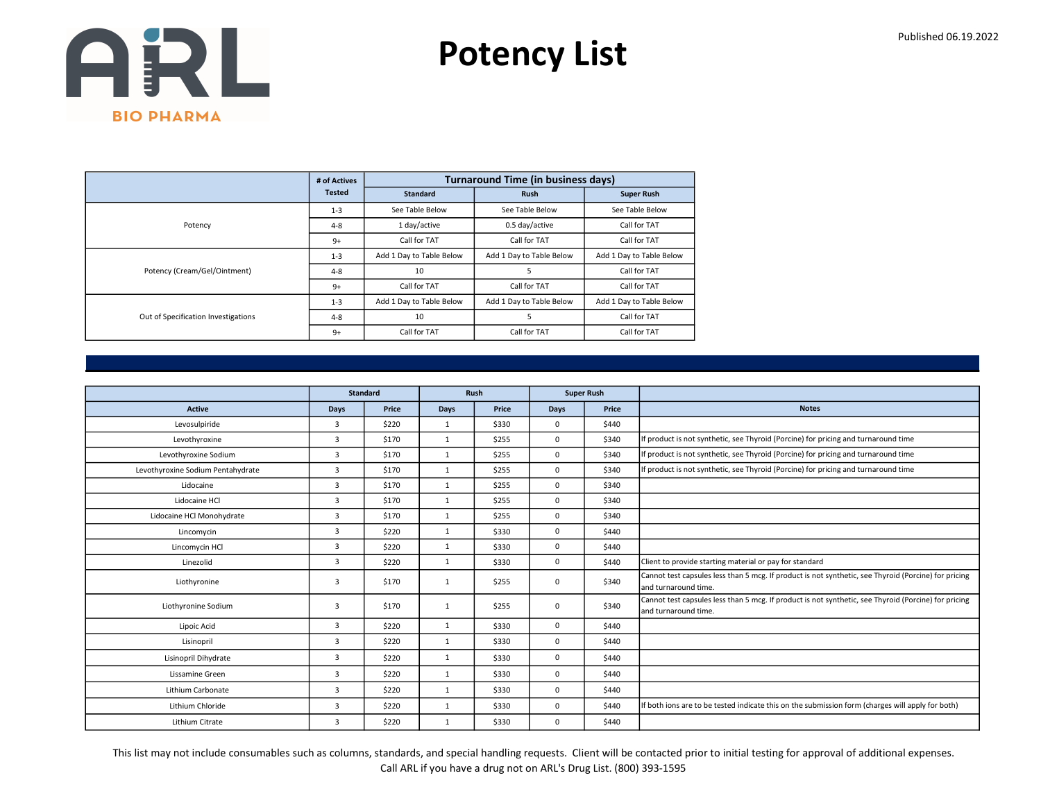# Potency List

Published 06.19.2022

| | # of Actives Tested | Turnaround Time (in business days) | | |
|---|---|---|---|---|
| | | Standard | Rush | Super Rush |
| Potency | 1-3 | See Table Below | See Table Below | See Table Below |
| | 4-8 | 1 day/active | 0.5 day/active | Call for TAT |
| | 9+ | Call for TAT | Call for TAT | Call for TAT |
| Potency (Cream/Gel/Ointment) | 1-3 | Add 1 Day to Table Below | Add 1 Day to Table Below | Add 1 Day to Table Below |
| | 4-8 | 10 | 5 | Call for TAT |
| | 9+ | Call for TAT | Call for TAT | Call for TAT |
| Out of Specification Investigations | 1-3 | Add 1 Day to Table Below | Add 1 Day to Table Below | Add 1 Day to Table Below |
| | 4-8 | 10 | 5 | Call for TAT |
| | 9+ | Call for TAT | Call for TAT | Call for TAT |

| | Standard | | Rush | | Super Rush | | |
|---|---|---|---|---|---|---|---|
| Active | Days | Price | Days | Price | Days | Price | Notes |
| Levosulpiride | 3 | $220 | 1 | $330 | 0 | $440 | |
| Levothyroxine | 3 | $170 | 1 | $255 | 0 | $340 | If product is not synthetic, see Thyroid (Porcine) for pricing and turnaround time |
| Levothyroxine Sodium | 3 | $170 | 1 | $255 | 0 | $340 | If product is not synthetic, see Thyroid (Porcine) for pricing and turnaround time |
| Levothyroxine Sodium Pentahydrate | 3 | $170 | 1 | $255 | 0 | $340 | If product is not synthetic, see Thyroid (Porcine) for pricing and turnaround time |
| Lidocaine | 3 | $170 | 1 | $255 | 0 | $340 | |
| Lidocaine HCl | 3 | $170 | 1 | $255 | 0 | $340 | |
| Lidocaine HCl Monohydrate | 3 | $170 | 1 | $255 | 0 | $340 | |
| Lincomycin | 3 | $220 | 1 | $330 | 0 | $440 | |
| Lincomycin HCl | 3 | $220 | 1 | $330 | 0 | $440 | |
| Linezolid | 3 | $220 | 1 | $330 | 0 | $440 | Client to provide starting material or pay for standard |
| Liothyronine | 3 | $170 | 1 | $255 | 0 | $340 | Cannot test capsules less than 5 mcg. If product is not synthetic, see Thyroid (Porcine) for pricing and turnaround time. |
| Liothyronine Sodium | 3 | $170 | 1 | $255 | 0 | $340 | Cannot test capsules less than 5 mcg. If product is not synthetic, see Thyroid (Porcine) for pricing and turnaround time. |
| Lipoic Acid | 3 | $220 | 1 | $330 | 0 | $440 | |
| Lisinopril | 3 | $220 | 1 | $330 | 0 | $440 | |
| Lisinopril Dihydrate | 3 | $220 | 1 | $330 | 0 | $440 | |
| Lissamine Green | 3 | $220 | 1 | $330 | 0 | $440 | |
| Lithium Carbonate | 3 | $220 | 1 | $330 | 0 | $440 | |
| Lithium Chloride | 3 | $220 | 1 | $330 | 0 | $440 | If both ions are to be tested indicate this on the submission form (charges will apply for both) |
| Lithium Citrate | 3 | $220 | 1 | $330 | 0 | $440 | |

This list may not include consumables such as columns, standards, and special handling requests. Client will be contacted prior to initial testing for approval of additional expenses.
Call ARL if you have a drug not on ARL's Drug List. (800) 393-1595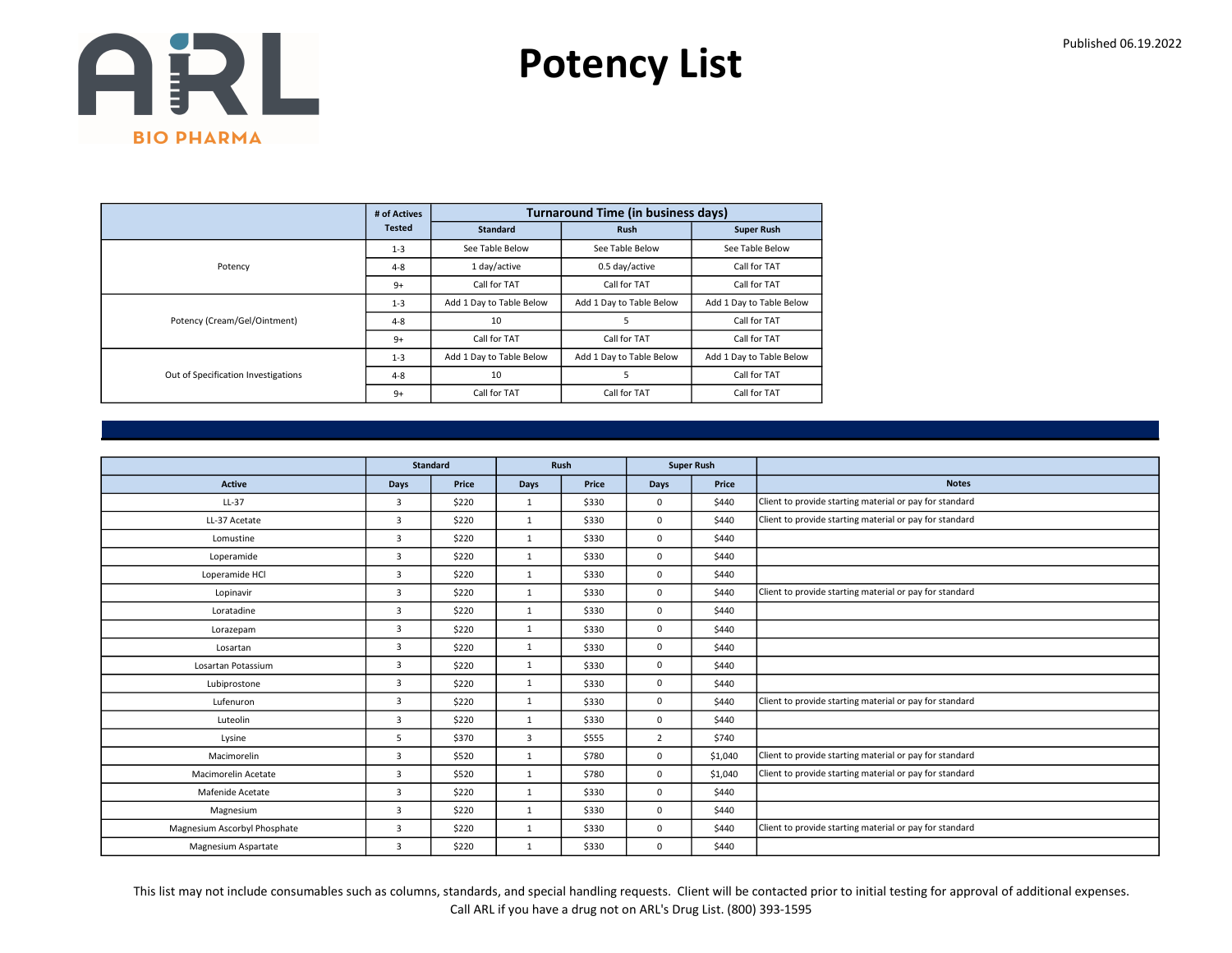# Potency List

Published 06.19.2022

| | # of Actives Tested | Turnaround Time (in business days) | | |
|---|---|---|---|---|
| | | Standard | Rush | Super Rush |
| Potency | 1-3 | See Table Below | See Table Below | See Table Below |
| | 4-8 | 1 day/active | 0.5 day/active | Call for TAT |
| | 9+ | Call for TAT | Call for TAT | Call for TAT |
| Potency (Cream/Gel/Ointment) | 1-3 | Add 1 Day to Table Below | Add 1 Day to Table Below | Add 1 Day to Table Below |
| | 4-8 | 10 | 5 | Call for TAT |
| | 9+ | Call for TAT | Call for TAT | Call for TAT |
| Out of Specification Investigations | 1-3 | Add 1 Day to Table Below | Add 1 Day to Table Below | Add 1 Day to Table Below |
| | 4-8 | 10 | 5 | Call for TAT |
| | 9+ | Call for TAT | Call for TAT | Call for TAT |

| | Standard | | Rush | | Super Rush | | |
|---|---|---|---|---|---|---|---|
| Active | Days | Price | Days | Price | Days | Price | Notes |
| LL-37 | 3 | $220 | 1 | $330 | 0 | $440 | Client to provide starting material or pay for standard |
| LL-37 Acetate | 3 | $220 | 1 | $330 | 0 | $440 | Client to provide starting material or pay for standard |
| Lomustine | 3 | $220 | 1 | $330 | 0 | $440 | |
| Loperamide | 3 | $220 | 1 | $330 | 0 | $440 | |
| Loperamide HCl | 3 | $220 | 1 | $330 | 0 | $440 | |
| Lopinavir | 3 | $220 | 1 | $330 | 0 | $440 | Client to provide starting material or pay for standard |
| Loratadine | 3 | $220 | 1 | $330 | 0 | $440 | |
| Lorazepam | 3 | $220 | 1 | $330 | 0 | $440 | |
| Losartan | 3 | $220 | 1 | $330 | 0 | $440 | |
| Losartan Potassium | 3 | $220 | 1 | $330 | 0 | $440 | |
| Lubiprostone | 3 | $220 | 1 | $330 | 0 | $440 | |
| Lufenuron | 3 | $220 | 1 | $330 | 0 | $440 | Client to provide starting material or pay for standard |
| Luteolin | 3 | $220 | 1 | $330 | 0 | $440 | |
| Lysine | 5 | $370 | 3 | $555 | 2 | $740 | |
| Macimorelin | 3 | $520 | 1 | $780 | 0 | $1,040 | Client to provide starting material or pay for standard |
| Macimorelin Acetate | 3 | $520 | 1 | $780 | 0 | $1,040 | Client to provide starting material or pay for standard |
| Mafenide Acetate | 3 | $220 | 1 | $330 | 0 | $440 | |
| Magnesium | 3 | $220 | 1 | $330 | 0 | $440 | |
| Magnesium Ascorbyl Phosphate | 3 | $220 | 1 | $330 | 0 | $440 | Client to provide starting material or pay for standard |
| Magnesium Aspartate | 3 | $220 | 1 | $330 | 0 | $440 | |

This list may not include consumables such as columns, standards, and special handling requests. Client will be contacted prior to initial testing for approval of additional expenses.
Call ARL if you have a drug not on ARL's Drug List. (800) 393-1595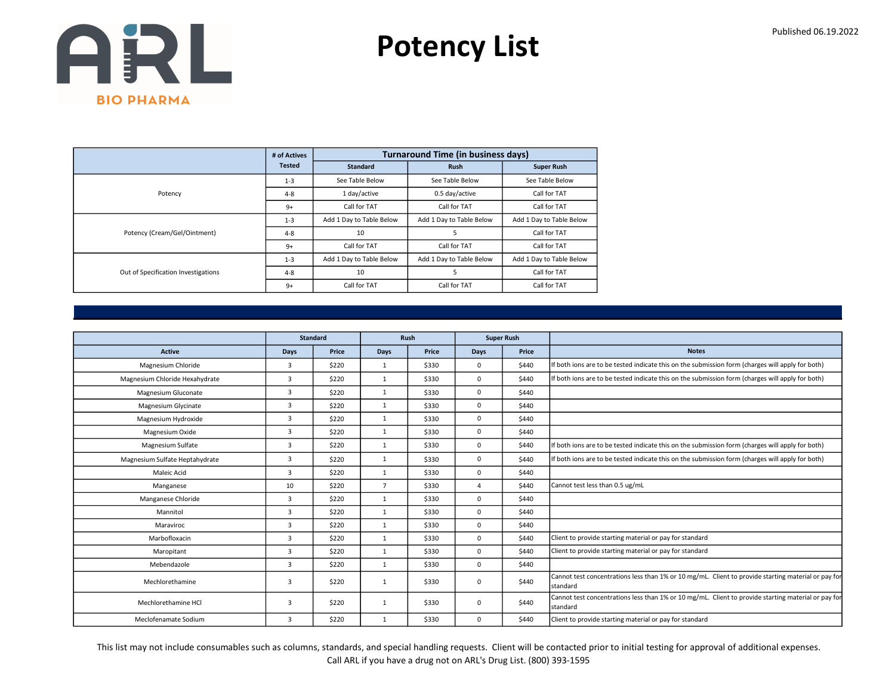# Potency List

Published 06.19.2022

| | # of Actives Tested | Turnaround Time (in business days) | | |
|---|---|---|---|---|
| | | Standard | Rush | Super Rush |
| Potency | 1-3 | See Table Below | See Table Below | See Table Below |
| | 4-8 | 1 day/active | 0.5 day/active | Call for TAT |
| | 9+ | Call for TAT | Call for TAT | Call for TAT |
| Potency (Cream/Gel/Ointment) | 1-3 | Add 1 Day to Table Below | Add 1 Day to Table Below | Add 1 Day to Table Below |
| | 4-8 | 10 | 5 | Call for TAT |
| | 9+ | Call for TAT | Call for TAT | Call for TAT |
| Out of Specification Investigations | 1-3 | Add 1 Day to Table Below | Add 1 Day to Table Below | Add 1 Day to Table Below |
| | 4-8 | 10 | 5 | Call for TAT |
| | 9+ | Call for TAT | Call for TAT | Call for TAT |

| | Standard | | Rush | | Super Rush | | |
|---|---|---|---|---|---|---|---|
| Active | Days | Price | Days | Price | Days | Price | Notes |
| Magnesium Chloride | 3 | $220 | 1 | $330 | 0 | $440 | If both ions are to be tested indicate this on the submission form (charges will apply for both) |
| Magnesium Chloride Hexahydrate | 3 | $220 | 1 | $330 | 0 | $440 | If both ions are to be tested indicate this on the submission form (charges will apply for both) |
| Magnesium Gluconate | 3 | $220 | 1 | $330 | 0 | $440 | |
| Magnesium Glycinate | 3 | $220 | 1 | $330 | 0 | $440 | |
| Magnesium Hydroxide | 3 | $220 | 1 | $330 | 0 | $440 | |
| Magnesium Oxide | 3 | $220 | 1 | $330 | 0 | $440 | |
| Magnesium Sulfate | 3 | $220 | 1 | $330 | 0 | $440 | If both ions are to be tested indicate this on the submission form (charges will apply for both) |
| Magnesium Sulfate Heptahydrate | 3 | $220 | 1 | $330 | 0 | $440 | If both ions are to be tested indicate this on the submission form (charges will apply for both) |
| Maleic Acid | 3 | $220 | 1 | $330 | 0 | $440 | |
| Manganese | 10 | $220 | 7 | $330 | 4 | $440 | Cannot test less than 0.5 ug/mL |
| Manganese Chloride | 3 | $220 | 1 | $330 | 0 | $440 | |
| Mannitol | 3 | $220 | 1 | $330 | 0 | $440 | |
| Maraviroc | 3 | $220 | 1 | $330 | 0 | $440 | |
| Marbofloxacin | 3 | $220 | 1 | $330 | 0 | $440 | Client to provide starting material or pay for standard |
| Maropitant | 3 | $220 | 1 | $330 | 0 | $440 | Client to provide starting material or pay for standard |
| Mebendazole | 3 | $220 | 1 | $330 | 0 | $440 | |
| Mechlorethamine | 3 | $220 | 1 | $330 | 0 | $440 | Cannot test concentrations less than 1% or 10 mg/mL. Client to provide starting material or pay for standard |
| Mechlorethamine HCl | 3 | $220 | 1 | $330 | 0 | $440 | Cannot test concentrations less than 1% or 10 mg/mL. Client to provide starting material or pay for standard |
| Meclofenamate Sodium | 3 | $220 | 1 | $330 | 0 | $440 | Client to provide starting material or pay for standard |

This list may not include consumables such as columns, standards, and special handling requests. Client will be contacted prior to initial testing for approval of additional expenses.
Call ARL if you have a drug not on ARL's Drug List. (800) 393-1595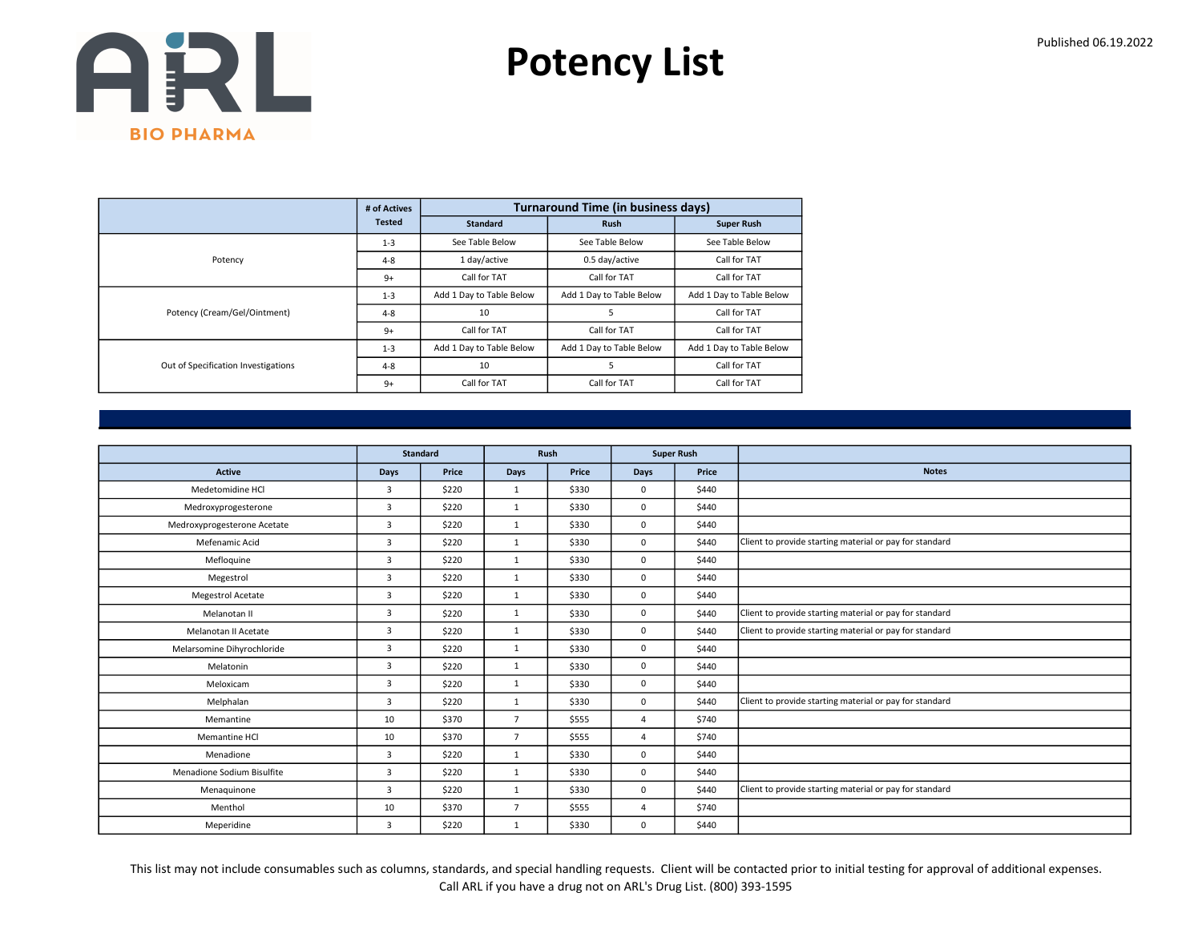# Potency List

Published 06.19.2022

| | # of Actives Tested | Turnaround Time (in business days) | | |
|---|---|---|---|---|
| | | Standard | Rush | Super Rush |
| Potency | 1-3 | See Table Below | See Table Below | See Table Below |
| | 4-8 | 1 day/active | 0.5 day/active | Call for TAT |
| | 9+ | Call for TAT | Call for TAT | Call for TAT |
| Potency (Cream/Gel/Ointment) | 1-3 | Add 1 Day to Table Below | Add 1 Day to Table Below | Add 1 Day to Table Below |
| | 4-8 | 10 | 5 | Call for TAT |
| | 9+ | Call for TAT | Call for TAT | Call for TAT |
| Out of Specification Investigations | 1-3 | Add 1 Day to Table Below | Add 1 Day to Table Below | Add 1 Day to Table Below |
| | 4-8 | 10 | 5 | Call for TAT |
| | 9+ | Call for TAT | Call for TAT | Call for TAT |

| | Standard | | Rush | | Super Rush | | |
|---|---|---|---|---|---|---|---|
| Active | Days | Price | Days | Price | Days | Price | Notes |
| Medetomidine HCl | 3 | $220 | 1 | $330 | 0 | $440 | |
| Medroxyprogesterone | 3 | $220 | 1 | $330 | 0 | $440 | |
| Medroxyprogesterone Acetate | 3 | $220 | 1 | $330 | 0 | $440 | |
| Mefenamic Acid | 3 | $220 | 1 | $330 | 0 | $440 | Client to provide starting material or pay for standard |
| Mefloquine | 3 | $220 | 1 | $330 | 0 | $440 | |
| Megestrol | 3 | $220 | 1 | $330 | 0 | $440 | |
| Megestrol Acetate | 3 | $220 | 1 | $330 | 0 | $440 | |
| Melanotan II | 3 | $220 | 1 | $330 | 0 | $440 | Client to provide starting material or pay for standard |
| Melanotan II Acetate | 3 | $220 | 1 | $330 | 0 | $440 | Client to provide starting material or pay for standard |
| Melarsomine Dihyrochloride | 3 | $220 | 1 | $330 | 0 | $440 | |
| Melatonin | 3 | $220 | 1 | $330 | 0 | $440 | |
| Meloxicam | 3 | $220 | 1 | $330 | 0 | $440 | |
| Melphalan | 3 | $220 | 1 | $330 | 0 | $440 | Client to provide starting material or pay for standard |
| Memantine | 10 | $370 | 7 | $555 | 4 | $740 | |
| Memantine HCl | 10 | $370 | 7 | $555 | 4 | $740 | |
| Menadione | 3 | $220 | 1 | $330 | 0 | $440 | |
| Menadione Sodium Bisulfite | 3 | $220 | 1 | $330 | 0 | $440 | |
| Menaquinone | 3 | $220 | 1 | $330 | 0 | $440 | Client to provide starting material or pay for standard |
| Menthol | 10 | $370 | 7 | $555 | 4 | $740 | |
| Meperidine | 3 | $220 | 1 | $330 | 0 | $440 | |

This list may not include consumables such as columns, standards, and special handling requests. Client will be contacted prior to initial testing for approval of additional expenses.
Call ARL if you have a drug not on ARL's Drug List. (800) 393-1595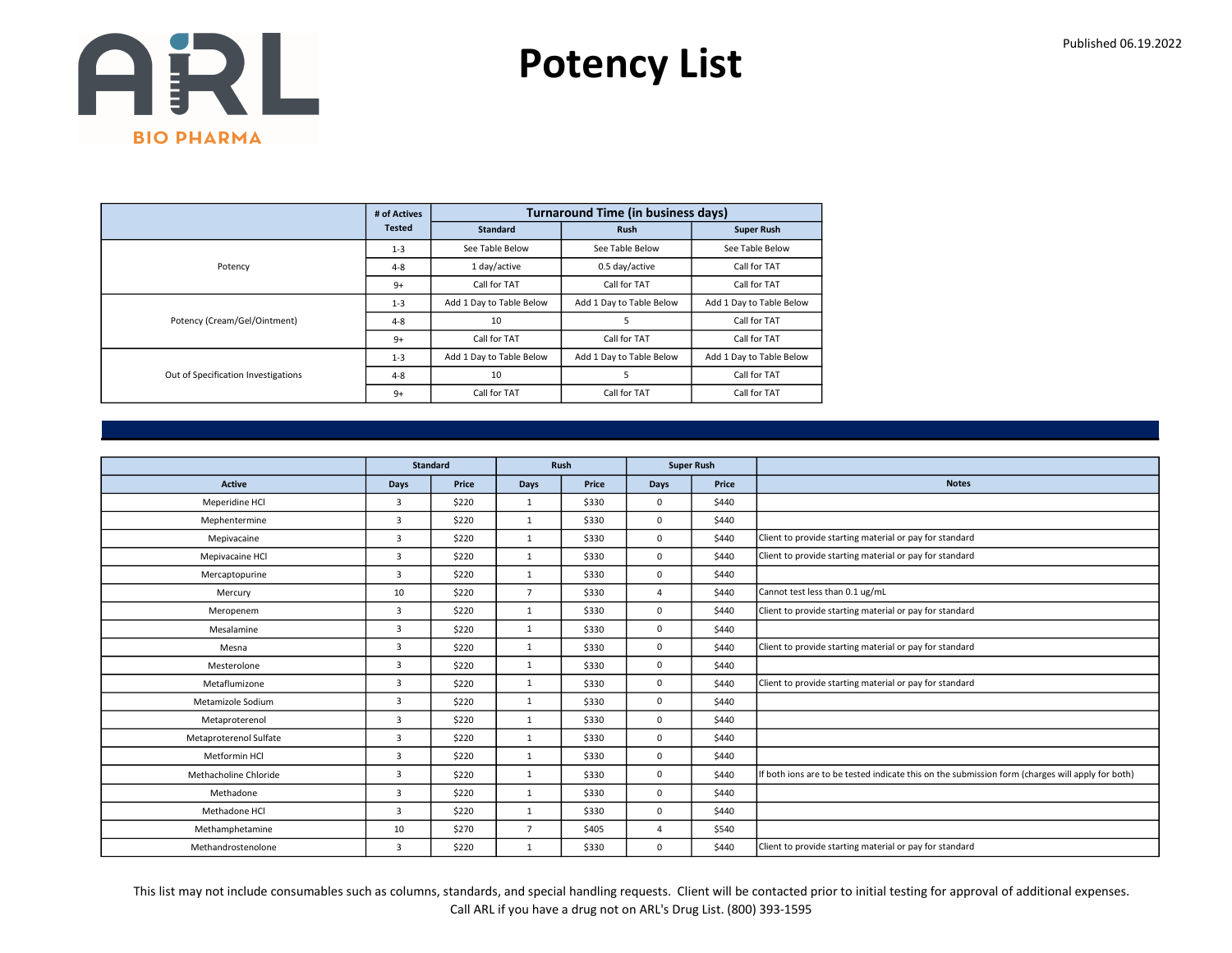# Potency List

Published 06.19.2022

| | # of Actives Tested | Turnaround Time (in business days) | | |
|---|---|---|---|---|
| | | Standard | Rush | Super Rush |
| Potency | 1-3 | See Table Below | See Table Below | See Table Below |
| | 4-8 | 1 day/active | 0.5 day/active | Call for TAT |
| | 9+ | Call for TAT | Call for TAT | Call for TAT |
| Potency (Cream/Gel/Ointment) | 1-3 | Add 1 Day to Table Below | Add 1 Day to Table Below | Add 1 Day to Table Below |
| | 4-8 | 10 | 5 | Call for TAT |
| | 9+ | Call for TAT | Call for TAT | Call for TAT |
| Out of Specification Investigations | 1-3 | Add 1 Day to Table Below | Add 1 Day to Table Below | Add 1 Day to Table Below |
| | 4-8 | 10 | 5 | Call for TAT |
| | 9+ | Call for TAT | Call for TAT | Call for TAT |

| | Standard | | Rush | | Super Rush | | |
|---|---|---|---|---|---|---|---|
| Active | Days | Price | Days | Price | Days | Price | Notes |
| Meperidine HCl | 3 | $220 | 1 | $330 | 0 | $440 | |
| Mephentermine | 3 | $220 | 1 | $330 | 0 | $440 | |
| Mepivacaine | 3 | $220 | 1 | $330 | 0 | $440 | Client to provide starting material or pay for standard |
| Mepivacaine HCl | 3 | $220 | 1 | $330 | 0 | $440 | Client to provide starting material or pay for standard |
| Mercaptopurine | 3 | $220 | 1 | $330 | 0 | $440 | |
| Mercury | 10 | $220 | 7 | $330 | 4 | $440 | Cannot test less than 0.1 ug/mL |
| Meropenem | 3 | $220 | 1 | $330 | 0 | $440 | Client to provide starting material or pay for standard |
| Mesalamine | 3 | $220 | 1 | $330 | 0 | $440 | |
| Mesna | 3 | $220 | 1 | $330 | 0 | $440 | Client to provide starting material or pay for standard |
| Mesterolone | 3 | $220 | 1 | $330 | 0 | $440 | |
| Metaflumizone | 3 | $220 | 1 | $330 | 0 | $440 | Client to provide starting material or pay for standard |
| Metamizole Sodium | 3 | $220 | 1 | $330 | 0 | $440 | |
| Metaproterenol | 3 | $220 | 1 | $330 | 0 | $440 | |
| Metaproterenol Sulfate | 3 | $220 | 1 | $330 | 0 | $440 | |
| Metformin HCl | 3 | $220 | 1 | $330 | 0 | $440 | |
| Methacholine Chloride | 3 | $220 | 1 | $330 | 0 | $440 | If both ions are to be tested indicate this on the submission form (charges will apply for both) |
| Methadone | 3 | $220 | 1 | $330 | 0 | $440 | |
| Methadone HCl | 3 | $220 | 1 | $330 | 0 | $440 | |
| Methamphetamine | 10 | $270 | 7 | $405 | 4 | $540 | |
| Methandrostenolone | 3 | $220 | 1 | $330 | 0 | $440 | Client to provide starting material or pay for standard |

This list may not include consumables such as columns, standards, and special handling requests. Client will be contacted prior to initial testing for approval of additional expenses.
Call ARL if you have a drug not on ARL's Drug List. (800) 393-1595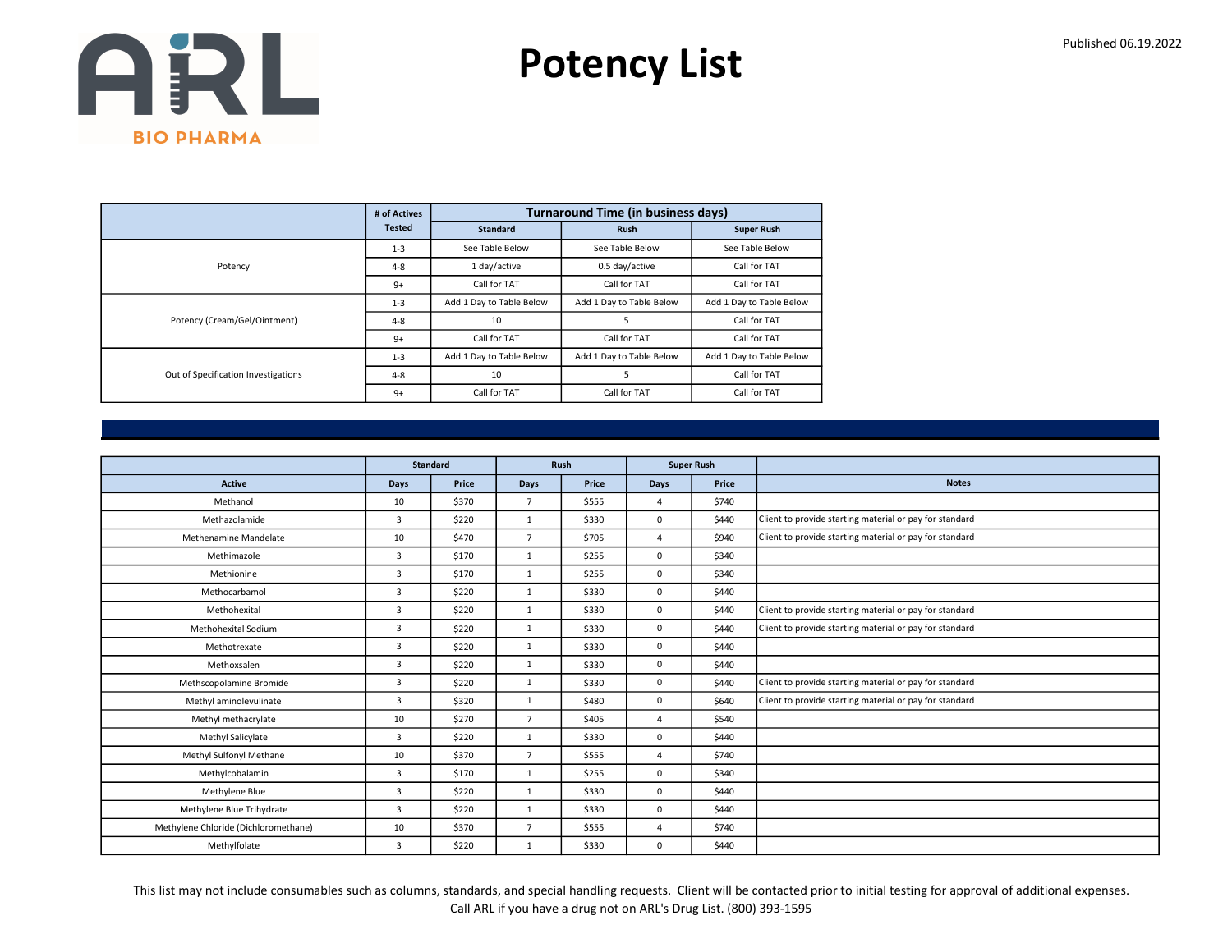# Potency List

Published 06.19.2022

| | # of Actives Tested | Turnaround Time (in business days) | | |
|---|---|---|---|---|
| | | Standard | Rush | Super Rush |
| Potency | 1-3 | See Table Below | See Table Below | See Table Below |
| | 4-8 | 1 day/active | 0.5 day/active | Call for TAT |
| | 9+ | Call for TAT | Call for TAT | Call for TAT |
| Potency (Cream/Gel/Ointment) | 1-3 | Add 1 Day to Table Below | Add 1 Day to Table Below | Add 1 Day to Table Below |
| | 4-8 | 10 | 5 | Call for TAT |
| | 9+ | Call for TAT | Call for TAT | Call for TAT |
| Out of Specification Investigations | 1-3 | Add 1 Day to Table Below | Add 1 Day to Table Below | Add 1 Day to Table Below |
| | 4-8 | 10 | 5 | Call for TAT |
| | 9+ | Call for TAT | Call for TAT | Call for TAT |

| | Standard | | Rush | | Super Rush | | |
|---|---|---|---|---|---|---|---|
| Active | Days | Price | Days | Price | Days | Price | Notes |
| Methanol | 10 | $370 | 7 | $555 | 4 | $740 | |
| Methazolamide | 3 | $220 | 1 | $330 | 0 | $440 | Client to provide starting material or pay for standard |
| Methenamine Mandelate | 10 | $470 | 7 | $705 | 4 | $940 | Client to provide starting material or pay for standard |
| Methimazole | 3 | $170 | 1 | $255 | 0 | $340 | |
| Methionine | 3 | $170 | 1 | $255 | 0 | $340 | |
| Methocarbamol | 3 | $220 | 1 | $330 | 0 | $440 | |
| Methohexital | 3 | $220 | 1 | $330 | 0 | $440 | Client to provide starting material or pay for standard |
| Methohexital Sodium | 3 | $220 | 1 | $330 | 0 | $440 | Client to provide starting material or pay for standard |
| Methotrexate | 3 | $220 | 1 | $330 | 0 | $440 | |
| Methoxsalen | 3 | $220 | 1 | $330 | 0 | $440 | |
| Methscopolamine Bromide | 3 | $220 | 1 | $330 | 0 | $440 | Client to provide starting material or pay for standard |
| Methyl aminolevulinate | 3 | $320 | 1 | $480 | 0 | $640 | Client to provide starting material or pay for standard |
| Methyl methacrylate | 10 | $270 | 7 | $405 | 4 | $540 | |
| Methyl Salicylate | 3 | $220 | 1 | $330 | 0 | $440 | |
| Methyl Sulfonyl Methane | 10 | $370 | 7 | $555 | 4 | $740 | |
| Methylcobalamin | 3 | $170 | 1 | $255 | 0 | $340 | |
| Methylene Blue | 3 | $220 | 1 | $330 | 0 | $440 | |
| Methylene Blue Trihydrate | 3 | $220 | 1 | $330 | 0 | $440 | |
| Methylene Chloride (Dichloromethane) | 10 | $370 | 7 | $555 | 4 | $740 | |
| Methylfolate | 3 | $220 | 1 | $330 | 0 | $440 | |

This list may not include consumables such as columns, standards, and special handling requests. Client will be contacted prior to initial testing for approval of additional expenses.
Call ARL if you have a drug not on ARL's Drug List. (800) 393-1595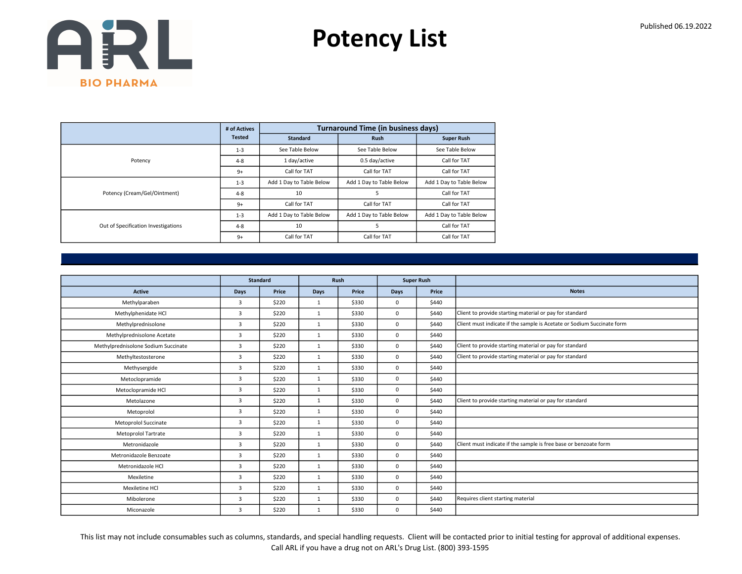# Potency List

Published 06.19.2022

| | # of Actives Tested | Turnaround Time (in business days) | | |
|---|---|---|---|---|
| | | Standard | Rush | Super Rush |
| Potency | 1-3 | See Table Below | See Table Below | See Table Below |
| | 4-8 | 1 day/active | 0.5 day/active | Call for TAT |
| | 9+ | Call for TAT | Call for TAT | Call for TAT |
| Potency (Cream/Gel/Ointment) | 1-3 | Add 1 Day to Table Below | Add 1 Day to Table Below | Add 1 Day to Table Below |
| | 4-8 | 10 | 5 | Call for TAT |
| | 9+ | Call for TAT | Call for TAT | Call for TAT |
| Out of Specification Investigations | 1-3 | Add 1 Day to Table Below | Add 1 Day to Table Below | Add 1 Day to Table Below |
| | 4-8 | 10 | 5 | Call for TAT |
| | 9+ | Call for TAT | Call for TAT | Call for TAT |

| | Standard | | Rush | | Super Rush | | |
|---|---|---|---|---|---|---|---|
| Active | Days | Price | Days | Price | Days | Price | Notes |
| Methylparaben | 3 | $220 | 1 | $330 | 0 | $440 | |
| Methylphenidate HCl | 3 | $220 | 1 | $330 | 0 | $440 | Client to provide starting material or pay for standard |
| Methylprednisolone | 3 | $220 | 1 | $330 | 0 | $440 | Client must indicate if the sample is Acetate or Sodium Succinate form |
| Methylprednisolone Acetate | 3 | $220 | 1 | $330 | 0 | $440 | |
| Methylprednisolone Sodium Succinate | 3 | $220 | 1 | $330 | 0 | $440 | Client to provide starting material or pay for standard |
| Methyltestosterone | 3 | $220 | 1 | $330 | 0 | $440 | Client to provide starting material or pay for standard |
| Methysergide | 3 | $220 | 1 | $330 | 0 | $440 | |
| Metoclopramide | 3 | $220 | 1 | $330 | 0 | $440 | |
| Metoclopramide HCl | 3 | $220 | 1 | $330 | 0 | $440 | |
| Metolazone | 3 | $220 | 1 | $330 | 0 | $440 | Client to provide starting material or pay for standard |
| Metoprolol | 3 | $220 | 1 | $330 | 0 | $440 | |
| Metoprolol Succinate | 3 | $220 | 1 | $330 | 0 | $440 | |
| Metoprolol Tartrate | 3 | $220 | 1 | $330 | 0 | $440 | |
| Metronidazole | 3 | $220 | 1 | $330 | 0 | $440 | Client must indicate if the sample is free base or benzoate form |
| Metronidazole Benzoate | 3 | $220 | 1 | $330 | 0 | $440 | |
| Metronidazole HCl | 3 | $220 | 1 | $330 | 0 | $440 | |
| Mexiletine | 3 | $220 | 1 | $330 | 0 | $440 | |
| Mexiletine HCl | 3 | $220 | 1 | $330 | 0 | $440 | |
| Mibolerone | 3 | $220 | 1 | $330 | 0 | $440 | Requires client starting material |
| Miconazole | 3 | $220 | 1 | $330 | 0 | $440 | |

This list may not include consumables such as columns, standards, and special handling requests. Client will be contacted prior to initial testing for approval of additional expenses.
Call ARL if you have a drug not on ARL's Drug List. (800) 393-1595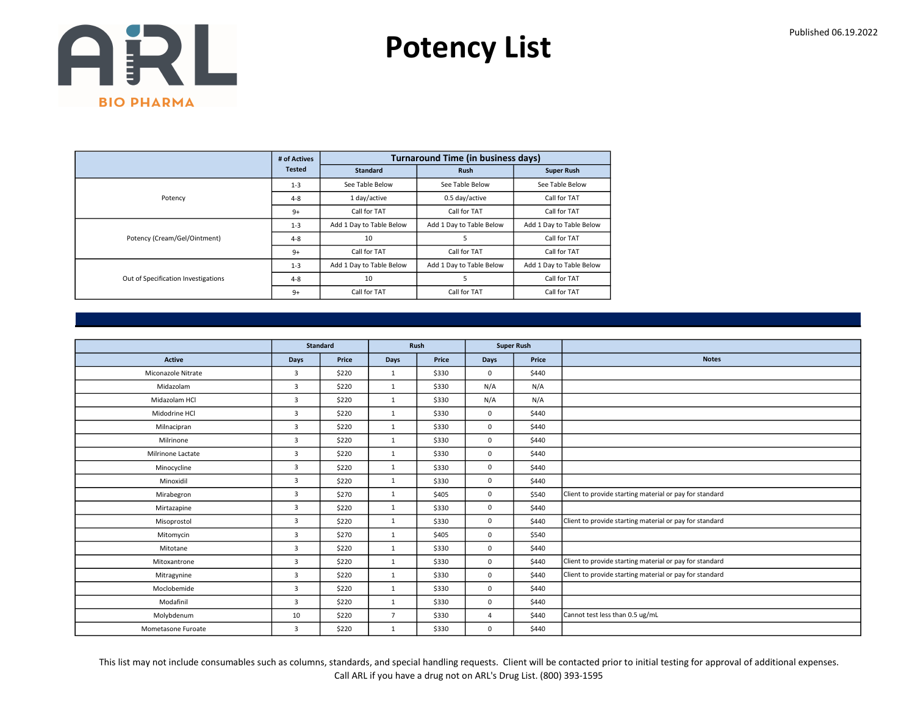# Potency List

Published 06.19.2022

| | # of Actives Tested | Turnaround Time (in business days) | | |
|---|---|---|---|---|
| | | Standard | Rush | Super Rush |
| Potency | 1-3 | See Table Below | See Table Below | See Table Below |
| | 4-8 | 1 day/active | 0.5 day/active | Call for TAT |
| | 9+ | Call for TAT | Call for TAT | Call for TAT |
| Potency (Cream/Gel/Ointment) | 1-3 | Add 1 Day to Table Below | Add 1 Day to Table Below | Add 1 Day to Table Below |
| | 4-8 | 10 | 5 | Call for TAT |
| | 9+ | Call for TAT | Call for TAT | Call for TAT |
| Out of Specification Investigations | 1-3 | Add 1 Day to Table Below | Add 1 Day to Table Below | Add 1 Day to Table Below |
| | 4-8 | 10 | 5 | Call for TAT |
| | 9+ | Call for TAT | Call for TAT | Call for TAT |

| | Standard | | Rush | | Super Rush | | |
|---|---|---|---|---|---|---|---|
| Active | Days | Price | Days | Price | Days | Price | Notes |
| Miconazole Nitrate | 3 | $220 | 1 | $330 | 0 | $440 | |
| Midazolam | 3 | $220 | 1 | $330 | N/A | N/A | |
| Midazolam HCl | 3 | $220 | 1 | $330 | N/A | N/A | |
| Midodrine HCl | 3 | $220 | 1 | $330 | 0 | $440 | |
| Milnacipran | 3 | $220 | 1 | $330 | 0 | $440 | |
| Milrinone | 3 | $220 | 1 | $330 | 0 | $440 | |
| Milrinone Lactate | 3 | $220 | 1 | $330 | 0 | $440 | |
| Minocycline | 3 | $220 | 1 | $330 | 0 | $440 | |
| Minoxidil | 3 | $220 | 1 | $330 | 0 | $440 | |
| Mirabegron | 3 | $270 | 1 | $405 | 0 | $540 | Client to provide starting material or pay for standard |
| Mirtazapine | 3 | $220 | 1 | $330 | 0 | $440 | |
| Misoprostol | 3 | $220 | 1 | $330 | 0 | $440 | Client to provide starting material or pay for standard |
| Mitomycin | 3 | $270 | 1 | $405 | 0 | $540 | |
| Mitotane | 3 | $220 | 1 | $330 | 0 | $440 | |
| Mitoxantrone | 3 | $220 | 1 | $330 | 0 | $440 | Client to provide starting material or pay for standard |
| Mitragynine | 3 | $220 | 1 | $330 | 0 | $440 | Client to provide starting material or pay for standard |
| Moclobemide | 3 | $220 | 1 | $330 | 0 | $440 | |
| Modafinil | 3 | $220 | 1 | $330 | 0 | $440 | |
| Molybdenum | 10 | $220 | 7 | $330 | 4 | $440 | Cannot test less than 0.5 ug/mL |
| Mometasone Furoate | 3 | $220 | 1 | $330 | 0 | $440 | |

This list may not include consumables such as columns, standards, and special handling requests. Client will be contacted prior to initial testing for approval of additional expenses.
Call ARL if you have a drug not on ARL's Drug List. (800) 393-1595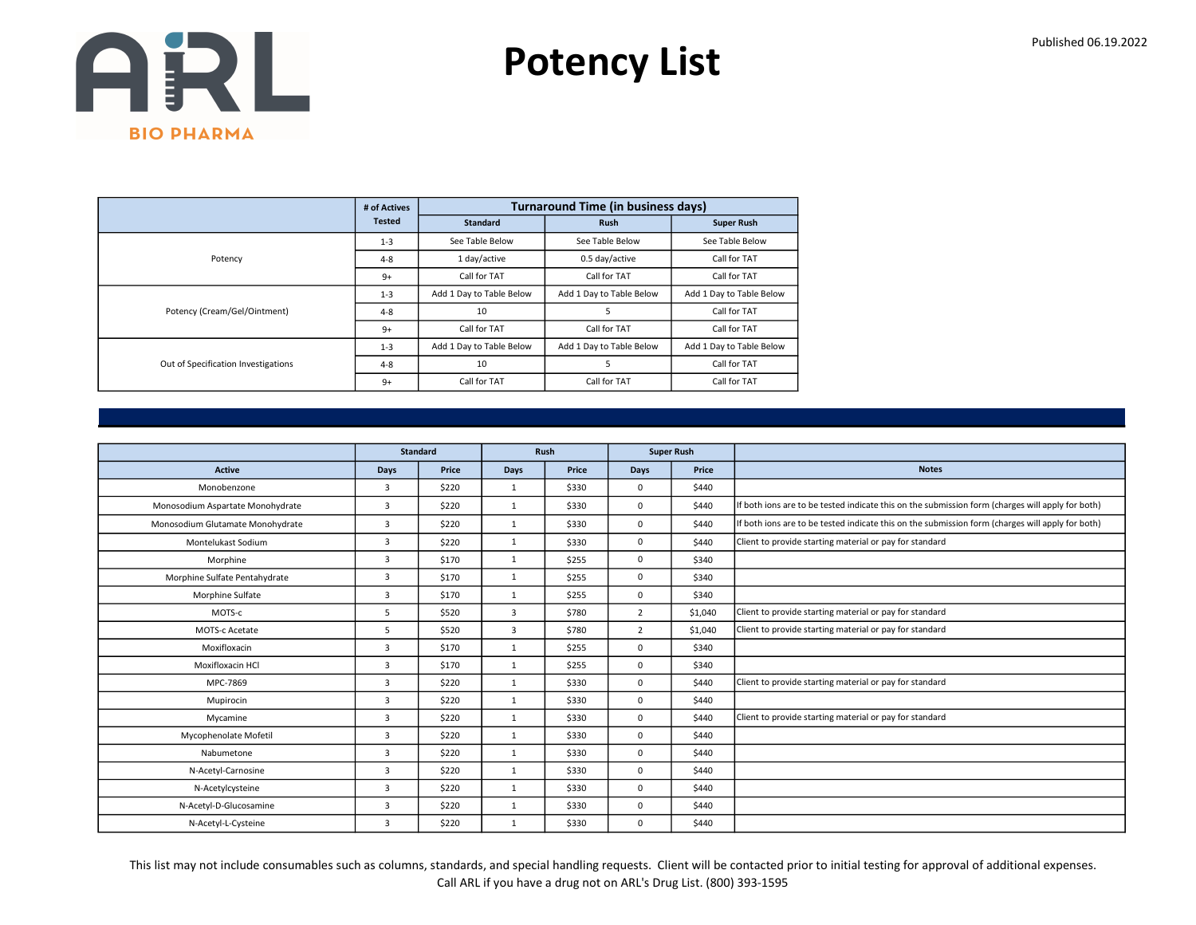# Potency List

Published 06.19.2022

| | # of Actives Tested | Turnaround Time (in business days) | | |
|---|---|---|---|---|
| | | Standard | Rush | Super Rush |
| Potency | 1-3 | See Table Below | See Table Below | See Table Below |
| | 4-8 | 1 day/active | 0.5 day/active | Call for TAT |
| | 9+ | Call for TAT | Call for TAT | Call for TAT |
| Potency (Cream/Gel/Ointment) | 1-3 | Add 1 Day to Table Below | Add 1 Day to Table Below | Add 1 Day to Table Below |
| | 4-8 | 10 | 5 | Call for TAT |
| | 9+ | Call for TAT | Call for TAT | Call for TAT |
| Out of Specification Investigations | 1-3 | Add 1 Day to Table Below | Add 1 Day to Table Below | Add 1 Day to Table Below |
| | 4-8 | 10 | 5 | Call for TAT |
| | 9+ | Call for TAT | Call for TAT | Call for TAT |

| | Standard | | Rush | | Super Rush | | |
|---|---|---|---|---|---|---|---|
| Active | Days | Price | Days | Price | Days | Price | Notes |
| Monobenzone | 3 | $220 | 1 | $330 | 0 | $440 | |
| Monosodium Aspartate Monohydrate | 3 | $220 | 1 | $330 | 0 | $440 | If both ions are to be tested indicate this on the submission form (charges will apply for both) |
| Monosodium Glutamate Monohydrate | 3 | $220 | 1 | $330 | 0 | $440 | If both ions are to be tested indicate this on the submission form (charges will apply for both) |
| Montelukast Sodium | 3 | $220 | 1 | $330 | 0 | $440 | Client to provide starting material or pay for standard |
| Morphine | 3 | $170 | 1 | $255 | 0 | $340 | |
| Morphine Sulfate Pentahydrate | 3 | $170 | 1 | $255 | 0 | $340 | |
| Morphine Sulfate | 3 | $170 | 1 | $255 | 0 | $340 | |
| MOTS-c | 5 | $520 | 3 | $780 | 2 | $1,040 | Client to provide starting material or pay for standard |
| MOTS-c Acetate | 5 | $520 | 3 | $780 | 2 | $1,040 | Client to provide starting material or pay for standard |
| Moxifloxacin | 3 | $170 | 1 | $255 | 0 | $340 | |
| Moxifloxacin HCl | 3 | $170 | 1 | $255 | 0 | $340 | |
| MPC-7869 | 3 | $220 | 1 | $330 | 0 | $440 | Client to provide starting material or pay for standard |
| Mupirocin | 3 | $220 | 1 | $330 | 0 | $440 | |
| Mycamine | 3 | $220 | 1 | $330 | 0 | $440 | Client to provide starting material or pay for standard |
| Mycophenolate Mofetil | 3 | $220 | 1 | $330 | 0 | $440 | |
| Nabumetone | 3 | $220 | 1 | $330 | 0 | $440 | |
| N-Acetyl-Carnosine | 3 | $220 | 1 | $330 | 0 | $440 | |
| N-Acetylcysteine | 3 | $220 | 1 | $330 | 0 | $440 | |
| N-Acetyl-D-Glucosamine | 3 | $220 | 1 | $330 | 0 | $440 | |
| N-Acetyl-L-Cysteine | 3 | $220 | 1 | $330 | 0 | $440 | |

This list may not include consumables such as columns, standards, and special handling requests. Client will be contacted prior to initial testing for approval of additional expenses.
Call ARL if you have a drug not on ARL's Drug List. (800) 393-1595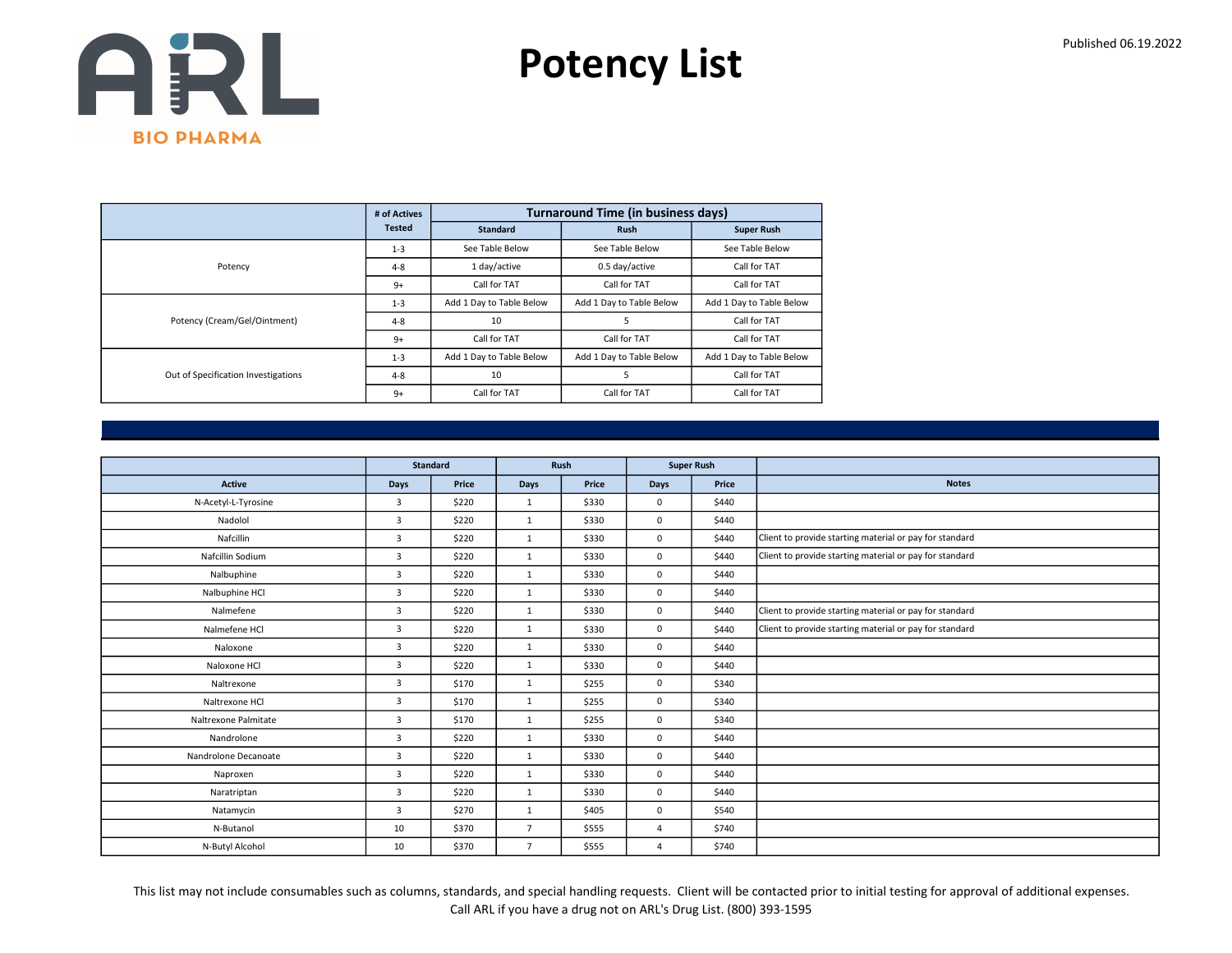Published 06.19.2022

# Potency List

| | # of Actives Tested | Turnaround Time (in business days) | | |
|---|---|---|---|---|
| | | Standard | Rush | Super Rush |
| Potency | 1-3 | See Table Below | See Table Below | See Table Below |
| | 4-8 | 1 day/active | 0.5 day/active | Call for TAT |
| | 9+ | Call for TAT | Call for TAT | Call for TAT |
| Potency (Cream/Gel/Ointment) | 1-3 | Add 1 Day to Table Below | Add 1 Day to Table Below | Add 1 Day to Table Below |
| | 4-8 | 10 | 5 | Call for TAT |
| | 9+ | Call for TAT | Call for TAT | Call for TAT |
| Out of Specification Investigations | 1-3 | Add 1 Day to Table Below | Add 1 Day to Table Below | Add 1 Day to Table Below |
| | 4-8 | 10 | 5 | Call for TAT |
| | 9+ | Call for TAT | Call for TAT | Call for TAT |

| | Standard | | Rush | | Super Rush | | |
|---|---|---|---|---|---|---|---|
| Active | Days | Price | Days | Price | Days | Price | Notes |
| N-Acetyl-L-Tyrosine | 3 | $220 | 1 | $330 | 0 | $440 | |
| Nadolol | 3 | $220 | 1 | $330 | 0 | $440 | |
| Nafcillin | 3 | $220 | 1 | $330 | 0 | $440 | Client to provide starting material or pay for standard |
| Nafcillin Sodium | 3 | $220 | 1 | $330 | 0 | $440 | Client to provide starting material or pay for standard |
| Nalbuphine | 3 | $220 | 1 | $330 | 0 | $440 | |
| Nalbuphine HCl | 3 | $220 | 1 | $330 | 0 | $440 | |
| Nalmefene | 3 | $220 | 1 | $330 | 0 | $440 | Client to provide starting material or pay for standard |
| Nalmefene HCl | 3 | $220 | 1 | $330 | 0 | $440 | Client to provide starting material or pay for standard |
| Naloxone | 3 | $220 | 1 | $330 | 0 | $440 | |
| Naloxone HCl | 3 | $220 | 1 | $330 | 0 | $440 | |
| Naltrexone | 3 | $170 | 1 | $255 | 0 | $340 | |
| Naltrexone HCl | 3 | $170 | 1 | $255 | 0 | $340 | |
| Naltrexone Palmitate | 3 | $170 | 1 | $255 | 0 | $340 | |
| Nandrolone | 3 | $220 | 1 | $330 | 0 | $440 | |
| Nandrolone Decanoate | 3 | $220 | 1 | $330 | 0 | $440 | |
| Naproxen | 3 | $220 | 1 | $330 | 0 | $440 | |
| Naratriptan | 3 | $220 | 1 | $330 | 0 | $440 | |
| Natamycin | 3 | $270 | 1 | $405 | 0 | $540 | |
| N-Butanol | 10 | $370 | 7 | $555 | 4 | $740 | |
| N-Butyl Alcohol | 10 | $370 | 7 | $555 | 4 | $740 | |

This list may not include consumables such as columns, standards, and special handling requests. Client will be contacted prior to initial testing for approval of additional expenses.
Call ARL if you have a drug not on ARL's Drug List. (800) 393-1595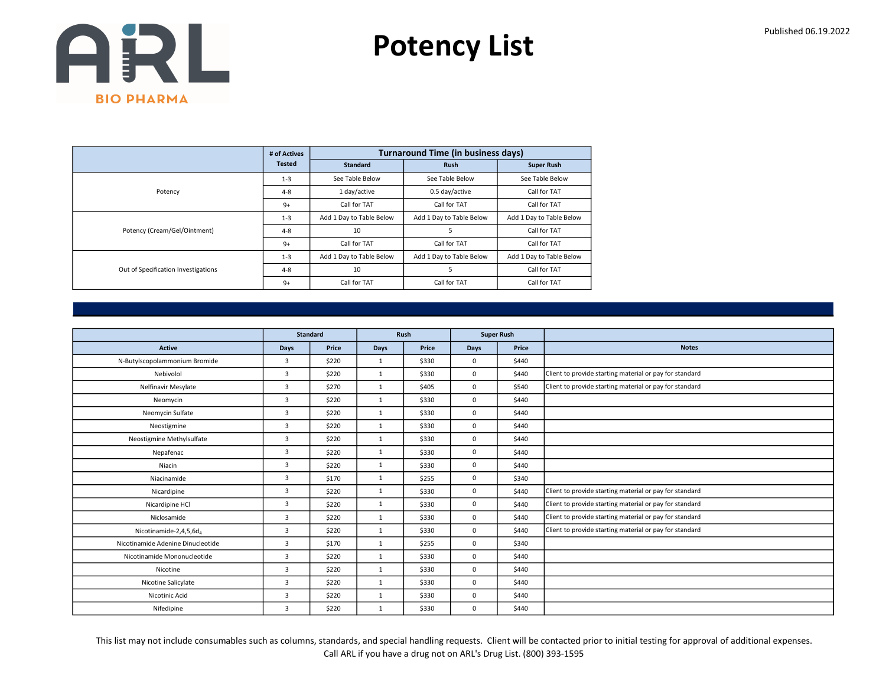# Potency List

Published 06.19.2022

| | # of Actives Tested | Turnaround Time (in business days) | | |
|---|---|---|---|---|
| | | Standard | Rush | Super Rush |
| Potency | 1-3 | See Table Below | See Table Below | See Table Below |
| | 4-8 | 1 day/active | 0.5 day/active | Call for TAT |
| | 9+ | Call for TAT | Call for TAT | Call for TAT |
| Potency (Cream/Gel/Ointment) | 1-3 | Add 1 Day to Table Below | Add 1 Day to Table Below | Add 1 Day to Table Below |
| | 4-8 | 10 | 5 | Call for TAT |
| | 9+ | Call for TAT | Call for TAT | Call for TAT |
| Out of Specification Investigations | 1-3 | Add 1 Day to Table Below | Add 1 Day to Table Below | Add 1 Day to Table Below |
| | 4-8 | 10 | 5 | Call for TAT |
| | 9+ | Call for TAT | Call for TAT | Call for TAT |

| | Standard | | Rush | | Super Rush | | |
|---|---|---|---|---|---|---|---|
| Active | Days | Price | Days | Price | Days | Price | Notes |
| N-Butylscopolammonium Bromide | 3 | $220 | 1 | $330 | 0 | $440 | |
| Nebivolol | 3 | $220 | 1 | $330 | 0 | $440 | Client to provide starting material or pay for standard |
| Nelfinavir Mesylate | 3 | $270 | 1 | $405 | 0 | $540 | Client to provide starting material or pay for standard |
| Neomycin | 3 | $220 | 1 | $330 | 0 | $440 | |
| Neomycin Sulfate | 3 | $220 | 1 | $330 | 0 | $440 | |
| Neostigmine | 3 | $220 | 1 | $330 | 0 | $440 | |
| Neostigmine Methylsulfate | 3 | $220 | 1 | $330 | 0 | $440 | |
| Nepafenac | 3 | $220 | 1 | $330 | 0 | $440 | |
| Niacin | 3 | $220 | 1 | $330 | 0 | $440 | |
| Niacinamide | 3 | $170 | 1 | $255 | 0 | $340 | |
| Nicardipine | 3 | $220 | 1 | $330 | 0 | $440 | Client to provide starting material or pay for standard |
| Nicardipine HCl | 3 | $220 | 1 | $330 | 0 | $440 | Client to provide starting material or pay for standard |
| Niclosamide | 3 | $220 | 1 | $330 | 0 | $440 | Client to provide starting material or pay for standard |
| Nicotinamide-2,4,5,6$d_4$ | 3 | $220 | 1 | $330 | 0 | $440 | Client to provide starting material or pay for standard |
| Nicotinamide Adenine Dinucleotide | 3 | $170 | 1 | $255 | 0 | $340 | |
| Nicotinamide Mononucleotide | 3 | $220 | 1 | $330 | 0 | $440 | |
| Nicotine | 3 | $220 | 1 | $330 | 0 | $440 | |
| Nicotine Salicylate | 3 | $220 | 1 | $330 | 0 | $440 | |
| Nicotinic Acid | 3 | $220 | 1 | $330 | 0 | $440 | |
| Nifedipine | 3 | $220 | 1 | $330 | 0 | $440 | |

This list may not include consumables such as columns, standards, and special handling requests. Client will be contacted prior to initial testing for approval of additional expenses.
Call ARL if you have a drug not on ARL's Drug List. (800) 393-1595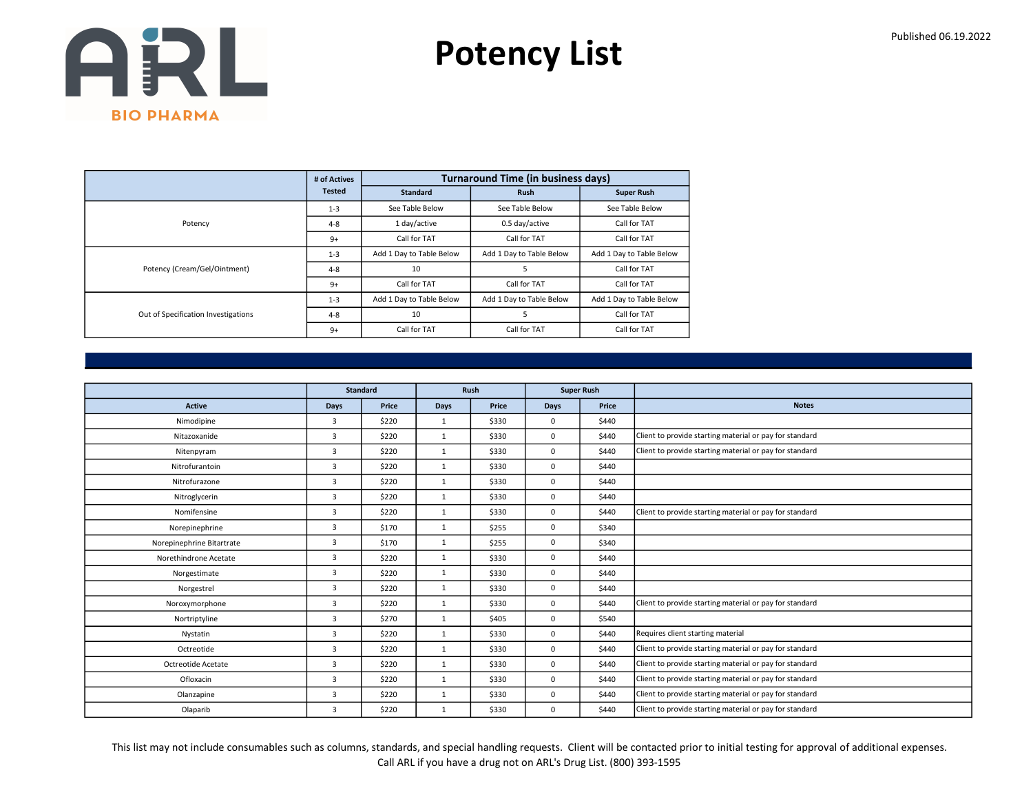# Potency List

Published 06.19.2022

| | # of Actives Tested | Turnaround Time (in business days) | | |
|---|---|---|---|---|
| | | Standard | Rush | Super Rush |
| Potency | 1-3 | See Table Below | See Table Below | See Table Below |
| | 4-8 | 1 day/active | 0.5 day/active | Call for TAT |
| | 9+ | Call for TAT | Call for TAT | Call for TAT |
| Potency (Cream/Gel/Ointment) | 1-3 | Add 1 Day to Table Below | Add 1 Day to Table Below | Add 1 Day to Table Below |
| | 4-8 | 10 | 5 | Call for TAT |
| | 9+ | Call for TAT | Call for TAT | Call for TAT |
| Out of Specification Investigations | 1-3 | Add 1 Day to Table Below | Add 1 Day to Table Below | Add 1 Day to Table Below |
| | 4-8 | 10 | 5 | Call for TAT |
| | 9+ | Call for TAT | Call for TAT | Call for TAT |

| | Standard | | Rush | | Super Rush | | |
|---|---|---|---|---|---|---|---|
| Active | Days | Price | Days | Price | Days | Price | Notes |
| Nimodipine | 3 | $220 | 1 | $330 | 0 | $440 | |
| Nitazoxanide | 3 | $220 | 1 | $330 | 0 | $440 | Client to provide starting material or pay for standard |
| Nitenpyram | 3 | $220 | 1 | $330 | 0 | $440 | Client to provide starting material or pay for standard |
| Nitrofurantoin | 3 | $220 | 1 | $330 | 0 | $440 | |
| Nitrofurazone | 3 | $220 | 1 | $330 | 0 | $440 | |
| Nitroglycerin | 3 | $220 | 1 | $330 | 0 | $440 | |
| Nomifensine | 3 | $220 | 1 | $330 | 0 | $440 | Client to provide starting material or pay for standard |
| Norepinephrine | 3 | $170 | 1 | $255 | 0 | $340 | |
| Norepinephrine Bitartrate | 3 | $170 | 1 | $255 | 0 | $340 | |
| Norethindrone Acetate | 3 | $220 | 1 | $330 | 0 | $440 | |
| Norgestimate | 3 | $220 | 1 | $330 | 0 | $440 | |
| Norgestrel | 3 | $220 | 1 | $330 | 0 | $440 | |
| Noroxymorphone | 3 | $220 | 1 | $330 | 0 | $440 | Client to provide starting material or pay for standard |
| Nortriptyline | 3 | $270 | 1 | $405 | 0 | $540 | |
| Nystatin | 3 | $220 | 1 | $330 | 0 | $440 | Requires client starting material |
| Octreotide | 3 | $220 | 1 | $330 | 0 | $440 | Client to provide starting material or pay for standard |
| Octreotide Acetate | 3 | $220 | 1 | $330 | 0 | $440 | Client to provide starting material or pay for standard |
| Ofloxacin | 3 | $220 | 1 | $330 | 0 | $440 | Client to provide starting material or pay for standard |
| Olanzapine | 3 | $220 | 1 | $330 | 0 | $440 | Client to provide starting material or pay for standard |
| Olaparib | 3 | $220 | 1 | $330 | 0 | $440 | Client to provide starting material or pay for standard |

This list may not include consumables such as columns, standards, and special handling requests. Client will be contacted prior to initial testing for approval of additional expenses.
Call ARL if you have a drug not on ARL's Drug List. (800) 393-1595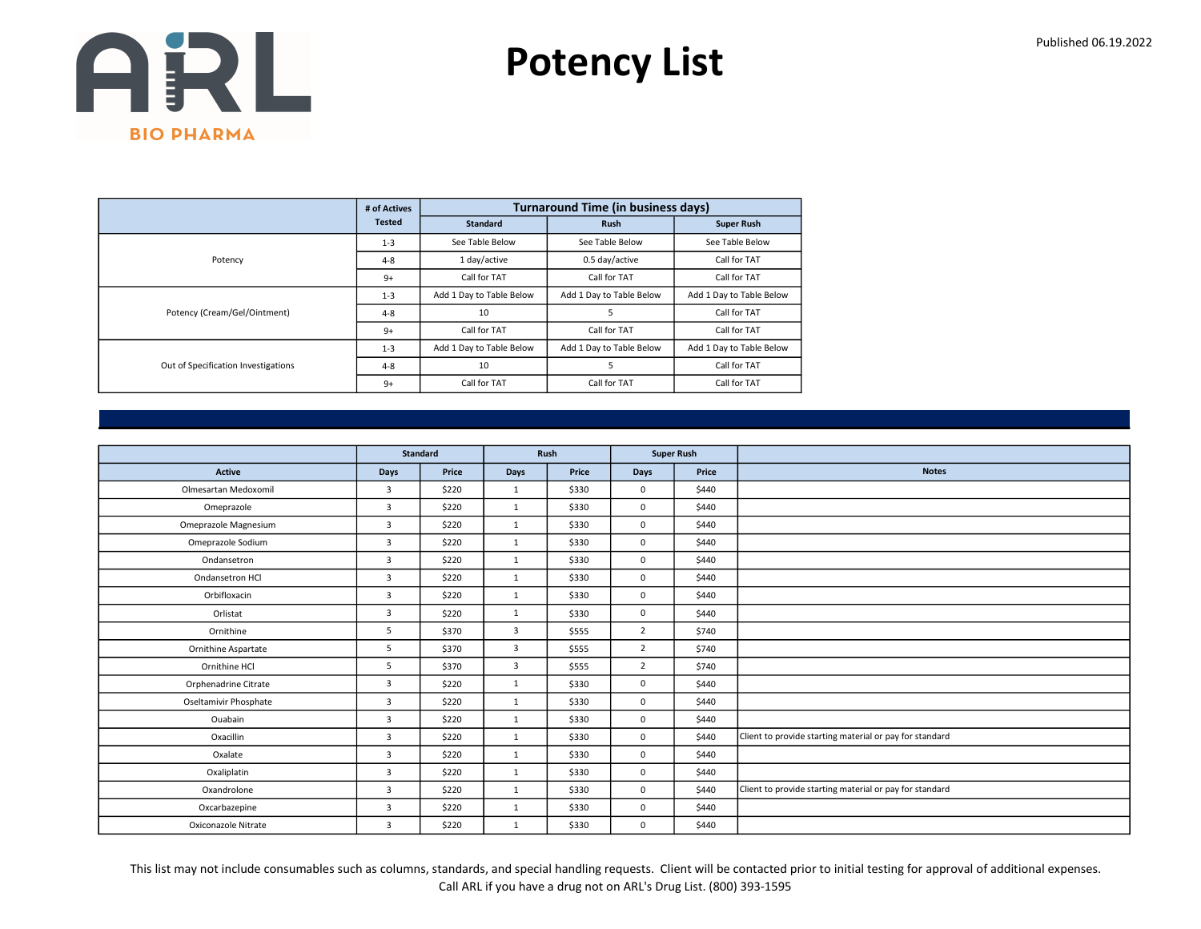# Potency List

Published 06.19.2022

| | # of Actives Tested | Turnaround Time (in business days) | | |
|---|---|---|---|---|
| | | Standard | Rush | Super Rush |
| Potency | 1-3 | See Table Below | See Table Below | See Table Below |
| | 4-8 | 1 day/active | 0.5 day/active | Call for TAT |
| | 9+ | Call for TAT | Call for TAT | Call for TAT |
| Potency (Cream/Gel/Ointment) | 1-3 | Add 1 Day to Table Below | Add 1 Day to Table Below | Add 1 Day to Table Below |
| | 4-8 | 10 | 5 | Call for TAT |
| | 9+ | Call for TAT | Call for TAT | Call for TAT |
| Out of Specification Investigations | 1-3 | Add 1 Day to Table Below | Add 1 Day to Table Below | Add 1 Day to Table Below |
| | 4-8 | 10 | 5 | Call for TAT |
| | 9+ | Call for TAT | Call for TAT | Call for TAT |

| | Standard | | Rush | | Super Rush | | |
|---|---|---|---|---|---|---|---|
| Active | Days | Price | Days | Price | Days | Price | Notes |
| Olmesartan Medoxomil | 3 | $220 | 1 | $330 | 0 | $440 | |
| Omeprazole | 3 | $220 | 1 | $330 | 0 | $440 | |
| Omeprazole Magnesium | 3 | $220 | 1 | $330 | 0 | $440 | |
| Omeprazole Sodium | 3 | $220 | 1 | $330 | 0 | $440 | |
| Ondansetron | 3 | $220 | 1 | $330 | 0 | $440 | |
| Ondansetron HCl | 3 | $220 | 1 | $330 | 0 | $440 | |
| Orbifloxacin | 3 | $220 | 1 | $330 | 0 | $440 | |
| Orlistat | 3 | $220 | 1 | $330 | 0 | $440 | |
| Ornithine | 5 | $370 | 3 | $555 | 2 | $740 | |
| Ornithine Aspartate | 5 | $370 | 3 | $555 | 2 | $740 | |
| Ornithine HCl | 5 | $370 | 3 | $555 | 2 | $740 | |
| Orphenadrine Citrate | 3 | $220 | 1 | $330 | 0 | $440 | |
| Oseltamivir Phosphate | 3 | $220 | 1 | $330 | 0 | $440 | |
| Ouabain | 3 | $220 | 1 | $330 | 0 | $440 | |
| Oxacillin | 3 | $220 | 1 | $330 | 0 | $440 | Client to provide starting material or pay for standard |
| Oxalate | 3 | $220 | 1 | $330 | 0 | $440 | |
| Oxaliplatin | 3 | $220 | 1 | $330 | 0 | $440 | |
| Oxandrolone | 3 | $220 | 1 | $330 | 0 | $440 | Client to provide starting material or pay for standard |
| Oxcarbazepine | 3 | $220 | 1 | $330 | 0 | $440 | |
| Oxiconazole Nitrate | 3 | $220 | 1 | $330 | 0 | $440 | |

This list may not include consumables such as columns, standards, and special handling requests. Client will be contacted prior to initial testing for approval of additional expenses.
Call ARL if you have a drug not on ARL's Drug List. (800) 393-1595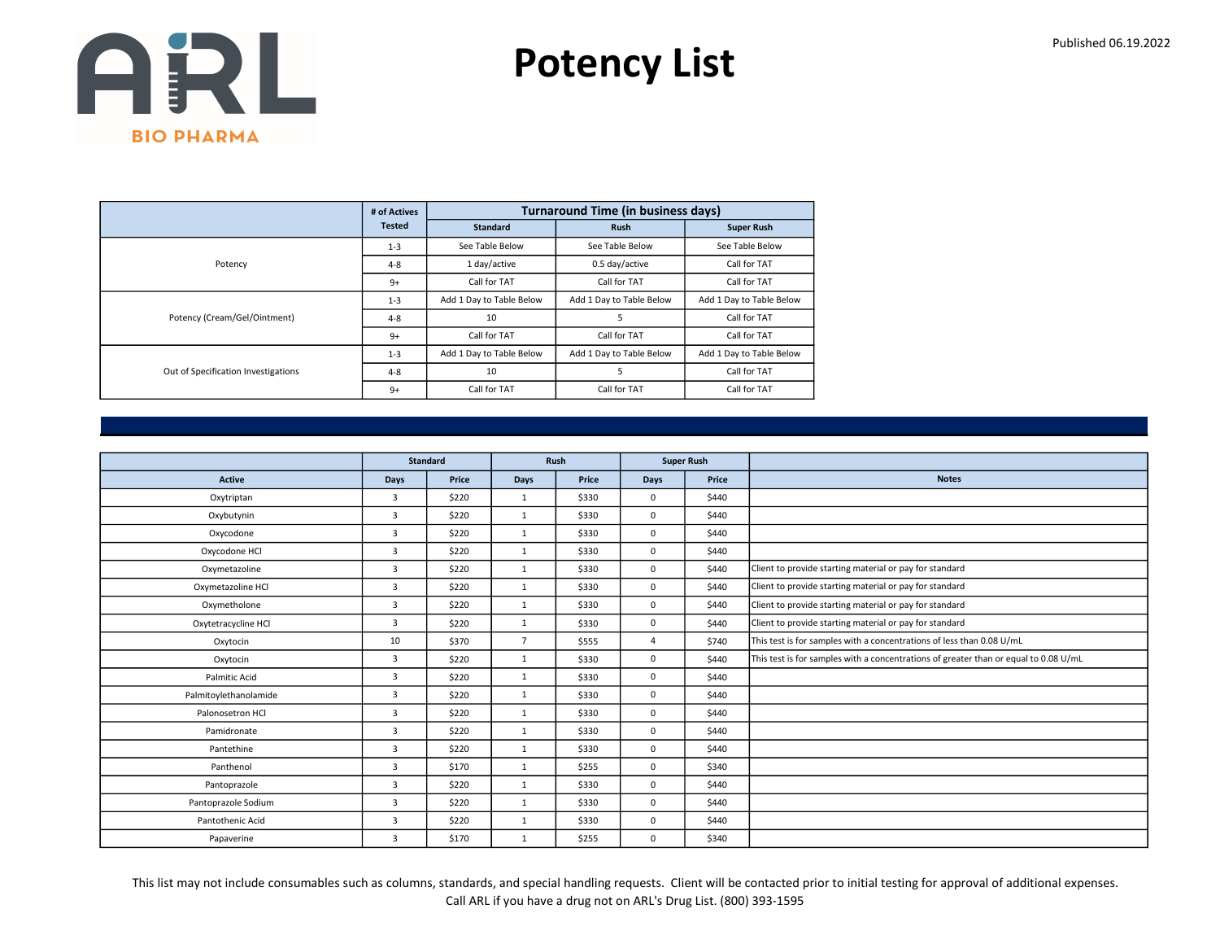# Potency List

Published 06.19.2022

| | # of Actives Tested | Turnaround Time (in business days) | | |
|---|---|---|---|---|
| | | Standard | Rush | Super Rush |
| Potency | 1-3 | See Table Below | See Table Below | See Table Below |
| | 4-8 | 1 day/active | 0.5 day/active | Call for TAT |
| | 9+ | Call for TAT | Call for TAT | Call for TAT |
| Potency (Cream/Gel/Ointment) | 1-3 | Add 1 Day to Table Below | Add 1 Day to Table Below | Add 1 Day to Table Below |
| | 4-8 | 10 | 5 | Call for TAT |
| | 9+ | Call for TAT | Call for TAT | Call for TAT |
| Out of Specification Investigations | 1-3 | Add 1 Day to Table Below | Add 1 Day to Table Below | Add 1 Day to Table Below |
| | 4-8 | 10 | 5 | Call for TAT |
| | 9+ | Call for TAT | Call for TAT | Call for TAT |

| | Standard | | Rush | | Super Rush | | |
|---|---|---|---|---|---|---|---|
| Active | Days | Price | Days | Price | Days | Price | Notes |
| Oxytriptan | 3 | $220 | 1 | $330 | 0 | $440 | |
| Oxybutynin | 3 | $220 | 1 | $330 | 0 | $440 | |
| Oxycodone | 3 | $220 | 1 | $330 | 0 | $440 | |
| Oxycodone HCl | 3 | $220 | 1 | $330 | 0 | $440 | |
| Oxymetazoline | 3 | $220 | 1 | $330 | 0 | $440 | Client to provide starting material or pay for standard |
| Oxymetazoline HCl | 3 | $220 | 1 | $330 | 0 | $440 | Client to provide starting material or pay for standard |
| Oxymetholone | 3 | $220 | 1 | $330 | 0 | $440 | Client to provide starting material or pay for standard |
| Oxytetracycline HCl | 3 | $220 | 1 | $330 | 0 | $440 | Client to provide starting material or pay for standard |
| Oxytocin | 10 | $370 | 7 | $555 | 4 | $740 | This test is for samples with a concentrations of less than 0.08 U/mL |
| Oxytocin | 3 | $220 | 1 | $330 | 0 | $440 | This test is for samples with a concentrations of greater than or equal to 0.08 U/mL |
| Palmitic Acid | 3 | $220 | 1 | $330 | 0 | $440 | |
| Palmitoylethanolamide | 3 | $220 | 1 | $330 | 0 | $440 | |
| Palonosetron HCl | 3 | $220 | 1 | $330 | 0 | $440 | |
| Pamidronate | 3 | $220 | 1 | $330 | 0 | $440 | |
| Pantethine | 3 | $220 | 1 | $330 | 0 | $440 | |
| Panthenol | 3 | $170 | 1 | $255 | 0 | $340 | |
| Pantoprazole | 3 | $220 | 1 | $330 | 0 | $440 | |
| Pantoprazole Sodium | 3 | $220 | 1 | $330 | 0 | $440 | |
| Pantothenic Acid | 3 | $220 | 1 | $330 | 0 | $440 | |
| Papaverine | 3 | $170 | 1 | $255 | 0 | $340 | |

This list may not include consumables such as columns, standards, and special handling requests. Client will be contacted prior to initial testing for approval of additional expenses.
Call ARL if you have a drug not on ARL's Drug List. (800) 393-1595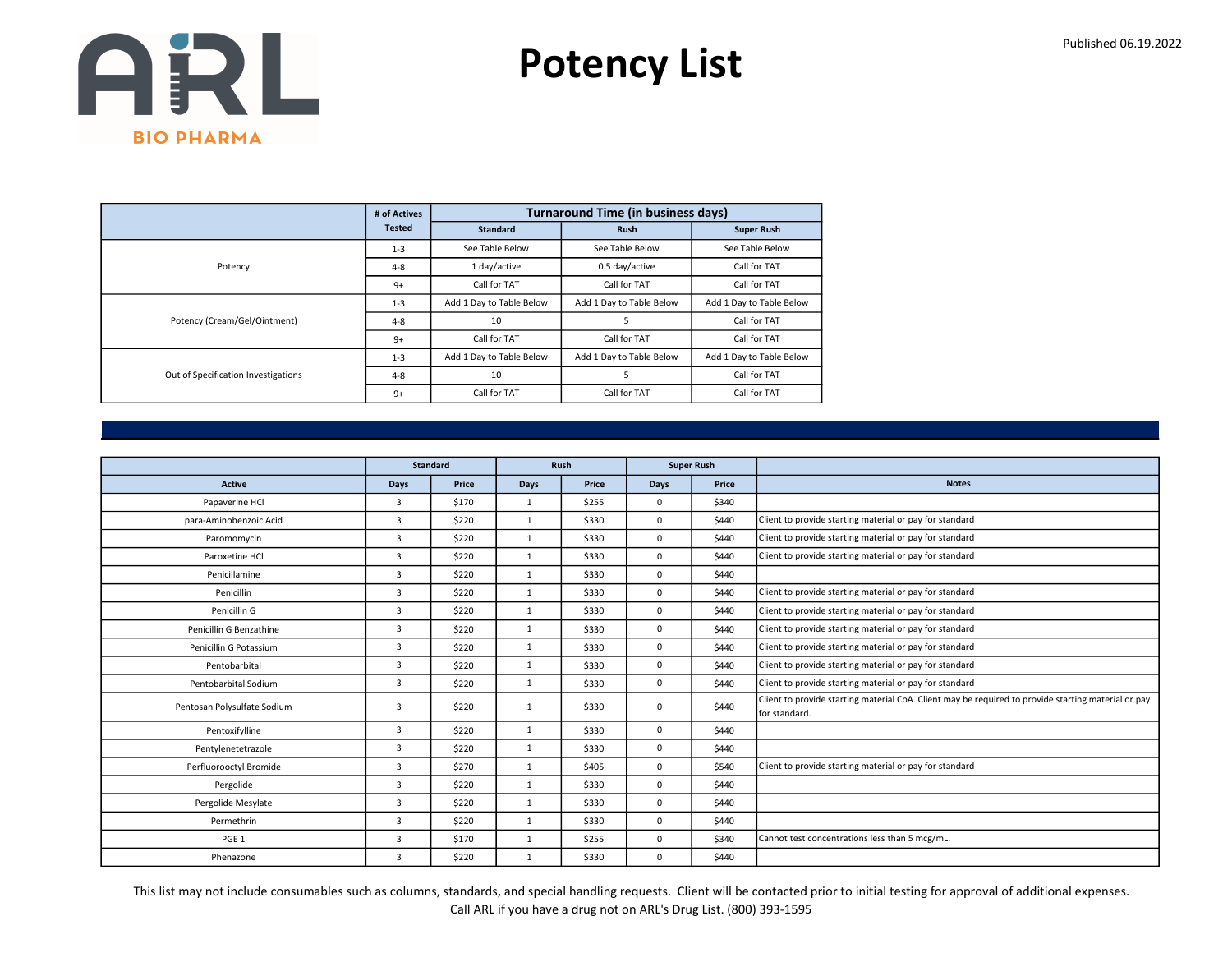# Potency List

Published 06.19.2022

| | # of Actives Tested | Turnaround Time (in business days) | | |
|---|---|---|---|---|
| | | Standard | Rush | Super Rush |
| Potency | 1-3 | See Table Below | See Table Below | See Table Below |
| | 4-8 | 1 day/active | 0.5 day/active | Call for TAT |
| | 9+ | Call for TAT | Call for TAT | Call for TAT |
| Potency (Cream/Gel/Ointment) | 1-3 | Add 1 Day to Table Below | Add 1 Day to Table Below | Add 1 Day to Table Below |
| | 4-8 | 10 | 5 | Call for TAT |
| | 9+ | Call for TAT | Call for TAT | Call for TAT |
| Out of Specification Investigations | 1-3 | Add 1 Day to Table Below | Add 1 Day to Table Below | Add 1 Day to Table Below |
| | 4-8 | 10 | 5 | Call for TAT |
| | 9+ | Call for TAT | Call for TAT | Call for TAT |

| | Standard | | Rush | | Super Rush | | |
|---|---|---|---|---|---|---|---|
| Active | Days | Price | Days | Price | Days | Price | Notes |
| Papaverine HCl | 3 | $170 | 1 | $255 | 0 | $340 | |
| para-Aminobenzoic Acid | 3 | $220 | 1 | $330 | 0 | $440 | Client to provide starting material or pay for standard |
| Paromomycin | 3 | $220 | 1 | $330 | 0 | $440 | Client to provide starting material or pay for standard |
| Paroxetine HCl | 3 | $220 | 1 | $330 | 0 | $440 | Client to provide starting material or pay for standard |
| Penicillamine | 3 | $220 | 1 | $330 | 0 | $440 | |
| Penicillin | 3 | $220 | 1 | $330 | 0 | $440 | Client to provide starting material or pay for standard |
| Penicillin G | 3 | $220 | 1 | $330 | 0 | $440 | Client to provide starting material or pay for standard |
| Penicillin G Benzathine | 3 | $220 | 1 | $330 | 0 | $440 | Client to provide starting material or pay for standard |
| Penicillin G Potassium | 3 | $220 | 1 | $330 | 0 | $440 | Client to provide starting material or pay for standard |
| Pentobarbital | 3 | $220 | 1 | $330 | 0 | $440 | Client to provide starting material or pay for standard |
| Pentobarbital Sodium | 3 | $220 | 1 | $330 | 0 | $440 | Client to provide starting material or pay for standard |
| Pentosan Polysulfate Sodium | 3 | $220 | 1 | $330 | 0 | $440 | Client to provide starting material CoA. Client may be required to provide starting material or pay for standard. |
| Pentoxifylline | 3 | $220 | 1 | $330 | 0 | $440 | |
| Pentylenetetrazole | 3 | $220 | 1 | $330 | 0 | $440 | |
| Perfluorooctyl Bromide | 3 | $270 | 1 | $405 | 0 | $540 | Client to provide starting material or pay for standard |
| Pergolide | 3 | $220 | 1 | $330 | 0 | $440 | |
| Pergolide Mesylate | 3 | $220 | 1 | $330 | 0 | $440 | |
| Permethrin | 3 | $220 | 1 | $330 | 0 | $440 | |
| PGE 1 | 3 | $170 | 1 | $255 | 0 | $340 | Cannot test concentrations less than 5 mcg/mL. |
| Phenazone | 3 | $220 | 1 | $330 | 0 | $440 | |

This list may not include consumables such as columns, standards, and special handling requests. Client will be contacted prior to initial testing for approval of additional expenses.
Call ARL if you have a drug not on ARL's Drug List. (800) 393-1595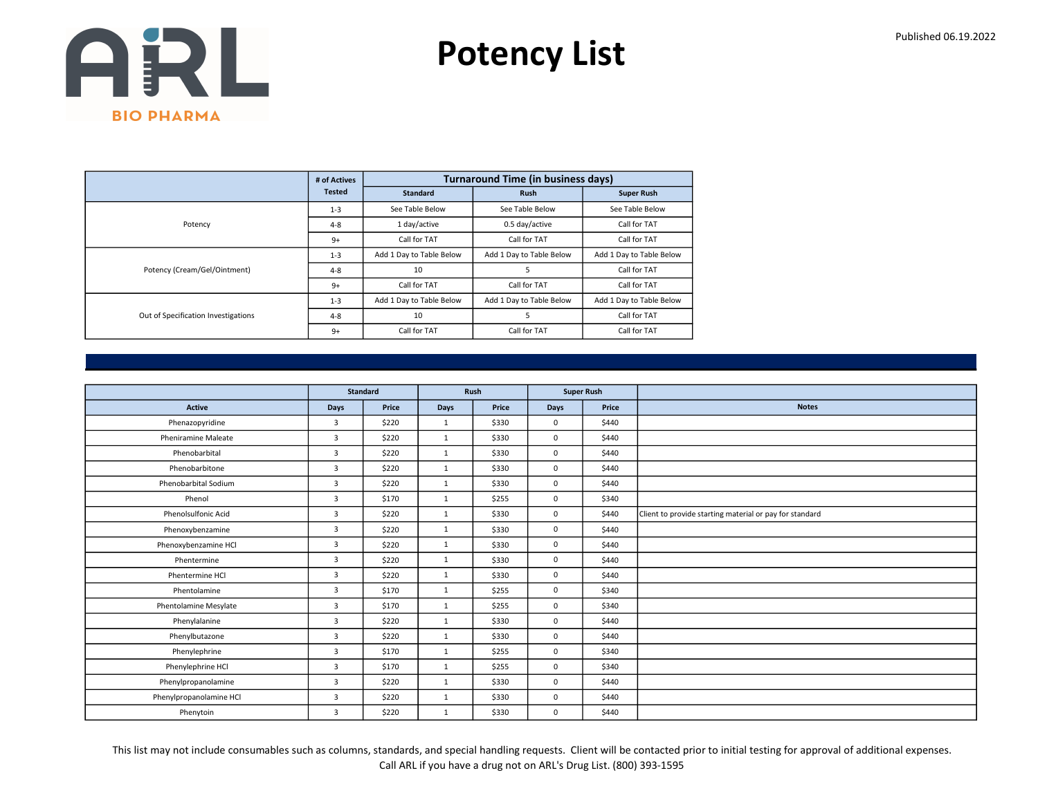# Potency List

Published 06.19.2022

| | # of Actives Tested | Turnaround Time (in business days) | | |
|---|---|---|---|---|
| | | Standard | Rush | Super Rush |
| Potency | 1-3 | See Table Below | See Table Below | See Table Below |
| | 4-8 | 1 day/active | 0.5 day/active | Call for TAT |
| | 9+ | Call for TAT | Call for TAT | Call for TAT |
| Potency (Cream/Gel/Ointment) | 1-3 | Add 1 Day to Table Below | Add 1 Day to Table Below | Add 1 Day to Table Below |
| | 4-8 | 10 | 5 | Call for TAT |
| | 9+ | Call for TAT | Call for TAT | Call for TAT |
| Out of Specification Investigations | 1-3 | Add 1 Day to Table Below | Add 1 Day to Table Below | Add 1 Day to Table Below |
| | 4-8 | 10 | 5 | Call for TAT |
| | 9+ | Call for TAT | Call for TAT | Call for TAT |

| | Standard | | Rush | | Super Rush | | |
|---|---|---|---|---|---|---|---|
| Active | Days | Price | Days | Price | Days | Price | Notes |
| Phenazopyridine | 3 | $220 | 1 | $330 | 0 | $440 | |
| Pheniramine Maleate | 3 | $220 | 1 | $330 | 0 | $440 | |
| Phenobarbital | 3 | $220 | 1 | $330 | 0 | $440 | |
| Phenobarbitone | 3 | $220 | 1 | $330 | 0 | $440 | |
| Phenobarbital Sodium | 3 | $220 | 1 | $330 | 0 | $440 | |
| Phenol | 3 | $170 | 1 | $255 | 0 | $340 | |
| Phenolsulfonic Acid | 3 | $220 | 1 | $330 | 0 | $440 | Client to provide starting material or pay for standard |
| Phenoxybenzamine | 3 | $220 | 1 | $330 | 0 | $440 | |
| Phenoxybenzamine HCl | 3 | $220 | 1 | $330 | 0 | $440 | |
| Phentermine | 3 | $220 | 1 | $330 | 0 | $440 | |
| Phentermine HCl | 3 | $220 | 1 | $330 | 0 | $440 | |
| Phentolamine | 3 | $170 | 1 | $255 | 0 | $340 | |
| Phentolamine Mesylate | 3 | $170 | 1 | $255 | 0 | $340 | |
| Phenylalanine | 3 | $220 | 1 | $330 | 0 | $440 | |
| Phenylbutazone | 3 | $220 | 1 | $330 | 0 | $440 | |
| Phenylephrine | 3 | $170 | 1 | $255 | 0 | $340 | |
| Phenylephrine HCl | 3 | $170 | 1 | $255 | 0 | $340 | |
| Phenylpropanolamine | 3 | $220 | 1 | $330 | 0 | $440 | |
| Phenylpropanolamine HCl | 3 | $220 | 1 | $330 | 0 | $440 | |
| Phenytoin | 3 | $220 | 1 | $330 | 0 | $440 | |

This list may not include consumables such as columns, standards, and special handling requests. Client will be contacted prior to initial testing for approval of additional expenses.
Call ARL if you have a drug not on ARL's Drug List. (800) 393-1595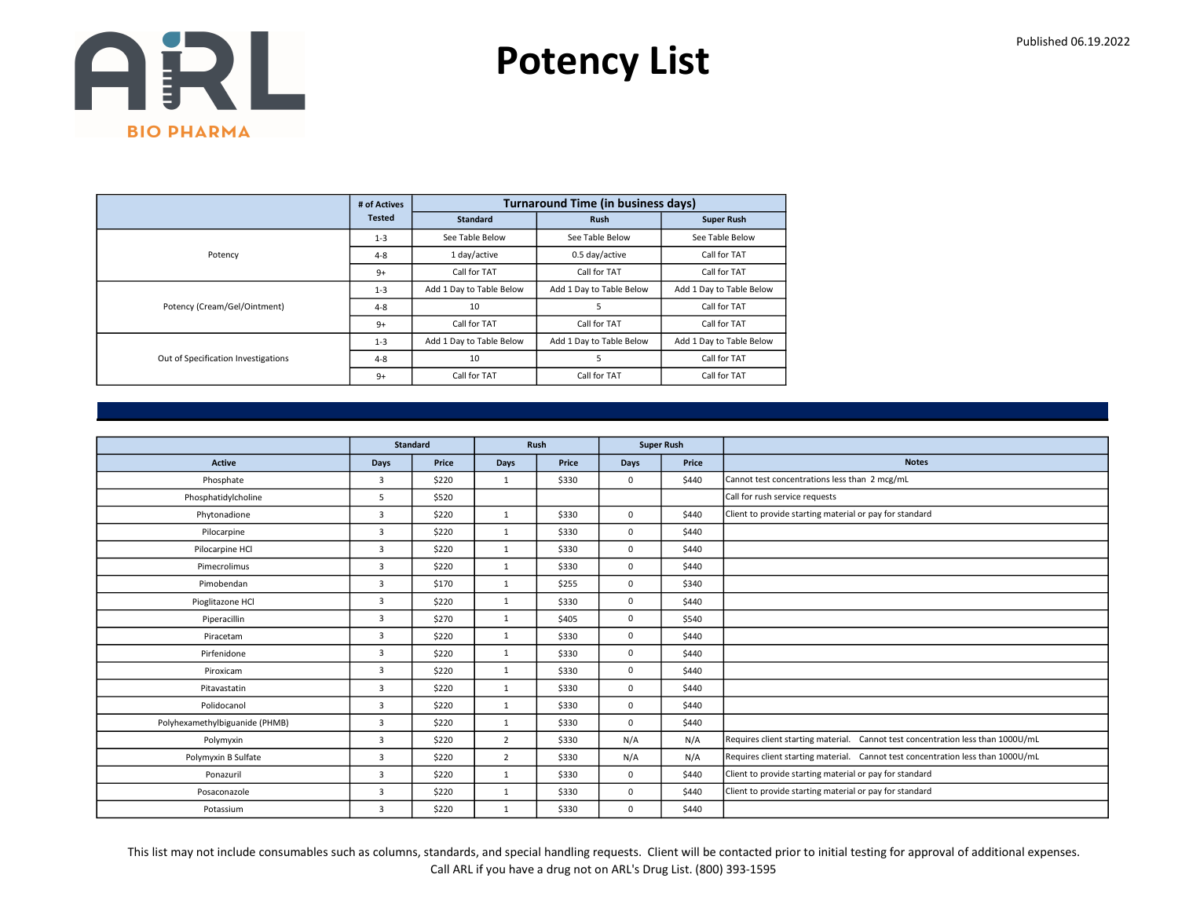# Potency List

Published 06.19.2022

| | # of Actives Tested | Turnaround Time (in business days) | | |
|---|---|---|---|---|
| | | Standard | Rush | Super Rush |
| Potency | 1-3 | See Table Below | See Table Below | See Table Below |
| | 4-8 | 1 day/active | 0.5 day/active | Call for TAT |
| | 9+ | Call for TAT | Call for TAT | Call for TAT |
| Potency (Cream/Gel/Ointment) | 1-3 | Add 1 Day to Table Below | Add 1 Day to Table Below | Add 1 Day to Table Below |
| | 4-8 | 10 | 5 | Call for TAT |
| | 9+ | Call for TAT | Call for TAT | Call for TAT |
| Out of Specification Investigations | 1-3 | Add 1 Day to Table Below | Add 1 Day to Table Below | Add 1 Day to Table Below |
| | 4-8 | 10 | 5 | Call for TAT |
| | 9+ | Call for TAT | Call for TAT | Call for TAT |

| | Standard | | Rush | | Super Rush | | |
|---|---|---|---|---|---|---|---|
| Active | Days | Price | Days | Price | Days | Price | Notes |
| Phosphate | 3 | $220 | 1 | $330 | 0 | $440 | Cannot test concentrations less than 2 mcg/mL |
| Phosphatidylcholine | 5 | $520 | | | | | Call for rush service requests |
| Phytonadione | 3 | $220 | 1 | $330 | 0 | $440 | Client to provide starting material or pay for standard |
| Pilocarpine | 3 | $220 | 1 | $330 | 0 | $440 | |
| Pilocarpine HCl | 3 | $220 | 1 | $330 | 0 | $440 | |
| Pimecrolimus | 3 | $220 | 1 | $330 | 0 | $440 | |
| Pimobendan | 3 | $170 | 1 | $255 | 0 | $340 | |
| Pioglitazone HCl | 3 | $220 | 1 | $330 | 0 | $440 | |
| Piperacillin | 3 | $270 | 1 | $405 | 0 | $540 | |
| Piracetam | 3 | $220 | 1 | $330 | 0 | $440 | |
| Pirfenidone | 3 | $220 | 1 | $330 | 0 | $440 | |
| Piroxicam | 3 | $220 | 1 | $330 | 0 | $440 | |
| Pitavastatin | 3 | $220 | 1 | $330 | 0 | $440 | |
| Polidocanol | 3 | $220 | 1 | $330 | 0 | $440 | |
| Polyhexamethylbiguanide (PHMB) | 3 | $220 | 1 | $330 | 0 | $440 | |
| Polymyxin | 3 | $220 | 2 | $330 | N/A | N/A | Requires client starting material. Cannot test concentration less than 1000U/mL |
| Polymyxin B Sulfate | 3 | $220 | 2 | $330 | N/A | N/A | Requires client starting material. Cannot test concentration less than 1000U/mL |
| Ponazuril | 3 | $220 | 1 | $330 | 0 | $440 | Client to provide starting material or pay for standard |
| Posaconazole | 3 | $220 | 1 | $330 | 0 | $440 | Client to provide starting material or pay for standard |
| Potassium | 3 | $220 | 1 | $330 | 0 | $440 | |

This list may not include consumables such as columns, standards, and special handling requests. Client will be contacted prior to initial testing for approval of additional expenses.
Call ARL if you have a drug not on ARL's Drug List. (800) 393-1595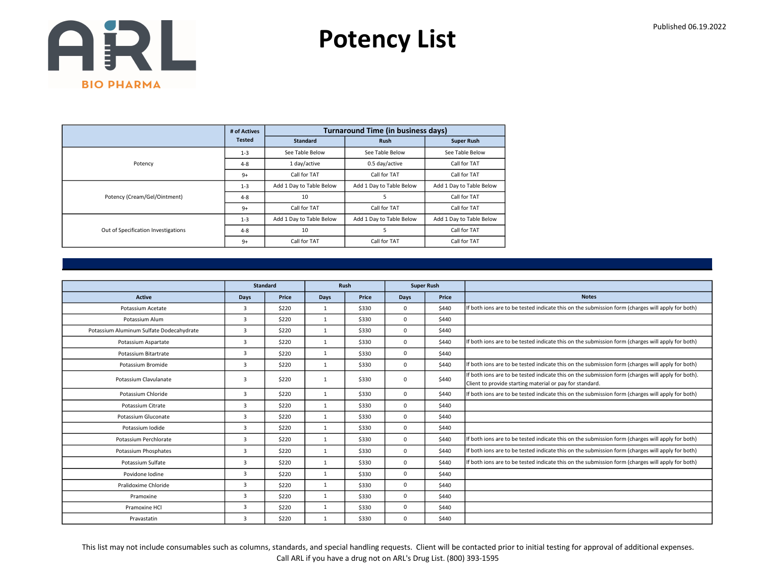ARL BIO PHARMA

# Potency List

Published 06.19.2022

| | # of Actives Tested | Turnaround Time (in business days) | | |
|---|---|---|---|---|
| | | Standard | Rush | Super Rush |
| Potency | 1-3 | See Table Below | See Table Below | See Table Below |
| | 4-8 | 1 day/active | 0.5 day/active | Call for TAT |
| | 9+ | Call for TAT | Call for TAT | Call for TAT |
| Potency (Cream/Gel/Ointment) | 1-3 | Add 1 Day to Table Below | Add 1 Day to Table Below | Add 1 Day to Table Below |
| | 4-8 | 10 | 5 | Call for TAT |
| | 9+ | Call for TAT | Call for TAT | Call for TAT |
| Out of Specification Investigations | 1-3 | Add 1 Day to Table Below | Add 1 Day to Table Below | Add 1 Day to Table Below |
| | 4-8 | 10 | 5 | Call for TAT |
| | 9+ | Call for TAT | Call for TAT | Call for TAT |

| | Standard | | Rush | | Super Rush | | |
|---|---|---|---|---|---|---|---|
| Active | Days | Price | Days | Price | Days | Price | Notes |
| Potassium Acetate | 3 | $220 | 1 | $330 | 0 | $440 | If both ions are to be tested indicate this on the submission form (charges will apply for both) |
| Potassium Alum | 3 | $220 | 1 | $330 | 0 | $440 | |
| Potassium Aluminum Sulfate Dodecahydrate | 3 | $220 | 1 | $330 | 0 | $440 | |
| Potassium Aspartate | 3 | $220 | 1 | $330 | 0 | $440 | If both ions are to be tested indicate this on the submission form (charges will apply for both) |
| Potassium Bitartrate | 3 | $220 | 1 | $330 | 0 | $440 | |
| Potassium Bromide | 3 | $220 | 1 | $330 | 0 | $440 | If both ions are to be tested indicate this on the submission form (charges will apply for both) |
| Potassium Clavulanate | 3 | $220 | 1 | $330 | 0 | $440 | If both ions are to be tested indicate this on the submission form (charges will apply for both). Client to provide starting material or pay for standard. |
| Potassium Chloride | 3 | $220 | 1 | $330 | 0 | $440 | If both ions are to be tested indicate this on the submission form (charges will apply for both) |
| Potassium Citrate | 3 | $220 | 1 | $330 | 0 | $440 | |
| Potassium Gluconate | 3 | $220 | 1 | $330 | 0 | $440 | |
| Potassium Iodide | 3 | $220 | 1 | $330 | 0 | $440 | |
| Potassium Perchlorate | 3 | $220 | 1 | $330 | 0 | $440 | If both ions are to be tested indicate this on the submission form (charges will apply for both) |
| Potassium Phosphates | 3 | $220 | 1 | $330 | 0 | $440 | If both ions are to be tested indicate this on the submission form (charges will apply for both) |
| Potassium Sulfate | 3 | $220 | 1 | $330 | 0 | $440 | If both ions are to be tested indicate this on the submission form (charges will apply for both) |
| Povidone Iodine | 3 | $220 | 1 | $330 | 0 | $440 | |
| Pralidoxime Chloride | 3 | $220 | 1 | $330 | 0 | $440 | |
| Pramoxine | 3 | $220 | 1 | $330 | 0 | $440 | |
| Pramoxine HCl | 3 | $220 | 1 | $330 | 0 | $440 | |
| Pravastatin | 3 | $220 | 1 | $330 | 0 | $440 | |

This list may not include consumables such as columns, standards, and special handling requests. Client will be contacted prior to initial testing for approval of additional expenses.
Call ARL if you have a drug not on ARL's Drug List. (800) 393-1595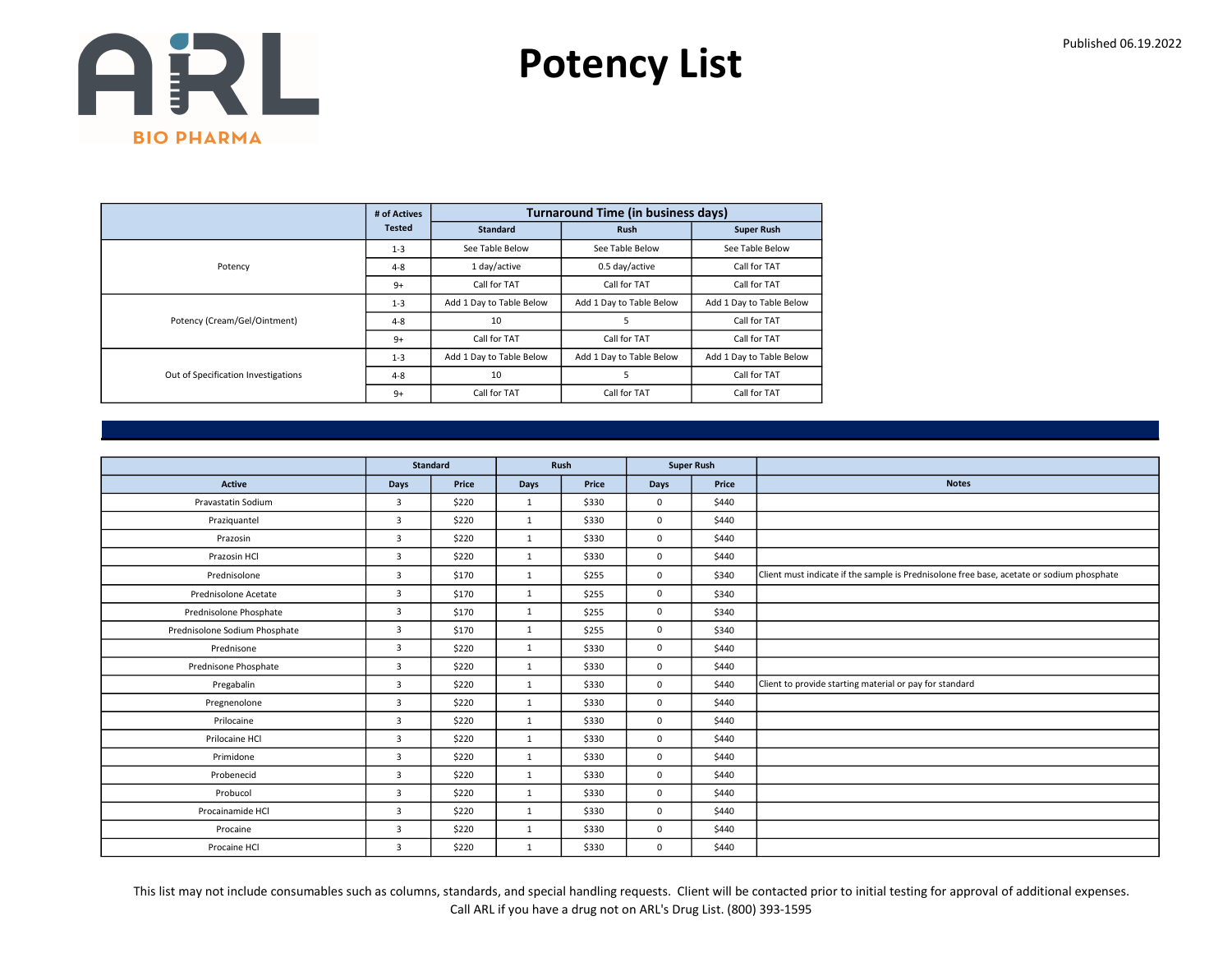# Potency List

Published 06.19.2022

| | # of Actives Tested | Turnaround Time (in business days) | | |
|---|---|---|---|---|
| | | Standard | Rush | Super Rush |
| Potency | 1-3 | See Table Below | See Table Below | See Table Below |
| | 4-8 | 1 day/active | 0.5 day/active | Call for TAT |
| | 9+ | Call for TAT | Call for TAT | Call for TAT |
| Potency (Cream/Gel/Ointment) | 1-3 | Add 1 Day to Table Below | Add 1 Day to Table Below | Add 1 Day to Table Below |
| | 4-8 | 10 | 5 | Call for TAT |
| | 9+ | Call for TAT | Call for TAT | Call for TAT |
| Out of Specification Investigations | 1-3 | Add 1 Day to Table Below | Add 1 Day to Table Below | Add 1 Day to Table Below |
| | 4-8 | 10 | 5 | Call for TAT |
| | 9+ | Call for TAT | Call for TAT | Call for TAT |

| | Standard | | Rush | | Super Rush | | |
|---|---|---|---|---|---|---|---|
| Active | Days | Price | Days | Price | Days | Price | Notes |
| Pravastatin Sodium | 3 | $220 | 1 | $330 | 0 | $440 | |
| Praziquantel | 3 | $220 | 1 | $330 | 0 | $440 | |
| Prazosin | 3 | $220 | 1 | $330 | 0 | $440 | |
| Prazosin HCl | 3 | $220 | 1 | $330 | 0 | $440 | |
| Prednisolone | 3 | $170 | 1 | $255 | 0 | $340 | Client must indicate if the sample is Prednisolone free base, acetate or sodium phosphate |
| Prednisolone Acetate | 3 | $170 | 1 | $255 | 0 | $340 | |
| Prednisolone Phosphate | 3 | $170 | 1 | $255 | 0 | $340 | |
| Prednisolone Sodium Phosphate | 3 | $170 | 1 | $255 | 0 | $340 | |
| Prednisone | 3 | $220 | 1 | $330 | 0 | $440 | |
| Prednisone Phosphate | 3 | $220 | 1 | $330 | 0 | $440 | |
| Pregabalin | 3 | $220 | 1 | $330 | 0 | $440 | Client to provide starting material or pay for standard |
| Pregnenolone | 3 | $220 | 1 | $330 | 0 | $440 | |
| Prilocaine | 3 | $220 | 1 | $330 | 0 | $440 | |
| Prilocaine HCl | 3 | $220 | 1 | $330 | 0 | $440 | |
| Primidone | 3 | $220 | 1 | $330 | 0 | $440 | |
| Probenecid | 3 | $220 | 1 | $330 | 0 | $440 | |
| Probucol | 3 | $220 | 1 | $330 | 0 | $440 | |
| Procainamide HCl | 3 | $220 | 1 | $330 | 0 | $440 | |
| Procaine | 3 | $220 | 1 | $330 | 0 | $440 | |
| Procaine HCl | 3 | $220 | 1 | $330 | 0 | $440 | |

This list may not include consumables such as columns, standards, and special handling requests. Client will be contacted prior to initial testing for approval of additional expenses.
Call ARL if you have a drug not on ARL's Drug List. (800) 393-1595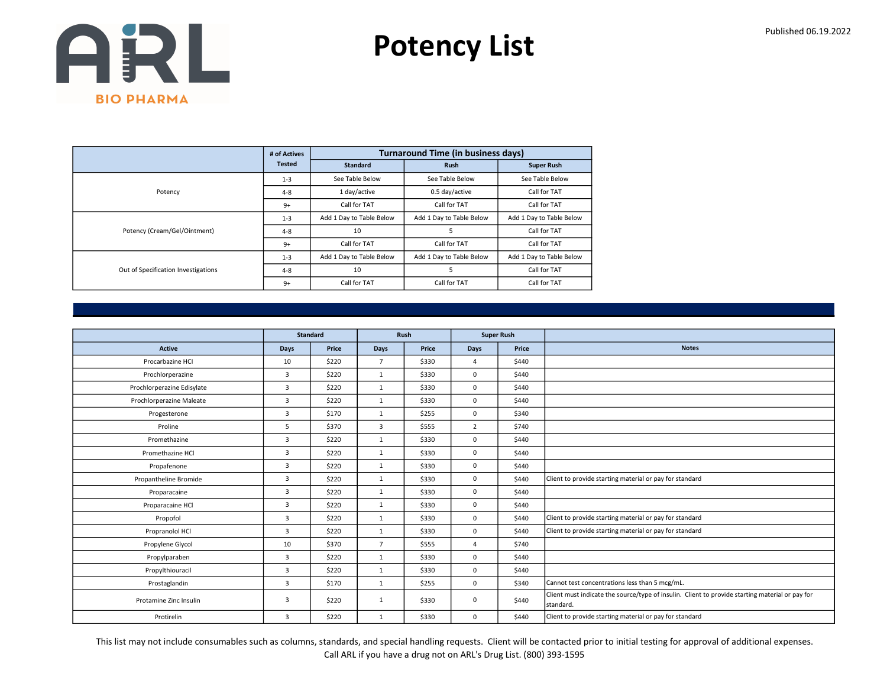# Potency List

Published 06.19.2022

| | # of Actives Tested | Turnaround Time (in business days) | | |
|---|---|---|---|---|
| | | Standard | Rush | Super Rush |
| Potency | 1-3 | See Table Below | See Table Below | See Table Below |
| | 4-8 | 1 day/active | 0.5 day/active | Call for TAT |
| | 9+ | Call for TAT | Call for TAT | Call for TAT |
| Potency (Cream/Gel/Ointment) | 1-3 | Add 1 Day to Table Below | Add 1 Day to Table Below | Add 1 Day to Table Below |
| | 4-8 | 10 | 5 | Call for TAT |
| | 9+ | Call for TAT | Call for TAT | Call for TAT |
| Out of Specification Investigations | 1-3 | Add 1 Day to Table Below | Add 1 Day to Table Below | Add 1 Day to Table Below |
| | 4-8 | 10 | 5 | Call for TAT |
| | 9+ | Call for TAT | Call for TAT | Call for TAT |

| | Standard | | Rush | | Super Rush | | |
|---|---|---|---|---|---|---|---|
| Active | Days | Price | Days | Price | Days | Price | Notes |
| Procarbazine HCl | 10 | $220 | 7 | $330 | 4 | $440 | |
| Prochlorperazine | 3 | $220 | 1 | $330 | 0 | $440 | |
| Prochlorperazine Edisylate | 3 | $220 | 1 | $330 | 0 | $440 | |
| Prochlorperazine Maleate | 3 | $220 | 1 | $330 | 0 | $440 | |
| Progesterone | 3 | $170 | 1 | $255 | 0 | $340 | |
| Proline | 5 | $370 | 3 | $555 | 2 | $740 | |
| Promethazine | 3 | $220 | 1 | $330 | 0 | $440 | |
| Promethazine HCl | 3 | $220 | 1 | $330 | 0 | $440 | |
| Propafenone | 3 | $220 | 1 | $330 | 0 | $440 | |
| Propantheline Bromide | 3 | $220 | 1 | $330 | 0 | $440 | Client to provide starting material or pay for standard |
| Proparacaine | 3 | $220 | 1 | $330 | 0 | $440 | |
| Proparacaine HCl | 3 | $220 | 1 | $330 | 0 | $440 | |
| Propofol | 3 | $220 | 1 | $330 | 0 | $440 | Client to provide starting material or pay for standard |
| Propranolol HCl | 3 | $220 | 1 | $330 | 0 | $440 | Client to provide starting material or pay for standard |
| Propylene Glycol | 10 | $370 | 7 | $555 | 4 | $740 | |
| Propylparaben | 3 | $220 | 1 | $330 | 0 | $440 | |
| Propylthiouracil | 3 | $220 | 1 | $330 | 0 | $440 | |
| Prostaglandin | 3 | $170 | 1 | $255 | 0 | $340 | Cannot test concentrations less than 5 mcg/mL. |
| Protamine Zinc Insulin | 3 | $220 | 1 | $330 | 0 | $440 | Client must indicate the source/type of insulin. Client to provide starting material or pay for standard. |
| Protirelin | 3 | $220 | 1 | $330 | 0 | $440 | Client to provide starting material or pay for standard |

This list may not include consumables such as columns, standards, and special handling requests. Client will be contacted prior to initial testing for approval of additional expenses.
Call ARL if you have a drug not on ARL's Drug List. (800) 393-1595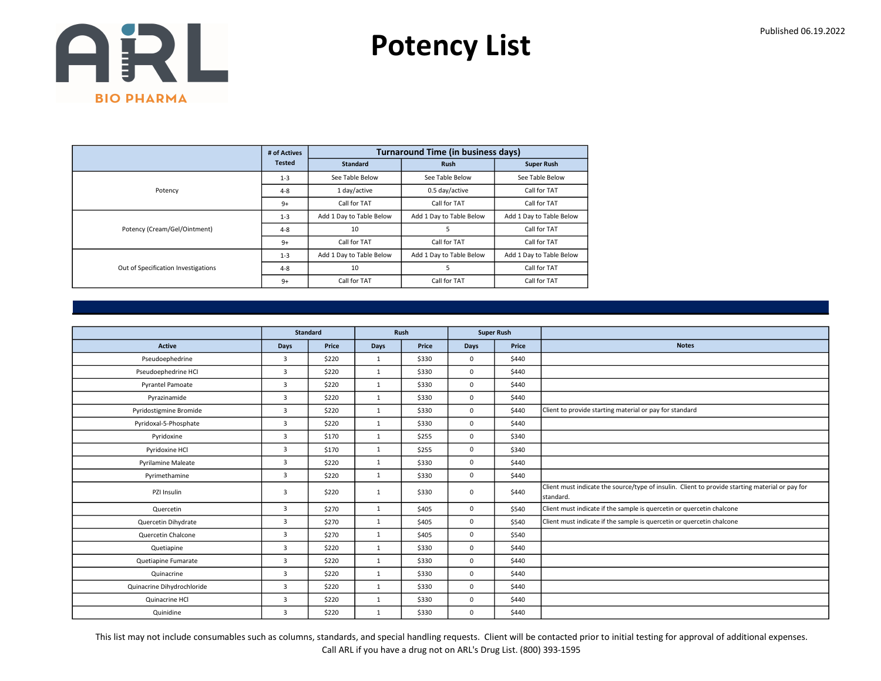# Potency List

Published 06.19.2022

|  | # of Actives Tested | Turnaround Time (in business days) | | |
|---|---|---|---|---|
|  |  | Standard | Rush | Super Rush |
| Potency | 1-3 | See Table Below | See Table Below | See Table Below |
|  | 4-8 | 1 day/active | 0.5 day/active | Call for TAT |
|  | 9+ | Call for TAT | Call for TAT | Call for TAT |
| Potency (Cream/Gel/Ointment) | 1-3 | Add 1 Day to Table Below | Add 1 Day to Table Below | Add 1 Day to Table Below |
|  | 4-8 | 10 | 5 | Call for TAT |
|  | 9+ | Call for TAT | Call for TAT | Call for TAT |
| Out of Specification Investigations | 1-3 | Add 1 Day to Table Below | Add 1 Day to Table Below | Add 1 Day to Table Below |
|  | 4-8 | 10 | 5 | Call for TAT |
|  | 9+ | Call for TAT | Call for TAT | Call for TAT |

|  | Standard | | Rush | | Super Rush | |  |
|---|---|---|---|---|---|---|---|
| Active | Days | Price | Days | Price | Days | Price | Notes |
| Pseudoephedrine | 3 | $220 | 1 | $330 | 0 | $440 |  |
| Pseudoephedrine HCl | 3 | $220 | 1 | $330 | 0 | $440 |  |
| Pyrantel Pamoate | 3 | $220 | 1 | $330 | 0 | $440 |  |
| Pyrazinamide | 3 | $220 | 1 | $330 | 0 | $440 |  |
| Pyridostigmine Bromide | 3 | $220 | 1 | $330 | 0 | $440 | Client to provide starting material or pay for standard |
| Pyridoxal-5-Phosphate | 3 | $220 | 1 | $330 | 0 | $440 |  |
| Pyridoxine | 3 | $170 | 1 | $255 | 0 | $340 |  |
| Pyridoxine HCl | 3 | $170 | 1 | $255 | 0 | $340 |  |
| Pyrilamine Maleate | 3 | $220 | 1 | $330 | 0 | $440 |  |
| Pyrimethamine | 3 | $220 | 1 | $330 | 0 | $440 |  |
| PZI Insulin | 3 | $220 | 1 | $330 | 0 | $440 | Client must indicate the source/type of insulin. Client to provide starting material or pay for standard. |
| Quercetin | 3 | $270 | 1 | $405 | 0 | $540 | Client must indicate if the sample is quercetin or quercetin chalcone |
| Quercetin Dihydrate | 3 | $270 | 1 | $405 | 0 | $540 | Client must indicate if the sample is quercetin or quercetin chalcone |
| Quercetin Chalcone | 3 | $270 | 1 | $405 | 0 | $540 |  |
| Quetiapine | 3 | $220 | 1 | $330 | 0 | $440 |  |
| Quetiapine Fumarate | 3 | $220 | 1 | $330 | 0 | $440 |  |
| Quinacrine | 3 | $220 | 1 | $330 | 0 | $440 |  |
| Quinacrine Dihydrochloride | 3 | $220 | 1 | $330 | 0 | $440 |  |
| Quinacrine HCl | 3 | $220 | 1 | $330 | 0 | $440 |  |
| Quinidine | 3 | $220 | 1 | $330 | 0 | $440 |  |

This list may not include consumables such as columns, standards, and special handling requests. Client will be contacted prior to initial testing for approval of additional expenses.
Call ARL if you have a drug not on ARL's Drug List. (800) 393-1595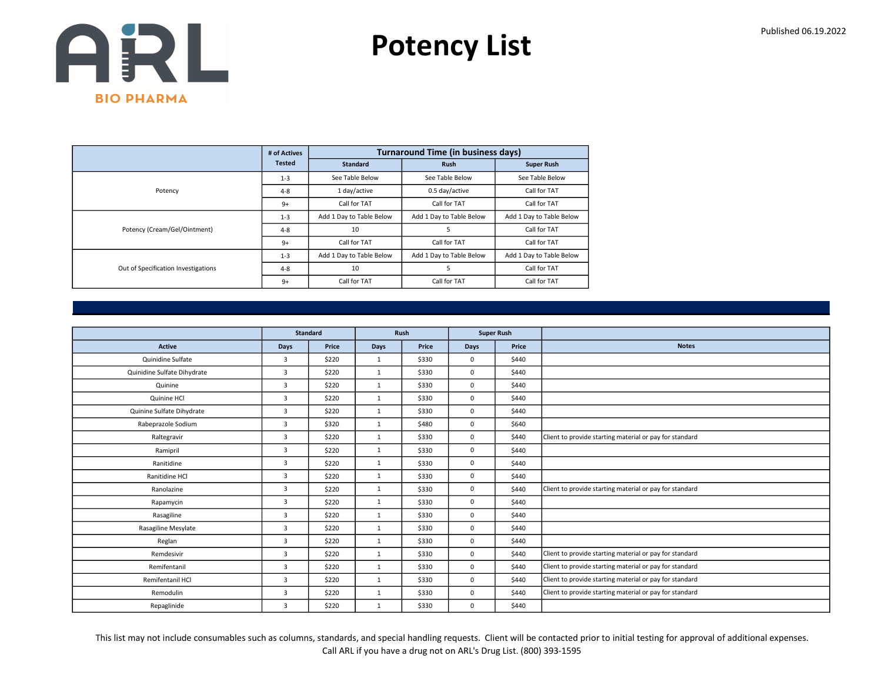# Potency List

Published 06.19.2022

| | # of Actives Tested | Turnaround Time (in business days) | | |
|---|---|---|---|---|
| | | Standard | Rush | Super Rush |
| Potency | 1-3 | See Table Below | See Table Below | See Table Below |
| | 4-8 | 1 day/active | 0.5 day/active | Call for TAT |
| | 9+ | Call for TAT | Call for TAT | Call for TAT |
| Potency (Cream/Gel/Ointment) | 1-3 | Add 1 Day to Table Below | Add 1 Day to Table Below | Add 1 Day to Table Below |
| | 4-8 | 10 | 5 | Call for TAT |
| | 9+ | Call for TAT | Call for TAT | Call for TAT |
| Out of Specification Investigations | 1-3 | Add 1 Day to Table Below | Add 1 Day to Table Below | Add 1 Day to Table Below |
| | 4-8 | 10 | 5 | Call for TAT |
| | 9+ | Call for TAT | Call for TAT | Call for TAT |

| | Standard | | Rush | | Super Rush | | |
|---|---|---|---|---|---|---|---|
| Active | Days | Price | Days | Price | Days | Price | Notes |
| Quinidine Sulfate | 3 | $220 | 1 | $330 | 0 | $440 | |
| Quinidine Sulfate Dihydrate | 3 | $220 | 1 | $330 | 0 | $440 | |
| Quinine | 3 | $220 | 1 | $330 | 0 | $440 | |
| Quinine HCl | 3 | $220 | 1 | $330 | 0 | $440 | |
| Quinine Sulfate Dihydrate | 3 | $220 | 1 | $330 | 0 | $440 | |
| Rabeprazole Sodium | 3 | $320 | 1 | $480 | 0 | $640 | |
| Raltegravir | 3 | $220 | 1 | $330 | 0 | $440 | Client to provide starting material or pay for standard |
| Ramipril | 3 | $220 | 1 | $330 | 0 | $440 | |
| Ranitidine | 3 | $220 | 1 | $330 | 0 | $440 | |
| Ranitidine HCl | 3 | $220 | 1 | $330 | 0 | $440 | |
| Ranolazine | 3 | $220 | 1 | $330 | 0 | $440 | Client to provide starting material or pay for standard |
| Rapamycin | 3 | $220 | 1 | $330 | 0 | $440 | |
| Rasagiline | 3 | $220 | 1 | $330 | 0 | $440 | |
| Rasagiline Mesylate | 3 | $220 | 1 | $330 | 0 | $440 | |
| Reglan | 3 | $220 | 1 | $330 | 0 | $440 | |
| Remdesivir | 3 | $220 | 1 | $330 | 0 | $440 | Client to provide starting material or pay for standard |
| Remifentanil | 3 | $220 | 1 | $330 | 0 | $440 | Client to provide starting material or pay for standard |
| Remifentanil HCl | 3 | $220 | 1 | $330 | 0 | $440 | Client to provide starting material or pay for standard |
| Remodulin | 3 | $220 | 1 | $330 | 0 | $440 | Client to provide starting material or pay for standard |
| Repaglinide | 3 | $220 | 1 | $330 | 0 | $440 | |

This list may not include consumables such as columns, standards, and special handling requests. Client will be contacted prior to initial testing for approval of additional expenses.
Call ARL if you have a drug not on ARL's Drug List. (800) 393-1595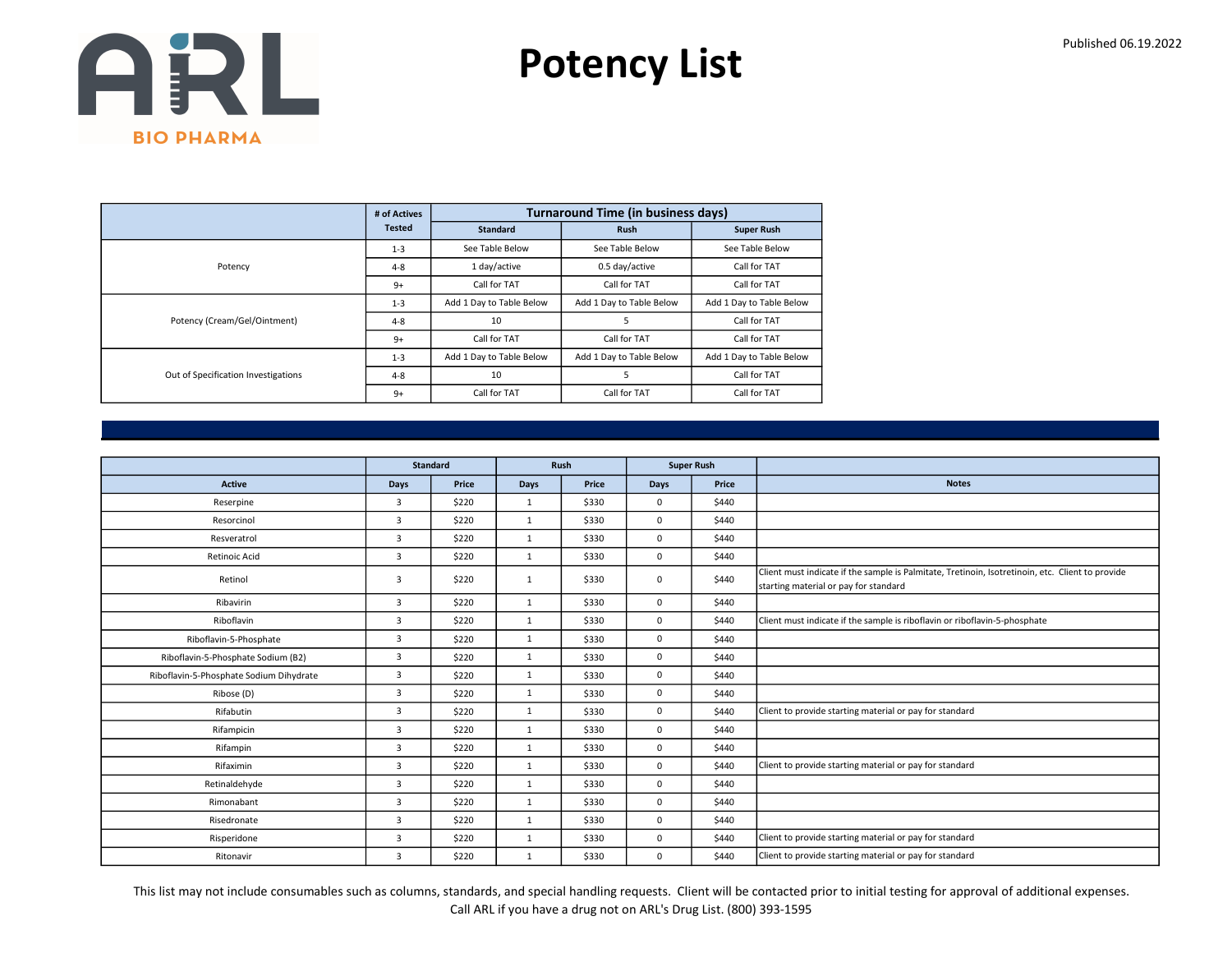# Potency List

Published 06.19.2022

ARL BIO PHARMA

| | # of Actives Tested | Turnaround Time (in business days) | | |
|---|---|---|---|---|
| | | Standard | Rush | Super Rush |
| Potency | 1-3 | See Table Below | See Table Below | See Table Below |
| | 4-8 | 1 day/active | 0.5 day/active | Call for TAT |
| | 9+ | Call for TAT | Call for TAT | Call for TAT |
| Potency (Cream/Gel/Ointment) | 1-3 | Add 1 Day to Table Below | Add 1 Day to Table Below | Add 1 Day to Table Below |
| | 4-8 | 10 | 5 | Call for TAT |
| | 9+ | Call for TAT | Call for TAT | Call for TAT |
| Out of Specification Investigations | 1-3 | Add 1 Day to Table Below | Add 1 Day to Table Below | Add 1 Day to Table Below |
| | 4-8 | 10 | 5 | Call for TAT |
| | 9+ | Call for TAT | Call for TAT | Call for TAT |

| | Standard | | Rush | | Super Rush | | |
|---|---|---|---|---|---|---|---|
| Active | Days | Price | Days | Price | Days | Price | Notes |
| Reserpine | 3 | $220 | 1 | $330 | 0 | $440 | |
| Resorcinol | 3 | $220 | 1 | $330 | 0 | $440 | |
| Resveratrol | 3 | $220 | 1 | $330 | 0 | $440 | |
| Retinoic Acid | 3 | $220 | 1 | $330 | 0 | $440 | |
| Retinol | 3 | $220 | 1 | $330 | 0 | $440 | Client must indicate if the sample is Palmitate, Tretinoin, Isotretinoin, etc. Client to provide starting material or pay for standard |
| Ribavirin | 3 | $220 | 1 | $330 | 0 | $440 | |
| Riboflavin | 3 | $220 | 1 | $330 | 0 | $440 | Client must indicate if the sample is riboflavin or riboflavin-5-phosphate |
| Riboflavin-5-Phosphate | 3 | $220 | 1 | $330 | 0 | $440 | |
| Riboflavin-5-Phosphate Sodium (B2) | 3 | $220 | 1 | $330 | 0 | $440 | |
| Riboflavin-5-Phosphate Sodium Dihydrate | 3 | $220 | 1 | $330 | 0 | $440 | |
| Ribose (D) | 3 | $220 | 1 | $330 | 0 | $440 | |
| Rifabutin | 3 | $220 | 1 | $330 | 0 | $440 | Client to provide starting material or pay for standard |
| Rifampicin | 3 | $220 | 1 | $330 | 0 | $440 | |
| Rifampin | 3 | $220 | 1 | $330 | 0 | $440 | |
| Rifaximin | 3 | $220 | 1 | $330 | 0 | $440 | Client to provide starting material or pay for standard |
| Retinaldehyde | 3 | $220 | 1 | $330 | 0 | $440 | |
| Rimonabant | 3 | $220 | 1 | $330 | 0 | $440 | |
| Risedronate | 3 | $220 | 1 | $330 | 0 | $440 | |
| Risperidone | 3 | $220 | 1 | $330 | 0 | $440 | Client to provide starting material or pay for standard |
| Ritonavir | 3 | $220 | 1 | $330 | 0 | $440 | Client to provide starting material or pay for standard |

This list may not include consumables such as columns, standards, and special handling requests. Client will be contacted prior to initial testing for approval of additional expenses.
Call ARL if you have a drug not on ARL's Drug List. (800) 393-1595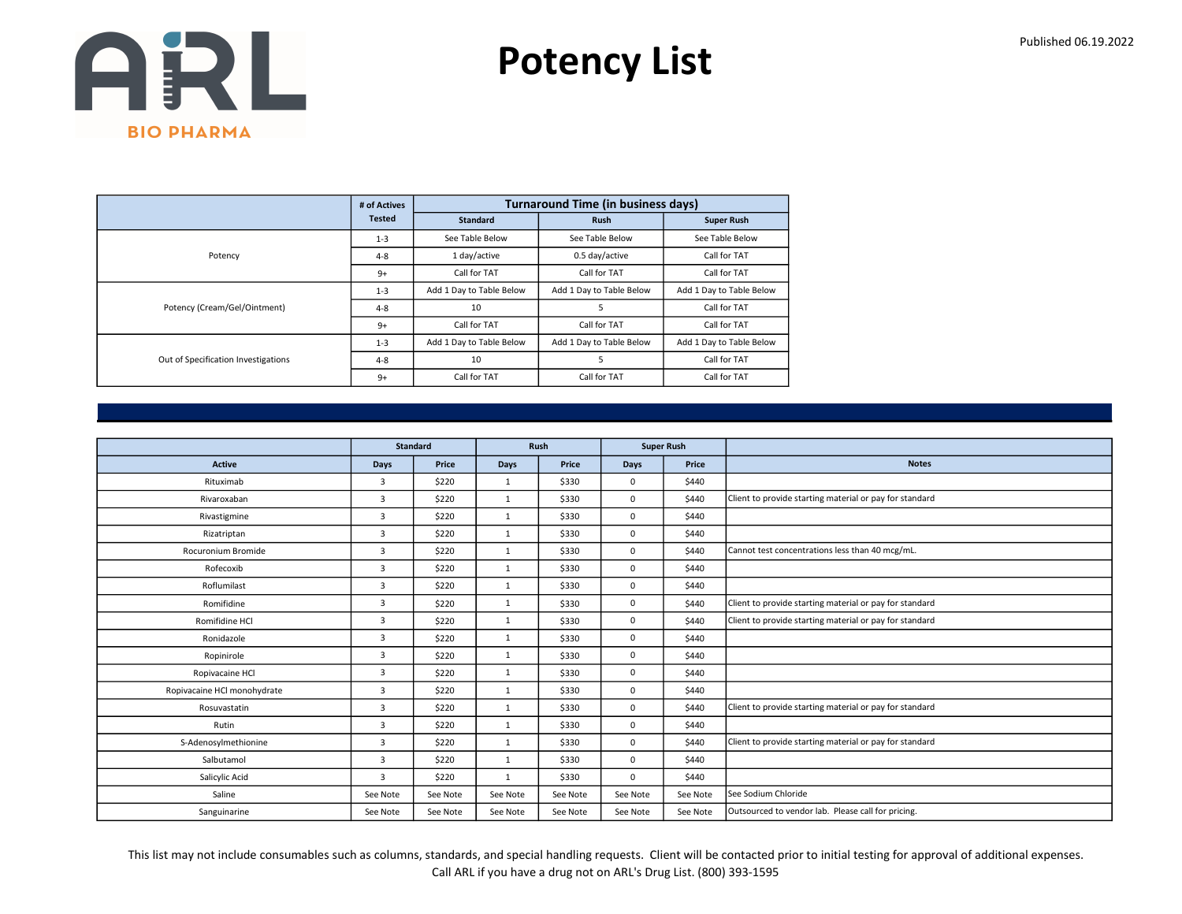# Potency List

Published 06.19.2022

| | # of Actives Tested | Turnaround Time (in business days) | | |
|---|---|---|---|---|
| | | Standard | Rush | Super Rush |
| Potency | 1-3 | See Table Below | See Table Below | See Table Below |
| | 4-8 | 1 day/active | 0.5 day/active | Call for TAT |
| | 9+ | Call for TAT | Call for TAT | Call for TAT |
| Potency (Cream/Gel/Ointment) | 1-3 | Add 1 Day to Table Below | Add 1 Day to Table Below | Add 1 Day to Table Below |
| | 4-8 | 10 | 5 | Call for TAT |
| | 9+ | Call for TAT | Call for TAT | Call for TAT |
| Out of Specification Investigations | 1-3 | Add 1 Day to Table Below | Add 1 Day to Table Below | Add 1 Day to Table Below |
| | 4-8 | 10 | 5 | Call for TAT |
| | 9+ | Call for TAT | Call for TAT | Call for TAT |

| | Standard | | Rush | | Super Rush | | |
|---|---|---|---|---|---|---|---|
| Active | Days | Price | Days | Price | Days | Price | Notes |
| Rituximab | 3 | $220 | 1 | $330 | 0 | $440 | |
| Rivaroxaban | 3 | $220 | 1 | $330 | 0 | $440 | Client to provide starting material or pay for standard |
| Rivastigmine | 3 | $220 | 1 | $330 | 0 | $440 | |
| Rizatriptan | 3 | $220 | 1 | $330 | 0 | $440 | |
| Rocuronium Bromide | 3 | $220 | 1 | $330 | 0 | $440 | Cannot test concentrations less than 40 mcg/mL. |
| Rofecoxib | 3 | $220 | 1 | $330 | 0 | $440 | |
| Roflumilast | 3 | $220 | 1 | $330 | 0 | $440 | |
| Romifidine | 3 | $220 | 1 | $330 | 0 | $440 | Client to provide starting material or pay for standard |
| Romifidine HCl | 3 | $220 | 1 | $330 | 0 | $440 | Client to provide starting material or pay for standard |
| Ronidazole | 3 | $220 | 1 | $330 | 0 | $440 | |
| Ropinirole | 3 | $220 | 1 | $330 | 0 | $440 | |
| Ropivacaine HCl | 3 | $220 | 1 | $330 | 0 | $440 | |
| Ropivacaine HCl monohydrate | 3 | $220 | 1 | $330 | 0 | $440 | |
| Rosuvastatin | 3 | $220 | 1 | $330 | 0 | $440 | Client to provide starting material or pay for standard |
| Rutin | 3 | $220 | 1 | $330 | 0 | $440 | |
| S-Adenosylmethionine | 3 | $220 | 1 | $330 | 0 | $440 | Client to provide starting material or pay for standard |
| Salbutamol | 3 | $220 | 1 | $330 | 0 | $440 | |
| Salicylic Acid | 3 | $220 | 1 | $330 | 0 | $440 | |
| Saline | See Note | See Note | See Note | See Note | See Note | See Note | See Sodium Chloride |
| Sanguinarine | See Note | See Note | See Note | See Note | See Note | See Note | Outsourced to vendor lab. Please call for pricing. |

This list may not include consumables such as columns, standards, and special handling requests. Client will be contacted prior to initial testing for approval of additional expenses.
Call ARL if you have a drug not on ARL's Drug List. (800) 393-1595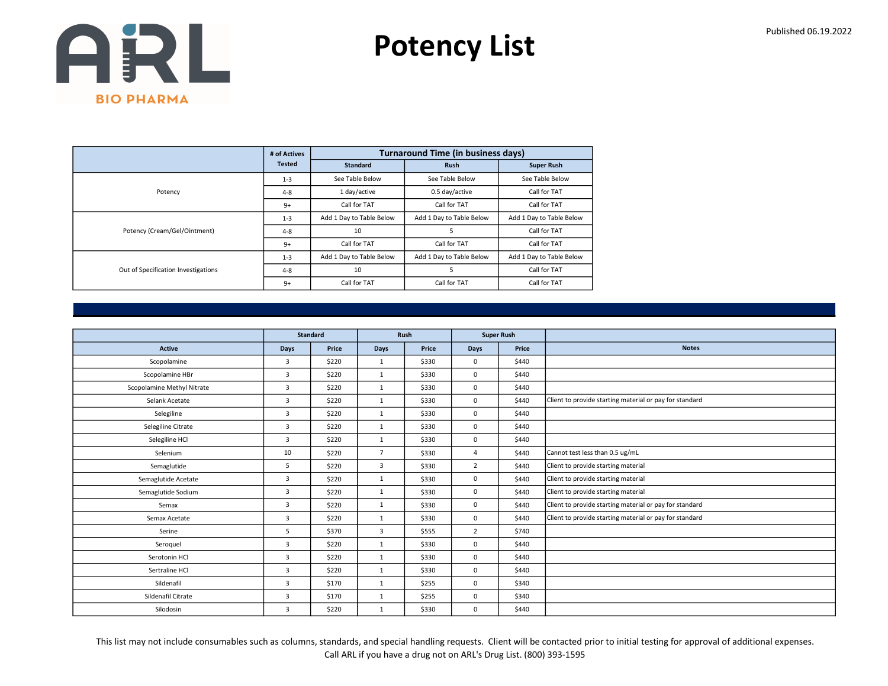ARL BIO PHARMA

# Potency List

Published 06.19.2022

| | # of Actives Tested | Turnaround Time (in business days) | | |
|---|---|---|---|---|
| | | Standard | Rush | Super Rush |
| Potency | 1-3 | See Table Below | See Table Below | See Table Below |
| | 4-8 | 1 day/active | 0.5 day/active | Call for TAT |
| | 9+ | Call for TAT | Call for TAT | Call for TAT |
| Potency (Cream/Gel/Ointment) | 1-3 | Add 1 Day to Table Below | Add 1 Day to Table Below | Add 1 Day to Table Below |
| | 4-8 | 10 | 5 | Call for TAT |
| | 9+ | Call for TAT | Call for TAT | Call for TAT |
| Out of Specification Investigations | 1-3 | Add 1 Day to Table Below | Add 1 Day to Table Below | Add 1 Day to Table Below |
| | 4-8 | 10 | 5 | Call for TAT |
| | 9+ | Call for TAT | Call for TAT | Call for TAT |

| | Standard | | Rush | | Super Rush | | |
|---|---|---|---|---|---|---|---|
| Active | Days | Price | Days | Price | Days | Price | Notes |
| Scopolamine | 3 | $220 | 1 | $330 | 0 | $440 | |
| Scopolamine HBr | 3 | $220 | 1 | $330 | 0 | $440 | |
| Scopolamine Methyl Nitrate | 3 | $220 | 1 | $330 | 0 | $440 | |
| Selank Acetate | 3 | $220 | 1 | $330 | 0 | $440 | Client to provide starting material or pay for standard |
| Selegiline | 3 | $220 | 1 | $330 | 0 | $440 | |
| Selegiline Citrate | 3 | $220 | 1 | $330 | 0 | $440 | |
| Selegiline HCl | 3 | $220 | 1 | $330 | 0 | $440 | |
| Selenium | 10 | $220 | 7 | $330 | 4 | $440 | Cannot test less than 0.5 ug/mL |
| Semaglutide | 5 | $220 | 3 | $330 | 2 | $440 | Client to provide starting material |
| Semaglutide Acetate | 3 | $220 | 1 | $330 | 0 | $440 | Client to provide starting material |
| Semaglutide Sodium | 3 | $220 | 1 | $330 | 0 | $440 | Client to provide starting material |
| Semax | 3 | $220 | 1 | $330 | 0 | $440 | Client to provide starting material or pay for standard |
| Semax Acetate | 3 | $220 | 1 | $330 | 0 | $440 | Client to provide starting material or pay for standard |
| Serine | 5 | $370 | 3 | $555 | 2 | $740 | |
| Seroquel | 3 | $220 | 1 | $330 | 0 | $440 | |
| Serotonin HCl | 3 | $220 | 1 | $330 | 0 | $440 | |
| Sertraline HCl | 3 | $220 | 1 | $330 | 0 | $440 | |
| Sildenafil | 3 | $170 | 1 | $255 | 0 | $340 | |
| Sildenafil Citrate | 3 | $170 | 1 | $255 | 0 | $340 | |
| Silodosin | 3 | $220 | 1 | $330 | 0 | $440 | |

This list may not include consumables such as columns, standards, and special handling requests. Client will be contacted prior to initial testing for approval of additional expenses.
Call ARL if you have a drug not on ARL's Drug List. (800) 393-1595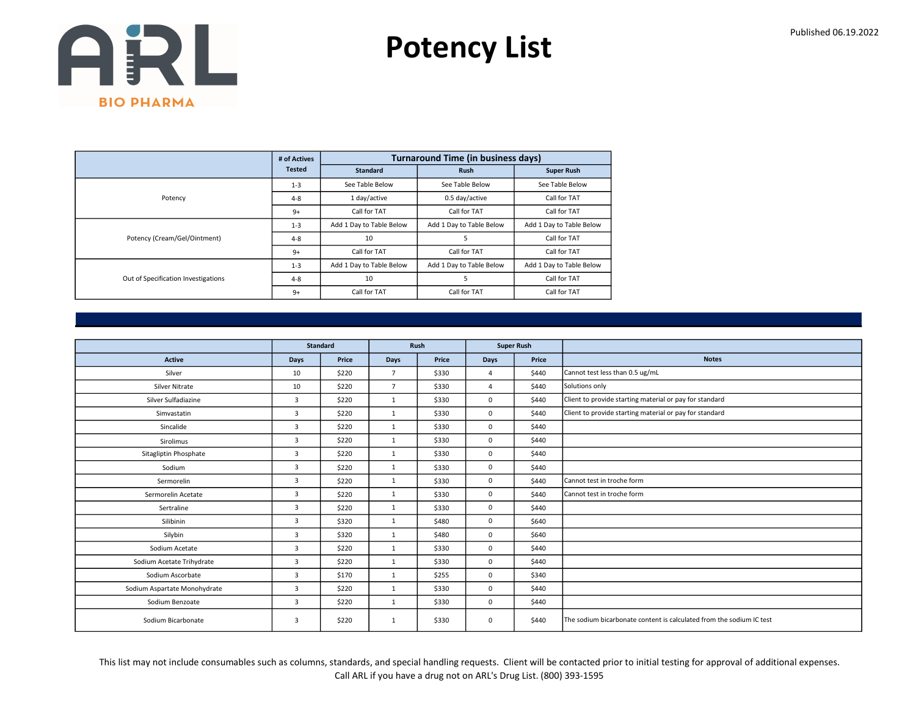# Potency List

Published 06.19.2022

| | # of Actives Tested | Turnaround Time (in business days) | | |
|---|---|---|---|---|
| | | Standard | Rush | Super Rush |
| Potency | 1-3 | See Table Below | See Table Below | See Table Below |
| | 4-8 | 1 day/active | 0.5 day/active | Call for TAT |
| | 9+ | Call for TAT | Call for TAT | Call for TAT |
| Potency (Cream/Gel/Ointment) | 1-3 | Add 1 Day to Table Below | Add 1 Day to Table Below | Add 1 Day to Table Below |
| | 4-8 | 10 | 5 | Call for TAT |
| | 9+ | Call for TAT | Call for TAT | Call for TAT |
| Out of Specification Investigations | 1-3 | Add 1 Day to Table Below | Add 1 Day to Table Below | Add 1 Day to Table Below |
| | 4-8 | 10 | 5 | Call for TAT |
| | 9+ | Call for TAT | Call for TAT | Call for TAT |

| | Standard | | Rush | | Super Rush | | |
|---|---|---|---|---|---|---|---|
| Active | Days | Price | Days | Price | Days | Price | Notes |
| Silver | 10 | $220 | 7 | $330 | 4 | $440 | Cannot test less than 0.5 ug/mL |
| Silver Nitrate | 10 | $220 | 7 | $330 | 4 | $440 | Solutions only |
| Silver Sulfadiazine | 3 | $220 | 1 | $330 | 0 | $440 | Client to provide starting material or pay for standard |
| Simvastatin | 3 | $220 | 1 | $330 | 0 | $440 | Client to provide starting material or pay for standard |
| Sincalide | 3 | $220 | 1 | $330 | 0 | $440 | |
| Sirolimus | 3 | $220 | 1 | $330 | 0 | $440 | |
| Sitagliptin Phosphate | 3 | $220 | 1 | $330 | 0 | $440 | |
| Sodium | 3 | $220 | 1 | $330 | 0 | $440 | |
| Sermorelin | 3 | $220 | 1 | $330 | 0 | $440 | Cannot test in troche form |
| Sermorelin Acetate | 3 | $220 | 1 | $330 | 0 | $440 | Cannot test in troche form |
| Sertraline | 3 | $220 | 1 | $330 | 0 | $440 | |
| Silibinin | 3 | $320 | 1 | $480 | 0 | $640 | |
| Silybin | 3 | $320 | 1 | $480 | 0 | $640 | |
| Sodium Acetate | 3 | $220 | 1 | $330 | 0 | $440 | |
| Sodium Acetate Trihydrate | 3 | $220 | 1 | $330 | 0 | $440 | |
| Sodium Ascorbate | 3 | $170 | 1 | $255 | 0 | $340 | |
| Sodium Aspartate Monohydrate | 3 | $220 | 1 | $330 | 0 | $440 | |
| Sodium Benzoate | 3 | $220 | 1 | $330 | 0 | $440 | |
| Sodium Bicarbonate | 3 | $220 | 1 | $330 | 0 | $440 | The sodium bicarbonate content is calculated from the sodium IC test |

This list may not include consumables such as columns, standards, and special handling requests. Client will be contacted prior to initial testing for approval of additional expenses.
Call ARL if you have a drug not on ARL's Drug List. (800) 393-1595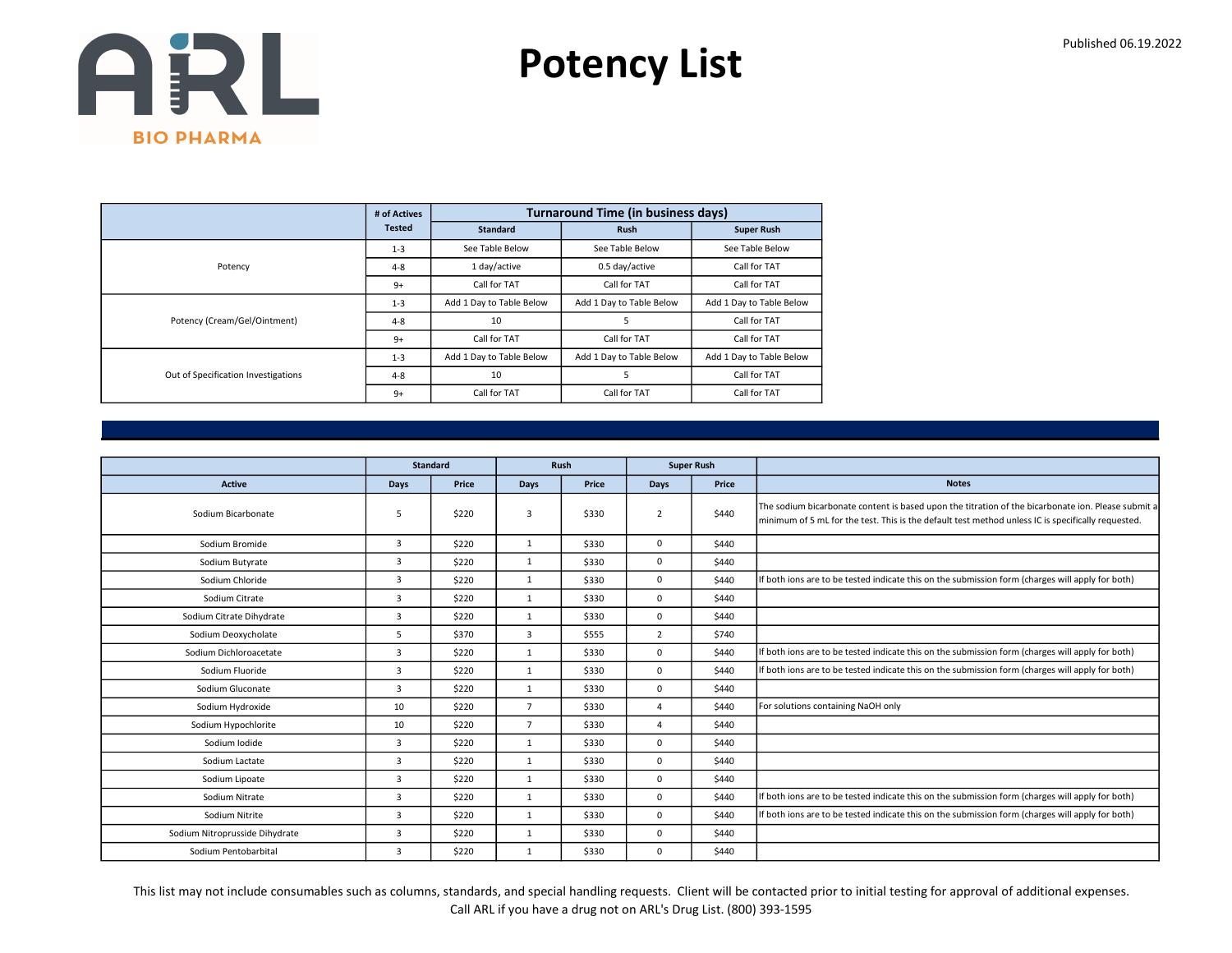# Potency List

Published 06.19.2022

| | # of Actives Tested | Turnaround Time (in business days) | | |
|---|---|---|---|---|
| | | Standard | Rush | Super Rush |
| Potency | 1-3 | See Table Below | See Table Below | See Table Below |
| | 4-8 | 1 day/active | 0.5 day/active | Call for TAT |
| | 9+ | Call for TAT | Call for TAT | Call for TAT |
| Potency (Cream/Gel/Ointment) | 1-3 | Add 1 Day to Table Below | Add 1 Day to Table Below | Add 1 Day to Table Below |
| | 4-8 | 10 | 5 | Call for TAT |
| | 9+ | Call for TAT | Call for TAT | Call for TAT |
| Out of Specification Investigations | 1-3 | Add 1 Day to Table Below | Add 1 Day to Table Below | Add 1 Day to Table Below |
| | 4-8 | 10 | 5 | Call for TAT |
| | 9+ | Call for TAT | Call for TAT | Call for TAT |

| | Standard | | Rush | | Super Rush | | |
|---|---|---|---|---|---|---|---|
| Active | Days | Price | Days | Price | Days | Price | Notes |
| Sodium Bicarbonate | 5 | $220 | 3 | $330 | 2 | $440 | The sodium bicarbonate content is based upon the titration of the bicarbonate ion. Please submit a minimum of 5 mL for the test. This is the default test method unless IC is specifically requested. |
| Sodium Bromide | 3 | $220 | 1 | $330 | 0 | $440 | |
| Sodium Butyrate | 3 | $220 | 1 | $330 | 0 | $440 | |
| Sodium Chloride | 3 | $220 | 1 | $330 | 0 | $440 | If both ions are to be tested indicate this on the submission form (charges will apply for both) |
| Sodium Citrate | 3 | $220 | 1 | $330 | 0 | $440 | |
| Sodium Citrate Dihydrate | 3 | $220 | 1 | $330 | 0 | $440 | |
| Sodium Deoxycholate | 5 | $370 | 3 | $555 | 2 | $740 | |
| Sodium Dichloroacetate | 3 | $220 | 1 | $330 | 0 | $440 | If both ions are to be tested indicate this on the submission form (charges will apply for both) |
| Sodium Fluoride | 3 | $220 | 1 | $330 | 0 | $440 | If both ions are to be tested indicate this on the submission form (charges will apply for both) |
| Sodium Gluconate | 3 | $220 | 1 | $330 | 0 | $440 | |
| Sodium Hydroxide | 10 | $220 | 7 | $330 | 4 | $440 | For solutions containing NaOH only |
| Sodium Hypochlorite | 10 | $220 | 7 | $330 | 4 | $440 | |
| Sodium Iodide | 3 | $220 | 1 | $330 | 0 | $440 | |
| Sodium Lactate | 3 | $220 | 1 | $330 | 0 | $440 | |
| Sodium Lipoate | 3 | $220 | 1 | $330 | 0 | $440 | |
| Sodium Nitrate | 3 | $220 | 1 | $330 | 0 | $440 | If both ions are to be tested indicate this on the submission form (charges will apply for both) |
| Sodium Nitrite | 3 | $220 | 1 | $330 | 0 | $440 | If both ions are to be tested indicate this on the submission form (charges will apply for both) |
| Sodium Nitroprusside Dihydrate | 3 | $220 | 1 | $330 | 0 | $440 | |
| Sodium Pentobarbital | 3 | $220 | 1 | $330 | 0 | $440 | |

This list may not include consumables such as columns, standards, and special handling requests. Client will be contacted prior to initial testing for approval of additional expenses.
Call ARL if you have a drug not on ARL's Drug List. (800) 393-1595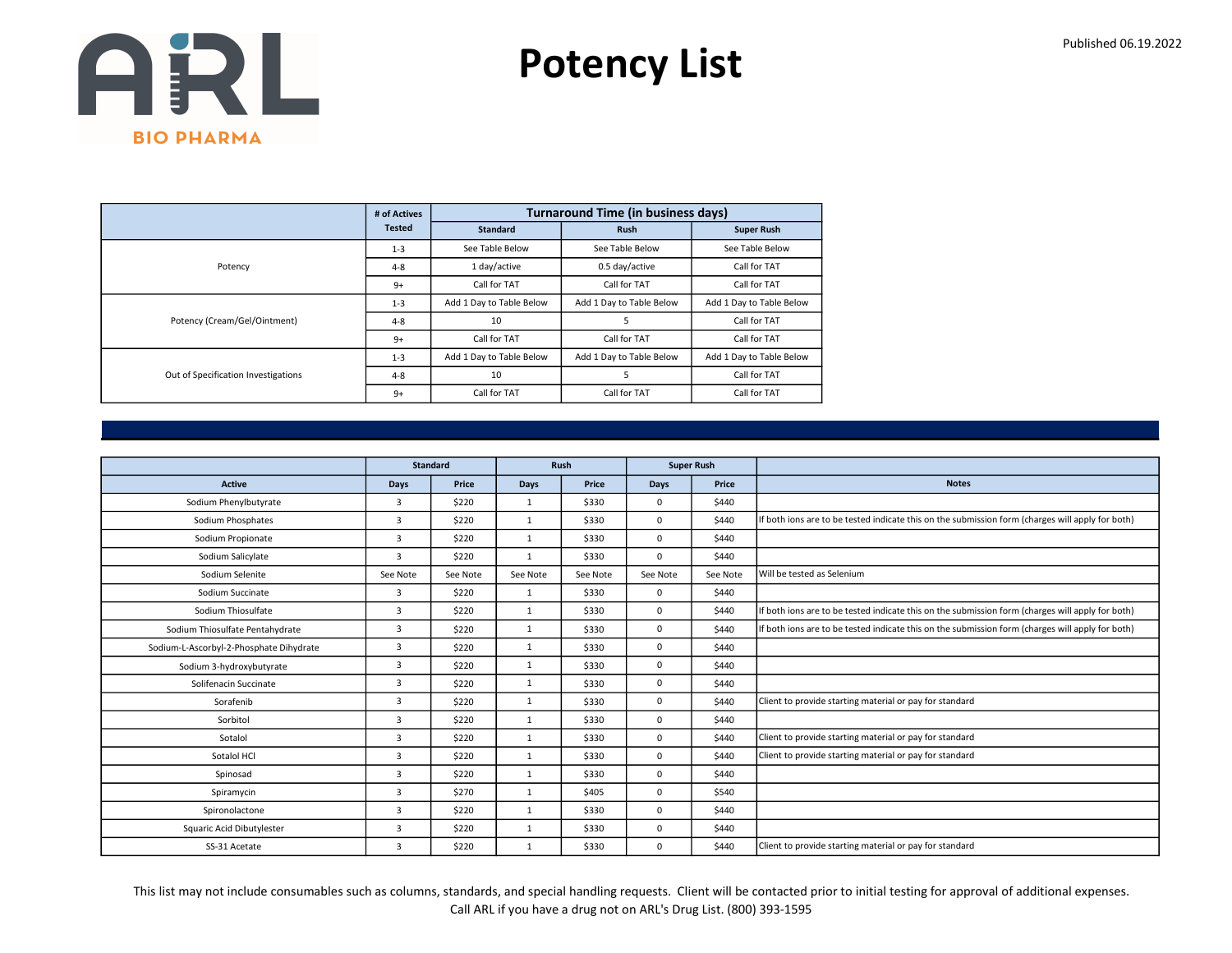# Potency List

Published 06.19.2022

| | # of Actives Tested | Turnaround Time (in business days) | | |
|---|---|---|---|---|
| | | Standard | Rush | Super Rush |
| Potency | 1-3 | See Table Below | See Table Below | See Table Below |
| | 4-8 | 1 day/active | 0.5 day/active | Call for TAT |
| | 9+ | Call for TAT | Call for TAT | Call for TAT |
| Potency (Cream/Gel/Ointment) | 1-3 | Add 1 Day to Table Below | Add 1 Day to Table Below | Add 1 Day to Table Below |
| | 4-8 | 10 | 5 | Call for TAT |
| | 9+ | Call for TAT | Call for TAT | Call for TAT |
| Out of Specification Investigations | 1-3 | Add 1 Day to Table Below | Add 1 Day to Table Below | Add 1 Day to Table Below |
| | 4-8 | 10 | 5 | Call for TAT |
| | 9+ | Call for TAT | Call for TAT | Call for TAT |

| | Standard | | Rush | | Super Rush | | |
|---|---|---|---|---|---|---|---|
| Active | Days | Price | Days | Price | Days | Price | Notes |
| Sodium Phenylbutyrate | 3 | $220 | 1 | $330 | 0 | $440 | |
| Sodium Phosphates | 3 | $220 | 1 | $330 | 0 | $440 | If both ions are to be tested indicate this on the submission form (charges will apply for both) |
| Sodium Propionate | 3 | $220 | 1 | $330 | 0 | $440 | |
| Sodium Salicylate | 3 | $220 | 1 | $330 | 0 | $440 | |
| Sodium Selenite | See Note | See Note | See Note | See Note | See Note | See Note | Will be tested as Selenium |
| Sodium Succinate | 3 | $220 | 1 | $330 | 0 | $440 | |
| Sodium Thiosulfate | 3 | $220 | 1 | $330 | 0 | $440 | If both ions are to be tested indicate this on the submission form (charges will apply for both) |
| Sodium Thiosulfate Pentahydrate | 3 | $220 | 1 | $330 | 0 | $440 | If both ions are to be tested indicate this on the submission form (charges will apply for both) |
| Sodium-L-Ascorbyl-2-Phosphate Dihydrate | 3 | $220 | 1 | $330 | 0 | $440 | |
| Sodium 3-hydroxybutyrate | 3 | $220 | 1 | $330 | 0 | $440 | |
| Solifenacin Succinate | 3 | $220 | 1 | $330 | 0 | $440 | |
| Sorafenib | 3 | $220 | 1 | $330 | 0 | $440 | Client to provide starting material or pay for standard |
| Sorbitol | 3 | $220 | 1 | $330 | 0 | $440 | |
| Sotalol | 3 | $220 | 1 | $330 | 0 | $440 | Client to provide starting material or pay for standard |
| Sotalol HCl | 3 | $220 | 1 | $330 | 0 | $440 | Client to provide starting material or pay for standard |
| Spinosad | 3 | $220 | 1 | $330 | 0 | $440 | |
| Spiramycin | 3 | $270 | 1 | $405 | 0 | $540 | |
| Spironolactone | 3 | $220 | 1 | $330 | 0 | $440 | |
| Squaric Acid Dibutylester | 3 | $220 | 1 | $330 | 0 | $440 | |
| SS-31 Acetate | 3 | $220 | 1 | $330 | 0 | $440 | Client to provide starting material or pay for standard |

This list may not include consumables such as columns, standards, and special handling requests. Client will be contacted prior to initial testing for approval of additional expenses.
Call ARL if you have a drug not on ARL's Drug List. (800) 393-1595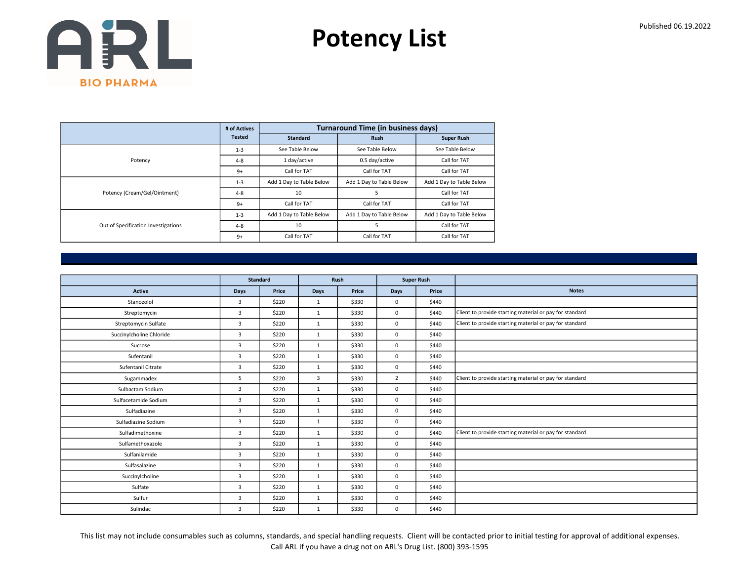# Potency List

Published 06.19.2022

| | # of Actives Tested | Turnaround Time (in business days) | | |
|---|---|---|---|---|
| | | Standard | Rush | Super Rush |
| Potency | 1-3 | See Table Below | See Table Below | See Table Below |
| | 4-8 | 1 day/active | 0.5 day/active | Call for TAT |
| | 9+ | Call for TAT | Call for TAT | Call for TAT |
| Potency (Cream/Gel/Ointment) | 1-3 | Add 1 Day to Table Below | Add 1 Day to Table Below | Add 1 Day to Table Below |
| | 4-8 | 10 | 5 | Call for TAT |
| | 9+ | Call for TAT | Call for TAT | Call for TAT |
| Out of Specification Investigations | 1-3 | Add 1 Day to Table Below | Add 1 Day to Table Below | Add 1 Day to Table Below |
| | 4-8 | 10 | 5 | Call for TAT |
| | 9+ | Call for TAT | Call for TAT | Call for TAT |

| | Standard | | Rush | | Super Rush | | |
|---|---|---|---|---|---|---|---|
| Active | Days | Price | Days | Price | Days | Price | Notes |
| Stanozolol | 3 | $220 | 1 | $330 | 0 | $440 | |
| Streptomycin | 3 | $220 | 1 | $330 | 0 | $440 | Client to provide starting material or pay for standard |
| Streptomycin Sulfate | 3 | $220 | 1 | $330 | 0 | $440 | Client to provide starting material or pay for standard |
| Succinylcholine Chloride | 3 | $220 | 1 | $330 | 0 | $440 | |
| Sucrose | 3 | $220 | 1 | $330 | 0 | $440 | |
| Sufentanil | 3 | $220 | 1 | $330 | 0 | $440 | |
| Sufentanil Citrate | 3 | $220 | 1 | $330 | 0 | $440 | |
| Sugammadex | 5 | $220 | 3 | $330 | 2 | $440 | Client to provide starting material or pay for standard |
| Sulbactam Sodium | 3 | $220 | 1 | $330 | 0 | $440 | |
| Sulfacetamide Sodium | 3 | $220 | 1 | $330 | 0 | $440 | |
| Sulfadiazine | 3 | $220 | 1 | $330 | 0 | $440 | |
| Sulfadiazine Sodium | 3 | $220 | 1 | $330 | 0 | $440 | |
| Sulfadimethoxine | 3 | $220 | 1 | $330 | 0 | $440 | Client to provide starting material or pay for standard |
| Sulfamethoxazole | 3 | $220 | 1 | $330 | 0 | $440 | |
| Sulfanilamide | 3 | $220 | 1 | $330 | 0 | $440 | |
| Sulfasalazine | 3 | $220 | 1 | $330 | 0 | $440 | |
| Succinylcholine | 3 | $220 | 1 | $330 | 0 | $440 | |
| Sulfate | 3 | $220 | 1 | $330 | 0 | $440 | |
| Sulfur | 3 | $220 | 1 | $330 | 0 | $440 | |
| Sulindac | 3 | $220 | 1 | $330 | 0 | $440 | |

This list may not include consumables such as columns, standards, and special handling requests. Client will be contacted prior to initial testing for approval of additional expenses.
Call ARL if you have a drug not on ARL's Drug List. (800) 393-1595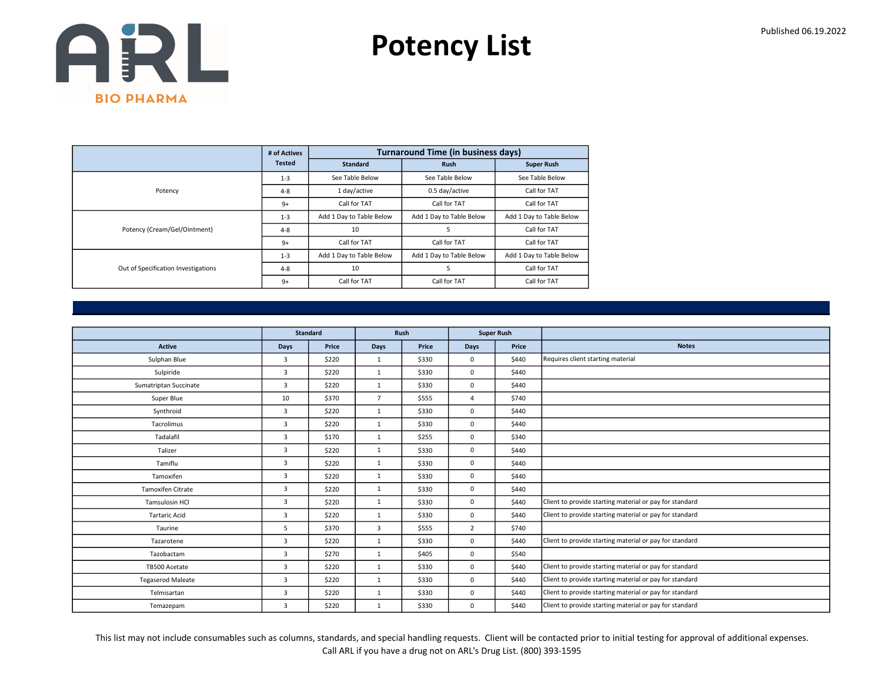ARL BIO PHARMA

# Potency List

Published 06.19.2022

| | # of Actives Tested | Turnaround Time (in business days) | | |
|---|---|---|---|---|
| | | Standard | Rush | Super Rush |
| Potency | 1-3 | See Table Below | See Table Below | See Table Below |
| | 4-8 | 1 day/active | 0.5 day/active | Call for TAT |
| | 9+ | Call for TAT | Call for TAT | Call for TAT |
| Potency (Cream/Gel/Ointment) | 1-3 | Add 1 Day to Table Below | Add 1 Day to Table Below | Add 1 Day to Table Below |
| | 4-8 | 10 | 5 | Call for TAT |
| | 9+ | Call for TAT | Call for TAT | Call for TAT |
| Out of Specification Investigations | 1-3 | Add 1 Day to Table Below | Add 1 Day to Table Below | Add 1 Day to Table Below |
| | 4-8 | 10 | 5 | Call for TAT |
| | 9+ | Call for TAT | Call for TAT | Call for TAT |

| | Standard | | Rush | | Super Rush | | |
|---|---|---|---|---|---|---|---|
| Active | Days | Price | Days | Price | Days | Price | Notes |
| Sulphan Blue | 3 | $220 | 1 | $330 | 0 | $440 | Requires client starting material |
| Sulpiride | 3 | $220 | 1 | $330 | 0 | $440 | |
| Sumatriptan Succinate | 3 | $220 | 1 | $330 | 0 | $440 | |
| Super Blue | 10 | $370 | 7 | $555 | 4 | $740 | |
| Synthroid | 3 | $220 | 1 | $330 | 0 | $440 | |
| Tacrolimus | 3 | $220 | 1 | $330 | 0 | $440 | |
| Tadalafil | 3 | $170 | 1 | $255 | 0 | $340 | |
| Talizer | 3 | $220 | 1 | $330 | 0 | $440 | |
| Tamiflu | 3 | $220 | 1 | $330 | 0 | $440 | |
| Tamoxifen | 3 | $220 | 1 | $330 | 0 | $440 | |
| Tamoxifen Citrate | 3 | $220 | 1 | $330 | 0 | $440 | |
| Tamsulosin HCl | 3 | $220 | 1 | $330 | 0 | $440 | Client to provide starting material or pay for standard |
| Tartaric Acid | 3 | $220 | 1 | $330 | 0 | $440 | Client to provide starting material or pay for standard |
| Taurine | 5 | $370 | 3 | $555 | 2 | $740 | |
| Tazarotene | 3 | $220 | 1 | $330 | 0 | $440 | Client to provide starting material or pay for standard |
| Tazobactam | 3 | $270 | 1 | $405 | 0 | $540 | |
| TB500 Acetate | 3 | $220 | 1 | $330 | 0 | $440 | Client to provide starting material or pay for standard |
| Tegaserod Maleate | 3 | $220 | 1 | $330 | 0 | $440 | Client to provide starting material or pay for standard |
| Telmisartan | 3 | $220 | 1 | $330 | 0 | $440 | Client to provide starting material or pay for standard |
| Temazepam | 3 | $220 | 1 | $330 | 0 | $440 | Client to provide starting material or pay for standard |

This list may not include consumables such as columns, standards, and special handling requests. Client will be contacted prior to initial testing for approval of additional expenses.
Call ARL if you have a drug not on ARL's Drug List. (800) 393-1595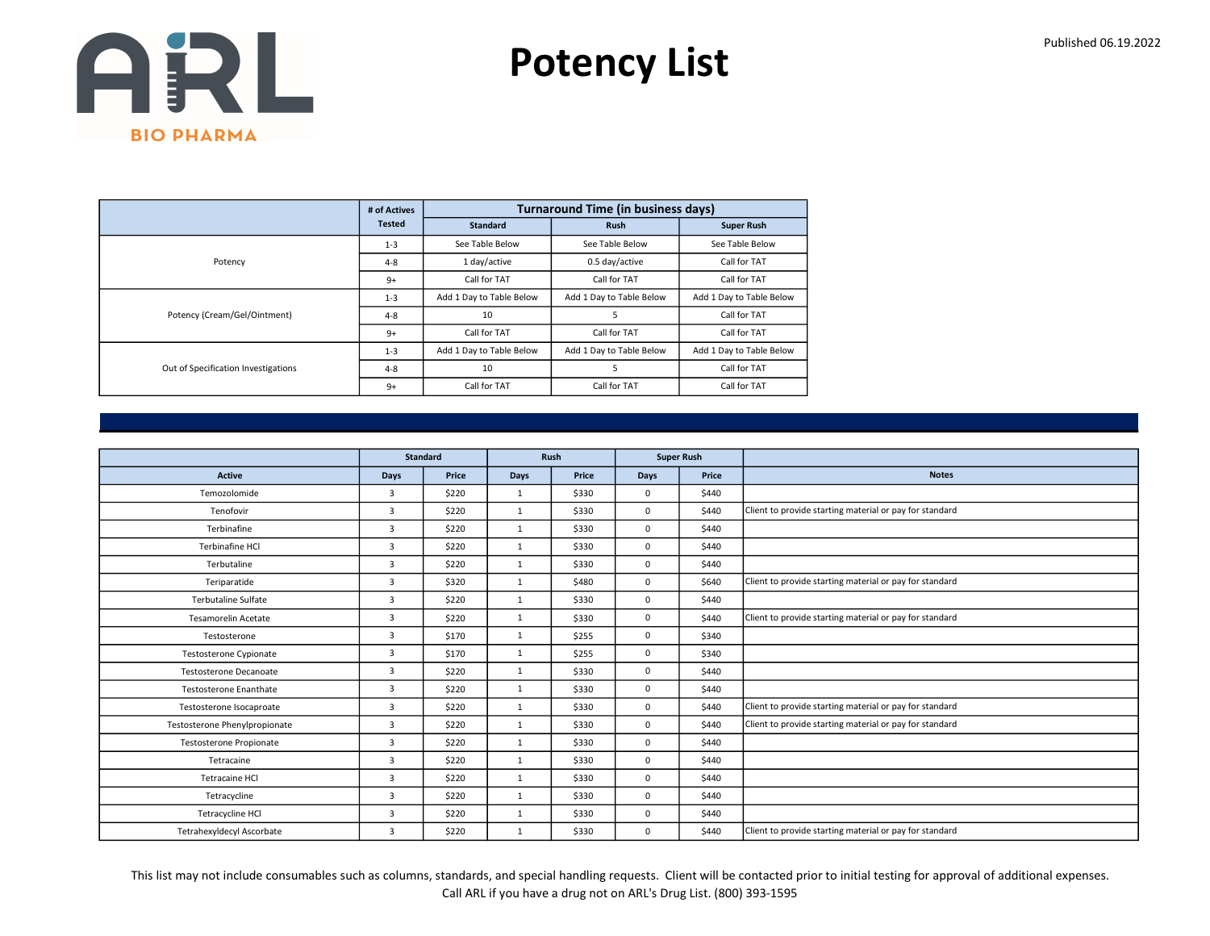# Potency List

Published 06.19.2022

| | # of Actives Tested | Turnaround Time (in business days) | | |
|---|---|---|---|---|
| | | Standard | Rush | Super Rush |
| Potency | 1-3 | See Table Below | See Table Below | See Table Below |
| | 4-8 | 1 day/active | 0.5 day/active | Call for TAT |
| | 9+ | Call for TAT | Call for TAT | Call for TAT |
| Potency (Cream/Gel/Ointment) | 1-3 | Add 1 Day to Table Below | Add 1 Day to Table Below | Add 1 Day to Table Below |
| | 4-8 | 10 | 5 | Call for TAT |
| | 9+ | Call for TAT | Call for TAT | Call for TAT |
| Out of Specification Investigations | 1-3 | Add 1 Day to Table Below | Add 1 Day to Table Below | Add 1 Day to Table Below |
| | 4-8 | 10 | 5 | Call for TAT |
| | 9+ | Call for TAT | Call for TAT | Call for TAT |

| | Standard | | Rush | | Super Rush | | |
|---|---|---|---|---|---|---|---|
| Active | Days | Price | Days | Price | Days | Price | Notes |
| Temozolomide | 3 | $220 | 1 | $330 | 0 | $440 | |
| Tenofovir | 3 | $220 | 1 | $330 | 0 | $440 | Client to provide starting material or pay for standard |
| Terbinafine | 3 | $220 | 1 | $330 | 0 | $440 | |
| Terbinafine HCl | 3 | $220 | 1 | $330 | 0 | $440 | |
| Terbutaline | 3 | $220 | 1 | $330 | 0 | $440 | |
| Teriparatide | 3 | $320 | 1 | $480 | 0 | $640 | Client to provide starting material or pay for standard |
| Terbutaline Sulfate | 3 | $220 | 1 | $330 | 0 | $440 | |
| Tesamorelin Acetate | 3 | $220 | 1 | $330 | 0 | $440 | Client to provide starting material or pay for standard |
| Testosterone | 3 | $170 | 1 | $255 | 0 | $340 | |
| Testosterone Cypionate | 3 | $170 | 1 | $255 | 0 | $340 | |
| Testosterone Decanoate | 3 | $220 | 1 | $330 | 0 | $440 | |
| Testosterone Enanthate | 3 | $220 | 1 | $330 | 0 | $440 | |
| Testosterone Isocaproate | 3 | $220 | 1 | $330 | 0 | $440 | Client to provide starting material or pay for standard |
| Testosterone Phenylpropionate | 3 | $220 | 1 | $330 | 0 | $440 | Client to provide starting material or pay for standard |
| Testosterone Propionate | 3 | $220 | 1 | $330 | 0 | $440 | |
| Tetracaine | 3 | $220 | 1 | $330 | 0 | $440 | |
| Tetracaine HCl | 3 | $220 | 1 | $330 | 0 | $440 | |
| Tetracycline | 3 | $220 | 1 | $330 | 0 | $440 | |
| Tetracycline HCl | 3 | $220 | 1 | $330 | 0 | $440 | |
| Tetrahexyldecyl Ascorbate | 3 | $220 | 1 | $330 | 0 | $440 | Client to provide starting material or pay for standard |

This list may not include consumables such as columns, standards, and special handling requests. Client will be contacted prior to initial testing for approval of additional expenses.
Call ARL if you have a drug not on ARL's Drug List. (800) 393-1595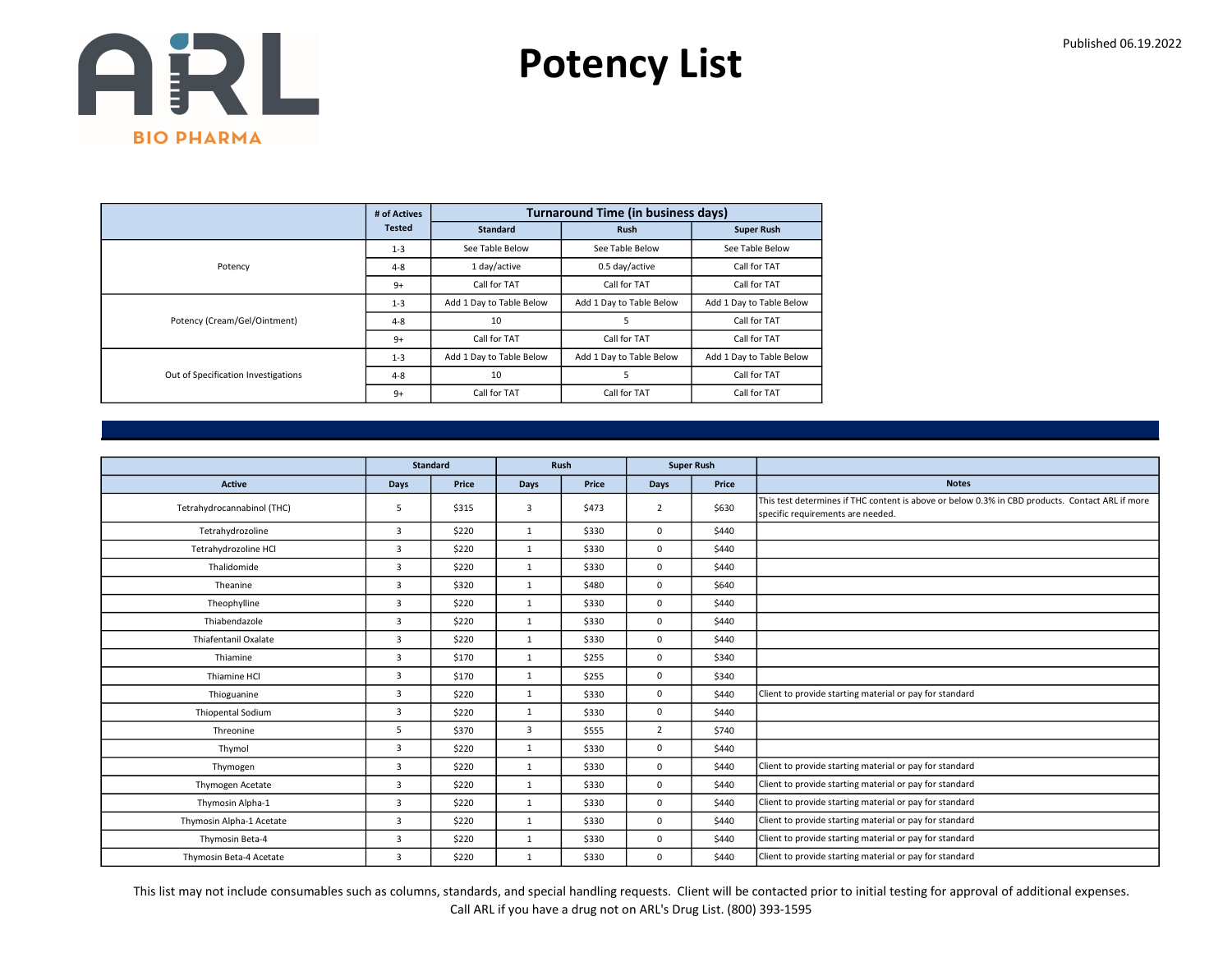# Potency List

Published 06.19.2022

| | # of Actives Tested | Turnaround Time (in business days) | | |
|---|---|---|---|---|
| | | Standard | Rush | Super Rush |
| Potency | 1-3 | See Table Below | See Table Below | See Table Below |
| | 4-8 | 1 day/active | 0.5 day/active | Call for TAT |
| | 9+ | Call for TAT | Call for TAT | Call for TAT |
| Potency (Cream/Gel/Ointment) | 1-3 | Add 1 Day to Table Below | Add 1 Day to Table Below | Add 1 Day to Table Below |
| | 4-8 | 10 | 5 | Call for TAT |
| | 9+ | Call for TAT | Call for TAT | Call for TAT |
| Out of Specification Investigations | 1-3 | Add 1 Day to Table Below | Add 1 Day to Table Below | Add 1 Day to Table Below |
| | 4-8 | 10 | 5 | Call for TAT |
| | 9+ | Call for TAT | Call for TAT | Call for TAT |

| | Standard | | Rush | | Super Rush | | |
|---|---|---|---|---|---|---|---|
| Active | Days | Price | Days | Price | Days | Price | Notes |
| Tetrahydrocannabinol (THC) | 5 | $315 | 3 | $473 | 2 | $630 | This test determines if THC content is above or below 0.3% in CBD products. Contact ARL if more specific requirements are needed. |
| Tetrahydrozoline | 3 | $220 | 1 | $330 | 0 | $440 | |
| Tetrahydrozoline HCl | 3 | $220 | 1 | $330 | 0 | $440 | |
| Thalidomide | 3 | $220 | 1 | $330 | 0 | $440 | |
| Theanine | 3 | $320 | 1 | $480 | 0 | $640 | |
| Theophylline | 3 | $220 | 1 | $330 | 0 | $440 | |
| Thiabendazole | 3 | $220 | 1 | $330 | 0 | $440 | |
| Thiafentanil Oxalate | 3 | $220 | 1 | $330 | 0 | $440 | |
| Thiamine | 3 | $170 | 1 | $255 | 0 | $340 | |
| Thiamine HCl | 3 | $170 | 1 | $255 | 0 | $340 | |
| Thioguanine | 3 | $220 | 1 | $330 | 0 | $440 | Client to provide starting material or pay for standard |
| Thiopental Sodium | 3 | $220 | 1 | $330 | 0 | $440 | |
| Threonine | 5 | $370 | 3 | $555 | 2 | $740 | |
| Thymol | 3 | $220 | 1 | $330 | 0 | $440 | |
| Thymogen | 3 | $220 | 1 | $330 | 0 | $440 | Client to provide starting material or pay for standard |
| Thymogen Acetate | 3 | $220 | 1 | $330 | 0 | $440 | Client to provide starting material or pay for standard |
| Thymosin Alpha-1 | 3 | $220 | 1 | $330 | 0 | $440 | Client to provide starting material or pay for standard |
| Thymosin Alpha-1 Acetate | 3 | $220 | 1 | $330 | 0 | $440 | Client to provide starting material or pay for standard |
| Thymosin Beta-4 | 3 | $220 | 1 | $330 | 0 | $440 | Client to provide starting material or pay for standard |
| Thymosin Beta-4 Acetate | 3 | $220 | 1 | $330 | 0 | $440 | Client to provide starting material or pay for standard |

This list may not include consumables such as columns, standards, and special handling requests. Client will be contacted prior to initial testing for approval of additional expenses.
Call ARL if you have a drug not on ARL's Drug List. (800) 393-1595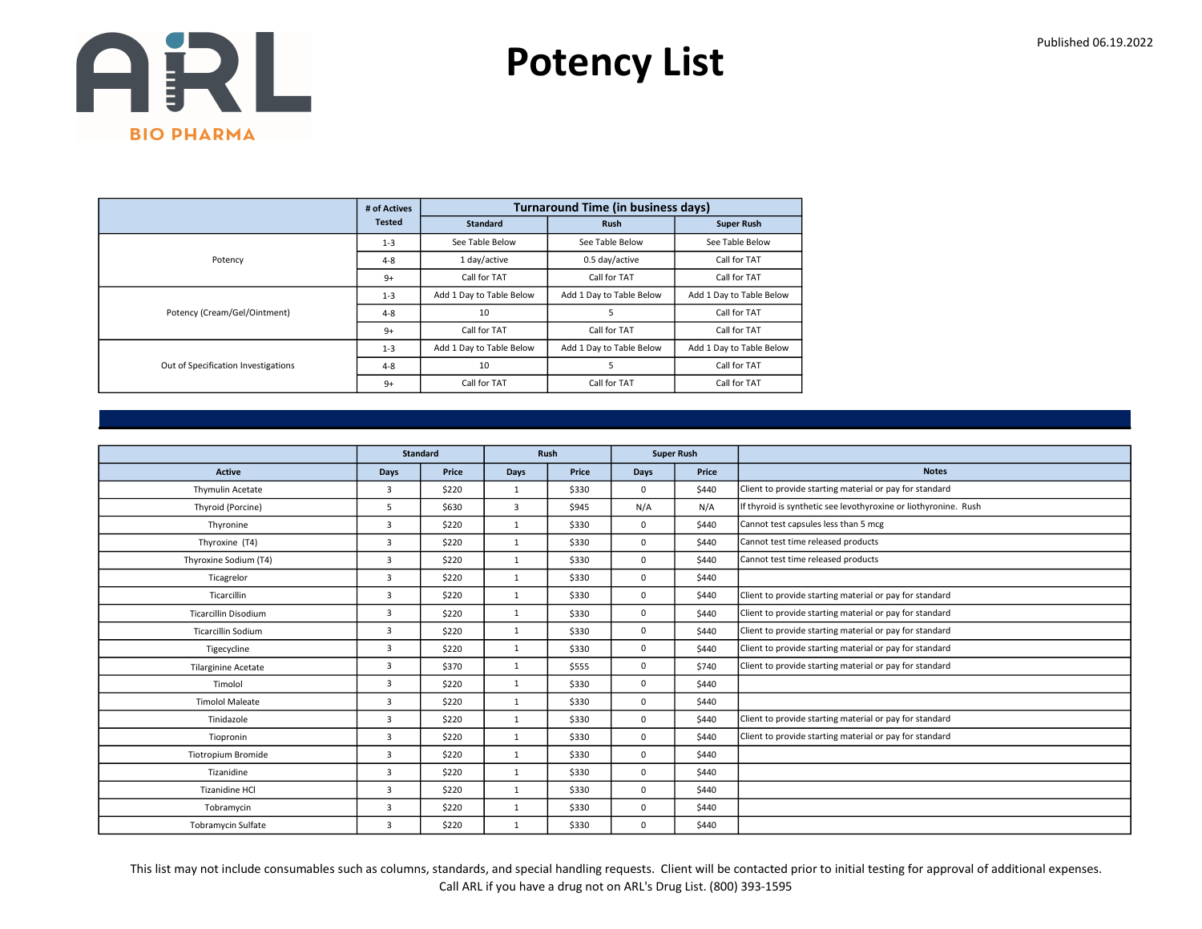# Potency List

Published 06.19.2022

| | # of Actives Tested | Turnaround Time (in business days) | | |
|---|---|---|---|---|
| | | Standard | Rush | Super Rush |
| Potency | 1-3 | See Table Below | See Table Below | See Table Below |
| | 4-8 | 1 day/active | 0.5 day/active | Call for TAT |
| | 9+ | Call for TAT | Call for TAT | Call for TAT |
| Potency (Cream/Gel/Ointment) | 1-3 | Add 1 Day to Table Below | Add 1 Day to Table Below | Add 1 Day to Table Below |
| | 4-8 | 10 | 5 | Call for TAT |
| | 9+ | Call for TAT | Call for TAT | Call for TAT |
| Out of Specification Investigations | 1-3 | Add 1 Day to Table Below | Add 1 Day to Table Below | Add 1 Day to Table Below |
| | 4-8 | 10 | 5 | Call for TAT |
| | 9+ | Call for TAT | Call for TAT | Call for TAT |

| | Standard | | Rush | | Super Rush | | |
|---|---|---|---|---|---|---|---|
| Active | Days | Price | Days | Price | Days | Price | Notes |
| Thymulin Acetate | 3 | $220 | 1 | $330 | 0 | $440 | Client to provide starting material or pay for standard |
| Thyroid (Porcine) | 5 | $630 | 3 | $945 | N/A | N/A | If thyroid is synthetic see levothyroxine or liothyronine. Rush |
| Thyronine | 3 | $220 | 1 | $330 | 0 | $440 | Cannot test capsules less than 5 mcg |
| Thyroxine (T4) | 3 | $220 | 1 | $330 | 0 | $440 | Cannot test time released products |
| Thyroxine Sodium (T4) | 3 | $220 | 1 | $330 | 0 | $440 | Cannot test time released products |
| Ticagrelor | 3 | $220 | 1 | $330 | 0 | $440 | |
| Ticarcillin | 3 | $220 | 1 | $330 | 0 | $440 | Client to provide starting material or pay for standard |
| Ticarcillin Disodium | 3 | $220 | 1 | $330 | 0 | $440 | Client to provide starting material or pay for standard |
| Ticarcillin Sodium | 3 | $220 | 1 | $330 | 0 | $440 | Client to provide starting material or pay for standard |
| Tigecycline | 3 | $220 | 1 | $330 | 0 | $440 | Client to provide starting material or pay for standard |
| Tilarginine Acetate | 3 | $370 | 1 | $555 | 0 | $740 | Client to provide starting material or pay for standard |
| Timolol | 3 | $220 | 1 | $330 | 0 | $440 | |
| Timolol Maleate | 3 | $220 | 1 | $330 | 0 | $440 | |
| Tinidazole | 3 | $220 | 1 | $330 | 0 | $440 | Client to provide starting material or pay for standard |
| Tiopronin | 3 | $220 | 1 | $330 | 0 | $440 | Client to provide starting material or pay for standard |
| Tiotropium Bromide | 3 | $220 | 1 | $330 | 0 | $440 | |
| Tizanidine | 3 | $220 | 1 | $330 | 0 | $440 | |
| Tizanidine HCl | 3 | $220 | 1 | $330 | 0 | $440 | |
| Tobramycin | 3 | $220 | 1 | $330 | 0 | $440 | |
| Tobramycin Sulfate | 3 | $220 | 1 | $330 | 0 | $440 | |

This list may not include consumables such as columns, standards, and special handling requests. Client will be contacted prior to initial testing for approval of additional expenses.
Call ARL if you have a drug not on ARL's Drug List. (800) 393-1595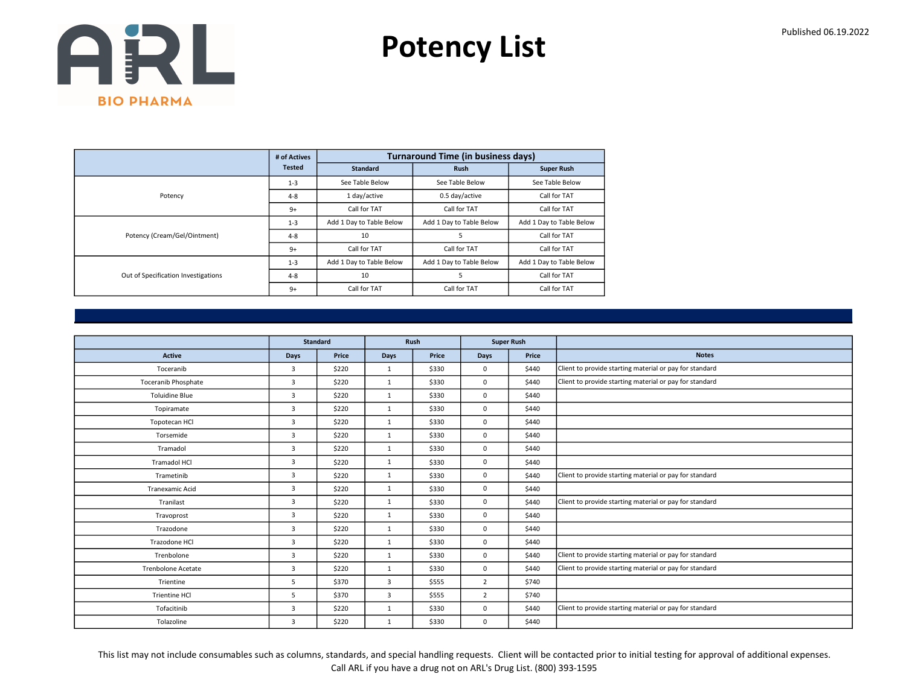# Potency List

Published 06.19.2022

| | # of Actives Tested | Turnaround Time (in business days) | | |
|---|---|---|---|---|
| | | Standard | Rush | Super Rush |
| Potency | 1-3 | See Table Below | See Table Below | See Table Below |
| | 4-8 | 1 day/active | 0.5 day/active | Call for TAT |
| | 9+ | Call for TAT | Call for TAT | Call for TAT |
| Potency (Cream/Gel/Ointment) | 1-3 | Add 1 Day to Table Below | Add 1 Day to Table Below | Add 1 Day to Table Below |
| | 4-8 | 10 | 5 | Call for TAT |
| | 9+ | Call for TAT | Call for TAT | Call for TAT |
| Out of Specification Investigations | 1-3 | Add 1 Day to Table Below | Add 1 Day to Table Below | Add 1 Day to Table Below |
| | 4-8 | 10 | 5 | Call for TAT |
| | 9+ | Call for TAT | Call for TAT | Call for TAT |

| | Standard | | Rush | | Super Rush | | |
|---|---|---|---|---|---|---|---|
| Active | Days | Price | Days | Price | Days | Price | Notes |
| Toceranib | 3 | $220 | 1 | $330 | 0 | $440 | Client to provide starting material or pay for standard |
| Toceranib Phosphate | 3 | $220 | 1 | $330 | 0 | $440 | Client to provide starting material or pay for standard |
| Toluidine Blue | 3 | $220 | 1 | $330 | 0 | $440 | |
| Topiramate | 3 | $220 | 1 | $330 | 0 | $440 | |
| Topotecan HCl | 3 | $220 | 1 | $330 | 0 | $440 | |
| Torsemide | 3 | $220 | 1 | $330 | 0 | $440 | |
| Tramadol | 3 | $220 | 1 | $330 | 0 | $440 | |
| Tramadol HCl | 3 | $220 | 1 | $330 | 0 | $440 | |
| Trametinib | 3 | $220 | 1 | $330 | 0 | $440 | Client to provide starting material or pay for standard |
| Tranexamic Acid | 3 | $220 | 1 | $330 | 0 | $440 | |
| Tranilast | 3 | $220 | 1 | $330 | 0 | $440 | Client to provide starting material or pay for standard |
| Travoprost | 3 | $220 | 1 | $330 | 0 | $440 | |
| Trazodone | 3 | $220 | 1 | $330 | 0 | $440 | |
| Trazodone HCl | 3 | $220 | 1 | $330 | 0 | $440 | |
| Trenbolone | 3 | $220 | 1 | $330 | 0 | $440 | Client to provide starting material or pay for standard |
| Trenbolone Acetate | 3 | $220 | 1 | $330 | 0 | $440 | Client to provide starting material or pay for standard |
| Trientine | 5 | $370 | 3 | $555 | 2 | $740 | |
| Trientine HCl | 5 | $370 | 3 | $555 | 2 | $740 | |
| Tofacitinib | 3 | $220 | 1 | $330 | 0 | $440 | Client to provide starting material or pay for standard |
| Tolazoline | 3 | $220 | 1 | $330 | 0 | $440 | |

This list may not include consumables such as columns, standards, and special handling requests. Client will be contacted prior to initial testing for approval of additional expenses.
Call ARL if you have a drug not on ARL's Drug List. (800) 393-1595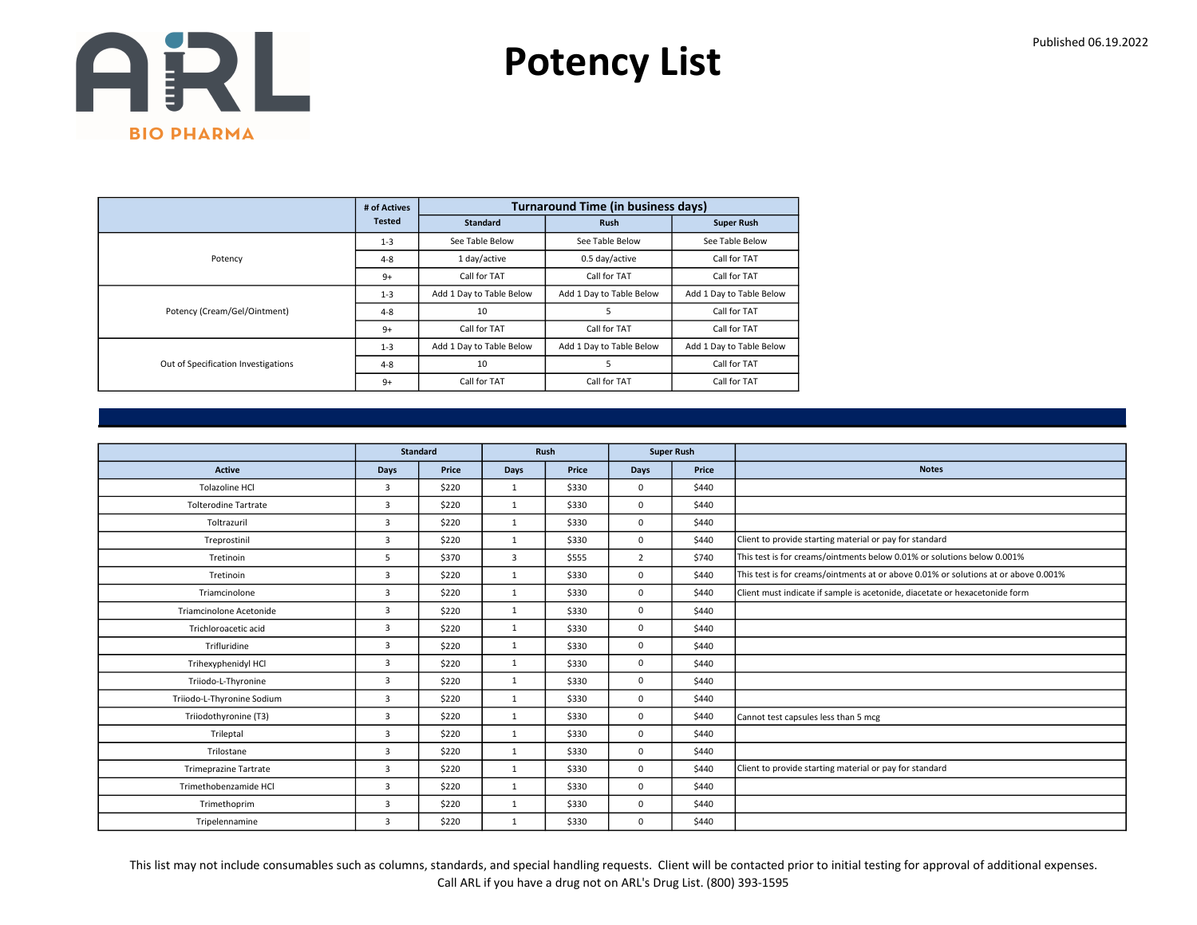ARL BIO PHARMA

# Potency List

Published 06.19.2022

| | # of Actives Tested | Turnaround Time (in business days) | | |
|---|---|---|---|---|
| | | Standard | Rush | Super Rush |
| Potency | 1-3 | See Table Below | See Table Below | See Table Below |
| | 4-8 | 1 day/active | 0.5 day/active | Call for TAT |
| | 9+ | Call for TAT | Call for TAT | Call for TAT |
| Potency (Cream/Gel/Ointment) | 1-3 | Add 1 Day to Table Below | Add 1 Day to Table Below | Add 1 Day to Table Below |
| | 4-8 | 10 | 5 | Call for TAT |
| | 9+ | Call for TAT | Call for TAT | Call for TAT |
| Out of Specification Investigations | 1-3 | Add 1 Day to Table Below | Add 1 Day to Table Below | Add 1 Day to Table Below |
| | 4-8 | 10 | 5 | Call for TAT |
| | 9+ | Call for TAT | Call for TAT | Call for TAT |

| | Standard | | Rush | | Super Rush | | |
|---|---|---|---|---|---|---|---|
| Active | Days | Price | Days | Price | Days | Price | Notes |
| Tolazoline HCl | 3 | $220 | 1 | $330 | 0 | $440 | |
| Tolterodine Tartrate | 3 | $220 | 1 | $330 | 0 | $440 | |
| Toltrazuril | 3 | $220 | 1 | $330 | 0 | $440 | |
| Treprostinil | 3 | $220 | 1 | $330 | 0 | $440 | Client to provide starting material or pay for standard |
| Tretinoin | 5 | $370 | 3 | $555 | 2 | $740 | This test is for creams/ointments below 0.01% or solutions below 0.001% |
| Tretinoin | 3 | $220 | 1 | $330 | 0 | $440 | This test is for creams/ointments at or above 0.01% or solutions at or above 0.001% |
| Triamcinolone | 3 | $220 | 1 | $330 | 0 | $440 | Client must indicate if sample is acetonide, diacetate or hexacetonide form |
| Triamcinolone Acetonide | 3 | $220 | 1 | $330 | 0 | $440 | |
| Trichloroacetic acid | 3 | $220 | 1 | $330 | 0 | $440 | |
| Trifluridine | 3 | $220 | 1 | $330 | 0 | $440 | |
| Trihexyphenidyl HCl | 3 | $220 | 1 | $330 | 0 | $440 | |
| Triiodo-L-Thyronine | 3 | $220 | 1 | $330 | 0 | $440 | |
| Triiodo-L-Thyronine Sodium | 3 | $220 | 1 | $330 | 0 | $440 | |
| Triiodothyronine (T3) | 3 | $220 | 1 | $330 | 0 | $440 | Cannot test capsules less than 5 mcg |
| Trileptal | 3 | $220 | 1 | $330 | 0 | $440 | |
| Trilostane | 3 | $220 | 1 | $330 | 0 | $440 | |
| Trimeprazine Tartrate | 3 | $220 | 1 | $330 | 0 | $440 | Client to provide starting material or pay for standard |
| Trimethobenzamide HCl | 3 | $220 | 1 | $330 | 0 | $440 | |
| Trimethoprim | 3 | $220 | 1 | $330 | 0 | $440 | |
| Tripelennamine | 3 | $220 | 1 | $330 | 0 | $440 | |

This list may not include consumables such as columns, standards, and special handling requests. Client will be contacted prior to initial testing for approval of additional expenses.
Call ARL if you have a drug not on ARL's Drug List. (800) 393-1595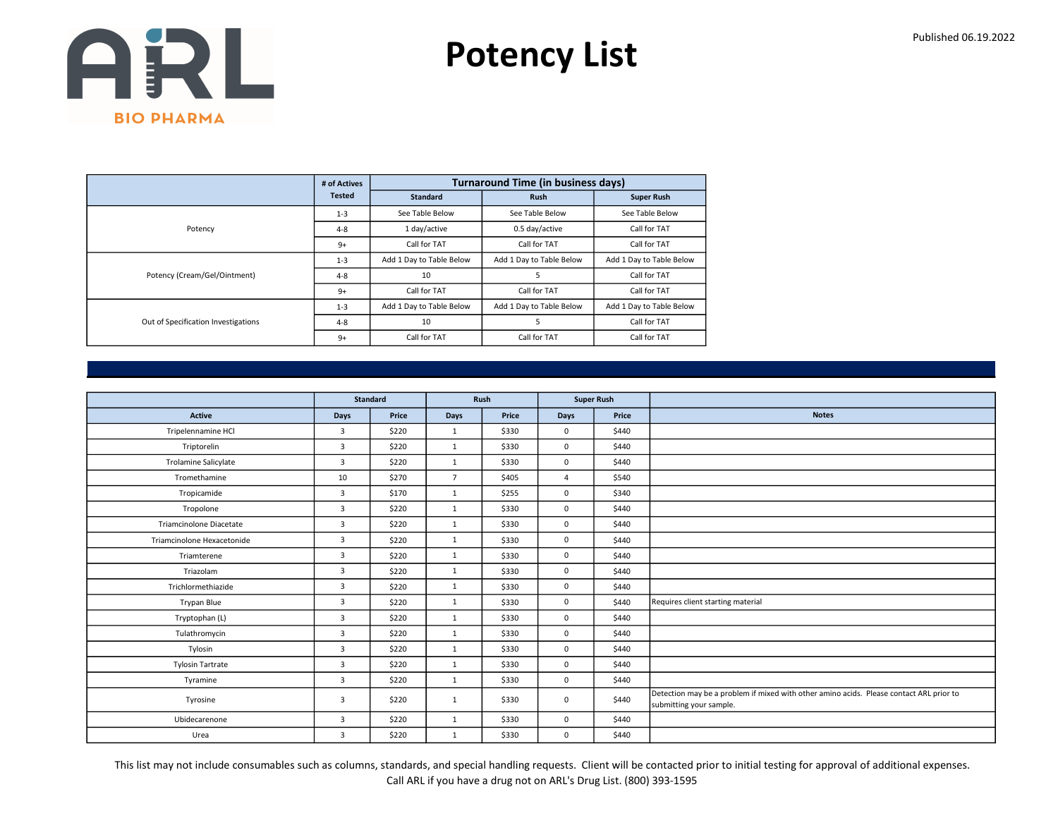# Potency List

Published 06.19.2022

| | # of Actives Tested | Turnaround Time (in business days) | | |
|---|---|---|---|---|
| | | Standard | Rush | Super Rush |
| Potency | 1-3 | See Table Below | See Table Below | See Table Below |
| | 4-8 | 1 day/active | 0.5 day/active | Call for TAT |
| | 9+ | Call for TAT | Call for TAT | Call for TAT |
| Potency (Cream/Gel/Ointment) | 1-3 | Add 1 Day to Table Below | Add 1 Day to Table Below | Add 1 Day to Table Below |
| | 4-8 | 10 | 5 | Call for TAT |
| | 9+ | Call for TAT | Call for TAT | Call for TAT |
| Out of Specification Investigations | 1-3 | Add 1 Day to Table Below | Add 1 Day to Table Below | Add 1 Day to Table Below |
| | 4-8 | 10 | 5 | Call for TAT |
| | 9+ | Call for TAT | Call for TAT | Call for TAT |

| | Standard | | Rush | | Super Rush | | |
|---|---|---|---|---|---|---|---|
| Active | Days | Price | Days | Price | Days | Price | Notes |
| Tripelennamine HCl | 3 | $220 | 1 | $330 | 0 | $440 | |
| Triptorelin | 3 | $220 | 1 | $330 | 0 | $440 | |
| Trolamine Salicylate | 3 | $220 | 1 | $330 | 0 | $440 | |
| Tromethamine | 10 | $270 | 7 | $405 | 4 | $540 | |
| Tropicamide | 3 | $170 | 1 | $255 | 0 | $340 | |
| Tropolone | 3 | $220 | 1 | $330 | 0 | $440 | |
| Triamcinolone Diacetate | 3 | $220 | 1 | $330 | 0 | $440 | |
| Triamcinolone Hexacetonide | 3 | $220 | 1 | $330 | 0 | $440 | |
| Triamterene | 3 | $220 | 1 | $330 | 0 | $440 | |
| Triazolam | 3 | $220 | 1 | $330 | 0 | $440 | |
| Trichlormethiazide | 3 | $220 | 1 | $330 | 0 | $440 | |
| Trypan Blue | 3 | $220 | 1 | $330 | 0 | $440 | Requires client starting material |
| Tryptophan (L) | 3 | $220 | 1 | $330 | 0 | $440 | |
| Tulathromycin | 3 | $220 | 1 | $330 | 0 | $440 | |
| Tylosin | 3 | $220 | 1 | $330 | 0 | $440 | |
| Tylosin Tartrate | 3 | $220 | 1 | $330 | 0 | $440 | |
| Tyramine | 3 | $220 | 1 | $330 | 0 | $440 | |
| Tyrosine | 3 | $220 | 1 | $330 | 0 | $440 | Detection may be a problem if mixed with other amino acids. Please contact ARL prior to submitting your sample. |
| Ubidecarenone | 3 | $220 | 1 | $330 | 0 | $440 | |
| Urea | 3 | $220 | 1 | $330 | 0 | $440 | |

This list may not include consumables such as columns, standards, and special handling requests. Client will be contacted prior to initial testing for approval of additional expenses.
Call ARL if you have a drug not on ARL's Drug List. (800) 393-1595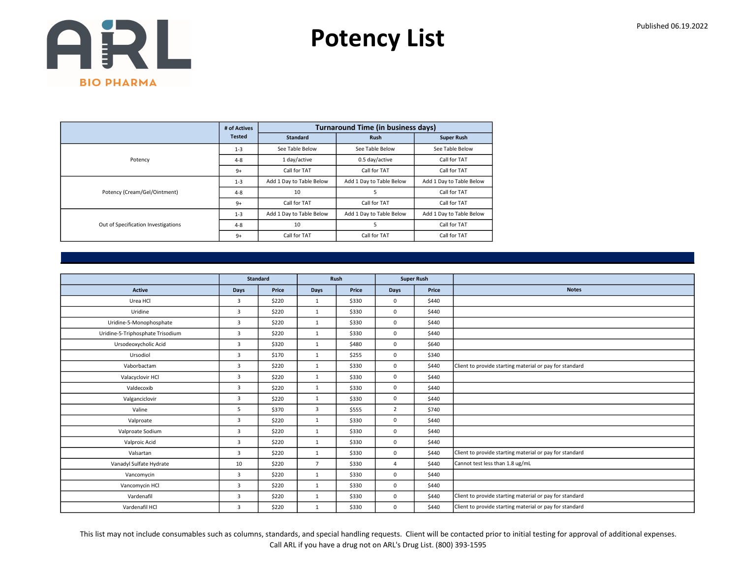# Potency List

Published 06.19.2022

| | # of Actives Tested | Turnaround Time (in business days) | | |
|---|---|---|---|---|
| | | Standard | Rush | Super Rush |
| Potency | 1-3 | See Table Below | See Table Below | See Table Below |
| | 4-8 | 1 day/active | 0.5 day/active | Call for TAT |
| | 9+ | Call for TAT | Call for TAT | Call for TAT |
| Potency (Cream/Gel/Ointment) | 1-3 | Add 1 Day to Table Below | Add 1 Day to Table Below | Add 1 Day to Table Below |
| | 4-8 | 10 | 5 | Call for TAT |
| | 9+ | Call for TAT | Call for TAT | Call for TAT |
| Out of Specification Investigations | 1-3 | Add 1 Day to Table Below | Add 1 Day to Table Below | Add 1 Day to Table Below |
| | 4-8 | 10 | 5 | Call for TAT |
| | 9+ | Call for TAT | Call for TAT | Call for TAT |

| | Standard | | Rush | | Super Rush | | |
|---|---|---|---|---|---|---|---|
| Active | Days | Price | Days | Price | Days | Price | Notes |
| Urea HCl | 3 | $220 | 1 | $330 | 0 | $440 | |
| Uridine | 3 | $220 | 1 | $330 | 0 | $440 | |
| Uridine-5-Monophosphate | 3 | $220 | 1 | $330 | 0 | $440 | |
| Uridine-5-Triphosphate Trisodium | 3 | $220 | 1 | $330 | 0 | $440 | |
| Ursodeoxycholic Acid | 3 | $320 | 1 | $480 | 0 | $640 | |
| Ursodiol | 3 | $170 | 1 | $255 | 0 | $340 | |
| Vaborbactam | 3 | $220 | 1 | $330 | 0 | $440 | Client to provide starting material or pay for standard |
| Valacyclovir HCl | 3 | $220 | 1 | $330 | 0 | $440 | |
| Valdecoxib | 3 | $220 | 1 | $330 | 0 | $440 | |
| Valganciclovir | 3 | $220 | 1 | $330 | 0 | $440 | |
| Valine | 5 | $370 | 3 | $555 | 2 | $740 | |
| Valproate | 3 | $220 | 1 | $330 | 0 | $440 | |
| Valproate Sodium | 3 | $220 | 1 | $330 | 0 | $440 | |
| Valproic Acid | 3 | $220 | 1 | $330 | 0 | $440 | |
| Valsartan | 3 | $220 | 1 | $330 | 0 | $440 | Client to provide starting material or pay for standard |
| Vanadyl Sulfate Hydrate | 10 | $220 | 7 | $330 | 4 | $440 | Cannot test less than 1.8 ug/mL |
| Vancomycin | 3 | $220 | 1 | $330 | 0 | $440 | |
| Vancomycin HCl | 3 | $220 | 1 | $330 | 0 | $440 | |
| Vardenafil | 3 | $220 | 1 | $330 | 0 | $440 | Client to provide starting material or pay for standard |
| Vardenafil HCl | 3 | $220 | 1 | $330 | 0 | $440 | Client to provide starting material or pay for standard |

This list may not include consumables such as columns, standards, and special handling requests. Client will be contacted prior to initial testing for approval of additional expenses.
Call ARL if you have a drug not on ARL's Drug List. (800) 393-1595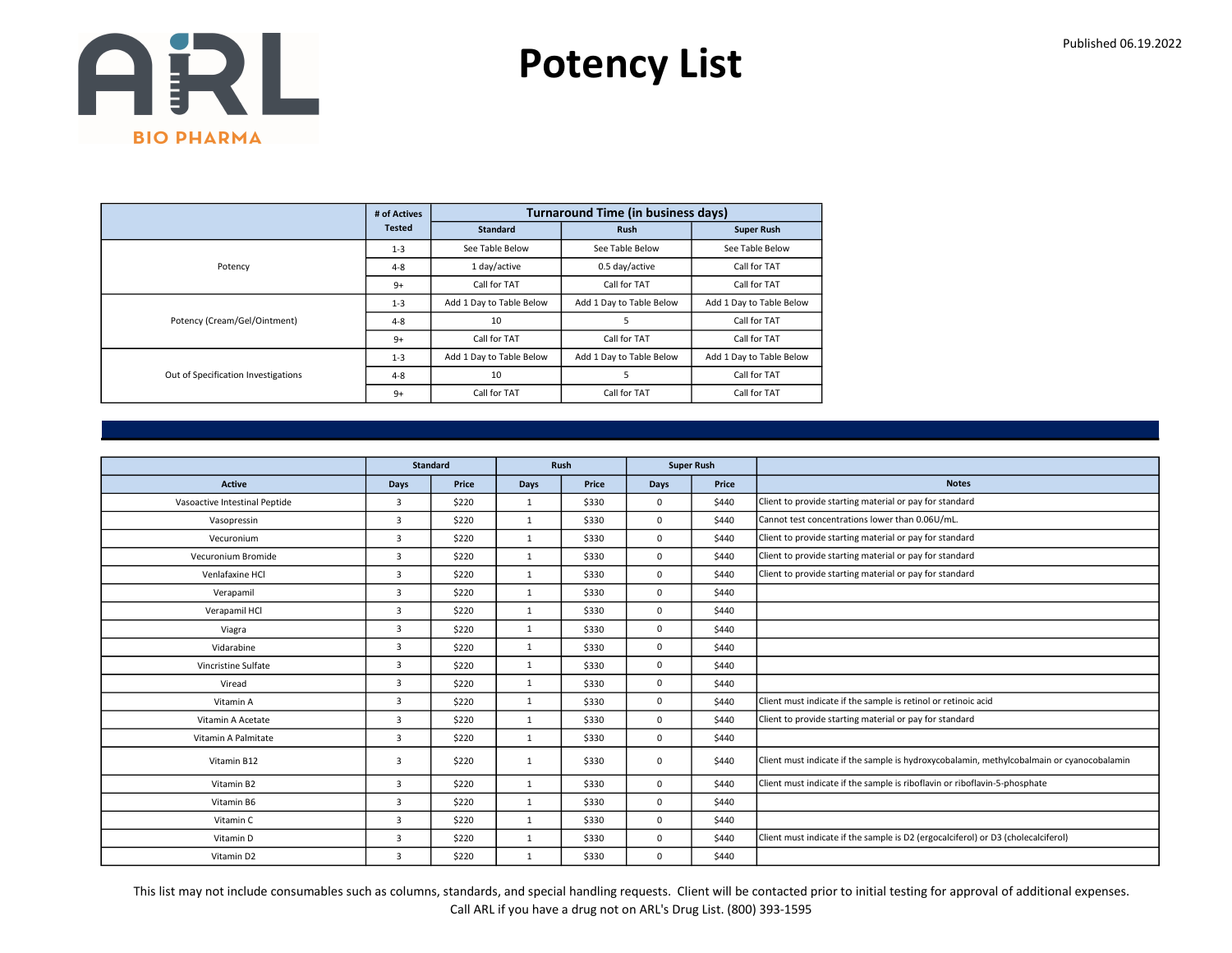# Potency List

Published 06.19.2022

| | # of Actives Tested | Turnaround Time (in business days) | | |
|---|---|---|---|---|
| | | Standard | Rush | Super Rush |
| Potency | 1-3 | See Table Below | See Table Below | See Table Below |
| | 4-8 | 1 day/active | 0.5 day/active | Call for TAT |
| | 9+ | Call for TAT | Call for TAT | Call for TAT |
| Potency (Cream/Gel/Ointment) | 1-3 | Add 1 Day to Table Below | Add 1 Day to Table Below | Add 1 Day to Table Below |
| | 4-8 | 10 | 5 | Call for TAT |
| | 9+ | Call for TAT | Call for TAT | Call for TAT |
| Out of Specification Investigations | 1-3 | Add 1 Day to Table Below | Add 1 Day to Table Below | Add 1 Day to Table Below |
| | 4-8 | 10 | 5 | Call for TAT |
| | 9+ | Call for TAT | Call for TAT | Call for TAT |

| | Standard | | Rush | | Super Rush | | |
|---|---|---|---|---|---|---|---|
| Active | Days | Price | Days | Price | Days | Price | Notes |
| Vasoactive Intestinal Peptide | 3 | $220 | 1 | $330 | 0 | $440 | Client to provide starting material or pay for standard |
| Vasopressin | 3 | $220 | 1 | $330 | 0 | $440 | Cannot test concentrations lower than 0.06U/mL. |
| Vecuronium | 3 | $220 | 1 | $330 | 0 | $440 | Client to provide starting material or pay for standard |
| Vecuronium Bromide | 3 | $220 | 1 | $330 | 0 | $440 | Client to provide starting material or pay for standard |
| Venlafaxine HCl | 3 | $220 | 1 | $330 | 0 | $440 | Client to provide starting material or pay for standard |
| Verapamil | 3 | $220 | 1 | $330 | 0 | $440 | |
| Verapamil HCl | 3 | $220 | 1 | $330 | 0 | $440 | |
| Viagra | 3 | $220 | 1 | $330 | 0 | $440 | |
| Vidarabine | 3 | $220 | 1 | $330 | 0 | $440 | |
| Vincristine Sulfate | 3 | $220 | 1 | $330 | 0 | $440 | |
| Viread | 3 | $220 | 1 | $330 | 0 | $440 | |
| Vitamin A | 3 | $220 | 1 | $330 | 0 | $440 | Client must indicate if the sample is retinol or retinoic acid |
| Vitamin A Acetate | 3 | $220 | 1 | $330 | 0 | $440 | Client to provide starting material or pay for standard |
| Vitamin A Palmitate | 3 | $220 | 1 | $330 | 0 | $440 | |
| Vitamin B12 | 3 | $220 | 1 | $330 | 0 | $440 | Client must indicate if the sample is hydroxycobalamin, methylcobalmain or cyanocobalamin |
| Vitamin B2 | 3 | $220 | 1 | $330 | 0 | $440 | Client must indicate if the sample is riboflavin or riboflavin-5-phosphate |
| Vitamin B6 | 3 | $220 | 1 | $330 | 0 | $440 | |
| Vitamin C | 3 | $220 | 1 | $330 | 0 | $440 | |
| Vitamin D | 3 | $220 | 1 | $330 | 0 | $440 | Client must indicate if the sample is D2 (ergocalciferol) or D3 (cholecalciferol) |
| Vitamin D2 | 3 | $220 | 1 | $330 | 0 | $440 | |

This list may not include consumables such as columns, standards, and special handling requests. Client will be contacted prior to initial testing for approval of additional expenses.
Call ARL if you have a drug not on ARL's Drug List. (800) 393-1595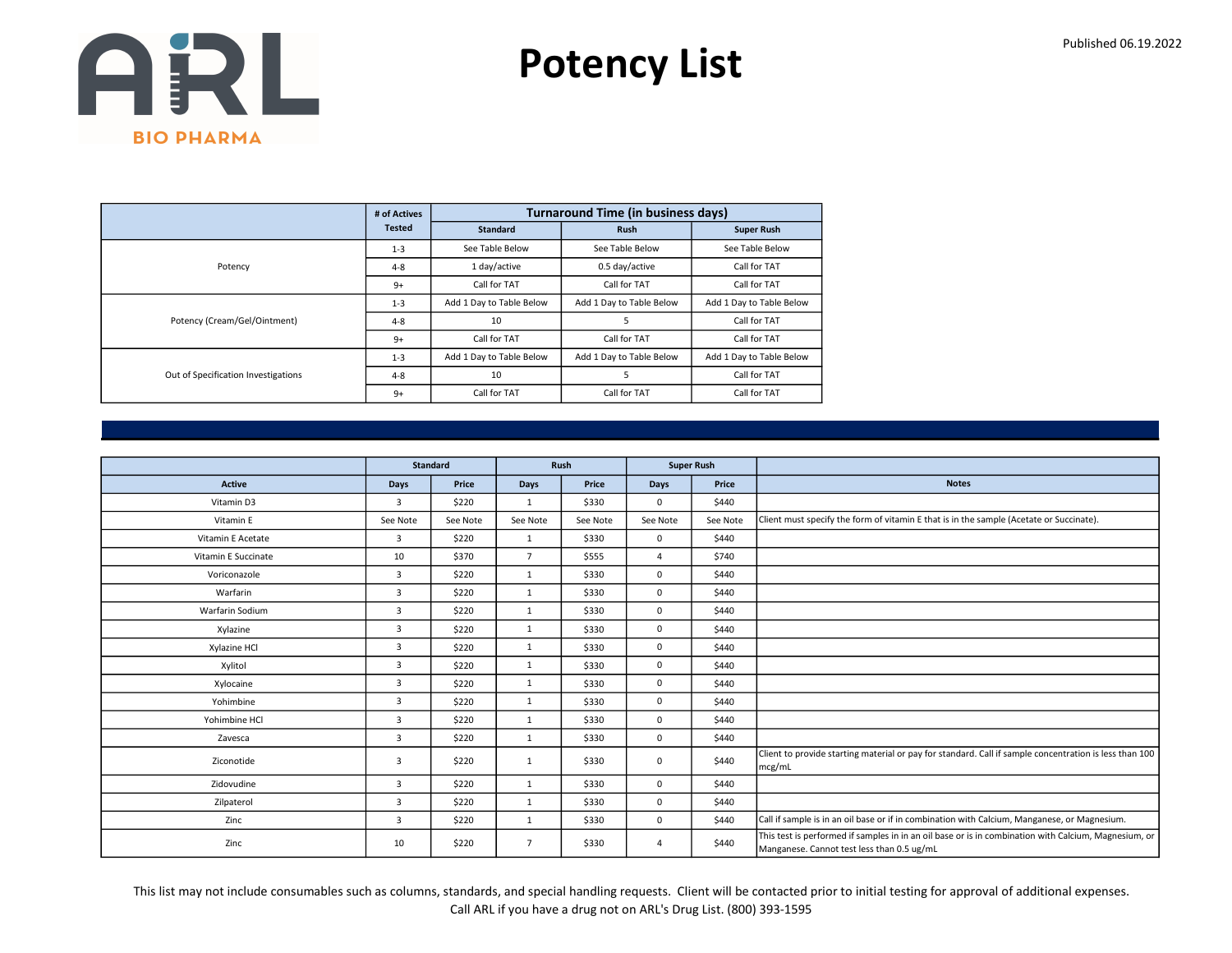Published 06.19.2022

# Potency List

| | # of Actives Tested | Turnaround Time (in business days) | | |
|---|---|---|---|---|
| | | Standard | Rush | Super Rush |
| Potency | 1-3 | See Table Below | See Table Below | See Table Below |
| | 4-8 | 1 day/active | 0.5 day/active | Call for TAT |
| | 9+ | Call for TAT | Call for TAT | Call for TAT |
| Potency (Cream/Gel/Ointment) | 1-3 | Add 1 Day to Table Below | Add 1 Day to Table Below | Add 1 Day to Table Below |
| | 4-8 | 10 | 5 | Call for TAT |
| | 9+ | Call for TAT | Call for TAT | Call for TAT |
| Out of Specification Investigations | 1-3 | Add 1 Day to Table Below | Add 1 Day to Table Below | Add 1 Day to Table Below |
| | 4-8 | 10 | 5 | Call for TAT |
| | 9+ | Call for TAT | Call for TAT | Call for TAT |

| | Standard | | Rush | | Super Rush | | |
|---|---|---|---|---|---|---|---|
| Active | Days | Price | Days | Price | Days | Price | Notes |
| Vitamin D3 | 3 | $220 | 1 | $330 | 0 | $440 | |
| Vitamin E | See Note | See Note | See Note | See Note | See Note | See Note | Client must specify the form of vitamin E that is in the sample (Acetate or Succinate). |
| Vitamin E Acetate | 3 | $220 | 1 | $330 | 0 | $440 | |
| Vitamin E Succinate | 10 | $370 | 7 | $555 | 4 | $740 | |
| Voriconazole | 3 | $220 | 1 | $330 | 0 | $440 | |
| Warfarin | 3 | $220 | 1 | $330 | 0 | $440 | |
| Warfarin Sodium | 3 | $220 | 1 | $330 | 0 | $440 | |
| Xylazine | 3 | $220 | 1 | $330 | 0 | $440 | |
| Xylazine HCl | 3 | $220 | 1 | $330 | 0 | $440 | |
| Xylitol | 3 | $220 | 1 | $330 | 0 | $440 | |
| Xylocaine | 3 | $220 | 1 | $330 | 0 | $440 | |
| Yohimbine | 3 | $220 | 1 | $330 | 0 | $440 | |
| Yohimbine HCl | 3 | $220 | 1 | $330 | 0 | $440 | |
| Zavesca | 3 | $220 | 1 | $330 | 0 | $440 | |
| Ziconotide | 3 | $220 | 1 | $330 | 0 | $440 | Client to provide starting material or pay for standard. Call if sample concentration is less than 100 mcg/mL |
| Zidovudine | 3 | $220 | 1 | $330 | 0 | $440 | |
| Zilpaterol | 3 | $220 | 1 | $330 | 0 | $440 | |
| Zinc | 3 | $220 | 1 | $330 | 0 | $440 | Call if sample is in an oil base or if in combination with Calcium, Manganese, or Magnesium. |
| Zinc | 10 | $220 | 7 | $330 | 4 | $440 | This test is performed if samples in in an oil base or is in combination with Calcium, Magnesium, or Manganese. Cannot test less than 0.5 ug/mL |

This list may not include consumables such as columns, standards, and special handling requests. Client will be contacted prior to initial testing for approval of additional expenses. Call ARL if you have a drug not on ARL's Drug List. (800) 393-1595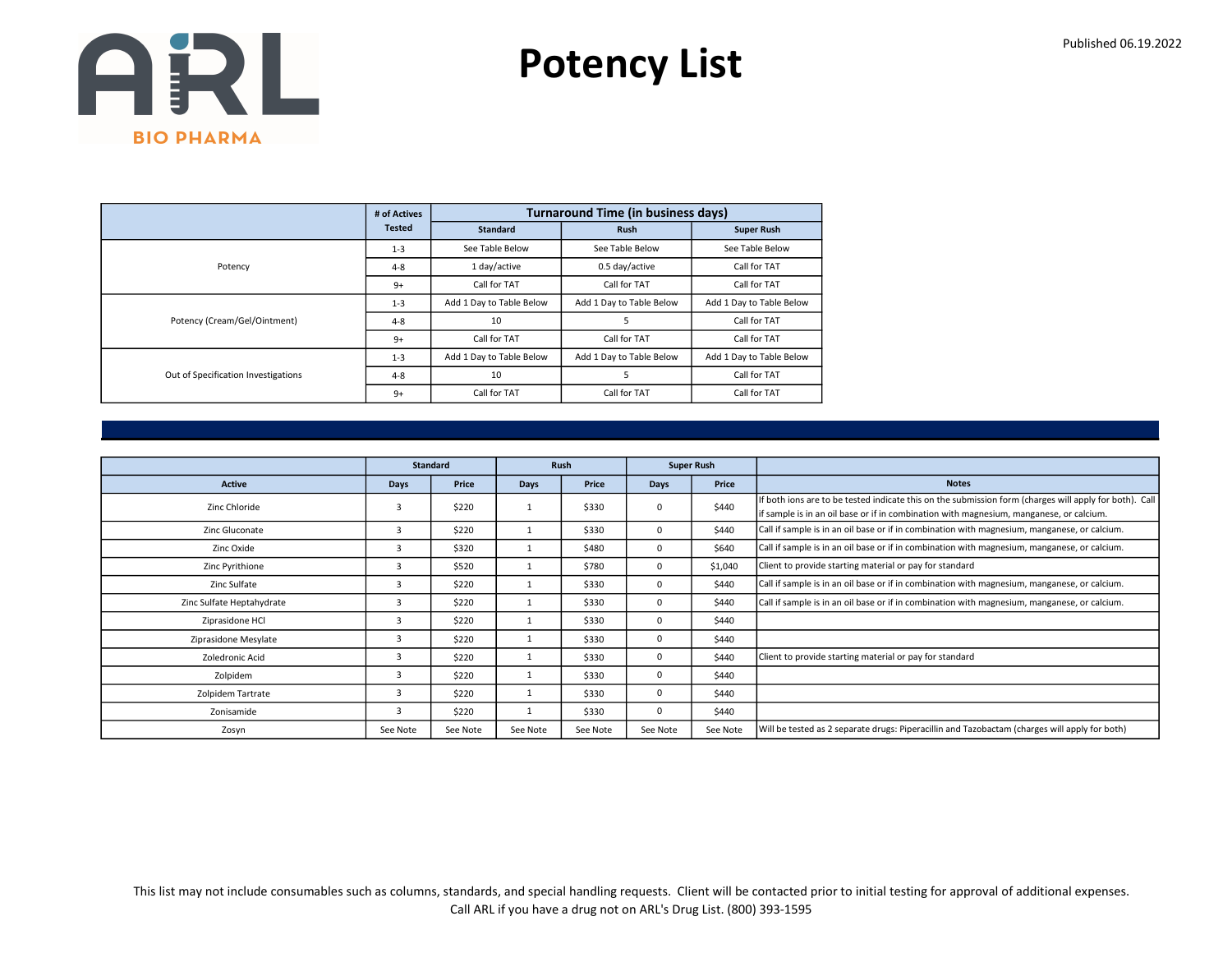# Potency List

Published 06.19.2022

| | # of Actives Tested | Turnaround Time (in business days) | | |
|---|---|---|---|---|
| | | Standard | Rush | Super Rush |
| Potency | 1-3 | See Table Below | See Table Below | See Table Below |
| | 4-8 | 1 day/active | 0.5 day/active | Call for TAT |
| | 9+ | Call for TAT | Call for TAT | Call for TAT |
| Potency (Cream/Gel/Ointment) | 1-3 | Add 1 Day to Table Below | Add 1 Day to Table Below | Add 1 Day to Table Below |
| | 4-8 | 10 | 5 | Call for TAT |
| | 9+ | Call for TAT | Call for TAT | Call for TAT |
| Out of Specification Investigations | 1-3 | Add 1 Day to Table Below | Add 1 Day to Table Below | Add 1 Day to Table Below |
| | 4-8 | 10 | 5 | Call for TAT |
| | 9+ | Call for TAT | Call for TAT | Call for TAT |

| | Standard | | Rush | | Super Rush | | |
|---|---|---|---|---|---|---|---|
| Active | Days | Price | Days | Price | Days | Price | Notes |
| Zinc Chloride | 3 | $220 | 1 | $330 | 0 | $440 | If both ions are to be tested indicate this on the submission form (charges will apply for both). Call if sample is in an oil base or if in combination with magnesium, manganese, or calcium. |
| Zinc Gluconate | 3 | $220 | 1 | $330 | 0 | $440 | Call if sample is in an oil base or if in combination with magnesium, manganese, or calcium. |
| Zinc Oxide | 3 | $320 | 1 | $480 | 0 | $640 | Call if sample is in an oil base or if in combination with magnesium, manganese, or calcium. |
| Zinc Pyrithione | 3 | $520 | 1 | $780 | 0 | $1,040 | Client to provide starting material or pay for standard |
| Zinc Sulfate | 3 | $220 | 1 | $330 | 0 | $440 | Call if sample is in an oil base or if in combination with magnesium, manganese, or calcium. |
| Zinc Sulfate Heptahydrate | 3 | $220 | 1 | $330 | 0 | $440 | Call if sample is in an oil base or if in combination with magnesium, manganese, or calcium. |
| Ziprasidone HCl | 3 | $220 | 1 | $330 | 0 | $440 | |
| Ziprasidone Mesylate | 3 | $220 | 1 | $330 | 0 | $440 | |
| Zoledronic Acid | 3 | $220 | 1 | $330 | 0 | $440 | Client to provide starting material or pay for standard |
| Zolpidem | 3 | $220 | 1 | $330 | 0 | $440 | |
| Zolpidem Tartrate | 3 | $220 | 1 | $330 | 0 | $440 | |
| Zonisamide | 3 | $220 | 1 | $330 | 0 | $440 | |
| Zosyn | See Note | See Note | See Note | See Note | See Note | See Note | Will be tested as 2 separate drugs: Piperacillin and Tazobactam (charges will apply for both) |

This list may not include consumables such as columns, standards, and special handling requests. Client will be contacted prior to initial testing for approval of additional expenses.
Call ARL if you have a drug not on ARL's Drug List. (800) 393-1595